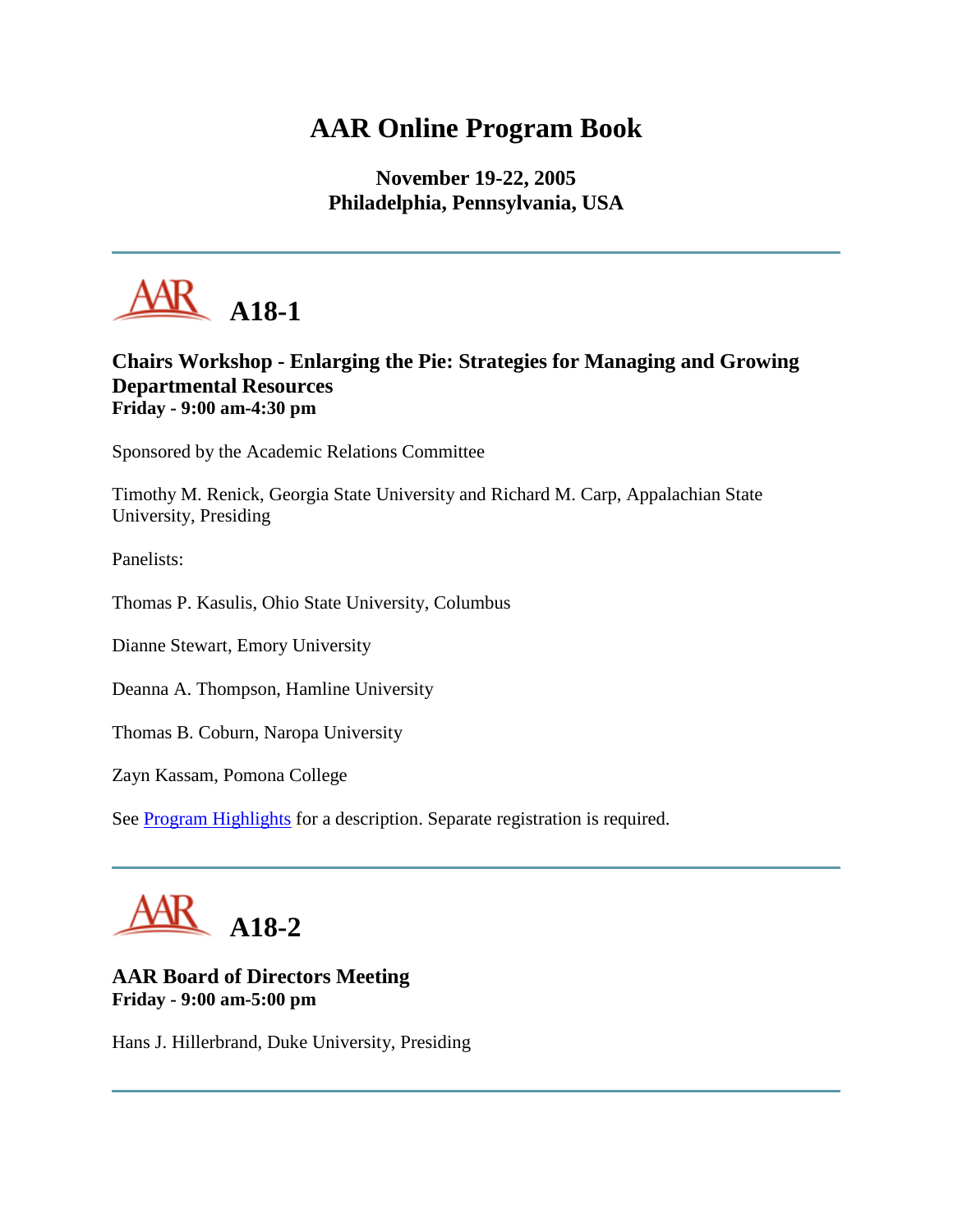# AAR Online Program Book

**November 19-22, 2005**
**Philadelphia, Pennsylvania, USA**

---

## A18-1

**Chairs Workshop - Enlarging the Pie: Strategies for Managing and Growing Departmental Resources**
**Friday - 9:00 am-4:30 pm**

Sponsored by the Academic Relations Committee

Timothy M. Renick, Georgia State University and Richard M. Carp, Appalachian State University, Presiding

Panelists:

Thomas P. Kasulis, Ohio State University, Columbus

Dianne Stewart, Emory University

Deanna A. Thompson, Hamline University

Thomas B. Coburn, Naropa University

Zayn Kassam, Pomona College

See Program Highlights for a description. Separate registration is required.

---

## A18-2

**AAR Board of Directors Meeting**
**Friday - 9:00 am-5:00 pm**

Hans J. Hillerbrand, Duke University, Presiding

---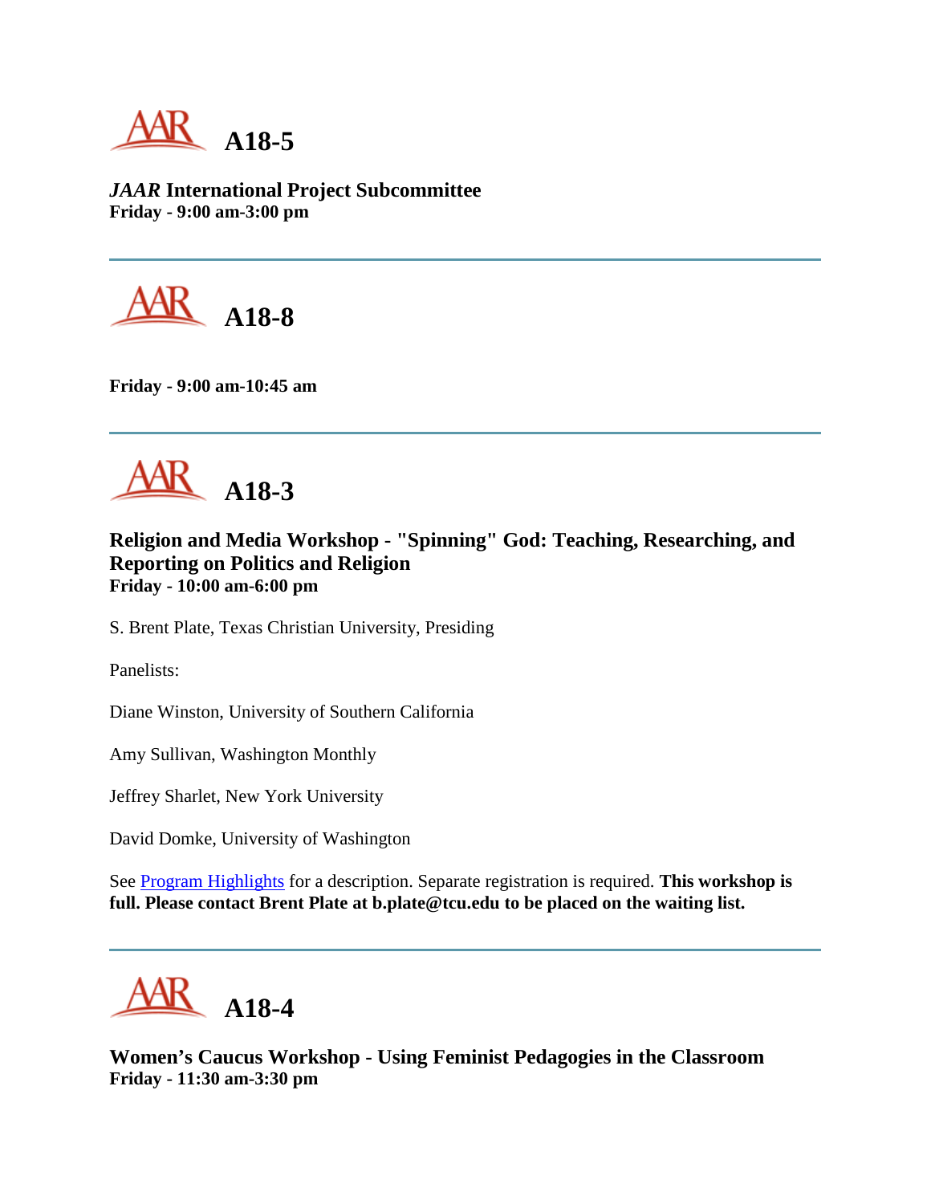## A18-5

***JAAR* International Project Subcommittee**
**Friday - 9:00 am-3:00 pm**

---

## A18-8

**Friday - 9:00 am-10:45 am**

---

## A18-3

**Religion and Media Workshop - "Spinning" God: Teaching, Researching, and Reporting on Politics and Religion**
**Friday - 10:00 am-6:00 pm**

S. Brent Plate, Texas Christian University, Presiding

Panelists:

Diane Winston, University of Southern California

Amy Sullivan, Washington Monthly

Jeffrey Sharlet, New York University

David Domke, University of Washington

See Program Highlights for a description. Separate registration is required. **This workshop is full. Please contact Brent Plate at b.plate@tcu.edu to be placed on the waiting list.**

---

## A18-4

**Women's Caucus Workshop - Using Feminist Pedagogies in the Classroom**
**Friday - 11:30 am-3:30 pm**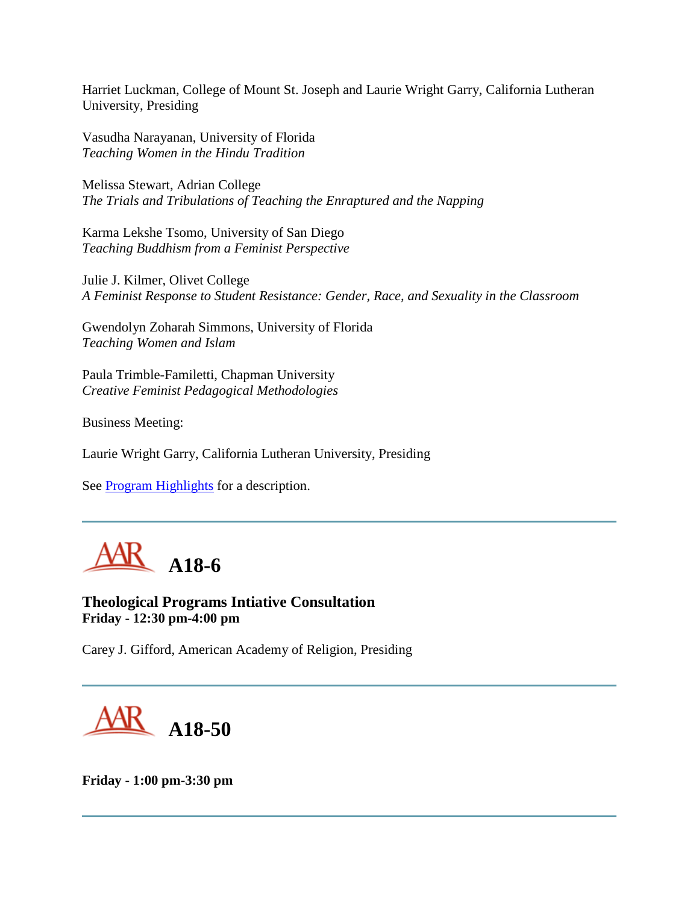Harriet Luckman, College of Mount St. Joseph and Laurie Wright Garry, California Lutheran University, Presiding

Vasudha Narayanan, University of Florida
*Teaching Women in the Hindu Tradition*

Melissa Stewart, Adrian College
*The Trials and Tribulations of Teaching the Enraptured and the Napping*

Karma Lekshe Tsomo, University of San Diego
*Teaching Buddhism from a Feminist Perspective*

Julie J. Kilmer, Olivet College
*A Feminist Response to Student Resistance: Gender, Race, and Sexuality in the Classroom*

Gwendolyn Zoharah Simmons, University of Florida
*Teaching Women and Islam*

Paula Trimble-Familetti, Chapman University
*Creative Feminist Pedagogical Methodologies*

Business Meeting:

Laurie Wright Garry, California Lutheran University, Presiding

See Program Highlights for a description.

---

## A18-6

**Theological Programs Intiative Consultation**
**Friday - 12:30 pm-4:00 pm**

Carey J. Gifford, American Academy of Religion, Presiding

---

## A18-50

**Friday - 1:00 pm-3:30 pm**

---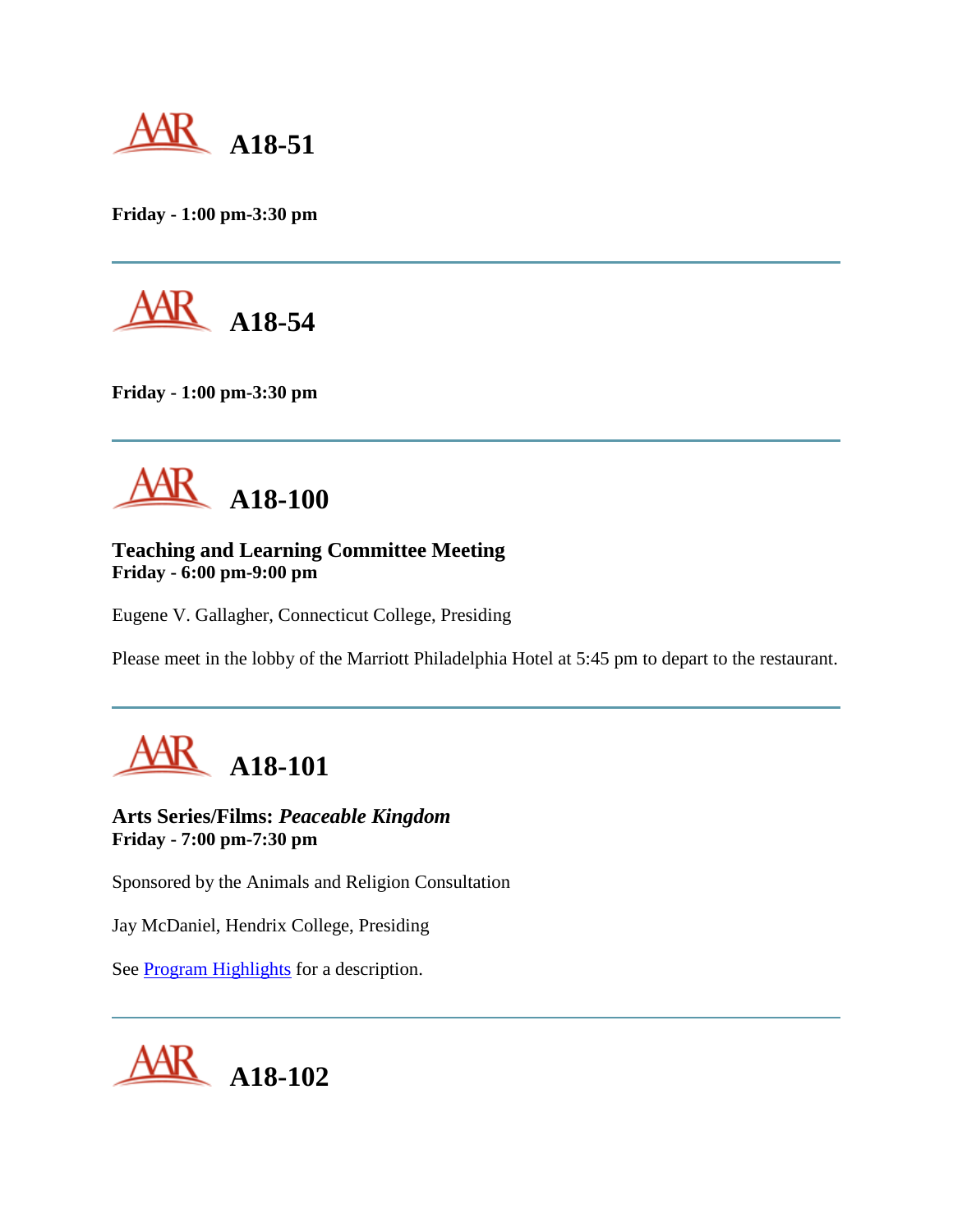# A18-51

**Friday - 1:00 pm-3:30 pm**

---

# A18-54

**Friday - 1:00 pm-3:30 pm**

---

# A18-100

**Teaching and Learning Committee Meeting**
**Friday - 6:00 pm-9:00 pm**

Eugene V. Gallagher, Connecticut College, Presiding

Please meet in the lobby of the Marriott Philadelphia Hotel at 5:45 pm to depart to the restaurant.

---

# A18-101

**Arts Series/Films: *Peaceable Kingdom***
**Friday - 7:00 pm-7:30 pm**

Sponsored by the Animals and Religion Consultation

Jay McDaniel, Hendrix College, Presiding

See Program Highlights for a description.

---

# A18-102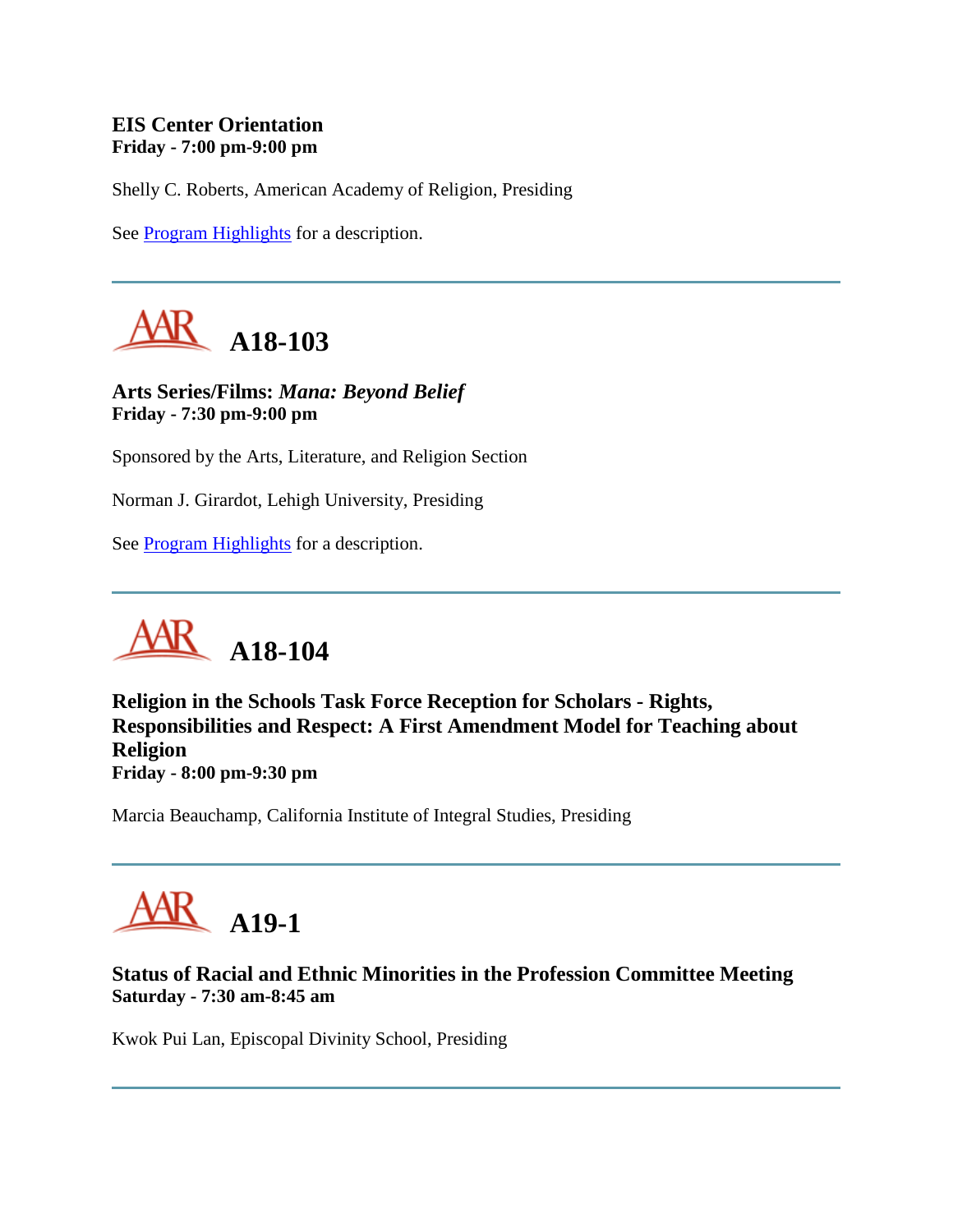**EIS Center Orientation**
**Friday - 7:00 pm-9:00 pm**

Shelly C. Roberts, American Academy of Religion, Presiding

See Program Highlights for a description.

---

## A18-103

**Arts Series/Films: *Mana: Beyond Belief***
**Friday - 7:30 pm-9:00 pm**

Sponsored by the Arts, Literature, and Religion Section

Norman J. Girardot, Lehigh University, Presiding

See Program Highlights for a description.

---

## A18-104

**Religion in the Schools Task Force Reception for Scholars - Rights, Responsibilities and Respect: A First Amendment Model for Teaching about Religion**
**Friday - 8:00 pm-9:30 pm**

Marcia Beauchamp, California Institute of Integral Studies, Presiding

---

## A19-1

**Status of Racial and Ethnic Minorities in the Profession Committee Meeting**
**Saturday - 7:30 am-8:45 am**

Kwok Pui Lan, Episcopal Divinity School, Presiding

---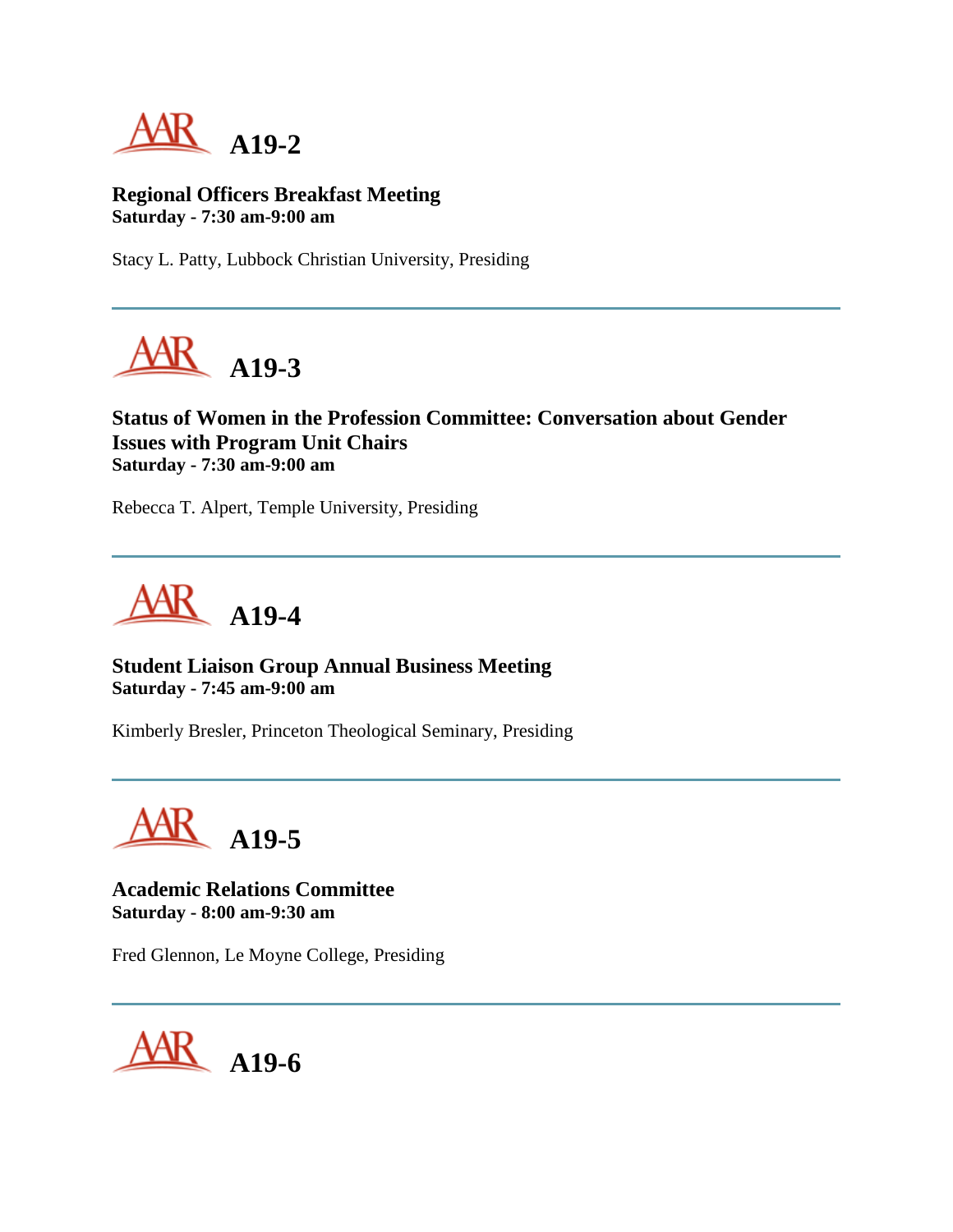## A19-2

**Regional Officers Breakfast Meeting**
**Saturday - 7:30 am-9:00 am**

Stacy L. Patty, Lubbock Christian University, Presiding

---

## A19-3

**Status of Women in the Profession Committee: Conversation about Gender Issues with Program Unit Chairs**
**Saturday - 7:30 am-9:00 am**

Rebecca T. Alpert, Temple University, Presiding

---

## A19-4

**Student Liaison Group Annual Business Meeting**
**Saturday - 7:45 am-9:00 am**

Kimberly Bresler, Princeton Theological Seminary, Presiding

---

## A19-5

**Academic Relations Committee**
**Saturday - 8:00 am-9:30 am**

Fred Glennon, Le Moyne College, Presiding

---

## A19-6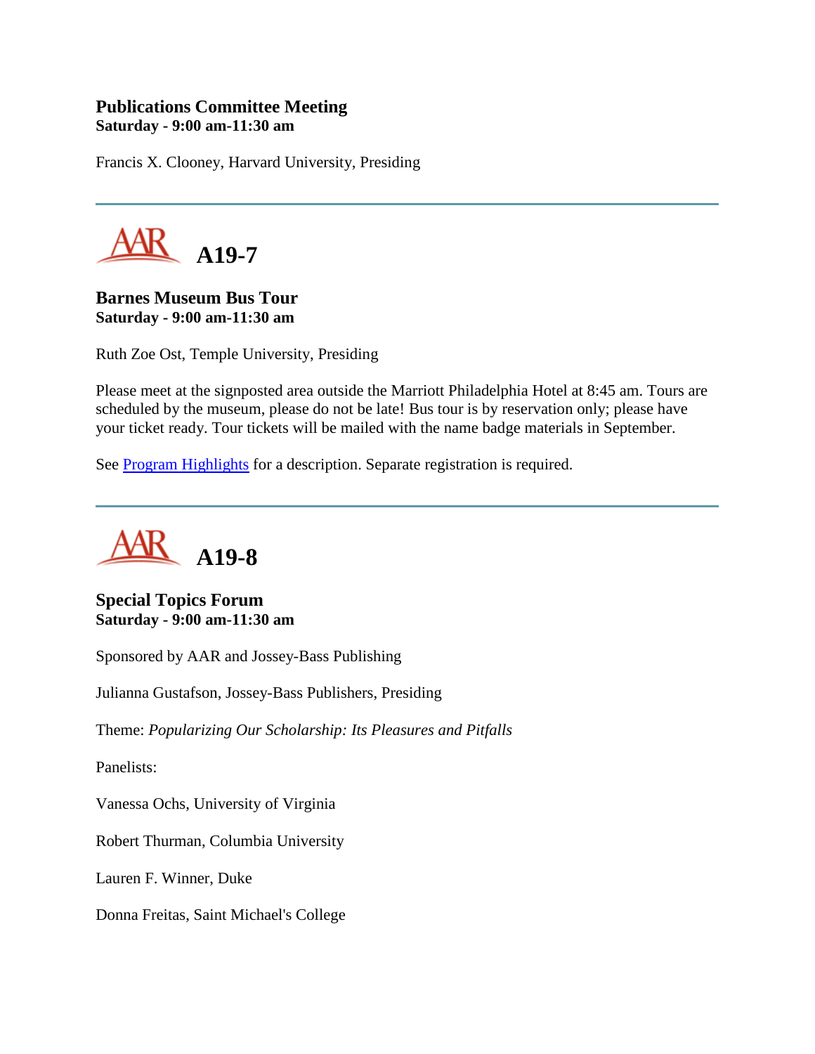### Publications Committee Meeting
**Saturday - 9:00 am-11:30 am**

Francis X. Clooney, Harvard University, Presiding

---

## A19-7

### Barnes Museum Bus Tour
**Saturday - 9:00 am-11:30 am**

Ruth Zoe Ost, Temple University, Presiding

Please meet at the signposted area outside the Marriott Philadelphia Hotel at 8:45 am. Tours are scheduled by the museum, please do not be late! Bus tour is by reservation only; please have your ticket ready. Tour tickets will be mailed with the name badge materials in September.

See Program Highlights for a description. Separate registration is required.

---

## A19-8

### Special Topics Forum
**Saturday - 9:00 am-11:30 am**

Sponsored by AAR and Jossey-Bass Publishing

Julianna Gustafson, Jossey-Bass Publishers, Presiding

Theme: *Popularizing Our Scholarship: Its Pleasures and Pitfalls*

Panelists:

Vanessa Ochs, University of Virginia

Robert Thurman, Columbia University

Lauren F. Winner, Duke

Donna Freitas, Saint Michael's College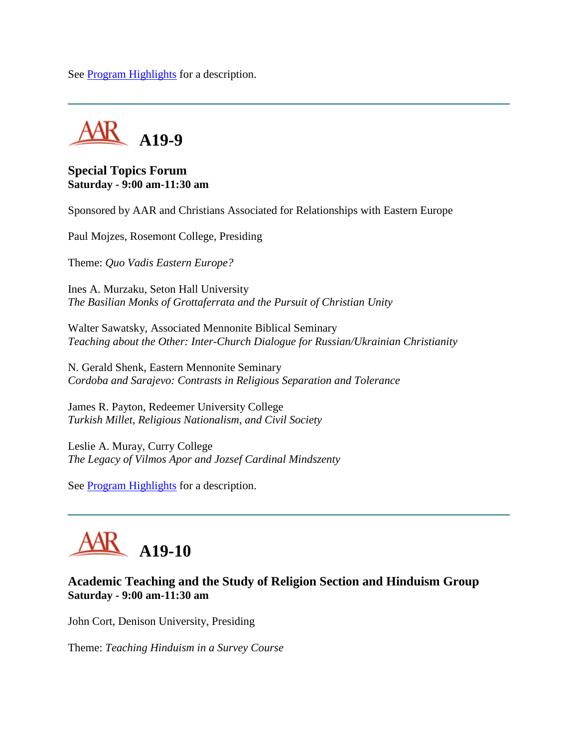See Program Highlights for a description.

---

## A19-9

**Special Topics Forum**
**Saturday - 9:00 am-11:30 am**

Sponsored by AAR and Christians Associated for Relationships with Eastern Europe

Paul Mojzes, Rosemont College, Presiding

Theme: *Quo Vadis Eastern Europe?*

Ines A. Murzaku, Seton Hall University
*The Basilian Monks of Grottaferrata and the Pursuit of Christian Unity*

Walter Sawatsky, Associated Mennonite Biblical Seminary
*Teaching about the Other: Inter-Church Dialogue for Russian/Ukrainian Christianity*

N. Gerald Shenk, Eastern Mennonite Seminary
*Cordoba and Sarajevo: Contrasts in Religious Separation and Tolerance*

James R. Payton, Redeemer University College
*Turkish Millet, Religious Nationalism, and Civil Society*

Leslie A. Muray, Curry College
*The Legacy of Vilmos Apor and Jozsef Cardinal Mindszenty*

See Program Highlights for a description.

---

## A19-10

**Academic Teaching and the Study of Religion Section and Hinduism Group**
**Saturday - 9:00 am-11:30 am**

John Cort, Denison University, Presiding

Theme: *Teaching Hinduism in a Survey Course*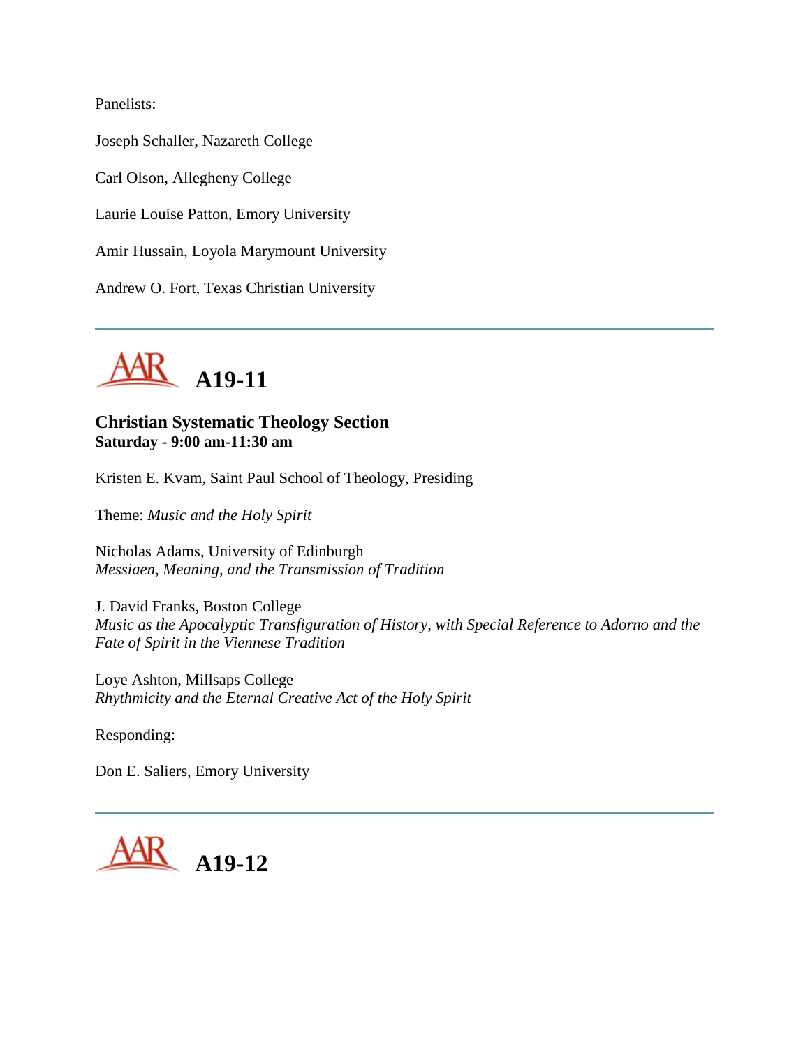Panelists:

Joseph Schaller, Nazareth College

Carl Olson, Allegheny College

Laurie Louise Patton, Emory University

Amir Hussain, Loyola Marymount University

Andrew O. Fort, Texas Christian University

---

# A19-11

**Christian Systematic Theology Section**
**Saturday - 9:00 am-11:30 am**

Kristen E. Kvam, Saint Paul School of Theology, Presiding

Theme: *Music and the Holy Spirit*

Nicholas Adams, University of Edinburgh
*Messiaen, Meaning, and the Transmission of Tradition*

J. David Franks, Boston College
*Music as the Apocalyptic Transfiguration of History, with Special Reference to Adorno and the Fate of Spirit in the Viennese Tradition*

Loye Ashton, Millsaps College
*Rhythmicity and the Eternal Creative Act of the Holy Spirit*

Responding:

Don E. Saliers, Emory University

---

# A19-12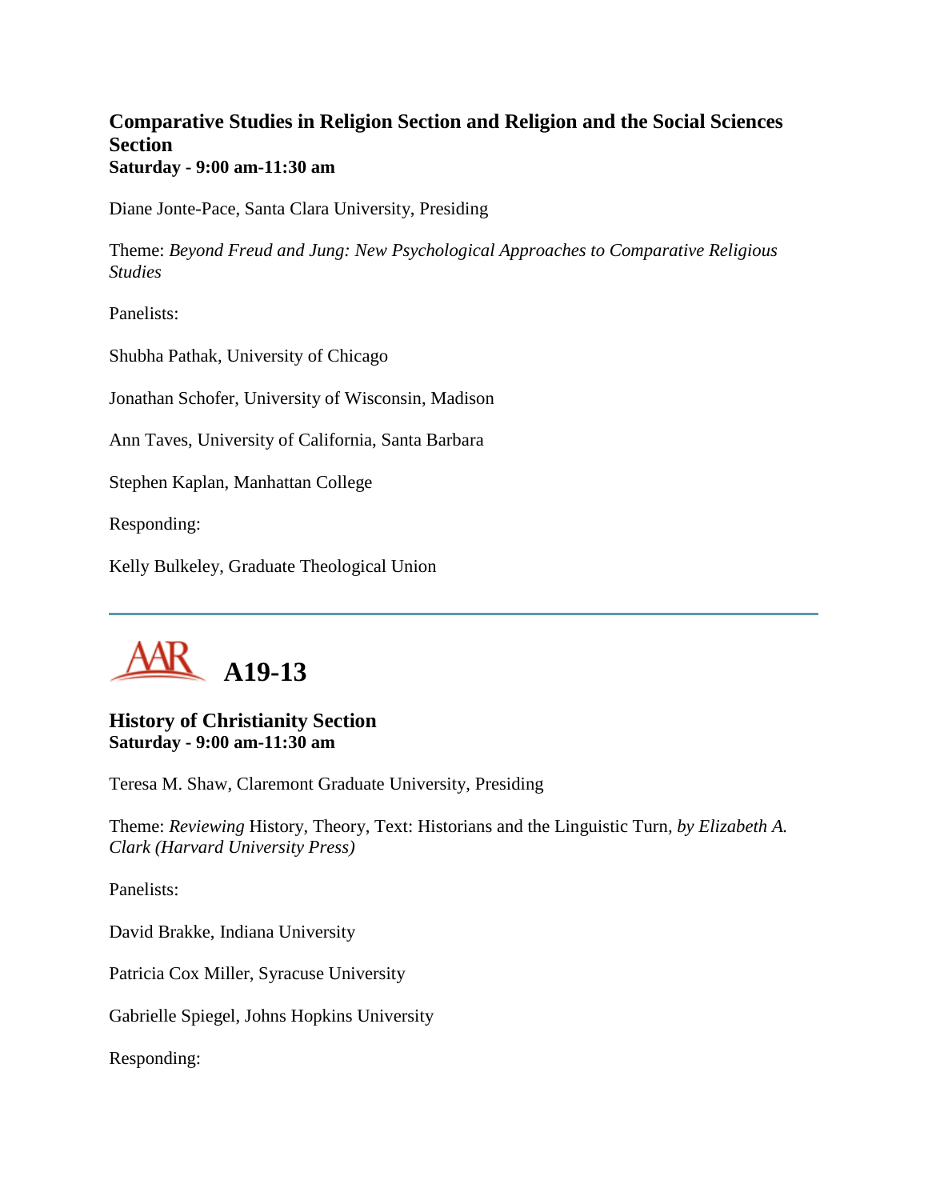### Comparative Studies in Religion Section and Religion and the Social Sciences Section
**Saturday - 9:00 am-11:30 am**

Diane Jonte-Pace, Santa Clara University, Presiding

Theme: *Beyond Freud and Jung: New Psychological Approaches to Comparative Religious Studies*

Panelists:

Shubha Pathak, University of Chicago

Jonathan Schofer, University of Wisconsin, Madison

Ann Taves, University of California, Santa Barbara

Stephen Kaplan, Manhattan College

Responding:

Kelly Bulkeley, Graduate Theological Union

---

## A19-13

### History of Christianity Section
**Saturday - 9:00 am-11:30 am**

Teresa M. Shaw, Claremont Graduate University, Presiding

Theme: *Reviewing* History, Theory, Text: Historians and the Linguistic Turn*, by Elizabeth A. Clark (Harvard University Press)*

Panelists:

David Brakke, Indiana University

Patricia Cox Miller, Syracuse University

Gabrielle Spiegel, Johns Hopkins University

Responding: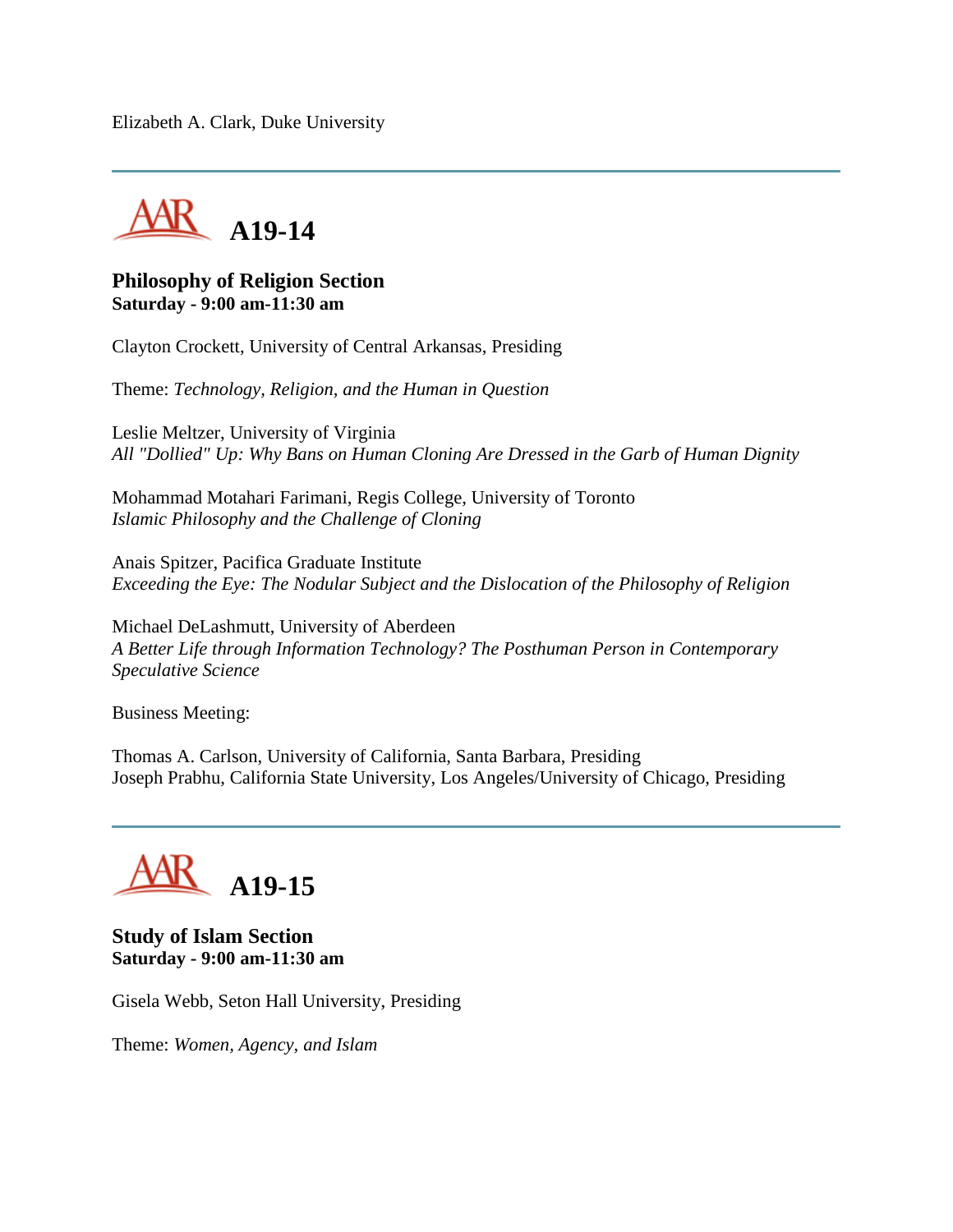Elizabeth A. Clark, Duke University

---

## A19-14

**Philosophy of Religion Section**
**Saturday - 9:00 am-11:30 am**

Clayton Crockett, University of Central Arkansas, Presiding

Theme: *Technology, Religion, and the Human in Question*

Leslie Meltzer, University of Virginia
*All "Dollied" Up: Why Bans on Human Cloning Are Dressed in the Garb of Human Dignity*

Mohammad Motahari Farimani, Regis College, University of Toronto
*Islamic Philosophy and the Challenge of Cloning*

Anais Spitzer, Pacifica Graduate Institute
*Exceeding the Eye: The Nodular Subject and the Dislocation of the Philosophy of Religion*

Michael DeLashmutt, University of Aberdeen
*A Better Life through Information Technology? The Posthuman Person in Contemporary Speculative Science*

Business Meeting:

Thomas A. Carlson, University of California, Santa Barbara, Presiding
Joseph Prabhu, California State University, Los Angeles/University of Chicago, Presiding

---

## A19-15

**Study of Islam Section**
**Saturday - 9:00 am-11:30 am**

Gisela Webb, Seton Hall University, Presiding

Theme: *Women, Agency, and Islam*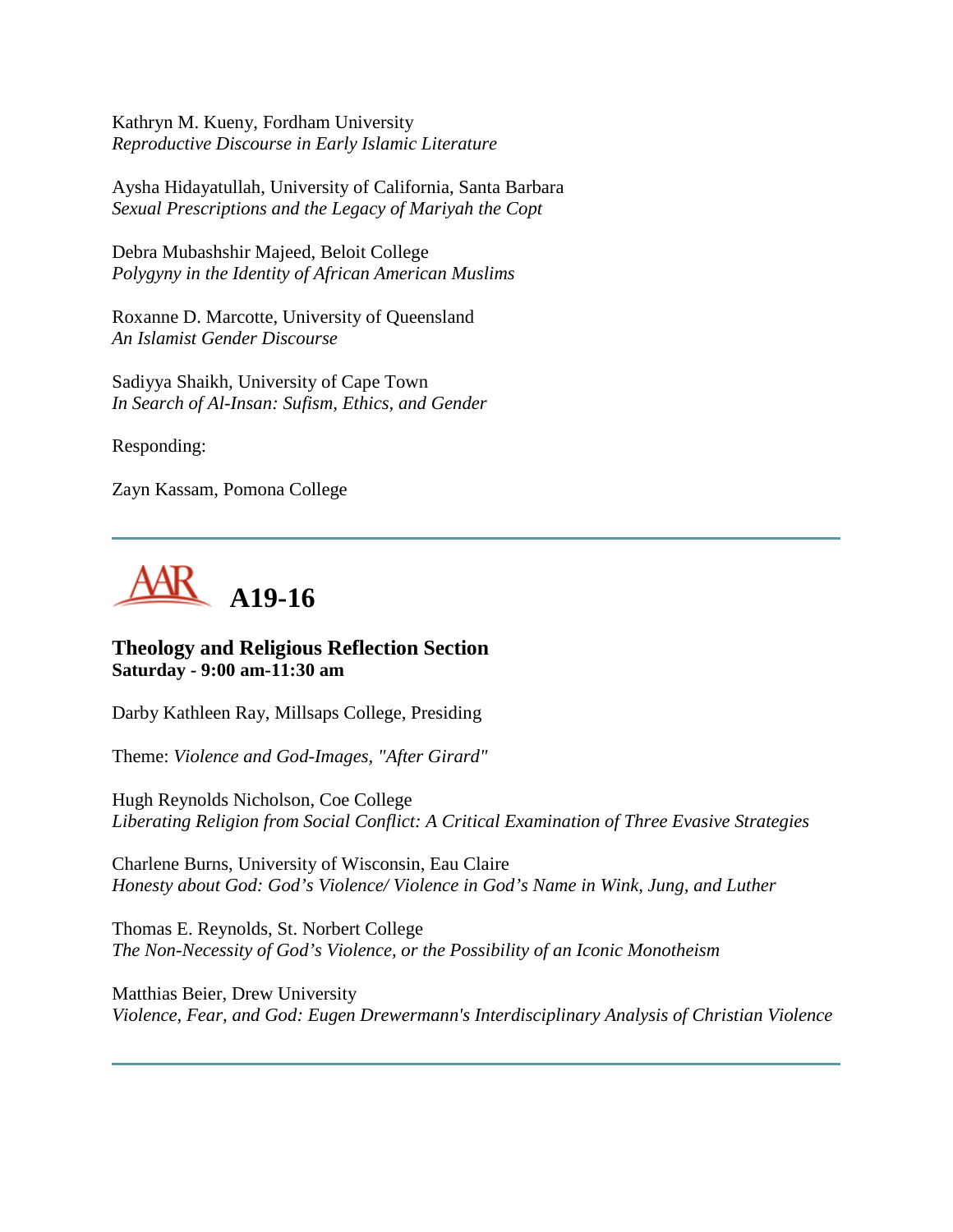Kathryn M. Kueny, Fordham University
*Reproductive Discourse in Early Islamic Literature*

Aysha Hidayatullah, University of California, Santa Barbara
*Sexual Prescriptions and the Legacy of Mariyah the Copt*

Debra Mubashshir Majeed, Beloit College
*Polygyny in the Identity of African American Muslims*

Roxanne D. Marcotte, University of Queensland
*An Islamist Gender Discourse*

Sadiyya Shaikh, University of Cape Town
*In Search of Al-Insan: Sufism, Ethics, and Gender*

Responding:

Zayn Kassam, Pomona College

---

## A19-16

**Theology and Religious Reflection Section**
**Saturday - 9:00 am-11:30 am**

Darby Kathleen Ray, Millsaps College, Presiding

Theme: *Violence and God-Images, "After Girard"*

Hugh Reynolds Nicholson, Coe College
*Liberating Religion from Social Conflict: A Critical Examination of Three Evasive Strategies*

Charlene Burns, University of Wisconsin, Eau Claire
*Honesty about God: God's Violence/ Violence in God's Name in Wink, Jung, and Luther*

Thomas E. Reynolds, St. Norbert College
*The Non-Necessity of God's Violence, or the Possibility of an Iconic Monotheism*

Matthias Beier, Drew University
*Violence, Fear, and God: Eugen Drewermann's Interdisciplinary Analysis of Christian Violence*

---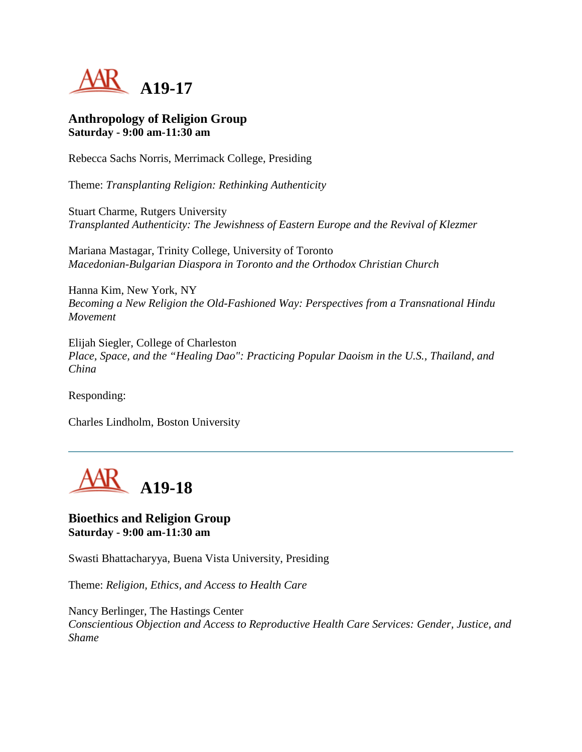# A19-17

### Anthropology of Religion Group
**Saturday - 9:00 am-11:30 am**

Rebecca Sachs Norris, Merrimack College, Presiding

Theme: *Transplanting Religion: Rethinking Authenticity*

Stuart Charme, Rutgers University
*Transplanted Authenticity: The Jewishness of Eastern Europe and the Revival of Klezmer*

Mariana Mastagar, Trinity College, University of Toronto
*Macedonian-Bulgarian Diaspora in Toronto and the Orthodox Christian Church*

Hanna Kim, New York, NY
*Becoming a New Religion the Old-Fashioned Way: Perspectives from a Transnational Hindu Movement*

Elijah Siegler, College of Charleston
*Place, Space, and the "Healing Dao": Practicing Popular Daoism in the U.S., Thailand, and China*

Responding:

Charles Lindholm, Boston University

---

# A19-18

### Bioethics and Religion Group
**Saturday - 9:00 am-11:30 am**

Swasti Bhattacharyya, Buena Vista University, Presiding

Theme: *Religion, Ethics, and Access to Health Care*

Nancy Berlinger, The Hastings Center
*Conscientious Objection and Access to Reproductive Health Care Services: Gender, Justice, and Shame*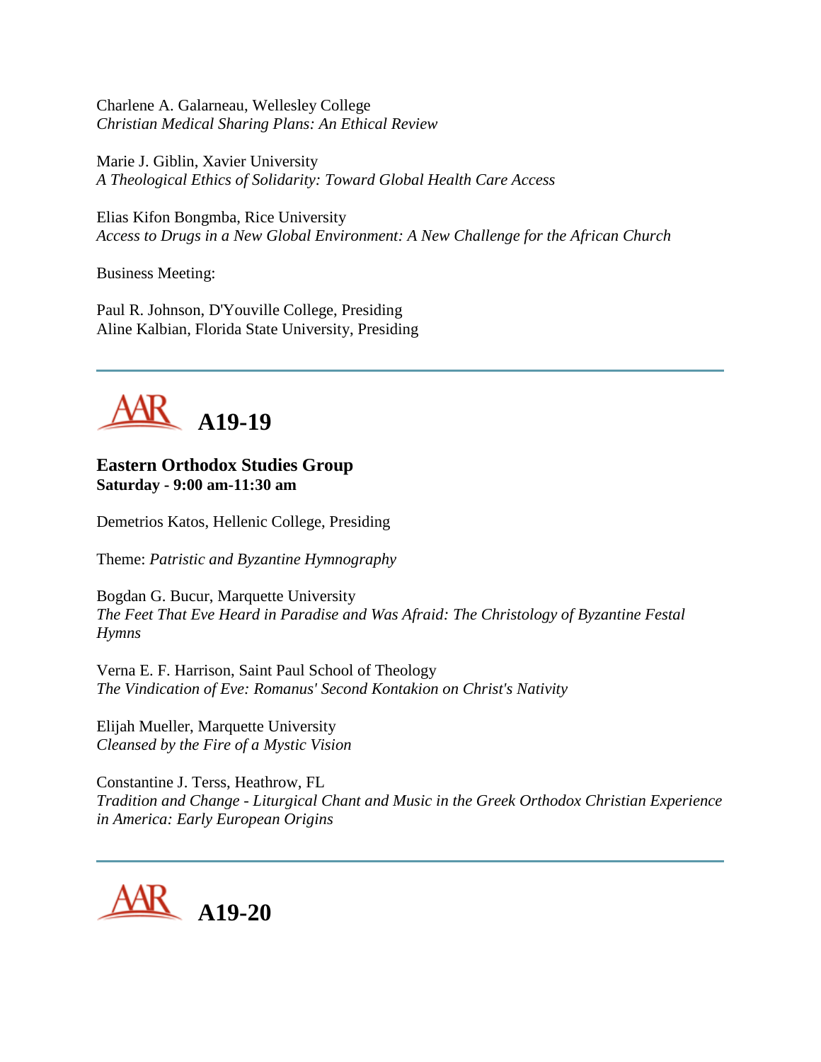Charlene A. Galarneau, Wellesley College
*Christian Medical Sharing Plans: An Ethical Review*

Marie J. Giblin, Xavier University
*A Theological Ethics of Solidarity: Toward Global Health Care Access*

Elias Kifon Bongmba, Rice University
*Access to Drugs in a New Global Environment: A New Challenge for the African Church*

Business Meeting:

Paul R. Johnson, D'Youville College, Presiding
Aline Kalbian, Florida State University, Presiding

---

# A19-19

### Eastern Orthodox Studies Group
**Saturday - 9:00 am-11:30 am**

Demetrios Katos, Hellenic College, Presiding

Theme: *Patristic and Byzantine Hymnography*

Bogdan G. Bucur, Marquette University
*The Feet That Eve Heard in Paradise and Was Afraid: The Christology of Byzantine Festal Hymns*

Verna E. F. Harrison, Saint Paul School of Theology
*The Vindication of Eve: Romanus' Second Kontakion on Christ's Nativity*

Elijah Mueller, Marquette University
*Cleansed by the Fire of a Mystic Vision*

Constantine J. Terss, Heathrow, FL
*Tradition and Change - Liturgical Chant and Music in the Greek Orthodox Christian Experience in America: Early European Origins*

---

# A19-20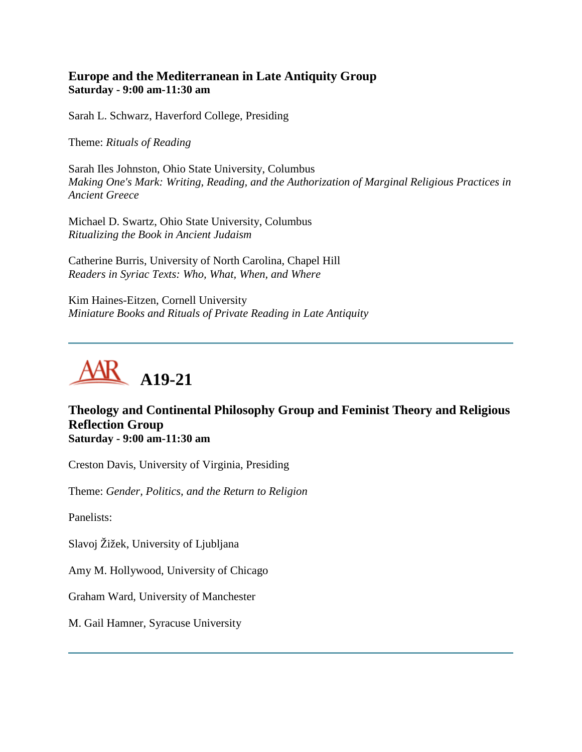### Europe and the Mediterranean in Late Antiquity Group
**Saturday - 9:00 am-11:30 am**

Sarah L. Schwarz, Haverford College, Presiding

Theme: *Rituals of Reading*

Sarah Iles Johnston, Ohio State University, Columbus
*Making One's Mark: Writing, Reading, and the Authorization of Marginal Religious Practices in Ancient Greece*

Michael D. Swartz, Ohio State University, Columbus
*Ritualizing the Book in Ancient Judaism*

Catherine Burris, University of North Carolina, Chapel Hill
*Readers in Syriac Texts: Who, What, When, and Where*

Kim Haines-Eitzen, Cornell University
*Miniature Books and Rituals of Private Reading in Late Antiquity*

---

## AAR A19-21

### Theology and Continental Philosophy Group and Feminist Theory and Religious Reflection Group
**Saturday - 9:00 am-11:30 am**

Creston Davis, University of Virginia, Presiding

Theme: *Gender, Politics, and the Return to Religion*

Panelists:

Slavoj Žižek, University of Ljubljana

Amy M. Hollywood, University of Chicago

Graham Ward, University of Manchester

M. Gail Hamner, Syracuse University

---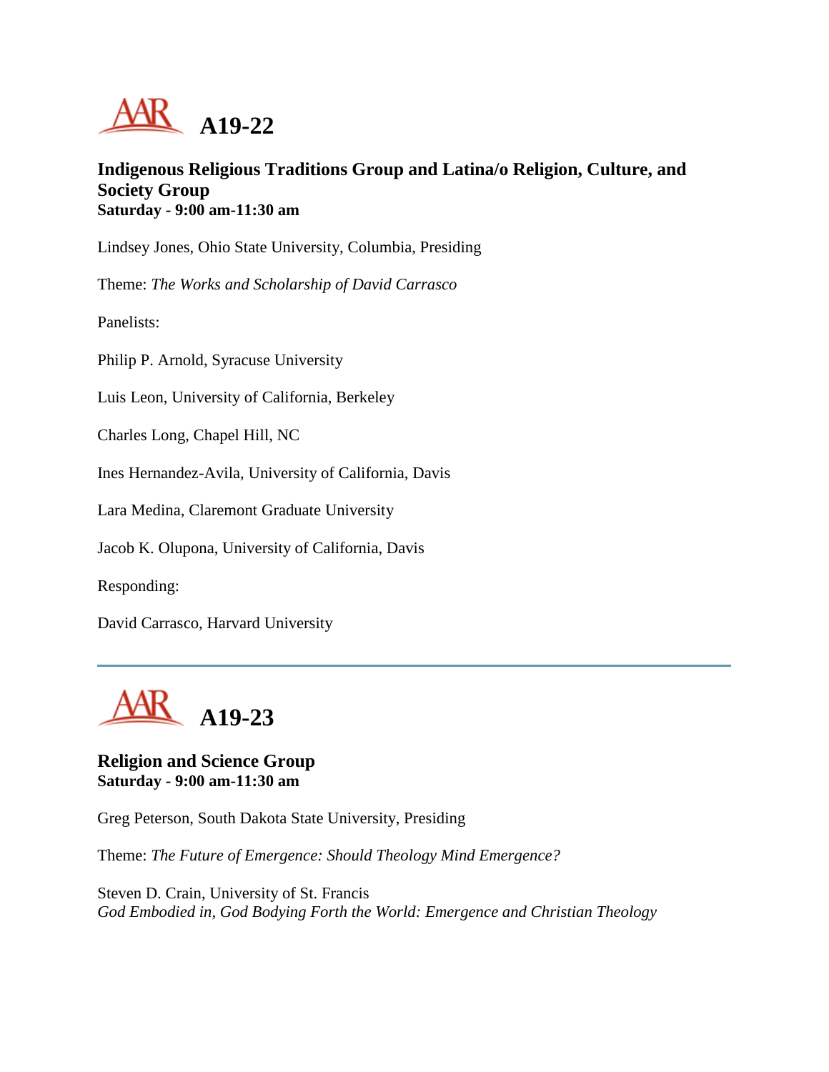# A19-22

### Indigenous Religious Traditions Group and Latina/o Religion, Culture, and Society Group
**Saturday - 9:00 am-11:30 am**

Lindsey Jones, Ohio State University, Columbia, Presiding

Theme: *The Works and Scholarship of David Carrasco*

Panelists:

Philip P. Arnold, Syracuse University

Luis Leon, University of California, Berkeley

Charles Long, Chapel Hill, NC

Ines Hernandez-Avila, University of California, Davis

Lara Medina, Claremont Graduate University

Jacob K. Olupona, University of California, Davis

Responding:

David Carrasco, Harvard University

---

# A19-23

### Religion and Science Group
**Saturday - 9:00 am-11:30 am**

Greg Peterson, South Dakota State University, Presiding

Theme: *The Future of Emergence: Should Theology Mind Emergence?*

Steven D. Crain, University of St. Francis
*God Embodied in, God Bodying Forth the World: Emergence and Christian Theology*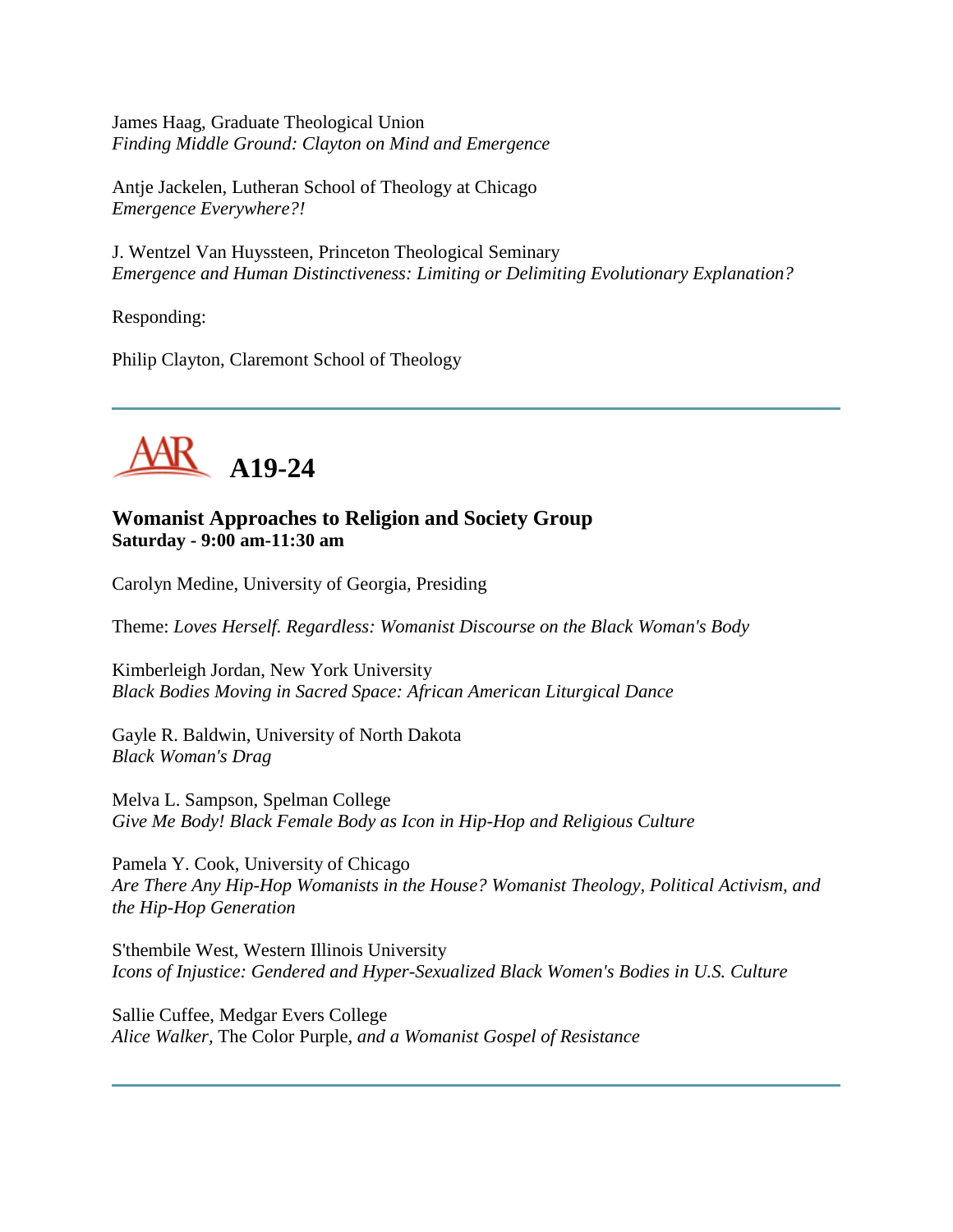James Haag, Graduate Theological Union
*Finding Middle Ground: Clayton on Mind and Emergence*

Antje Jackelen, Lutheran School of Theology at Chicago
*Emergence Everywhere?!*

J. Wentzel Van Huyssteen, Princeton Theological Seminary
*Emergence and Human Distinctiveness: Limiting or Delimiting Evolutionary Explanation?*

Responding:

Philip Clayton, Claremont School of Theology

---

## A19-24

### Womanist Approaches to Religion and Society Group
**Saturday - 9:00 am-11:30 am**

Carolyn Medine, University of Georgia, Presiding

Theme: *Loves Herself. Regardless: Womanist Discourse on the Black Woman's Body*

Kimberleigh Jordan, New York University
*Black Bodies Moving in Sacred Space: African American Liturgical Dance*

Gayle R. Baldwin, University of North Dakota
*Black Woman's Drag*

Melva L. Sampson, Spelman College
*Give Me Body! Black Female Body as Icon in Hip-Hop and Religious Culture*

Pamela Y. Cook, University of Chicago
*Are There Any Hip-Hop Womanists in the House? Womanist Theology, Political Activism, and the Hip-Hop Generation*

S'thembile West, Western Illinois University
*Icons of Injustice: Gendered and Hyper-Sexualized Black Women's Bodies in U.S. Culture*

Sallie Cuffee, Medgar Evers College
*Alice Walker,* The Color Purple, *and a Womanist Gospel of Resistance*

---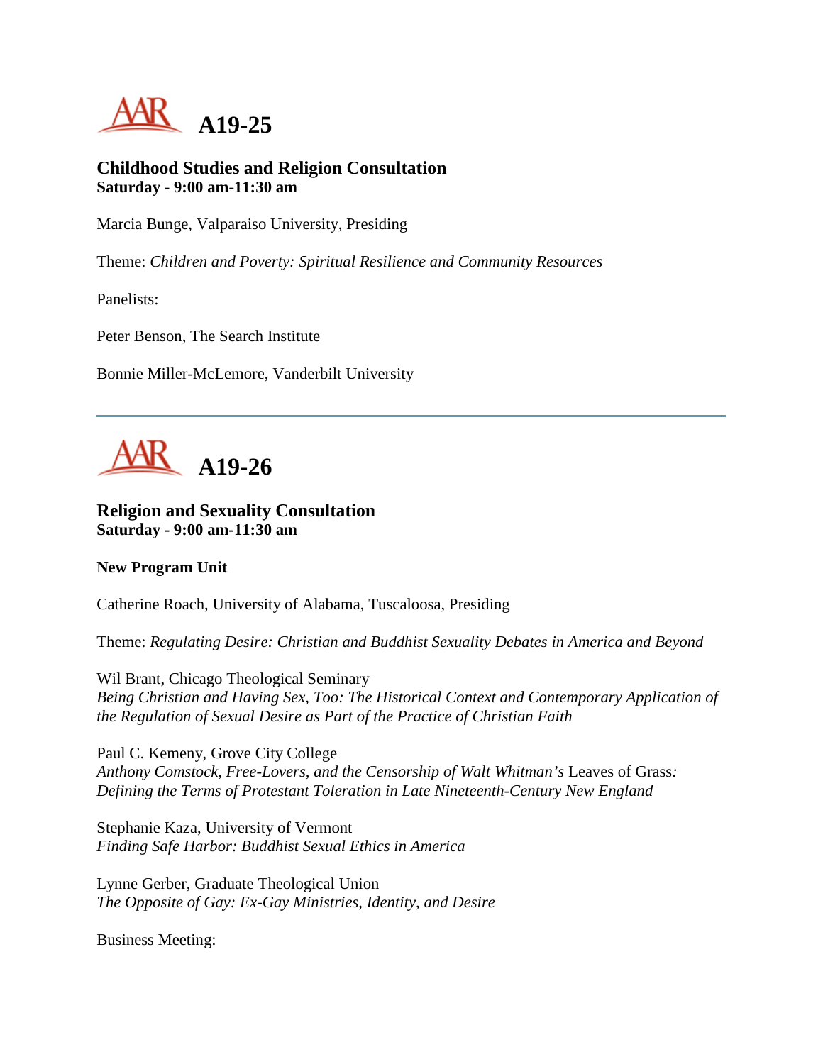# A19-25

## Childhood Studies and Religion Consultation
**Saturday - 9:00 am-11:30 am**

Marcia Bunge, Valparaiso University, Presiding

Theme: *Children and Poverty: Spiritual Resilience and Community Resources*

Panelists:

Peter Benson, The Search Institute

Bonnie Miller-McLemore, Vanderbilt University

---

# A19-26

## Religion and Sexuality Consultation
**Saturday - 9:00 am-11:30 am**

**New Program Unit**

Catherine Roach, University of Alabama, Tuscaloosa, Presiding

Theme: *Regulating Desire: Christian and Buddhist Sexuality Debates in America and Beyond*

Wil Brant, Chicago Theological Seminary
*Being Christian and Having Sex, Too: The Historical Context and Contemporary Application of the Regulation of Sexual Desire as Part of the Practice of Christian Faith*

Paul C. Kemeny, Grove City College
*Anthony Comstock, Free-Lovers, and the Censorship of Walt Whitman's* Leaves of Grass*: Defining the Terms of Protestant Toleration in Late Nineteenth-Century New England*

Stephanie Kaza, University of Vermont
*Finding Safe Harbor: Buddhist Sexual Ethics in America*

Lynne Gerber, Graduate Theological Union
*The Opposite of Gay: Ex-Gay Ministries, Identity, and Desire*

Business Meeting: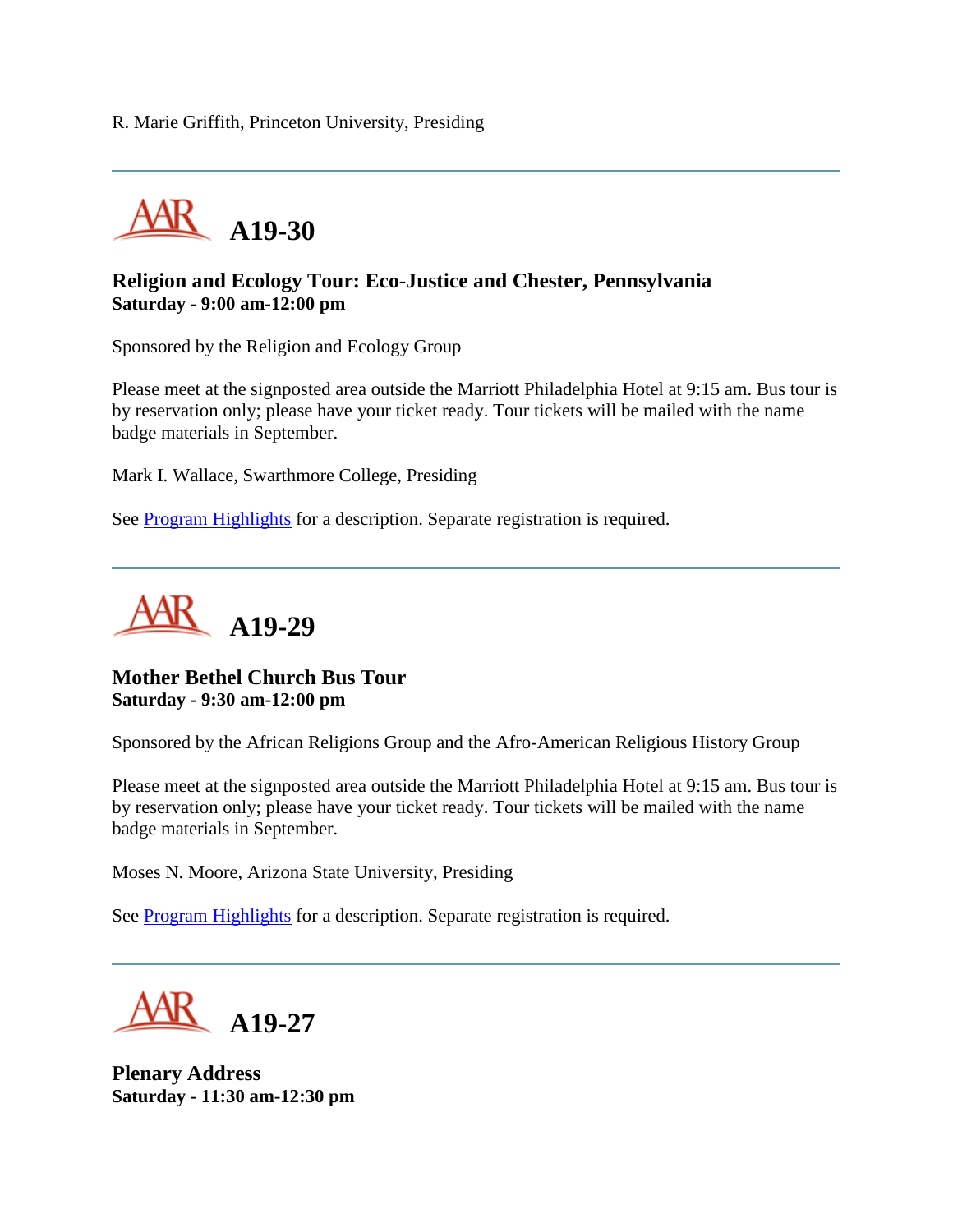R. Marie Griffith, Princeton University, Presiding

---

## AAR A19-30

### Religion and Ecology Tour: Eco-Justice and Chester, Pennsylvania
**Saturday - 9:00 am-12:00 pm**

Sponsored by the Religion and Ecology Group

Please meet at the signposted area outside the Marriott Philadelphia Hotel at 9:15 am. Bus tour is by reservation only; please have your ticket ready. Tour tickets will be mailed with the name badge materials in September.

Mark I. Wallace, Swarthmore College, Presiding

See Program Highlights for a description. Separate registration is required.

---

## AAR A19-29

### Mother Bethel Church Bus Tour
**Saturday - 9:30 am-12:00 pm**

Sponsored by the African Religions Group and the Afro-American Religious History Group

Please meet at the signposted area outside the Marriott Philadelphia Hotel at 9:15 am. Bus tour is by reservation only; please have your ticket ready. Tour tickets will be mailed with the name badge materials in September.

Moses N. Moore, Arizona State University, Presiding

See Program Highlights for a description. Separate registration is required.

---

## AAR A19-27

### Plenary Address
**Saturday - 11:30 am-12:30 pm**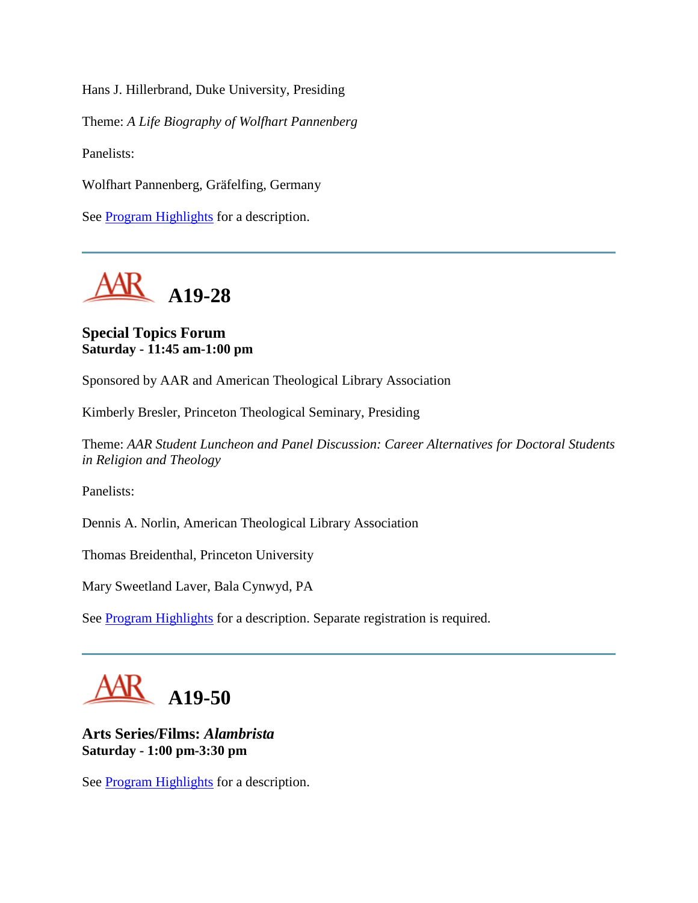Hans J. Hillerbrand, Duke University, Presiding

Theme: *A Life Biography of Wolfhart Pannenberg*

Panelists:

Wolfhart Pannenberg, Gräfelfing, Germany

See Program Highlights for a description.

---

## A19-28

**Special Topics Forum**
**Saturday - 11:45 am-1:00 pm**

Sponsored by AAR and American Theological Library Association

Kimberly Bresler, Princeton Theological Seminary, Presiding

Theme: *AAR Student Luncheon and Panel Discussion: Career Alternatives for Doctoral Students in Religion and Theology*

Panelists:

Dennis A. Norlin, American Theological Library Association

Thomas Breidenthal, Princeton University

Mary Sweetland Laver, Bala Cynwyd, PA

See Program Highlights for a description. Separate registration is required.

---

## A19-50

**Arts Series/Films: *Alambrista***
**Saturday - 1:00 pm-3:30 pm**

See Program Highlights for a description.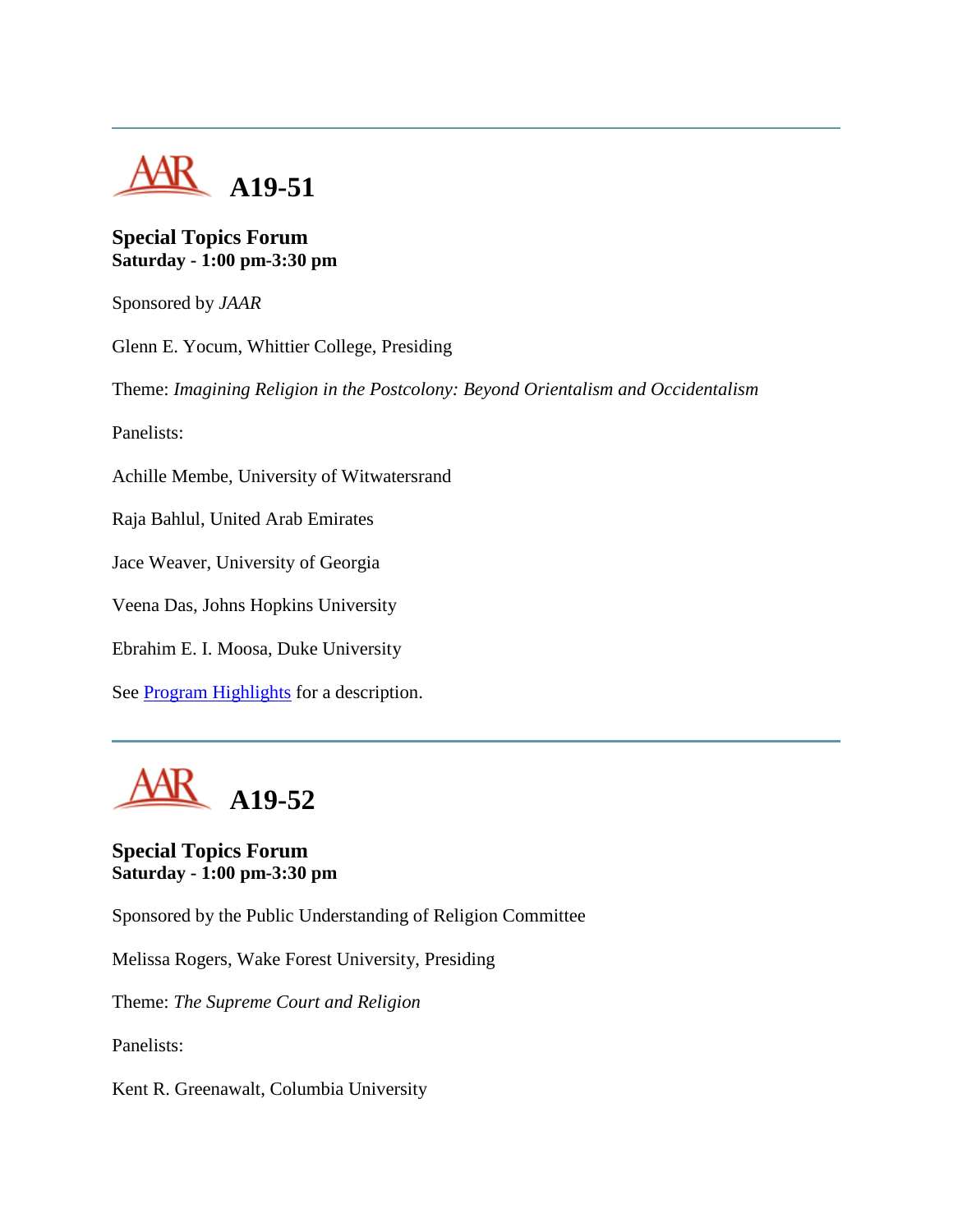---

# A19-51

**Special Topics Forum**
**Saturday - 1:00 pm-3:30 pm**

Sponsored by *JAAR*

Glenn E. Yocum, Whittier College, Presiding

Theme: *Imagining Religion in the Postcolony: Beyond Orientalism and Occidentalism*

Panelists:

Achille Membe, University of Witwatersrand

Raja Bahlul, United Arab Emirates

Jace Weaver, University of Georgia

Veena Das, Johns Hopkins University

Ebrahim E. I. Moosa, Duke University

See Program Highlights for a description.

---

# A19-52

**Special Topics Forum**
**Saturday - 1:00 pm-3:30 pm**

Sponsored by the Public Understanding of Religion Committee

Melissa Rogers, Wake Forest University, Presiding

Theme: *The Supreme Court and Religion*

Panelists:

Kent R. Greenawalt, Columbia University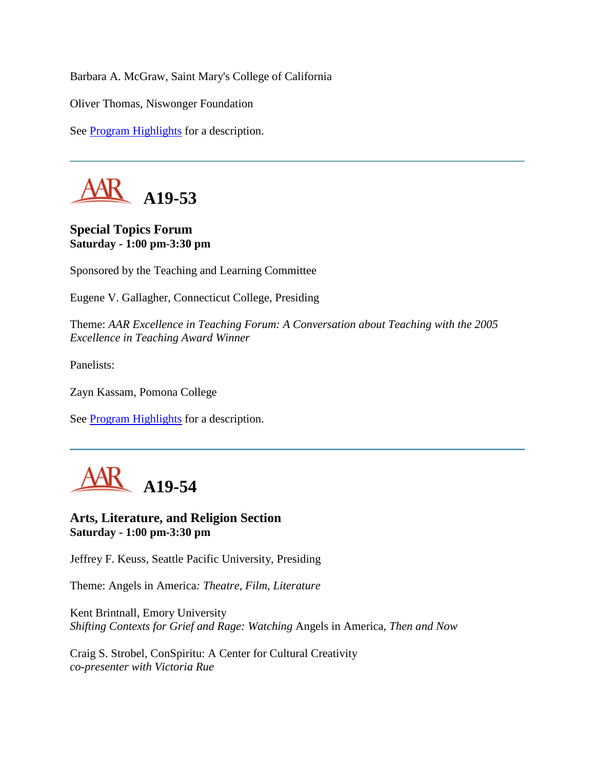Barbara A. McGraw, Saint Mary's College of California

Oliver Thomas, Niswonger Foundation

See Program Highlights for a description.

---

# A19-53

**Special Topics Forum**
**Saturday - 1:00 pm-3:30 pm**

Sponsored by the Teaching and Learning Committee

Eugene V. Gallagher, Connecticut College, Presiding

Theme: *AAR Excellence in Teaching Forum: A Conversation about Teaching with the 2005 Excellence in Teaching Award Winner*

Panelists:

Zayn Kassam, Pomona College

See Program Highlights for a description.

---

# A19-54

**Arts, Literature, and Religion Section**
**Saturday - 1:00 pm-3:30 pm**

Jeffrey F. Keuss, Seattle Pacific University, Presiding

Theme: Angels in America*: Theatre, Film, Literature*

Kent Brintnall, Emory University
*Shifting Contexts for Grief and Rage: Watching* Angels in America, *Then and Now*

Craig S. Strobel, ConSpiritu: A Center for Cultural Creativity
*co-presenter with Victoria Rue*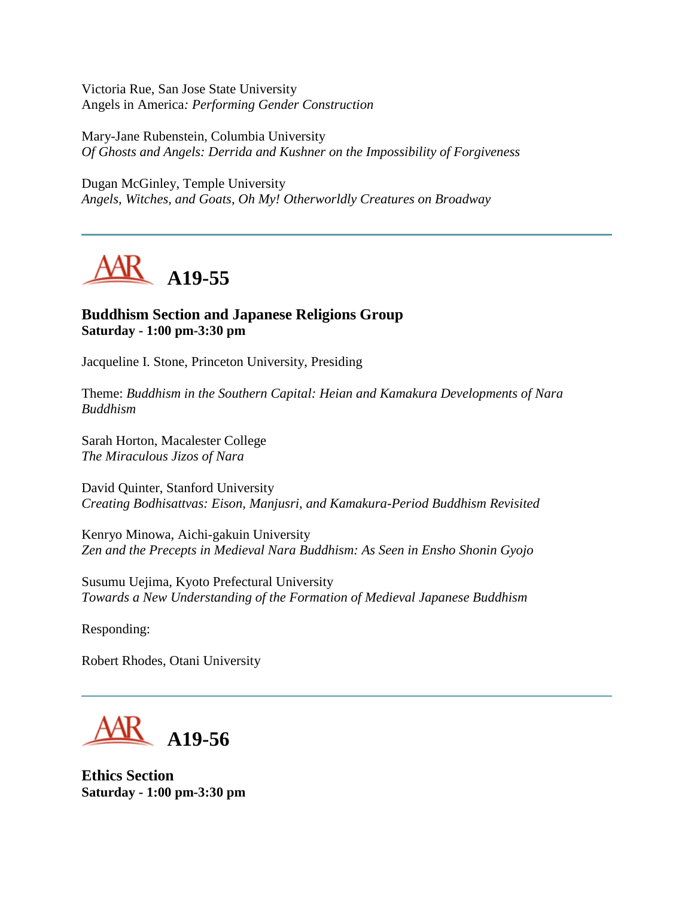Victoria Rue, San Jose State University
*Angels in America: Performing Gender Construction*

Mary-Jane Rubenstein, Columbia University
*Of Ghosts and Angels: Derrida and Kushner on the Impossibility of Forgiveness*

Dugan McGinley, Temple University
*Angels, Witches, and Goats, Oh My! Otherworldly Creatures on Broadway*

---

## AAR A19-55

**Buddhism Section and Japanese Religions Group**
**Saturday - 1:00 pm-3:30 pm**

Jacqueline I. Stone, Princeton University, Presiding

Theme: *Buddhism in the Southern Capital: Heian and Kamakura Developments of Nara Buddhism*

Sarah Horton, Macalester College
*The Miraculous Jizos of Nara*

David Quinter, Stanford University
*Creating Bodhisattvas: Eison, Manjusri, and Kamakura-Period Buddhism Revisited*

Kenryo Minowa, Aichi-gakuin University
*Zen and the Precepts in Medieval Nara Buddhism: As Seen in Ensho Shonin Gyojo*

Susumu Uejima, Kyoto Prefectural University
*Towards a New Understanding of the Formation of Medieval Japanese Buddhism*

Responding:

Robert Rhodes, Otani University

---

## AAR A19-56

**Ethics Section**
**Saturday - 1:00 pm-3:30 pm**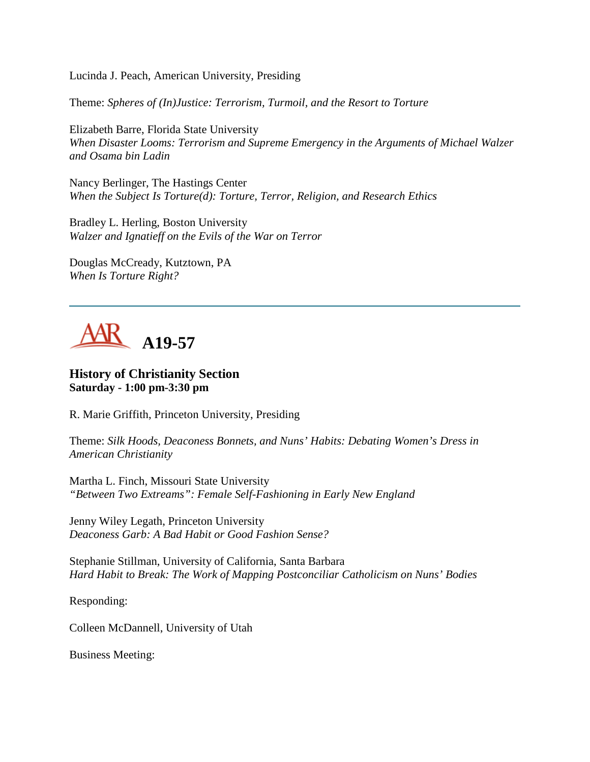Lucinda J. Peach, American University, Presiding

Theme: *Spheres of (In)Justice: Terrorism, Turmoil, and the Resort to Torture*

Elizabeth Barre, Florida State University
*When Disaster Looms: Terrorism and Supreme Emergency in the Arguments of Michael Walzer and Osama bin Ladin*

Nancy Berlinger, The Hastings Center
*When the Subject Is Torture(d): Torture, Terror, Religion, and Research Ethics*

Bradley L. Herling, Boston University
*Walzer and Ignatieff on the Evils of the War on Terror*

Douglas McCready, Kutztown, PA
*When Is Torture Right?*

---

## AAR A19-57

### History of Christianity Section
**Saturday - 1:00 pm-3:30 pm**

R. Marie Griffith, Princeton University, Presiding

Theme: *Silk Hoods, Deaconess Bonnets, and Nuns' Habits: Debating Women's Dress in American Christianity*

Martha L. Finch, Missouri State University
*"Between Two Extreams": Female Self-Fashioning in Early New England*

Jenny Wiley Legath, Princeton University
*Deaconess Garb: A Bad Habit or Good Fashion Sense?*

Stephanie Stillman, University of California, Santa Barbara
*Hard Habit to Break: The Work of Mapping Postconciliar Catholicism on Nuns' Bodies*

Responding:

Colleen McDannell, University of Utah

Business Meeting: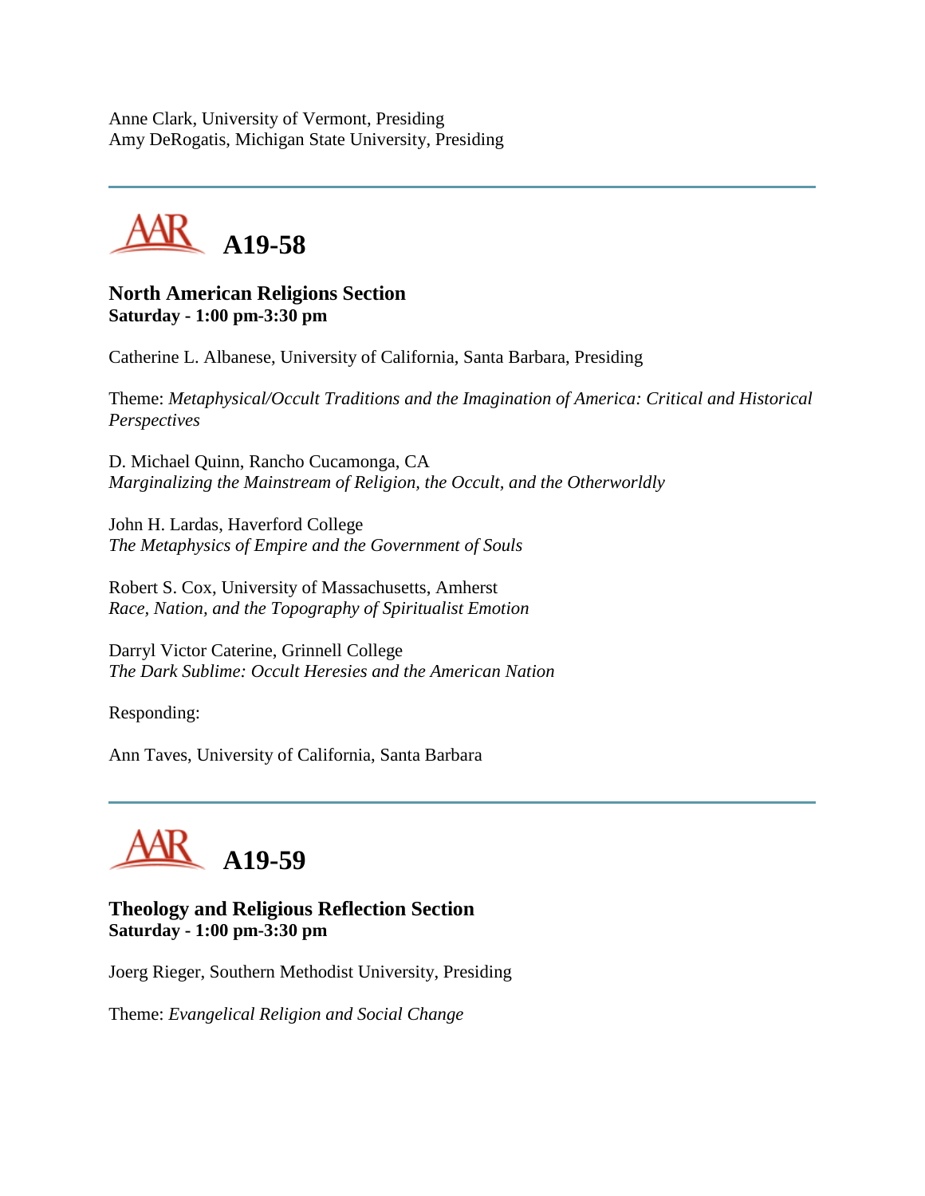Anne Clark, University of Vermont, Presiding
Amy DeRogatis, Michigan State University, Presiding

---

## A19-58

**North American Religions Section**
**Saturday - 1:00 pm-3:30 pm**

Catherine L. Albanese, University of California, Santa Barbara, Presiding

Theme: *Metaphysical/Occult Traditions and the Imagination of America: Critical and Historical Perspectives*

D. Michael Quinn, Rancho Cucamonga, CA
*Marginalizing the Mainstream of Religion, the Occult, and the Otherworldly*

John H. Lardas, Haverford College
*The Metaphysics of Empire and the Government of Souls*

Robert S. Cox, University of Massachusetts, Amherst
*Race, Nation, and the Topography of Spiritualist Emotion*

Darryl Victor Caterine, Grinnell College
*The Dark Sublime: Occult Heresies and the American Nation*

Responding:

Ann Taves, University of California, Santa Barbara

---

## A19-59

**Theology and Religious Reflection Section**
**Saturday - 1:00 pm-3:30 pm**

Joerg Rieger, Southern Methodist University, Presiding

Theme: *Evangelical Religion and Social Change*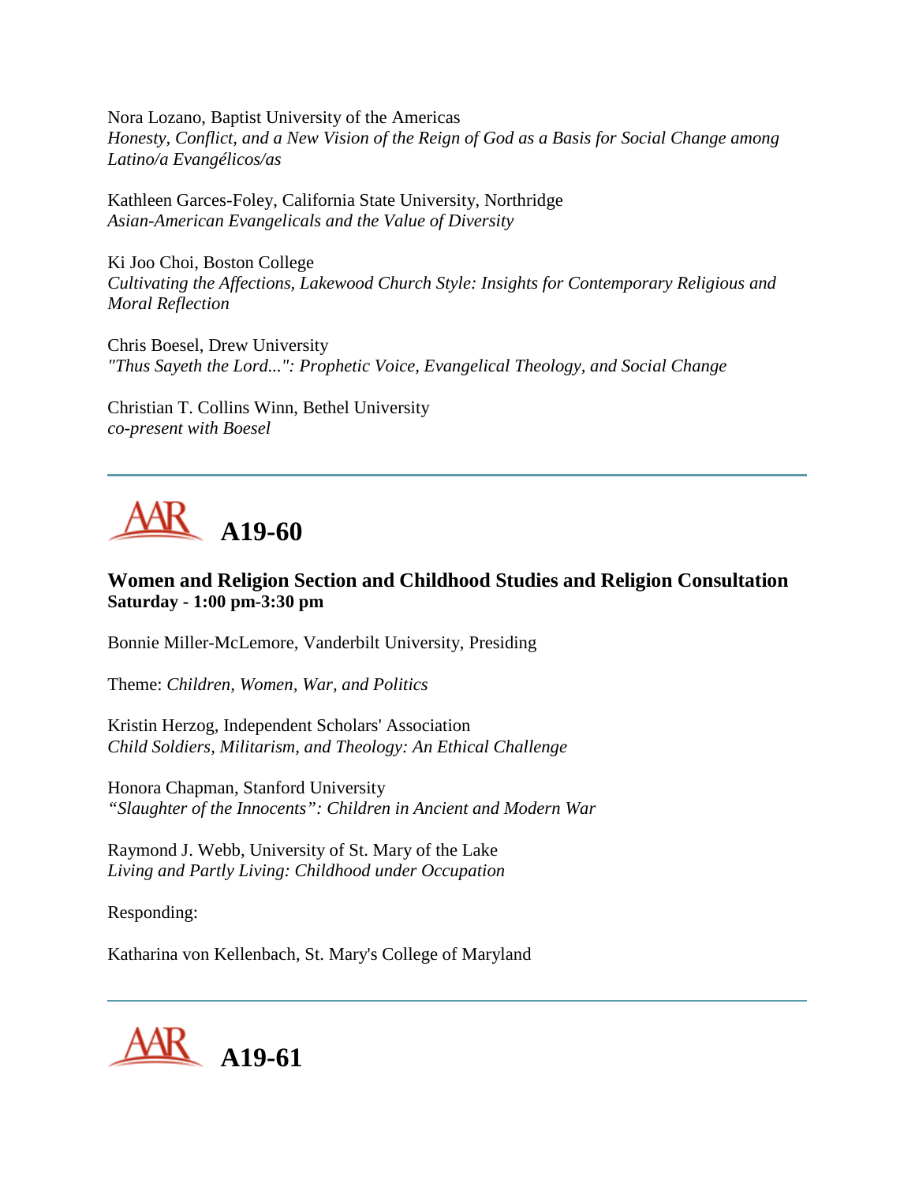Nora Lozano, Baptist University of the Americas
*Honesty, Conflict, and a New Vision of the Reign of God as a Basis for Social Change among Latino/a Evangélicos/as*

Kathleen Garces-Foley, California State University, Northridge
*Asian-American Evangelicals and the Value of Diversity*

Ki Joo Choi, Boston College
*Cultivating the Affections, Lakewood Church Style: Insights for Contemporary Religious and Moral Reflection*

Chris Boesel, Drew University
*"Thus Sayeth the Lord...": Prophetic Voice, Evangelical Theology, and Social Change*

Christian T. Collins Winn, Bethel University
*co-present with Boesel*

---

# A19-60

**Women and Religion Section and Childhood Studies and Religion Consultation**
**Saturday - 1:00 pm-3:30 pm**

Bonnie Miller-McLemore, Vanderbilt University, Presiding

Theme: *Children, Women, War, and Politics*

Kristin Herzog, Independent Scholars' Association
*Child Soldiers, Militarism, and Theology: An Ethical Challenge*

Honora Chapman, Stanford University
*"Slaughter of the Innocents": Children in Ancient and Modern War*

Raymond J. Webb, University of St. Mary of the Lake
*Living and Partly Living: Childhood under Occupation*

Responding:

Katharina von Kellenbach, St. Mary's College of Maryland

---

# A19-61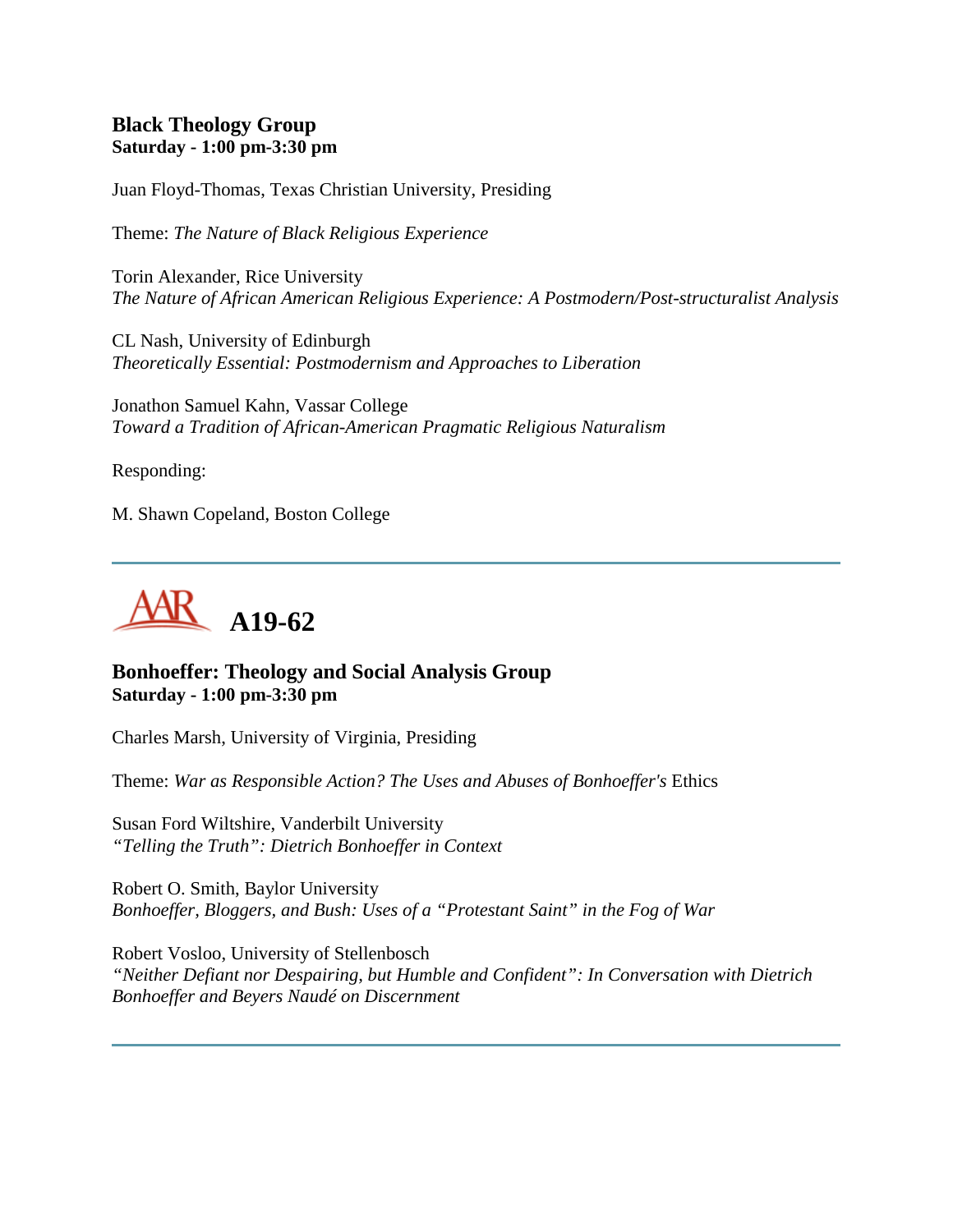### Black Theology Group
**Saturday - 1:00 pm-3:30 pm**

Juan Floyd-Thomas, Texas Christian University, Presiding

Theme: *The Nature of Black Religious Experience*

Torin Alexander, Rice University
*The Nature of African American Religious Experience: A Postmodern/Post-structuralist Analysis*

CL Nash, University of Edinburgh
*Theoretically Essential: Postmodernism and Approaches to Liberation*

Jonathon Samuel Kahn, Vassar College
*Toward a Tradition of African-American Pragmatic Religious Naturalism*

Responding:

M. Shawn Copeland, Boston College

---

## AAR A19-62

### Bonhoeffer: Theology and Social Analysis Group
**Saturday - 1:00 pm-3:30 pm**

Charles Marsh, University of Virginia, Presiding

Theme: *War as Responsible Action? The Uses and Abuses of Bonhoeffer's* Ethics

Susan Ford Wiltshire, Vanderbilt University
*"Telling the Truth": Dietrich Bonhoeffer in Context*

Robert O. Smith, Baylor University
*Bonhoeffer, Bloggers, and Bush: Uses of a "Protestant Saint" in the Fog of War*

Robert Vosloo, University of Stellenbosch
*"Neither Defiant nor Despairing, but Humble and Confident": In Conversation with Dietrich Bonhoeffer and Beyers Naudé on Discernment*

---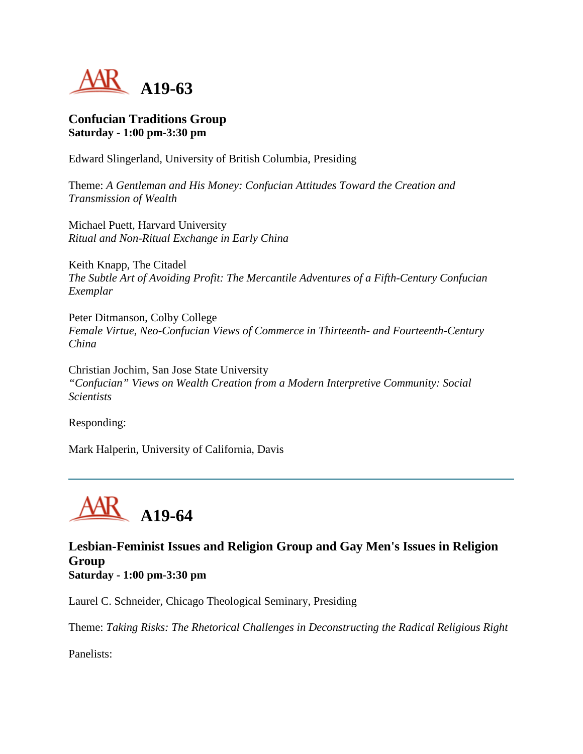# A19-63

### Confucian Traditions Group
**Saturday - 1:00 pm-3:30 pm**

Edward Slingerland, University of British Columbia, Presiding

Theme: *A Gentleman and His Money: Confucian Attitudes Toward the Creation and Transmission of Wealth*

Michael Puett, Harvard University
*Ritual and Non-Ritual Exchange in Early China*

Keith Knapp, The Citadel
*The Subtle Art of Avoiding Profit: The Mercantile Adventures of a Fifth-Century Confucian Exemplar*

Peter Ditmanson, Colby College
*Female Virtue, Neo-Confucian Views of Commerce in Thirteenth- and Fourteenth-Century China*

Christian Jochim, San Jose State University
*"Confucian" Views on Wealth Creation from a Modern Interpretive Community: Social Scientists*

Responding:

Mark Halperin, University of California, Davis

---

# A19-64

### Lesbian-Feminist Issues and Religion Group and Gay Men's Issues in Religion Group
**Saturday - 1:00 pm-3:30 pm**

Laurel C. Schneider, Chicago Theological Seminary, Presiding

Theme: *Taking Risks: The Rhetorical Challenges in Deconstructing the Radical Religious Right*

Panelists: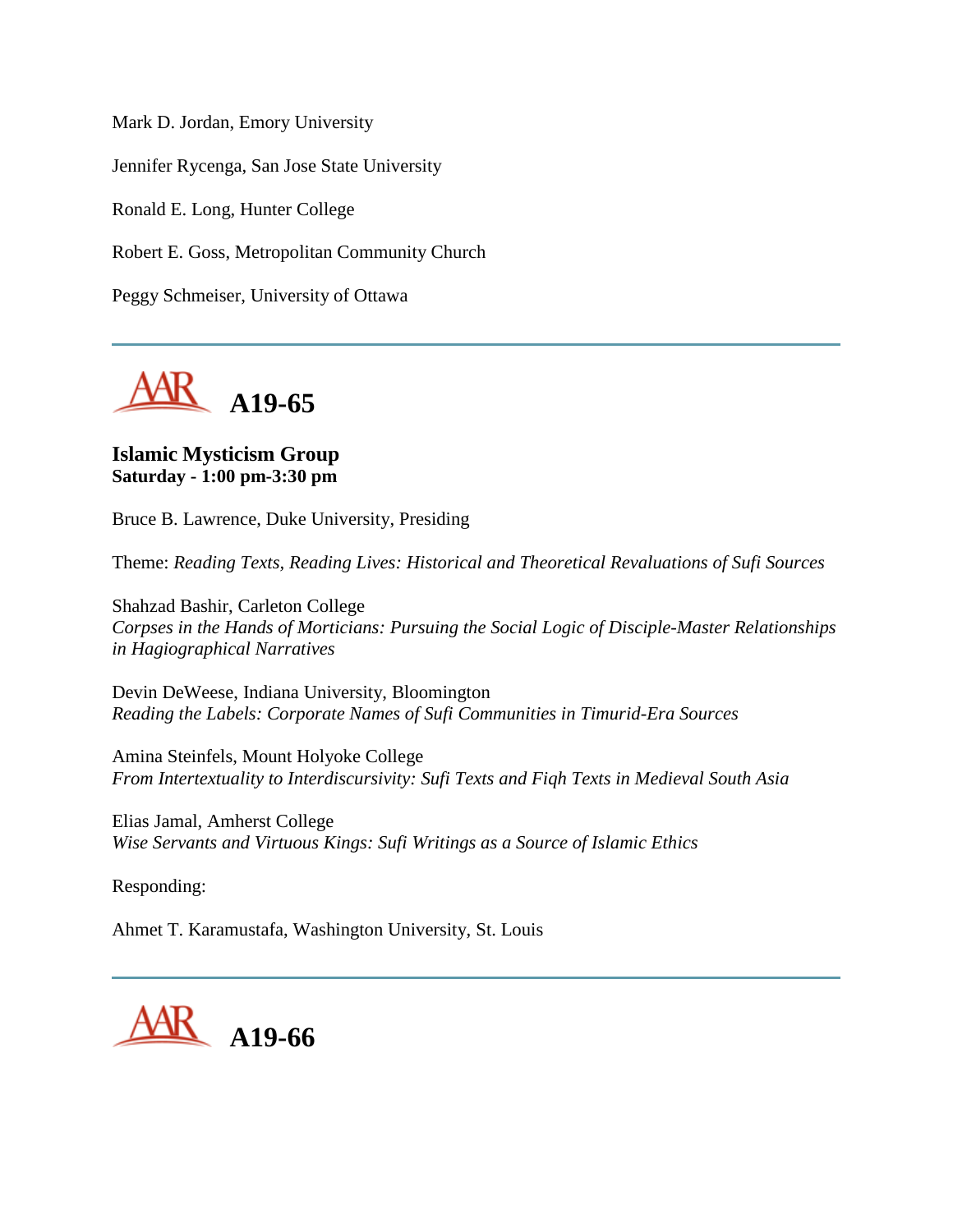Mark D. Jordan, Emory University

Jennifer Rycenga, San Jose State University

Ronald E. Long, Hunter College

Robert E. Goss, Metropolitan Community Church

Peggy Schmeiser, University of Ottawa

---

## A19-65

**Islamic Mysticism Group**
**Saturday - 1:00 pm-3:30 pm**

Bruce B. Lawrence, Duke University, Presiding

Theme: *Reading Texts, Reading Lives: Historical and Theoretical Revaluations of Sufi Sources*

Shahzad Bashir, Carleton College
*Corpses in the Hands of Morticians: Pursuing the Social Logic of Disciple-Master Relationships in Hagiographical Narratives*

Devin DeWeese, Indiana University, Bloomington
*Reading the Labels: Corporate Names of Sufi Communities in Timurid-Era Sources*

Amina Steinfels, Mount Holyoke College
*From Intertextuality to Interdiscursivity: Sufi Texts and Fiqh Texts in Medieval South Asia*

Elias Jamal, Amherst College
*Wise Servants and Virtuous Kings: Sufi Writings as a Source of Islamic Ethics*

Responding:

Ahmet T. Karamustafa, Washington University, St. Louis

---

## A19-66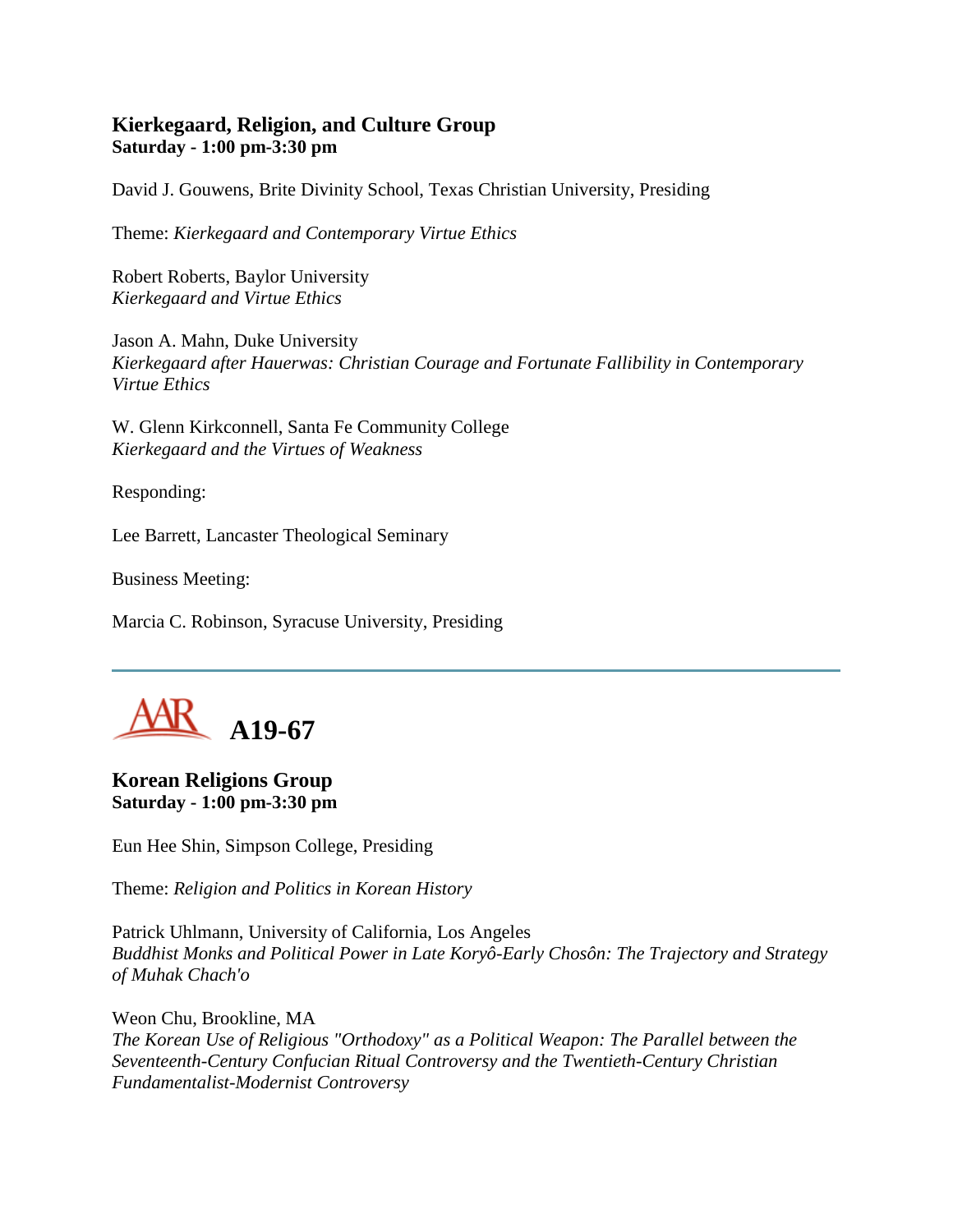### Kierkegaard, Religion, and Culture Group
**Saturday - 1:00 pm-3:30 pm**

David J. Gouwens, Brite Divinity School, Texas Christian University, Presiding

Theme: *Kierkegaard and Contemporary Virtue Ethics*

Robert Roberts, Baylor University
*Kierkegaard and Virtue Ethics*

Jason A. Mahn, Duke University
*Kierkegaard after Hauerwas: Christian Courage and Fortunate Fallibility in Contemporary Virtue Ethics*

W. Glenn Kirkconnell, Santa Fe Community College
*Kierkegaard and the Virtues of Weakness*

Responding:

Lee Barrett, Lancaster Theological Seminary

Business Meeting:

Marcia C. Robinson, Syracuse University, Presiding

---

## AAR A19-67

### Korean Religions Group
**Saturday - 1:00 pm-3:30 pm**

Eun Hee Shin, Simpson College, Presiding

Theme: *Religion and Politics in Korean History*

Patrick Uhlmann, University of California, Los Angeles
*Buddhist Monks and Political Power in Late Koryô-Early Chosôn: The Trajectory and Strategy of Muhak Chach'o*

Weon Chu, Brookline, MA
*The Korean Use of Religious "Orthodoxy" as a Political Weapon: The Parallel between the Seventeenth-Century Confucian Ritual Controversy and the Twentieth-Century Christian Fundamentalist-Modernist Controversy*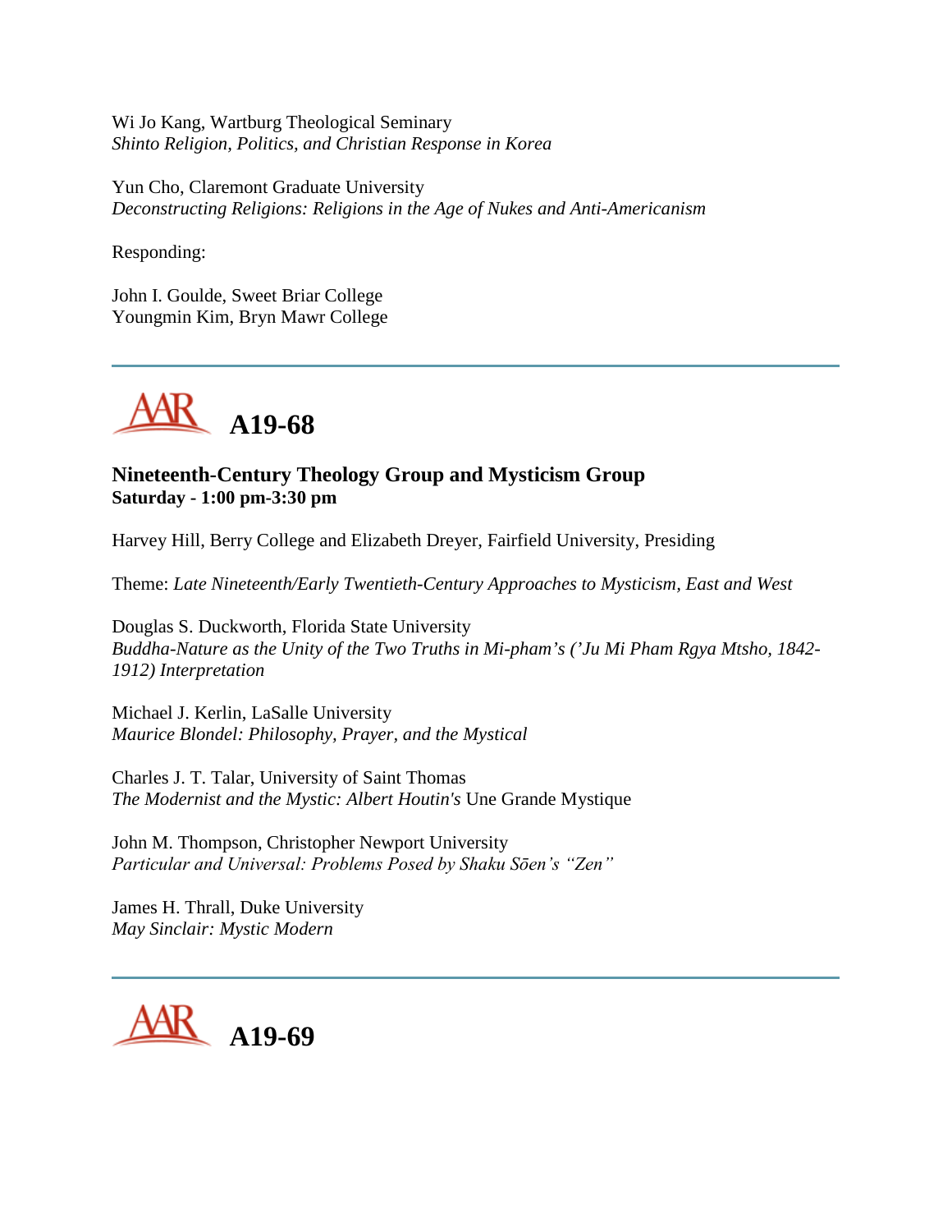Wi Jo Kang, Wartburg Theological Seminary
*Shinto Religion, Politics, and Christian Response in Korea*

Yun Cho, Claremont Graduate University
*Deconstructing Religions: Religions in the Age of Nukes and Anti-Americanism*

Responding:

John I. Goulde, Sweet Briar College
Youngmin Kim, Bryn Mawr College

---

## A19-68

### Nineteenth-Century Theology Group and Mysticism Group
**Saturday - 1:00 pm-3:30 pm**

Harvey Hill, Berry College and Elizabeth Dreyer, Fairfield University, Presiding

Theme: *Late Nineteenth/Early Twentieth-Century Approaches to Mysticism, East and West*

Douglas S. Duckworth, Florida State University
*Buddha-Nature as the Unity of the Two Truths in Mi-pham's ('Ju Mi Pham Rgya Mtsho, 1842-1912) Interpretation*

Michael J. Kerlin, LaSalle University
*Maurice Blondel: Philosophy, Prayer, and the Mystical*

Charles J. T. Talar, University of Saint Thomas
*The Modernist and the Mystic: Albert Houtin's* Une Grande Mystique

John M. Thompson, Christopher Newport University
*Particular and Universal: Problems Posed by Shaku Sōen's "Zen"*

James H. Thrall, Duke University
*May Sinclair: Mystic Modern*

---

## A19-69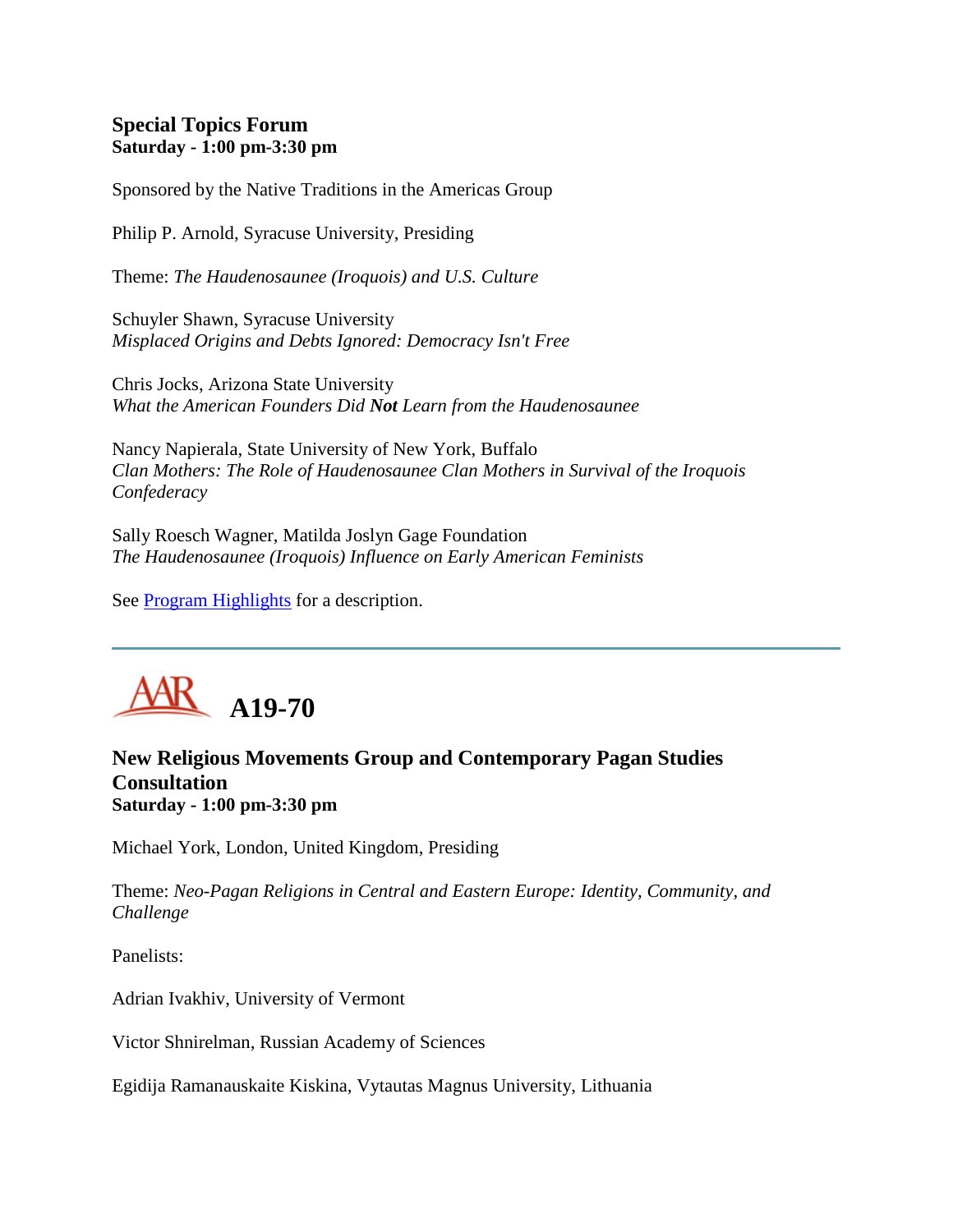### Special Topics Forum
**Saturday - 1:00 pm-3:30 pm**

Sponsored by the Native Traditions in the Americas Group

Philip P. Arnold, Syracuse University, Presiding

Theme: *The Haudenosaunee (Iroquois) and U.S. Culture*

Schuyler Shawn, Syracuse University
*Misplaced Origins and Debts Ignored: Democracy Isn't Free*

Chris Jocks, Arizona State University
*What the American Founders Did **Not** Learn from the Haudenosaunee*

Nancy Napierala, State University of New York, Buffalo
*Clan Mothers: The Role of Haudenosaunee Clan Mothers in Survival of the Iroquois Confederacy*

Sally Roesch Wagner, Matilda Joslyn Gage Foundation
*The Haudenosaunee (Iroquois) Influence on Early American Feminists*

See Program Highlights for a description.

---

## AAR A19-70

### New Religious Movements Group and Contemporary Pagan Studies Consultation
**Saturday - 1:00 pm-3:30 pm**

Michael York, London, United Kingdom, Presiding

Theme: *Neo-Pagan Religions in Central and Eastern Europe: Identity, Community, and Challenge*

Panelists:

Adrian Ivakhiv, University of Vermont

Victor Shnirelman, Russian Academy of Sciences

Egidija Ramanauskaite Kiskina, Vytautas Magnus University, Lithuania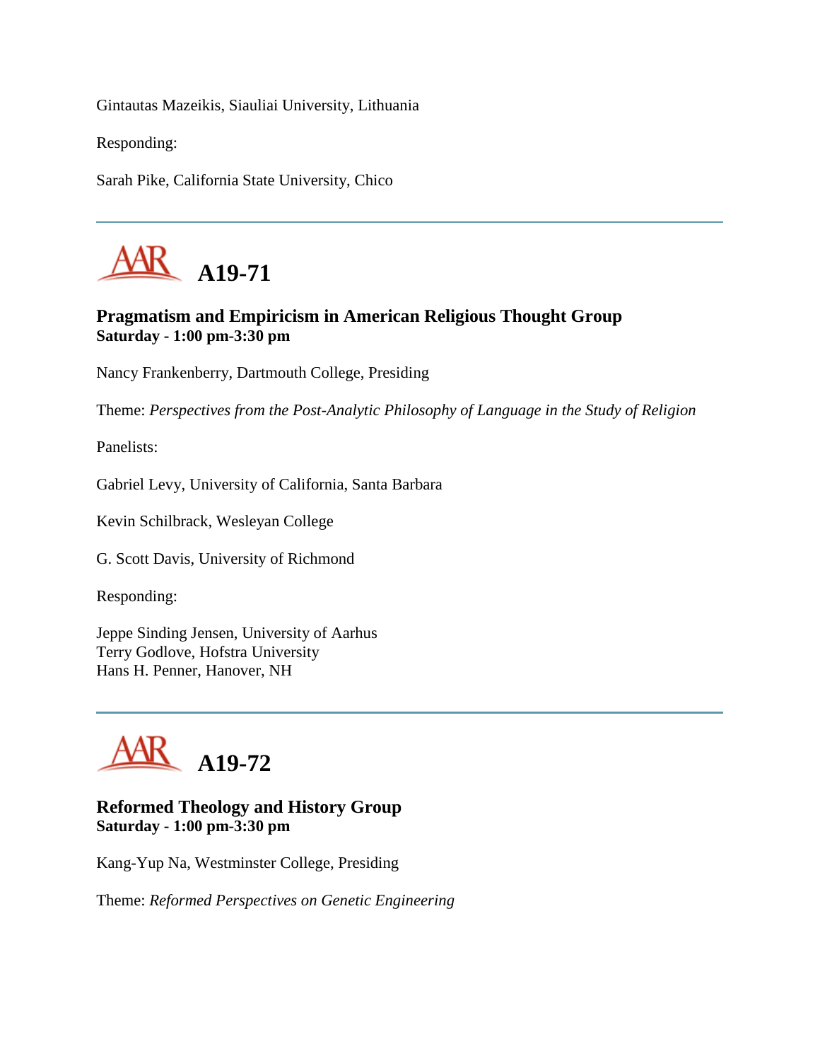Gintautas Mazeikis, Siauliai University, Lithuania

Responding:

Sarah Pike, California State University, Chico

---

## A19-71

### Pragmatism and Empiricism in American Religious Thought Group
**Saturday - 1:00 pm-3:30 pm**

Nancy Frankenberry, Dartmouth College, Presiding

Theme: *Perspectives from the Post-Analytic Philosophy of Language in the Study of Religion*

Panelists:

Gabriel Levy, University of California, Santa Barbara

Kevin Schilbrack, Wesleyan College

G. Scott Davis, University of Richmond

Responding:

Jeppe Sinding Jensen, University of Aarhus
Terry Godlove, Hofstra University
Hans H. Penner, Hanover, NH

---

## A19-72

### Reformed Theology and History Group
**Saturday - 1:00 pm-3:30 pm**

Kang-Yup Na, Westminster College, Presiding

Theme: *Reformed Perspectives on Genetic Engineering*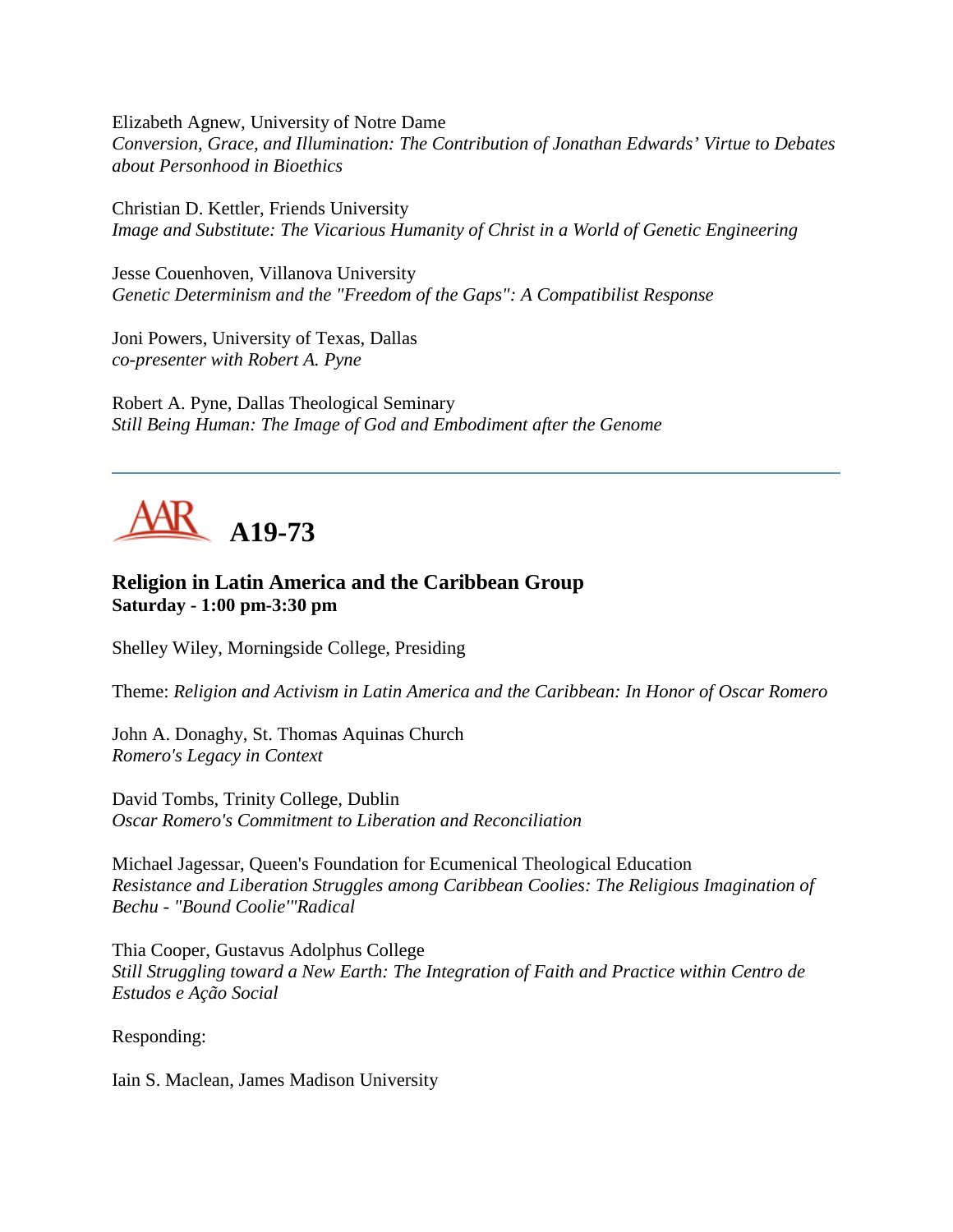Elizabeth Agnew, University of Notre Dame
*Conversion, Grace, and Illumination: The Contribution of Jonathan Edwards' Virtue to Debates about Personhood in Bioethics*

Christian D. Kettler, Friends University
*Image and Substitute: The Vicarious Humanity of Christ in a World of Genetic Engineering*

Jesse Couenhoven, Villanova University
*Genetic Determinism and the "Freedom of the Gaps": A Compatibilist Response*

Joni Powers, University of Texas, Dallas
*co-presenter with Robert A. Pyne*

Robert A. Pyne, Dallas Theological Seminary
*Still Being Human: The Image of God and Embodiment after the Genome*

---

# A19-73

### Religion in Latin America and the Caribbean Group
**Saturday - 1:00 pm-3:30 pm**

Shelley Wiley, Morningside College, Presiding

Theme: *Religion and Activism in Latin America and the Caribbean: In Honor of Oscar Romero*

John A. Donaghy, St. Thomas Aquinas Church
*Romero's Legacy in Context*

David Tombs, Trinity College, Dublin
*Oscar Romero's Commitment to Liberation and Reconciliation*

Michael Jagessar, Queen's Foundation for Ecumenical Theological Education
*Resistance and Liberation Struggles among Caribbean Coolies: The Religious Imagination of Bechu - "Bound Coolie'"Radical*

Thia Cooper, Gustavus Adolphus College
*Still Struggling toward a New Earth: The Integration of Faith and Practice within Centro de Estudos e Ação Social*

Responding:

Iain S. Maclean, James Madison University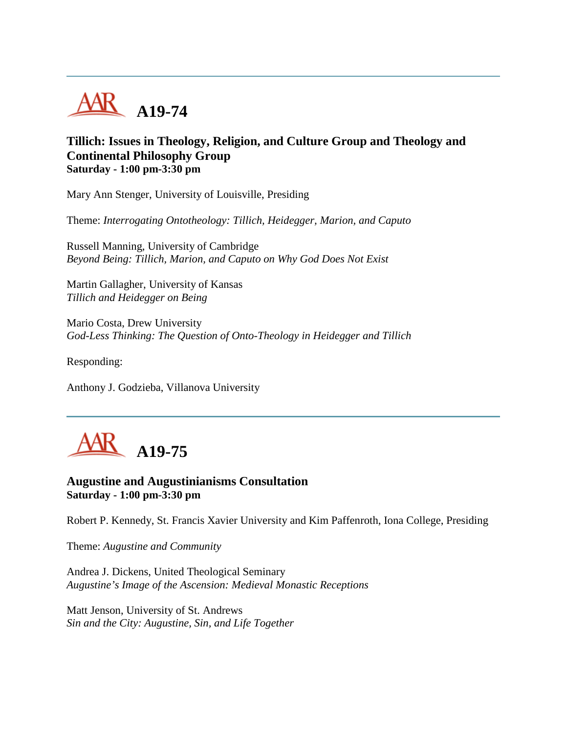## A19-74

### Tillich: Issues in Theology, Religion, and Culture Group and Theology and Continental Philosophy Group

**Saturday - 1:00 pm-3:30 pm**

Mary Ann Stenger, University of Louisville, Presiding

Theme: *Interrogating Ontotheology: Tillich, Heidegger, Marion, and Caputo*

Russell Manning, University of Cambridge
*Beyond Being: Tillich, Marion, and Caputo on Why God Does Not Exist*

Martin Gallagher, University of Kansas
*Tillich and Heidegger on Being*

Mario Costa, Drew University
*God-Less Thinking: The Question of Onto-Theology in Heidegger and Tillich*

Responding:

Anthony J. Godzieba, Villanova University

## A19-75

### Augustine and Augustinianisms Consultation

**Saturday - 1:00 pm-3:30 pm**

Robert P. Kennedy, St. Francis Xavier University and Kim Paffenroth, Iona College, Presiding

Theme: *Augustine and Community*

Andrea J. Dickens, United Theological Seminary
*Augustine's Image of the Ascension: Medieval Monastic Receptions*

Matt Jenson, University of St. Andrews
*Sin and the City: Augustine, Sin, and Life Together*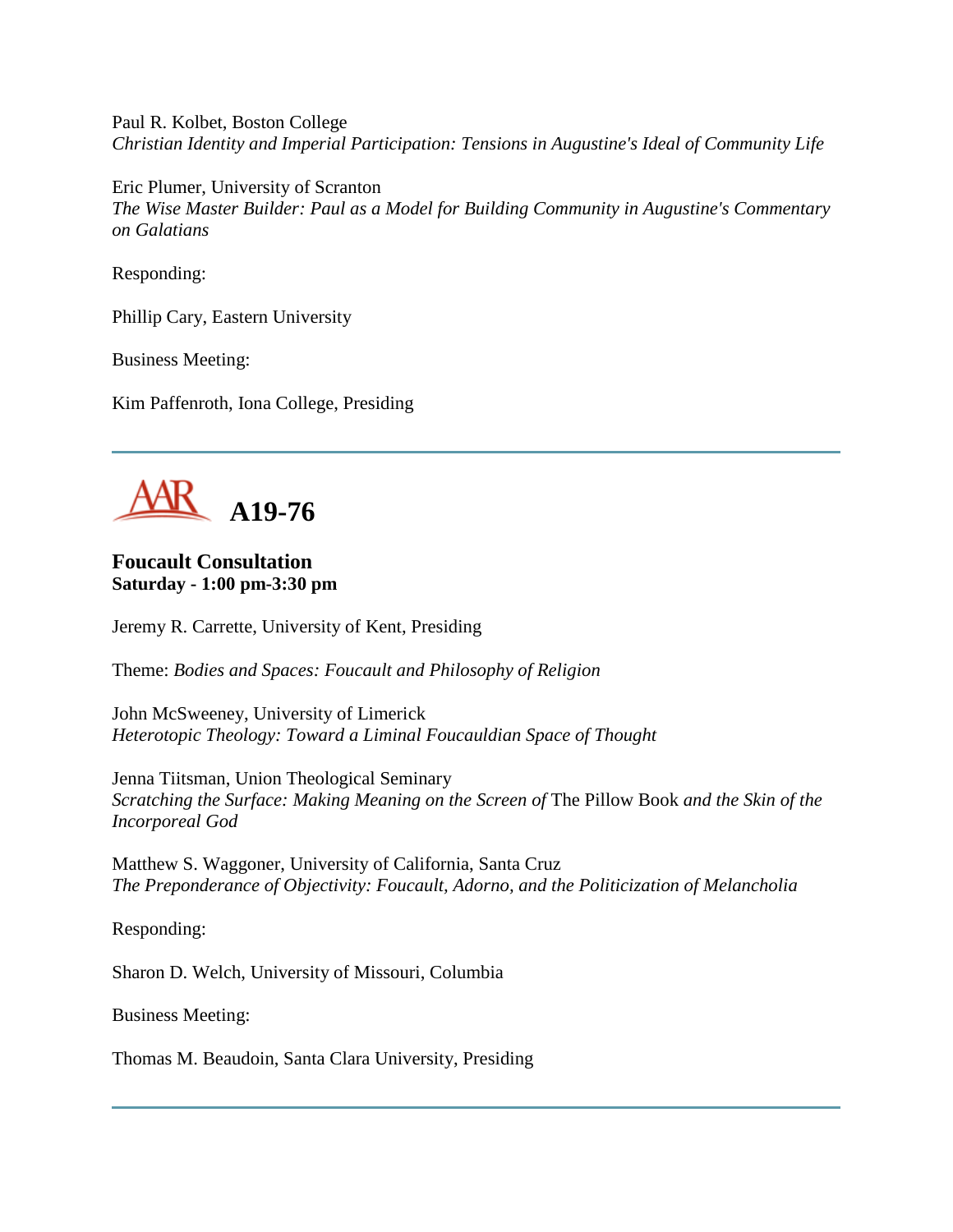Paul R. Kolbet, Boston College
*Christian Identity and Imperial Participation: Tensions in Augustine's Ideal of Community Life*

Eric Plumer, University of Scranton
*The Wise Master Builder: Paul as a Model for Building Community in Augustine's Commentary on Galatians*

Responding:

Phillip Cary, Eastern University

Business Meeting:

Kim Paffenroth, Iona College, Presiding

---

## A19-76

### Foucault Consultation
**Saturday - 1:00 pm-3:30 pm**

Jeremy R. Carrette, University of Kent, Presiding

Theme: *Bodies and Spaces: Foucault and Philosophy of Religion*

John McSweeney, University of Limerick
*Heterotopic Theology: Toward a Liminal Foucauldian Space of Thought*

Jenna Tiitsman, Union Theological Seminary
*Scratching the Surface: Making Meaning on the Screen of* The Pillow Book *and the Skin of the Incorporeal God*

Matthew S. Waggoner, University of California, Santa Cruz
*The Preponderance of Objectivity: Foucault, Adorno, and the Politicization of Melancholia*

Responding:

Sharon D. Welch, University of Missouri, Columbia

Business Meeting:

Thomas M. Beaudoin, Santa Clara University, Presiding

---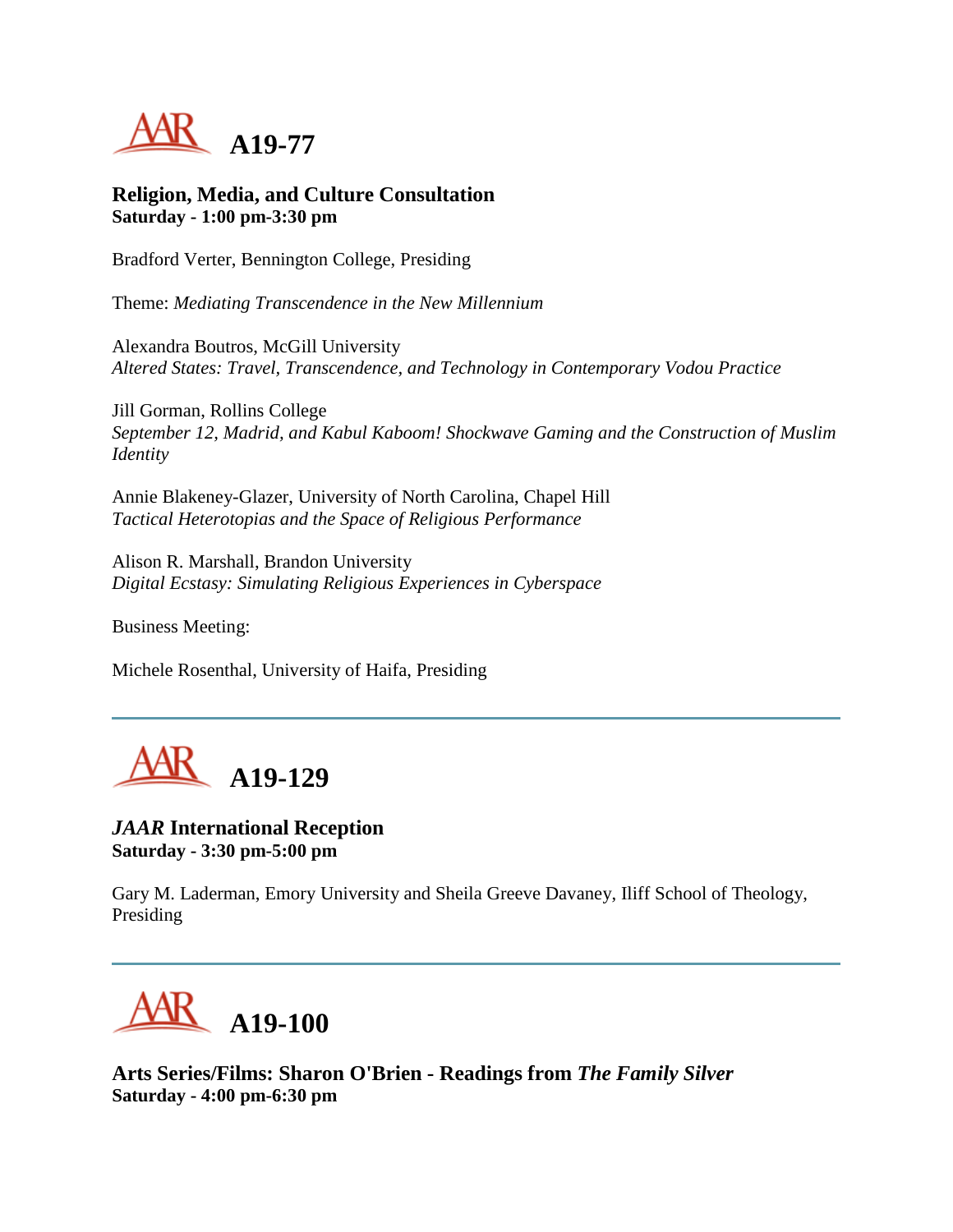## A19-77

**Religion, Media, and Culture Consultation**
**Saturday - 1:00 pm-3:30 pm**

Bradford Verter, Bennington College, Presiding

Theme: *Mediating Transcendence in the New Millennium*

Alexandra Boutros, McGill University
*Altered States: Travel, Transcendence, and Technology in Contemporary Vodou Practice*

Jill Gorman, Rollins College
*September 12, Madrid, and Kabul Kaboom! Shockwave Gaming and the Construction of Muslim Identity*

Annie Blakeney-Glazer, University of North Carolina, Chapel Hill
*Tactical Heterotopias and the Space of Religious Performance*

Alison R. Marshall, Brandon University
*Digital Ecstasy: Simulating Religious Experiences in Cyberspace*

Business Meeting:

Michele Rosenthal, University of Haifa, Presiding

---

## A19-129

***JAAR* International Reception**
**Saturday - 3:30 pm-5:00 pm**

Gary M. Laderman, Emory University and Sheila Greeve Davaney, Iliff School of Theology, Presiding

---

## A19-100

**Arts Series/Films: Sharon O'Brien - Readings from *The Family Silver***
**Saturday - 4:00 pm-6:30 pm**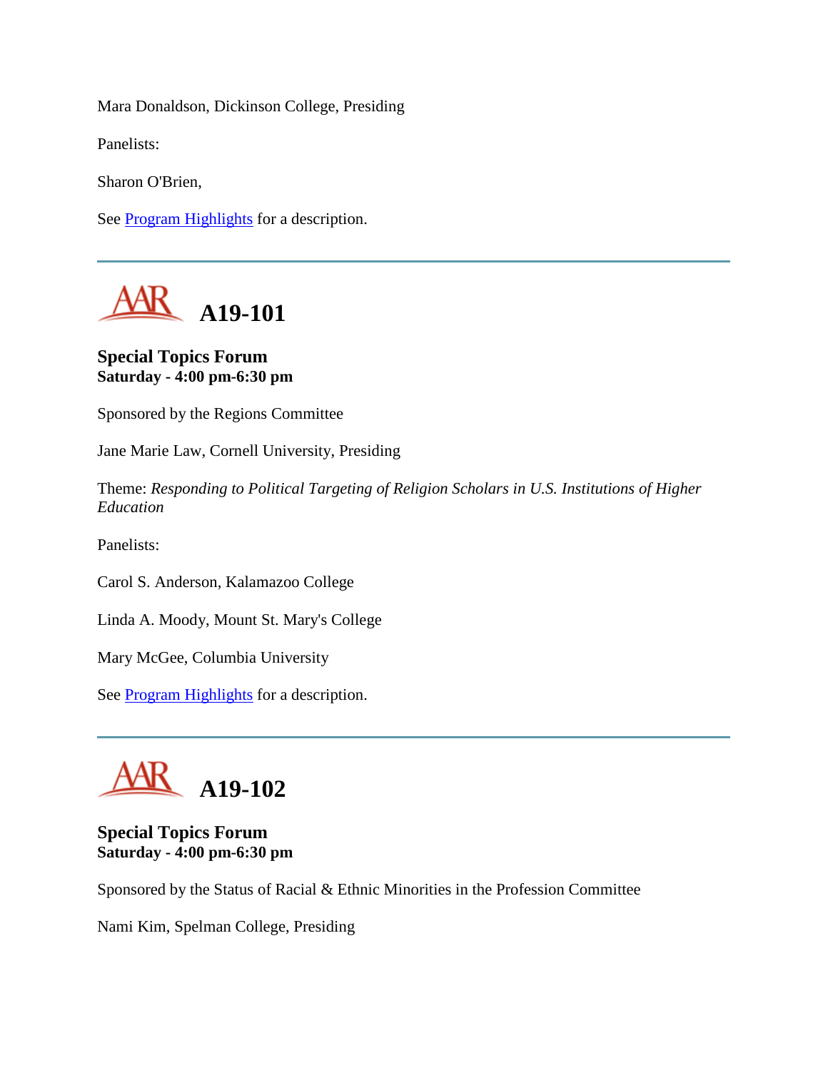Mara Donaldson, Dickinson College, Presiding

Panelists:

Sharon O'Brien,

See Program Highlights for a description.

---

## AAR A19-101

**Special Topics Forum**
**Saturday - 4:00 pm-6:30 pm**

Sponsored by the Regions Committee

Jane Marie Law, Cornell University, Presiding

Theme: *Responding to Political Targeting of Religion Scholars in U.S. Institutions of Higher Education*

Panelists:

Carol S. Anderson, Kalamazoo College

Linda A. Moody, Mount St. Mary's College

Mary McGee, Columbia University

See Program Highlights for a description.

---

## AAR A19-102

**Special Topics Forum**
**Saturday - 4:00 pm-6:30 pm**

Sponsored by the Status of Racial & Ethnic Minorities in the Profession Committee

Nami Kim, Spelman College, Presiding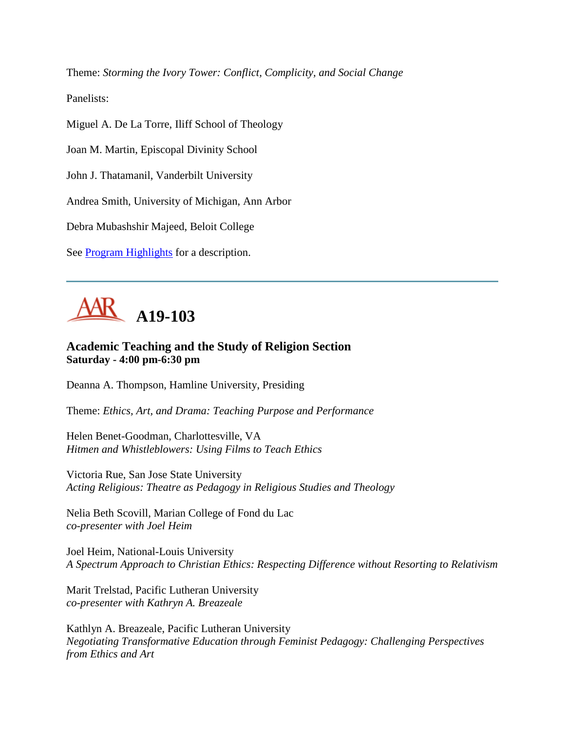Theme: *Storming the Ivory Tower: Conflict, Complicity, and Social Change*

Panelists:

Miguel A. De La Torre, Iliff School of Theology

Joan M. Martin, Episcopal Divinity School

John J. Thatamanil, Vanderbilt University

Andrea Smith, University of Michigan, Ann Arbor

Debra Mubashshir Majeed, Beloit College

See [Program Highlights] for a description.

---

# AAR A19-103

### Academic Teaching and the Study of Religion Section
**Saturday - 4:00 pm-6:30 pm**

Deanna A. Thompson, Hamline University, Presiding

Theme: *Ethics, Art, and Drama: Teaching Purpose and Performance*

Helen Benet-Goodman, Charlottesville, VA
*Hitmen and Whistleblowers: Using Films to Teach Ethics*

Victoria Rue, San Jose State University
*Acting Religious: Theatre as Pedagogy in Religious Studies and Theology*

Nelia Beth Scovill, Marian College of Fond du Lac
*co-presenter with Joel Heim*

Joel Heim, National-Louis University
*A Spectrum Approach to Christian Ethics: Respecting Difference without Resorting to Relativism*

Marit Trelstad, Pacific Lutheran University
*co-presenter with Kathryn A. Breazeale*

Kathlyn A. Breazeale, Pacific Lutheran University
*Negotiating Transformative Education through Feminist Pedagogy: Challenging Perspectives from Ethics and Art*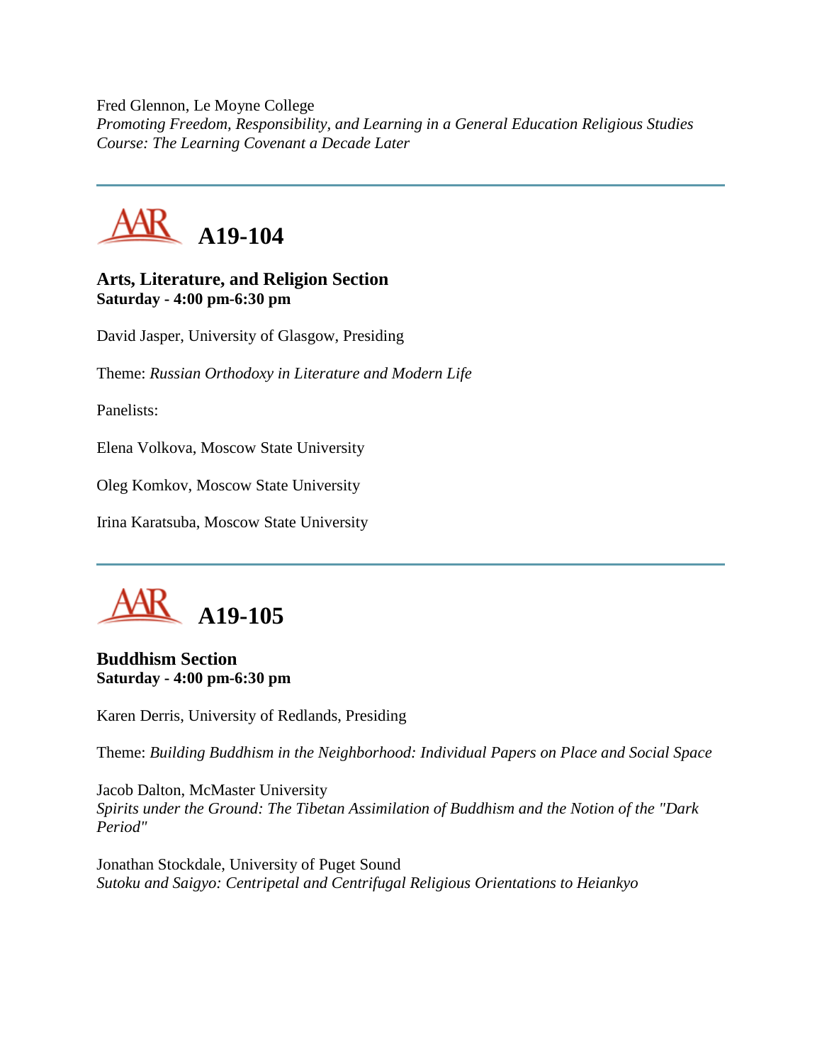Fred Glennon, Le Moyne College
*Promoting Freedom, Responsibility, and Learning in a General Education Religious Studies Course: The Learning Covenant a Decade Later*

---

## A19-104

**Arts, Literature, and Religion Section**
**Saturday - 4:00 pm-6:30 pm**

David Jasper, University of Glasgow, Presiding

Theme: *Russian Orthodoxy in Literature and Modern Life*

Panelists:

Elena Volkova, Moscow State University

Oleg Komkov, Moscow State University

Irina Karatsuba, Moscow State University

---

## A19-105

**Buddhism Section**
**Saturday - 4:00 pm-6:30 pm**

Karen Derris, University of Redlands, Presiding

Theme: *Building Buddhism in the Neighborhood: Individual Papers on Place and Social Space*

Jacob Dalton, McMaster University
*Spirits under the Ground: The Tibetan Assimilation of Buddhism and the Notion of the "Dark Period"*

Jonathan Stockdale, University of Puget Sound
*Sutoku and Saigyo: Centripetal and Centrifugal Religious Orientations to Heiankyo*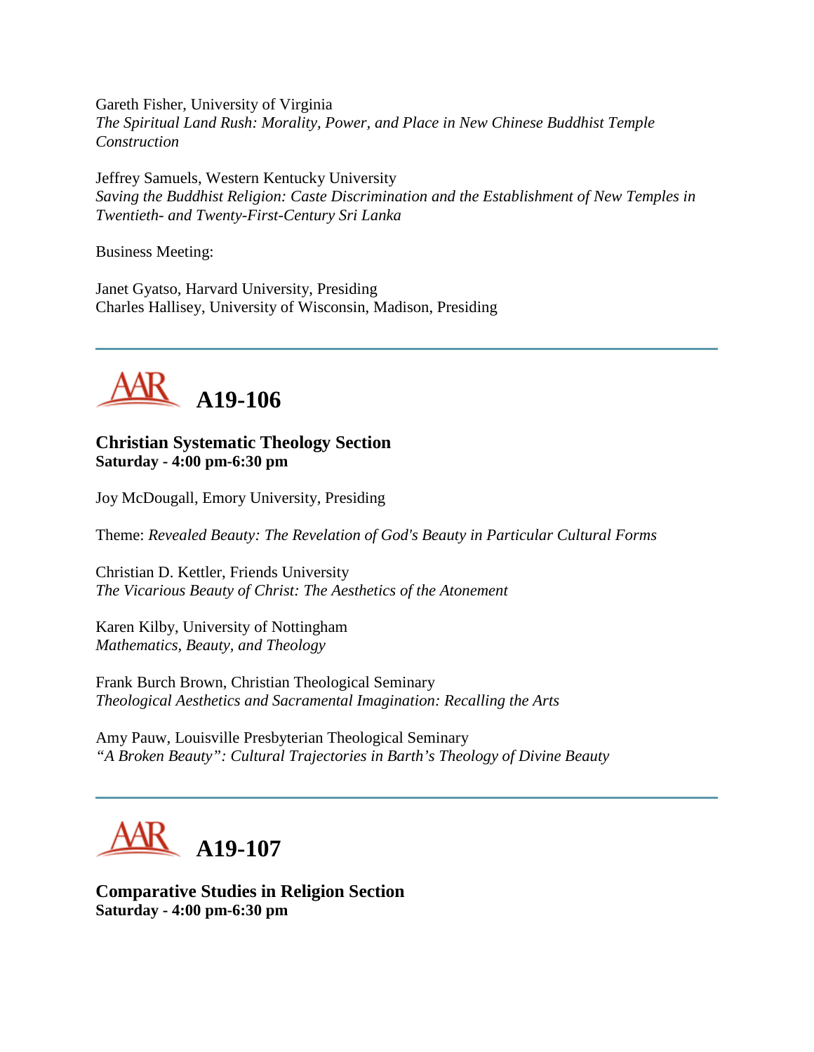Gareth Fisher, University of Virginia
*The Spiritual Land Rush: Morality, Power, and Place in New Chinese Buddhist Temple Construction*

Jeffrey Samuels, Western Kentucky University
*Saving the Buddhist Religion: Caste Discrimination and the Establishment of New Temples in Twentieth- and Twenty-First-Century Sri Lanka*

Business Meeting:

Janet Gyatso, Harvard University, Presiding
Charles Hallisey, University of Wisconsin, Madison, Presiding

---

# A19-106

**Christian Systematic Theology Section**
**Saturday - 4:00 pm-6:30 pm**

Joy McDougall, Emory University, Presiding

Theme: *Revealed Beauty: The Revelation of God's Beauty in Particular Cultural Forms*

Christian D. Kettler, Friends University
*The Vicarious Beauty of Christ: The Aesthetics of the Atonement*

Karen Kilby, University of Nottingham
*Mathematics, Beauty, and Theology*

Frank Burch Brown, Christian Theological Seminary
*Theological Aesthetics and Sacramental Imagination: Recalling the Arts*

Amy Pauw, Louisville Presbyterian Theological Seminary
*"A Broken Beauty": Cultural Trajectories in Barth's Theology of Divine Beauty*

---

# A19-107

**Comparative Studies in Religion Section**
**Saturday - 4:00 pm-6:30 pm**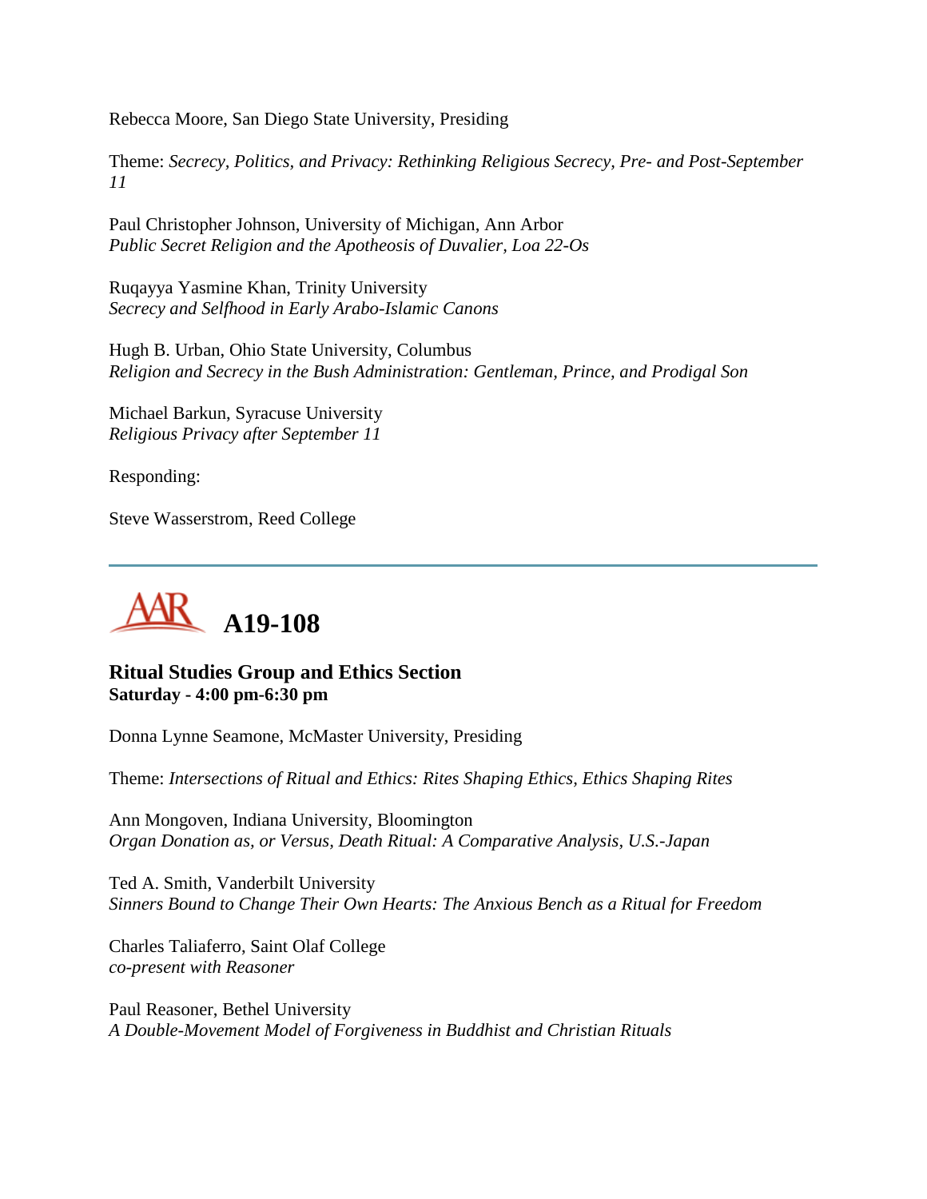Rebecca Moore, San Diego State University, Presiding

Theme: *Secrecy, Politics, and Privacy: Rethinking Religious Secrecy, Pre- and Post-September 11*

Paul Christopher Johnson, University of Michigan, Ann Arbor
*Public Secret Religion and the Apotheosis of Duvalier, Loa 22-Os*

Ruqayya Yasmine Khan, Trinity University
*Secrecy and Selfhood in Early Arabo-Islamic Canons*

Hugh B. Urban, Ohio State University, Columbus
*Religion and Secrecy in the Bush Administration: Gentleman, Prince, and Prodigal Son*

Michael Barkun, Syracuse University
*Religious Privacy after September 11*

Responding:

Steve Wasserstrom, Reed College

---

## AAR A19-108

### Ritual Studies Group and Ethics Section
**Saturday - 4:00 pm-6:30 pm**

Donna Lynne Seamone, McMaster University, Presiding

Theme: *Intersections of Ritual and Ethics: Rites Shaping Ethics, Ethics Shaping Rites*

Ann Mongoven, Indiana University, Bloomington
*Organ Donation as, or Versus, Death Ritual: A Comparative Analysis, U.S.-Japan*

Ted A. Smith, Vanderbilt University
*Sinners Bound to Change Their Own Hearts: The Anxious Bench as a Ritual for Freedom*

Charles Taliaferro, Saint Olaf College
*co-present with Reasoner*

Paul Reasoner, Bethel University
*A Double-Movement Model of Forgiveness in Buddhist and Christian Rituals*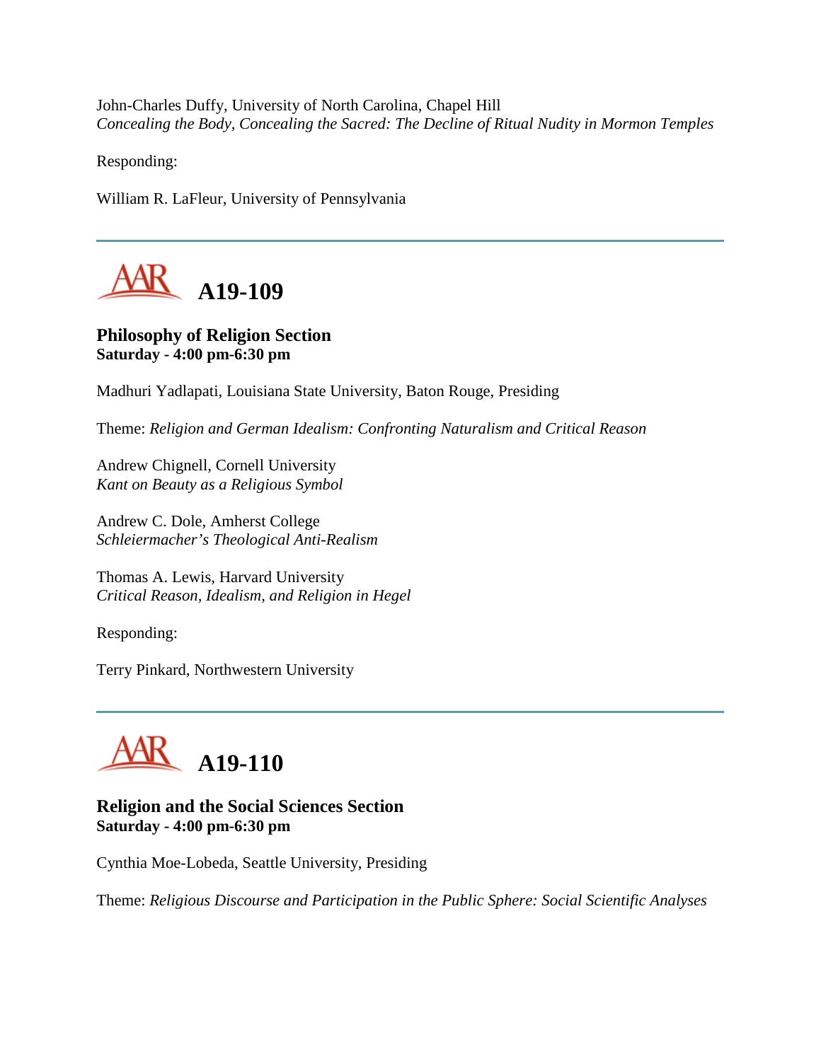John-Charles Duffy, University of North Carolina, Chapel Hill
*Concealing the Body, Concealing the Sacred: The Decline of Ritual Nudity in Mormon Temples*

Responding:

William R. LaFleur, University of Pennsylvania

---

## A19-109

**Philosophy of Religion Section**
**Saturday - 4:00 pm-6:30 pm**

Madhuri Yadlapati, Louisiana State University, Baton Rouge, Presiding

Theme: *Religion and German Idealism: Confronting Naturalism and Critical Reason*

Andrew Chignell, Cornell University
*Kant on Beauty as a Religious Symbol*

Andrew C. Dole, Amherst College
*Schleiermacher's Theological Anti-Realism*

Thomas A. Lewis, Harvard University
*Critical Reason, Idealism, and Religion in Hegel*

Responding:

Terry Pinkard, Northwestern University

---

## A19-110

**Religion and the Social Sciences Section**
**Saturday - 4:00 pm-6:30 pm**

Cynthia Moe-Lobeda, Seattle University, Presiding

Theme: *Religious Discourse and Participation in the Public Sphere: Social Scientific Analyses*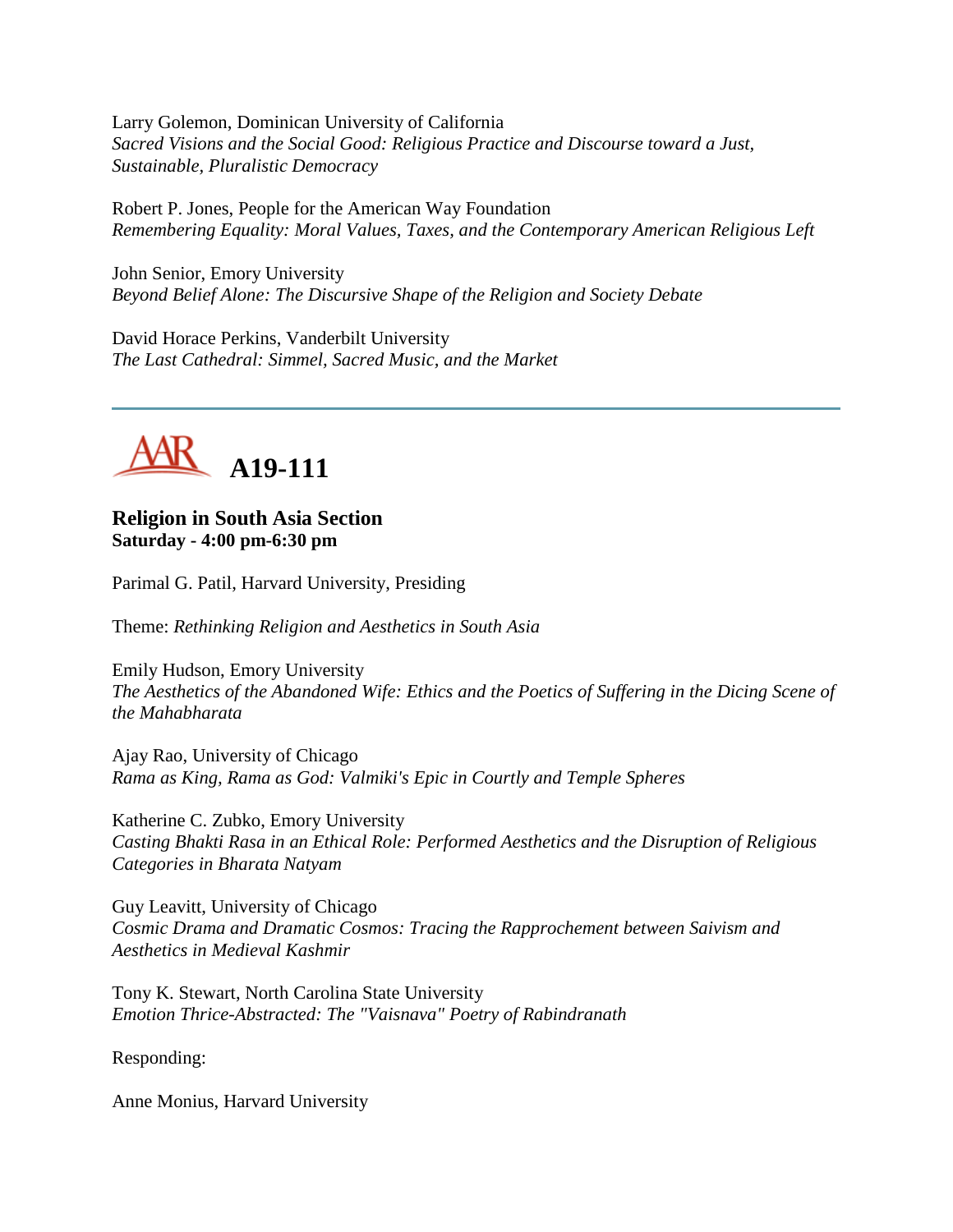Larry Golemon, Dominican University of California
*Sacred Visions and the Social Good: Religious Practice and Discourse toward a Just, Sustainable, Pluralistic Democracy*

Robert P. Jones, People for the American Way Foundation
*Remembering Equality: Moral Values, Taxes, and the Contemporary American Religious Left*

John Senior, Emory University
*Beyond Belief Alone: The Discursive Shape of the Religion and Society Debate*

David Horace Perkins, Vanderbilt University
*The Last Cathedral: Simmel, Sacred Music, and the Market*

---

# A19-111

**Religion in South Asia Section**
**Saturday - 4:00 pm-6:30 pm**

Parimal G. Patil, Harvard University, Presiding

Theme: *Rethinking Religion and Aesthetics in South Asia*

Emily Hudson, Emory University
*The Aesthetics of the Abandoned Wife: Ethics and the Poetics of Suffering in the Dicing Scene of the Mahabharata*

Ajay Rao, University of Chicago
*Rama as King, Rama as God: Valmiki's Epic in Courtly and Temple Spheres*

Katherine C. Zubko, Emory University
*Casting Bhakti Rasa in an Ethical Role: Performed Aesthetics and the Disruption of Religious Categories in Bharata Natyam*

Guy Leavitt, University of Chicago
*Cosmic Drama and Dramatic Cosmos: Tracing the Rapprochement between Saivism and Aesthetics in Medieval Kashmir*

Tony K. Stewart, North Carolina State University
*Emotion Thrice-Abstracted: The "Vaisnava" Poetry of Rabindranath*

Responding:

Anne Monius, Harvard University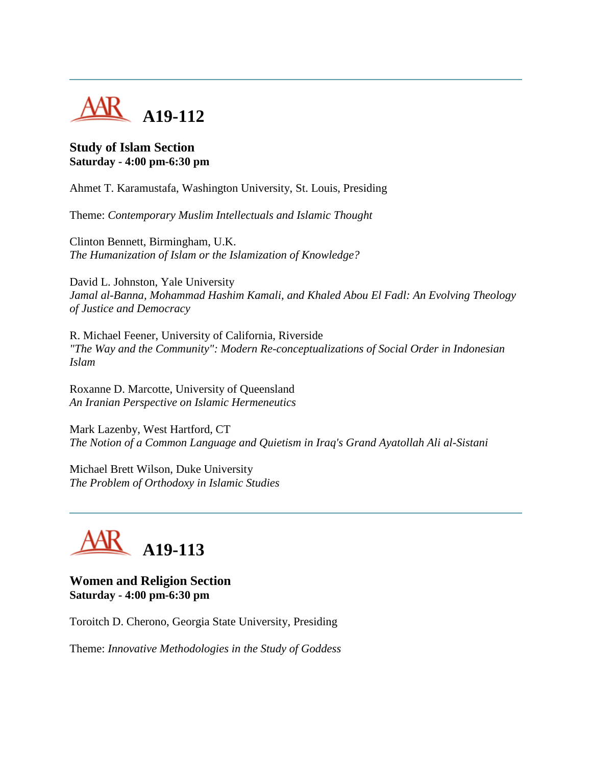---

# A19-112

**Study of Islam Section**
**Saturday - 4:00 pm-6:30 pm**

Ahmet T. Karamustafa, Washington University, St. Louis, Presiding

Theme: *Contemporary Muslim Intellectuals and Islamic Thought*

Clinton Bennett, Birmingham, U.K.
*The Humanization of Islam or the Islamization of Knowledge?*

David L. Johnston, Yale University
*Jamal al-Banna, Mohammad Hashim Kamali, and Khaled Abou El Fadl: An Evolving Theology of Justice and Democracy*

R. Michael Feener, University of California, Riverside
*"The Way and the Community": Modern Re-conceptualizations of Social Order in Indonesian Islam*

Roxanne D. Marcotte, University of Queensland
*An Iranian Perspective on Islamic Hermeneutics*

Mark Lazenby, West Hartford, CT
*The Notion of a Common Language and Quietism in Iraq's Grand Ayatollah Ali al-Sistani*

Michael Brett Wilson, Duke University
*The Problem of Orthodoxy in Islamic Studies*

---

# A19-113

**Women and Religion Section**
**Saturday - 4:00 pm-6:30 pm**

Toroitch D. Cherono, Georgia State University, Presiding

Theme: *Innovative Methodologies in the Study of Goddess*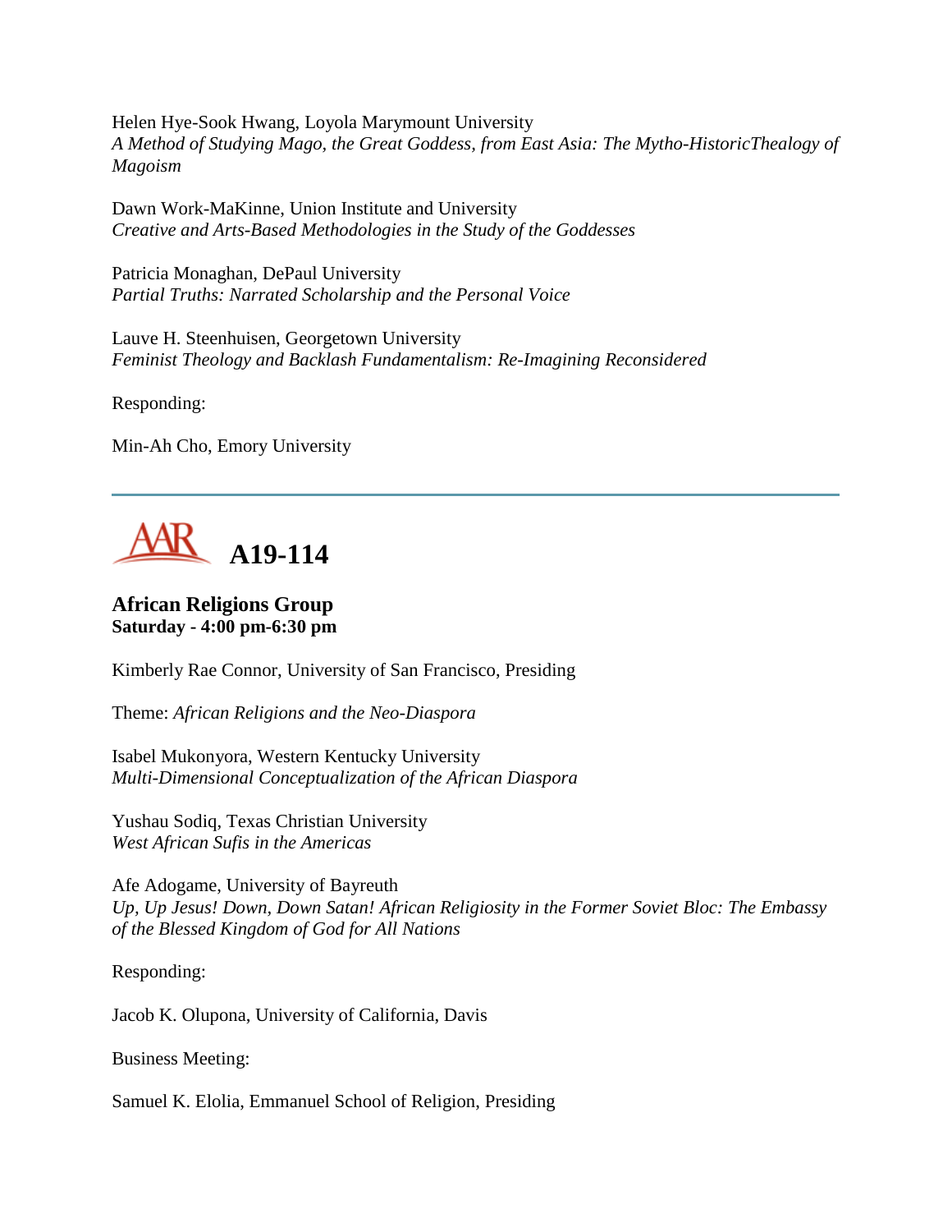Helen Hye-Sook Hwang, Loyola Marymount University
*A Method of Studying Mago, the Great Goddess, from East Asia: The Mytho-HistoricThealogy of Magoism*

Dawn Work-MaKinne, Union Institute and University
*Creative and Arts-Based Methodologies in the Study of the Goddesses*

Patricia Monaghan, DePaul University
*Partial Truths: Narrated Scholarship and the Personal Voice*

Lauve H. Steenhuisen, Georgetown University
*Feminist Theology and Backlash Fundamentalism: Re-Imagining Reconsidered*

Responding:

Min-Ah Cho, Emory University

---

# AAR A19-114

## African Religions Group
**Saturday - 4:00 pm-6:30 pm**

Kimberly Rae Connor, University of San Francisco, Presiding

Theme: *African Religions and the Neo-Diaspora*

Isabel Mukonyora, Western Kentucky University
*Multi-Dimensional Conceptualization of the African Diaspora*

Yushau Sodiq, Texas Christian University
*West African Sufis in the Americas*

Afe Adogame, University of Bayreuth
*Up, Up Jesus! Down, Down Satan! African Religiosity in the Former Soviet Bloc: The Embassy of the Blessed Kingdom of God for All Nations*

Responding:

Jacob K. Olupona, University of California, Davis

Business Meeting:

Samuel K. Elolia, Emmanuel School of Religion, Presiding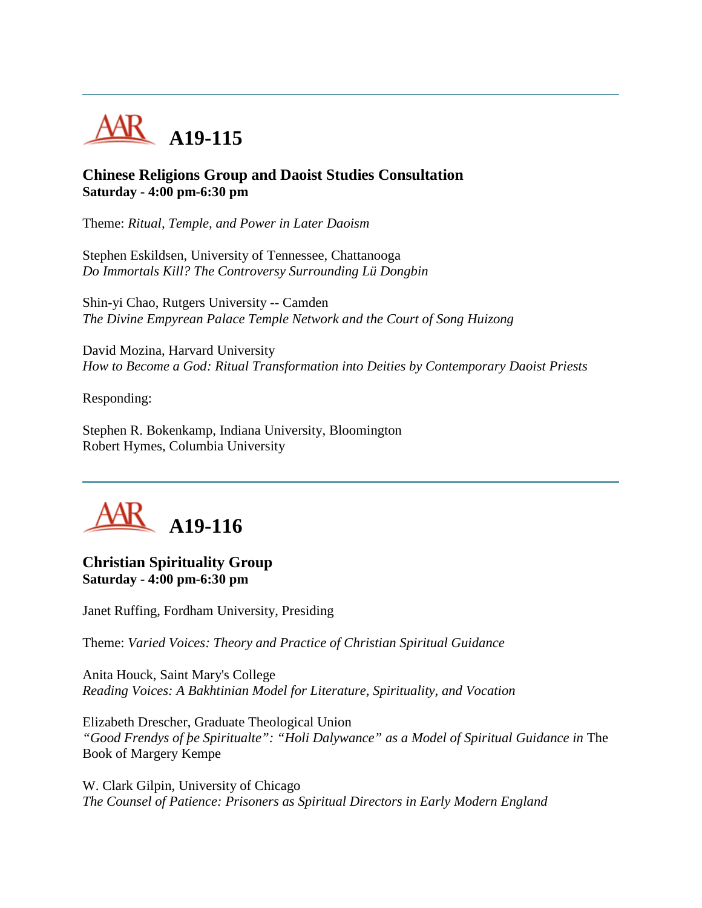# A19-115

**Chinese Religions Group and Daoist Studies Consultation**
**Saturday - 4:00 pm-6:30 pm**

Theme: *Ritual, Temple, and Power in Later Daoism*

Stephen Eskildsen, University of Tennessee, Chattanooga
*Do Immortals Kill? The Controversy Surrounding Lü Dongbin*

Shin-yi Chao, Rutgers University -- Camden
*The Divine Empyrean Palace Temple Network and the Court of Song Huizong*

David Mozina, Harvard University
*How to Become a God: Ritual Transformation into Deities by Contemporary Daoist Priests*

Responding:

Stephen R. Bokenkamp, Indiana University, Bloomington
Robert Hymes, Columbia University

# A19-116

**Christian Spirituality Group**
**Saturday - 4:00 pm-6:30 pm**

Janet Ruffing, Fordham University, Presiding

Theme: *Varied Voices: Theory and Practice of Christian Spiritual Guidance*

Anita Houck, Saint Mary's College
*Reading Voices: A Bakhtinian Model for Literature, Spirituality, and Vocation*

Elizabeth Drescher, Graduate Theological Union
*"Good Frendys of þe Spiritualte": "Holi Dalywance" as a Model of Spiritual Guidance in* The Book of Margery Kempe

W. Clark Gilpin, University of Chicago
*The Counsel of Patience: Prisoners as Spiritual Directors in Early Modern England*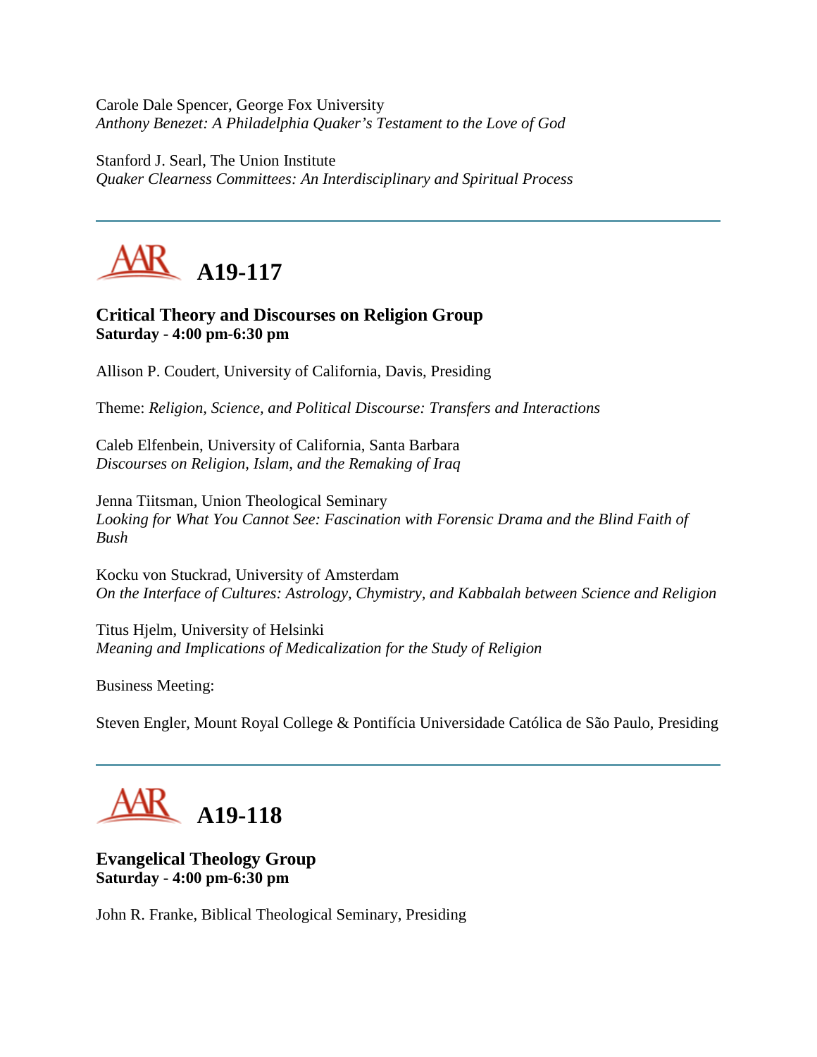Carole Dale Spencer, George Fox University
*Anthony Benezet: A Philadelphia Quaker's Testament to the Love of God*

Stanford J. Searl, The Union Institute
*Quaker Clearness Committees: An Interdisciplinary and Spiritual Process*

---

## A19-117

**Critical Theory and Discourses on Religion Group**
**Saturday - 4:00 pm-6:30 pm**

Allison P. Coudert, University of California, Davis, Presiding

Theme: *Religion, Science, and Political Discourse: Transfers and Interactions*

Caleb Elfenbein, University of California, Santa Barbara
*Discourses on Religion, Islam, and the Remaking of Iraq*

Jenna Tiitsman, Union Theological Seminary
*Looking for What You Cannot See: Fascination with Forensic Drama and the Blind Faith of Bush*

Kocku von Stuckrad, University of Amsterdam
*On the Interface of Cultures: Astrology, Chymistry, and Kabbalah between Science and Religion*

Titus Hjelm, University of Helsinki
*Meaning and Implications of Medicalization for the Study of Religion*

Business Meeting:

Steven Engler, Mount Royal College & Pontifícia Universidade Católica de São Paulo, Presiding

---

## A19-118

**Evangelical Theology Group**
**Saturday - 4:00 pm-6:30 pm**

John R. Franke, Biblical Theological Seminary, Presiding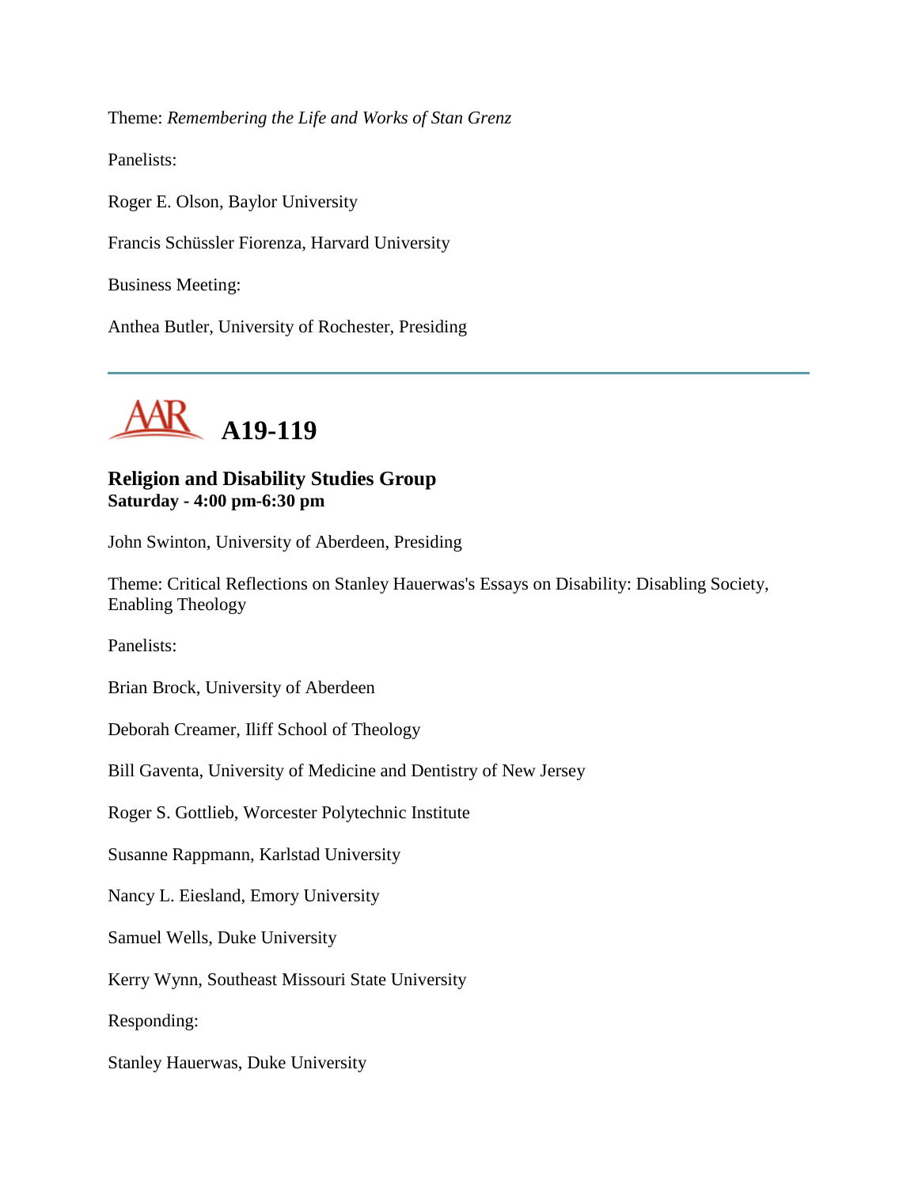Theme: *Remembering the Life and Works of Stan Grenz*

Panelists:

Roger E. Olson, Baylor University

Francis Schüssler Fiorenza, Harvard University

Business Meeting:

Anthea Butler, University of Rochester, Presiding

---

# AAR A19-119

## Religion and Disability Studies Group
**Saturday - 4:00 pm-6:30 pm**

John Swinton, University of Aberdeen, Presiding

Theme: Critical Reflections on Stanley Hauerwas's Essays on Disability: Disabling Society, Enabling Theology

Panelists:

Brian Brock, University of Aberdeen

Deborah Creamer, Iliff School of Theology

Bill Gaventa, University of Medicine and Dentistry of New Jersey

Roger S. Gottlieb, Worcester Polytechnic Institute

Susanne Rappmann, Karlstad University

Nancy L. Eiesland, Emory University

Samuel Wells, Duke University

Kerry Wynn, Southeast Missouri State University

Responding:

Stanley Hauerwas, Duke University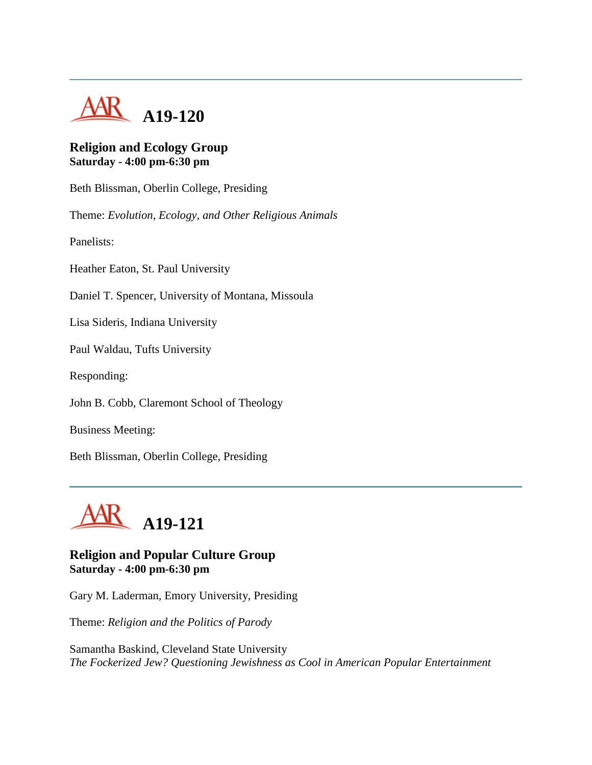---

# A19-120

### Religion and Ecology Group
**Saturday - 4:00 pm-6:30 pm**

Beth Blissman, Oberlin College, Presiding

Theme: *Evolution, Ecology, and Other Religious Animals*

Panelists:

Heather Eaton, St. Paul University

Daniel T. Spencer, University of Montana, Missoula

Lisa Sideris, Indiana University

Paul Waldau, Tufts University

Responding:

John B. Cobb, Claremont School of Theology

Business Meeting:

Beth Blissman, Oberlin College, Presiding

---

# A19-121

### Religion and Popular Culture Group
**Saturday - 4:00 pm-6:30 pm**

Gary M. Laderman, Emory University, Presiding

Theme: *Religion and the Politics of Parody*

Samantha Baskind, Cleveland State University
*The Fockerized Jew? Questioning Jewishness as Cool in American Popular Entertainment*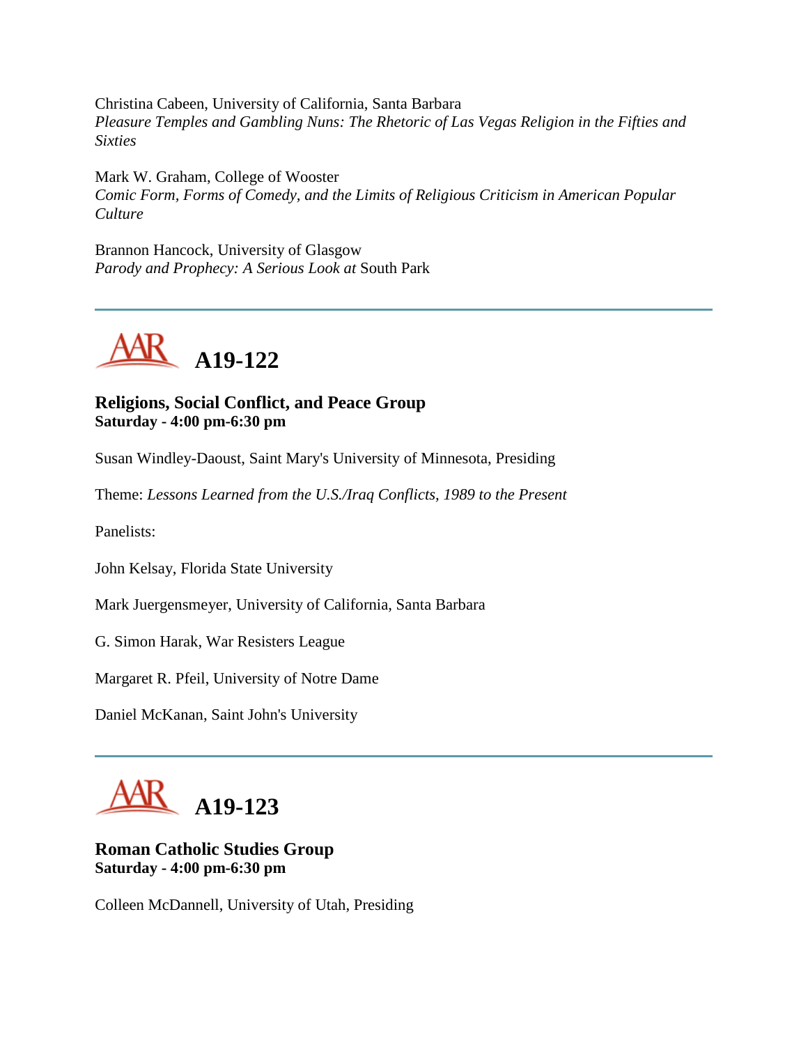Christina Cabeen, University of California, Santa Barbara
*Pleasure Temples and Gambling Nuns: The Rhetoric of Las Vegas Religion in the Fifties and Sixties*

Mark W. Graham, College of Wooster
*Comic Form, Forms of Comedy, and the Limits of Religious Criticism in American Popular Culture*

Brannon Hancock, University of Glasgow
*Parody and Prophecy: A Serious Look at* South Park

---

## A19-122

### Religions, Social Conflict, and Peace Group
**Saturday - 4:00 pm-6:30 pm**

Susan Windley-Daoust, Saint Mary's University of Minnesota, Presiding

Theme: *Lessons Learned from the U.S./Iraq Conflicts, 1989 to the Present*

Panelists:

John Kelsay, Florida State University

Mark Juergensmeyer, University of California, Santa Barbara

G. Simon Harak, War Resisters League

Margaret R. Pfeil, University of Notre Dame

Daniel McKanan, Saint John's University

---

## A19-123

### Roman Catholic Studies Group
**Saturday - 4:00 pm-6:30 pm**

Colleen McDannell, University of Utah, Presiding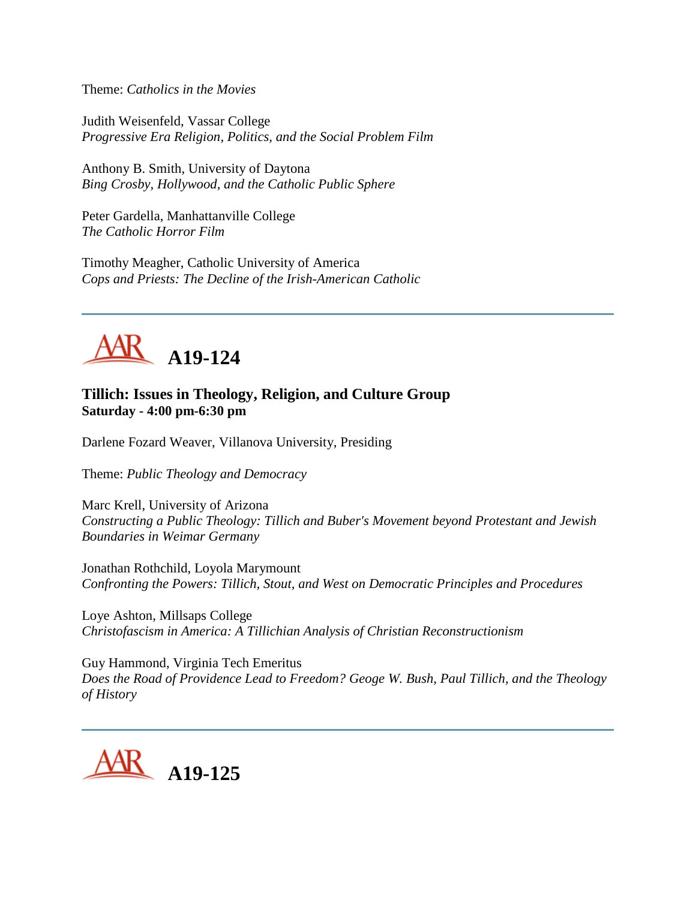Theme: *Catholics in the Movies*

Judith Weisenfeld, Vassar College
*Progressive Era Religion, Politics, and the Social Problem Film*

Anthony B. Smith, University of Daytona
*Bing Crosby, Hollywood, and the Catholic Public Sphere*

Peter Gardella, Manhattanville College
*The Catholic Horror Film*

Timothy Meagher, Catholic University of America
*Cops and Priests: The Decline of the Irish-American Catholic*

---

# A19-124

### Tillich: Issues in Theology, Religion, and Culture Group
**Saturday - 4:00 pm-6:30 pm**

Darlene Fozard Weaver, Villanova University, Presiding

Theme: *Public Theology and Democracy*

Marc Krell, University of Arizona
*Constructing a Public Theology: Tillich and Buber's Movement beyond Protestant and Jewish Boundaries in Weimar Germany*

Jonathan Rothchild, Loyola Marymount
*Confronting the Powers: Tillich, Stout, and West on Democratic Principles and Procedures*

Loye Ashton, Millsaps College
*Christofascism in America: A Tillichian Analysis of Christian Reconstructionism*

Guy Hammond, Virginia Tech Emeritus
*Does the Road of Providence Lead to Freedom? Geoge W. Bush, Paul Tillich, and the Theology of History*

---

# A19-125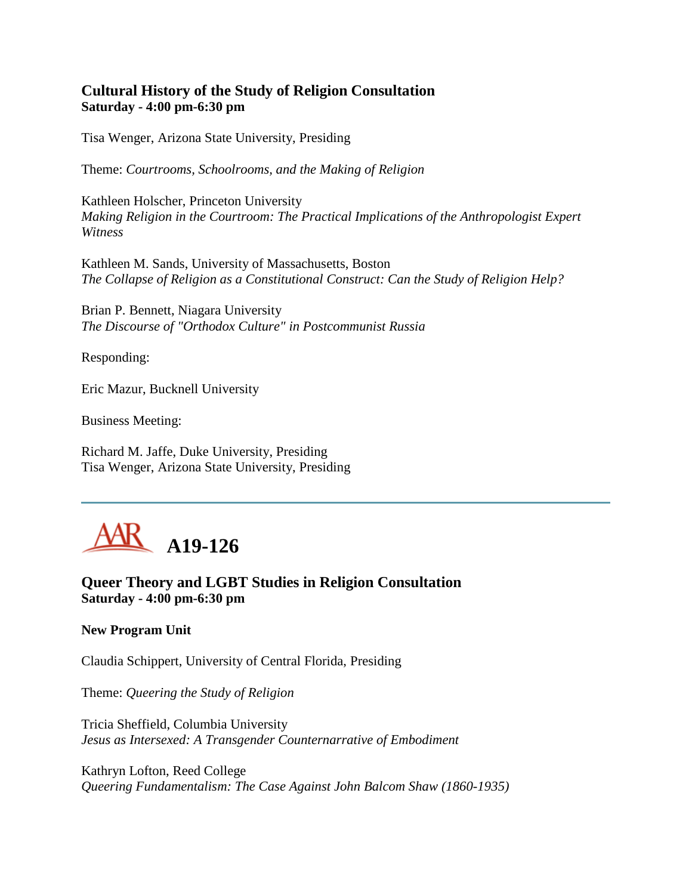### Cultural History of the Study of Religion Consultation
**Saturday - 4:00 pm-6:30 pm**

Tisa Wenger, Arizona State University, Presiding

Theme: *Courtrooms, Schoolrooms, and the Making of Religion*

Kathleen Holscher, Princeton University
*Making Religion in the Courtroom: The Practical Implications of the Anthropologist Expert Witness*

Kathleen M. Sands, University of Massachusetts, Boston
*The Collapse of Religion as a Constitutional Construct: Can the Study of Religion Help?*

Brian P. Bennett, Niagara University
*The Discourse of "Orthodox Culture" in Postcommunist Russia*

Responding:

Eric Mazur, Bucknell University

Business Meeting:

Richard M. Jaffe, Duke University, Presiding
Tisa Wenger, Arizona State University, Presiding

---

## AAR A19-126

### Queer Theory and LGBT Studies in Religion Consultation
**Saturday - 4:00 pm-6:30 pm**

**New Program Unit**

Claudia Schippert, University of Central Florida, Presiding

Theme: *Queering the Study of Religion*

Tricia Sheffield, Columbia University
*Jesus as Intersexed: A Transgender Counternarrative of Embodiment*

Kathryn Lofton, Reed College
*Queering Fundamentalism: The Case Against John Balcom Shaw (1860-1935)*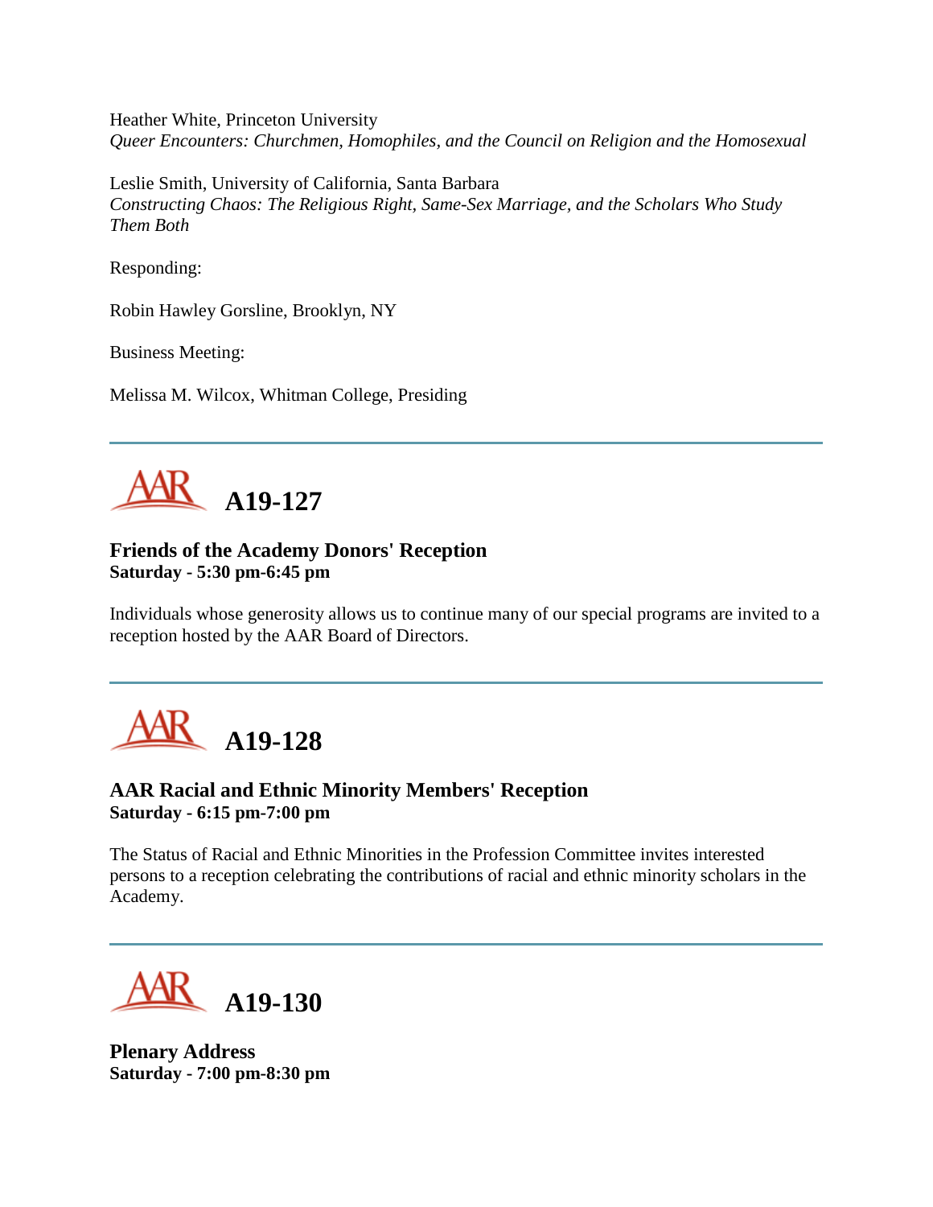Heather White, Princeton University
*Queer Encounters: Churchmen, Homophiles, and the Council on Religion and the Homosexual*

Leslie Smith, University of California, Santa Barbara
*Constructing Chaos: The Religious Right, Same-Sex Marriage, and the Scholars Who Study Them Both*

Responding:

Robin Hawley Gorsline, Brooklyn, NY

Business Meeting:

Melissa M. Wilcox, Whitman College, Presiding

---

## A19-127

**Friends of the Academy Donors' Reception**
**Saturday - 5:30 pm-6:45 pm**

Individuals whose generosity allows us to continue many of our special programs are invited to a reception hosted by the AAR Board of Directors.

---

## A19-128

**AAR Racial and Ethnic Minority Members' Reception**
**Saturday - 6:15 pm-7:00 pm**

The Status of Racial and Ethnic Minorities in the Profession Committee invites interested persons to a reception celebrating the contributions of racial and ethnic minority scholars in the Academy.

---

## A19-130

**Plenary Address**
**Saturday - 7:00 pm-8:30 pm**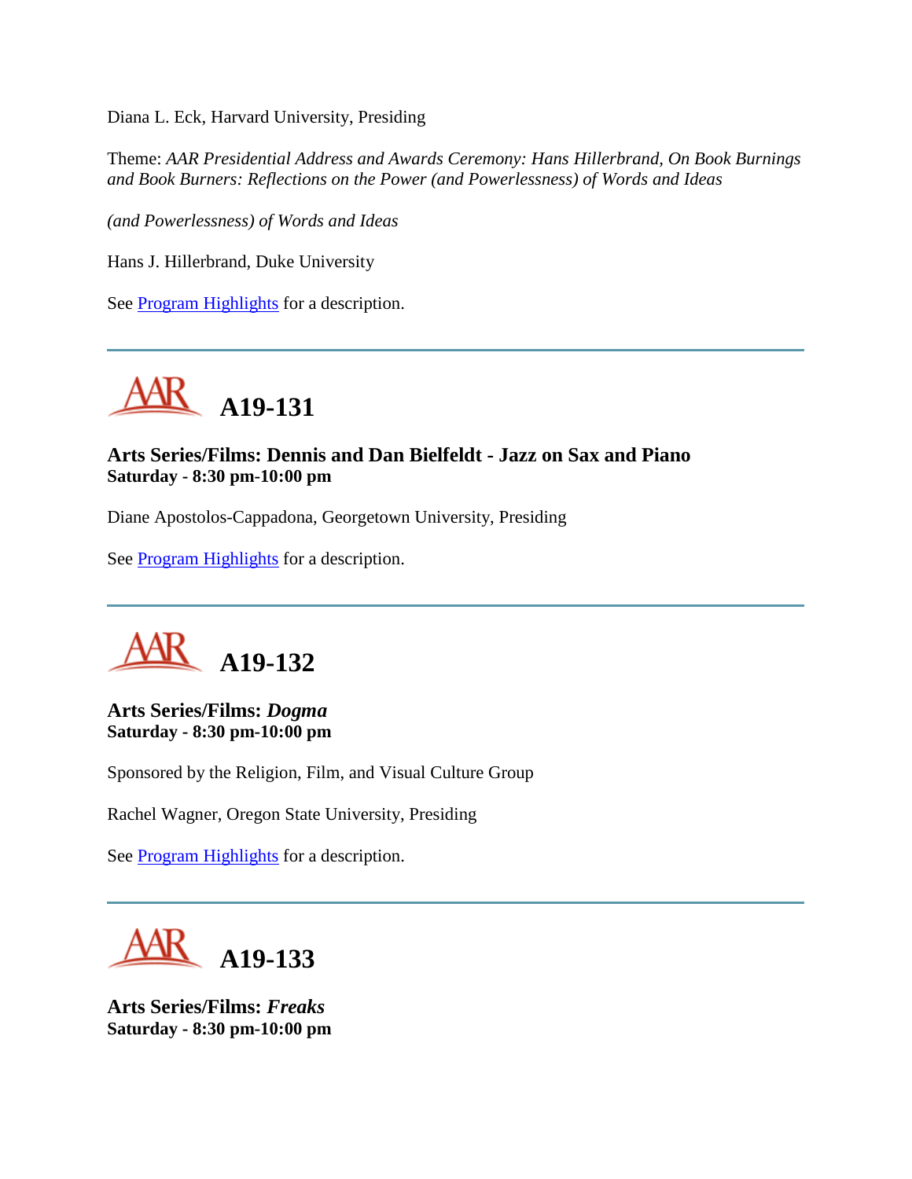Diana L. Eck, Harvard University, Presiding

Theme: *AAR Presidential Address and Awards Ceremony: Hans Hillerbrand, On Book Burnings and Book Burners: Reflections on the Power (and Powerlessness) of Words and Ideas*

*(and Powerlessness) of Words and Ideas*

Hans J. Hillerbrand, Duke University

See Program Highlights for a description.

---

## A19-131

**Arts Series/Films: Dennis and Dan Bielfeldt - Jazz on Sax and Piano**
**Saturday - 8:30 pm-10:00 pm**

Diane Apostolos-Cappadona, Georgetown University, Presiding

See Program Highlights for a description.

---

## A19-132

**Arts Series/Films: *Dogma***
**Saturday - 8:30 pm-10:00 pm**

Sponsored by the Religion, Film, and Visual Culture Group

Rachel Wagner, Oregon State University, Presiding

See Program Highlights for a description.

---

## A19-133

**Arts Series/Films: *Freaks***
**Saturday - 8:30 pm-10:00 pm**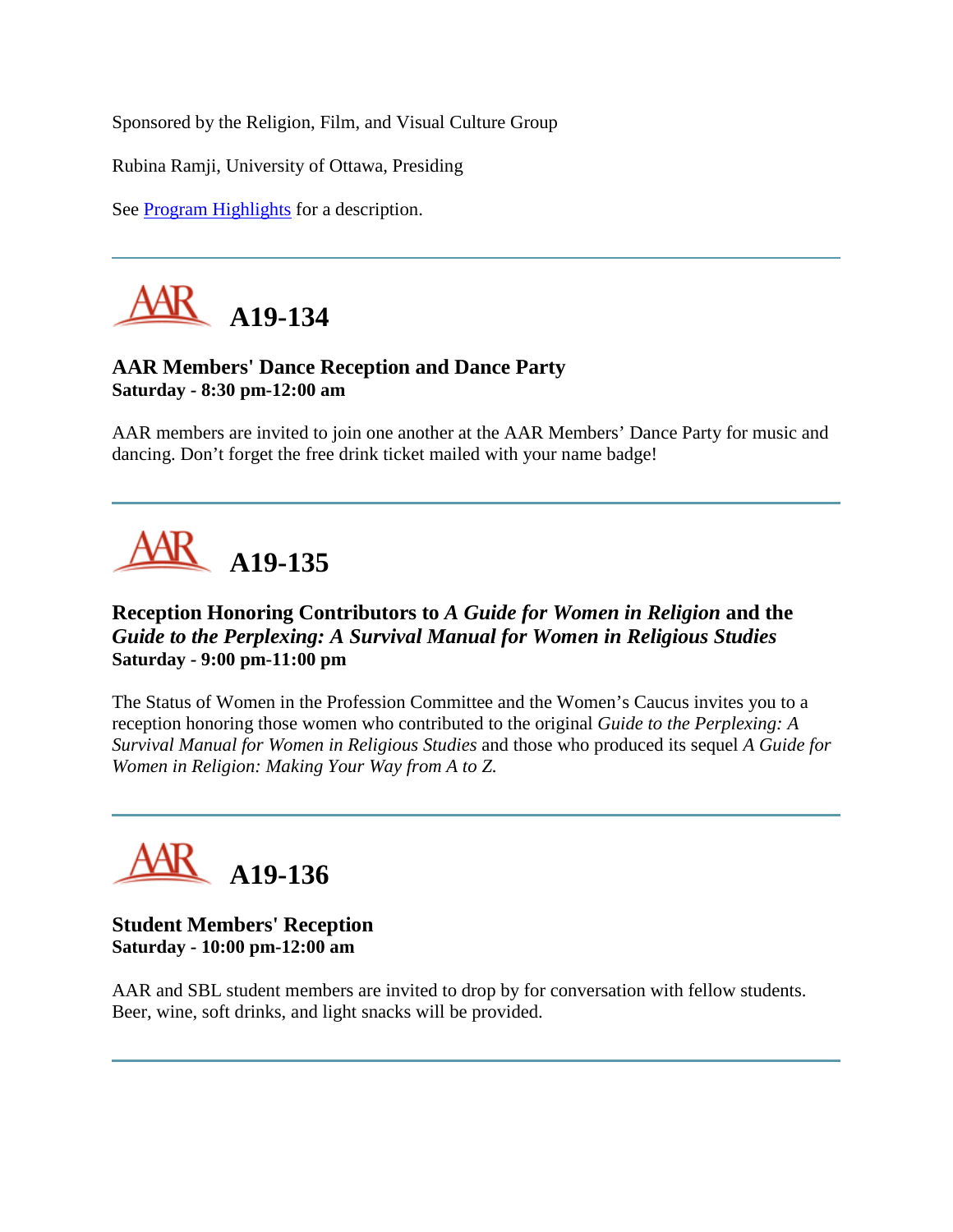Sponsored by the Religion, Film, and Visual Culture Group

Rubina Ramji, University of Ottawa, Presiding

See Program Highlights for a description.

---

## A19-134

**AAR Members' Dance Reception and Dance Party**
**Saturday - 8:30 pm-12:00 am**

AAR members are invited to join one another at the AAR Members' Dance Party for music and dancing. Don't forget the free drink ticket mailed with your name badge!

---

## A19-135

**Reception Honoring Contributors to *A Guide for Women in Religion* and the *Guide to the Perplexing: A Survival Manual for Women in Religious Studies***
**Saturday - 9:00 pm-11:00 pm**

The Status of Women in the Profession Committee and the Women's Caucus invites you to a reception honoring those women who contributed to the original *Guide to the Perplexing: A Survival Manual for Women in Religious Studies* and those who produced its sequel *A Guide for Women in Religion: Making Your Way from A to Z.*

---

## A19-136

**Student Members' Reception**
**Saturday - 10:00 pm-12:00 am**

AAR and SBL student members are invited to drop by for conversation with fellow students. Beer, wine, soft drinks, and light snacks will be provided.

---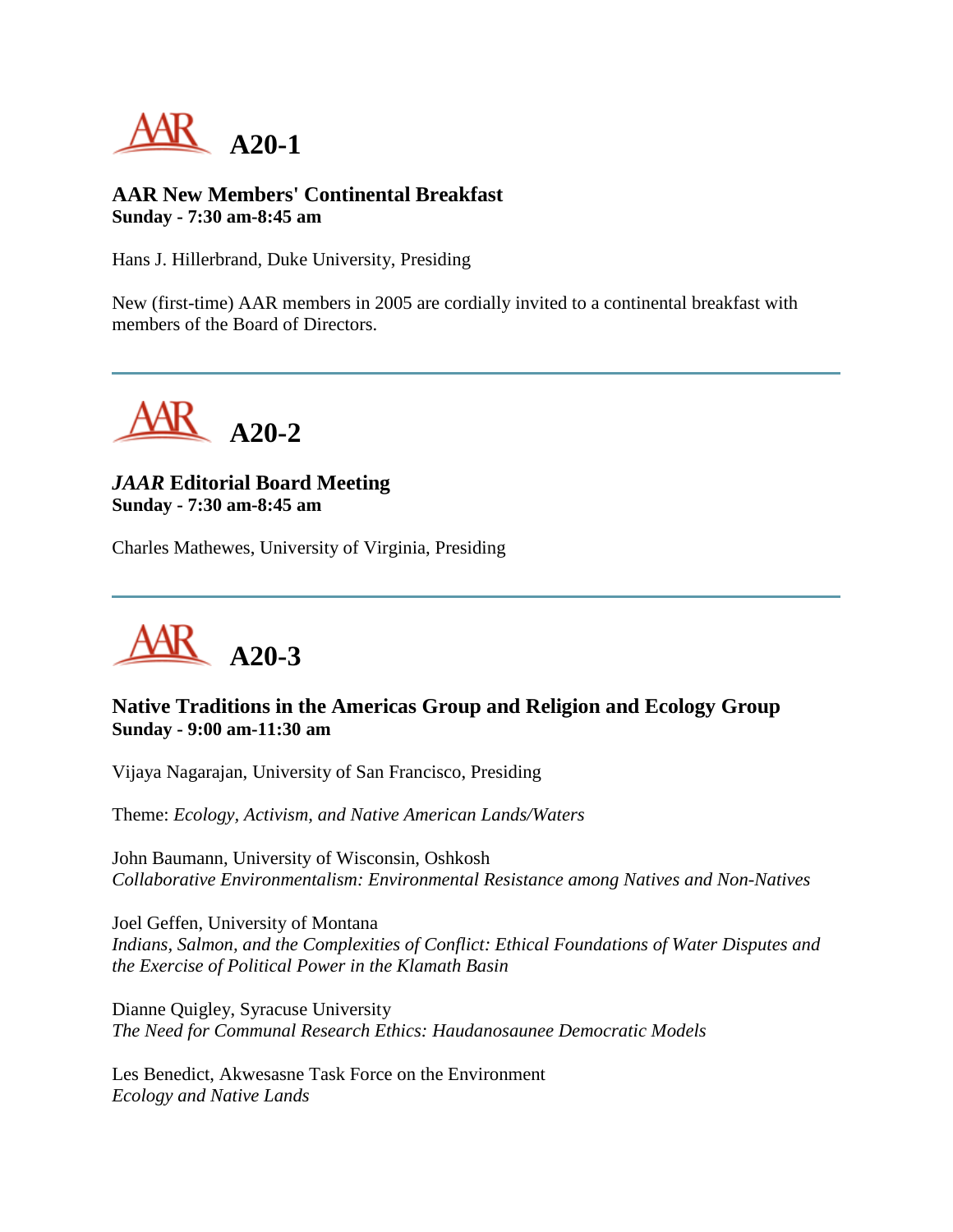# A20-1

### AAR New Members' Continental Breakfast
**Sunday - 7:30 am-8:45 am**

Hans J. Hillerbrand, Duke University, Presiding

New (first-time) AAR members in 2005 are cordially invited to a continental breakfast with members of the Board of Directors.

---

# A20-2

### *JAAR* Editorial Board Meeting
**Sunday - 7:30 am-8:45 am**

Charles Mathewes, University of Virginia, Presiding

---

# A20-3

### Native Traditions in the Americas Group and Religion and Ecology Group
**Sunday - 9:00 am-11:30 am**

Vijaya Nagarajan, University of San Francisco, Presiding

Theme: *Ecology, Activism, and Native American Lands/Waters*

John Baumann, University of Wisconsin, Oshkosh
*Collaborative Environmentalism: Environmental Resistance among Natives and Non-Natives*

Joel Geffen, University of Montana
*Indians, Salmon, and the Complexities of Conflict: Ethical Foundations of Water Disputes and the Exercise of Political Power in the Klamath Basin*

Dianne Quigley, Syracuse University
*The Need for Communal Research Ethics: Haudanosaunee Democratic Models*

Les Benedict, Akwesasne Task Force on the Environment
*Ecology and Native Lands*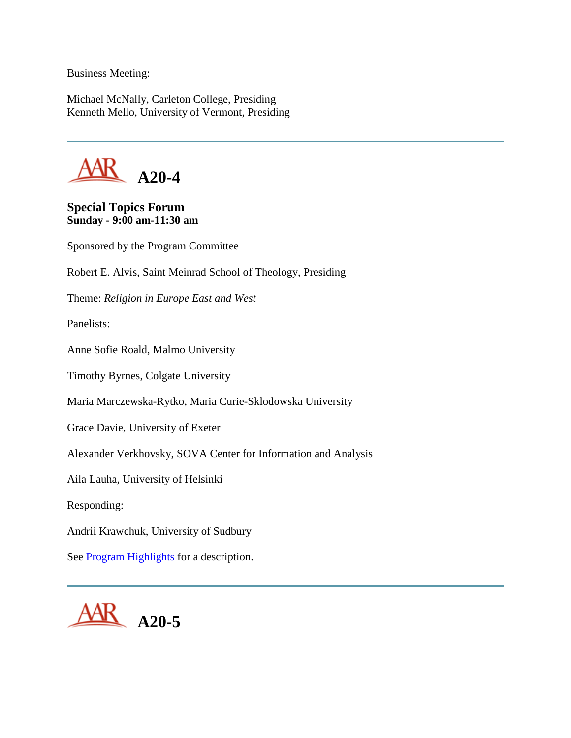Business Meeting:

Michael McNally, Carleton College, Presiding
Kenneth Mello, University of Vermont, Presiding

---

## A20-4

**Special Topics Forum**
**Sunday - 9:00 am-11:30 am**

Sponsored by the Program Committee

Robert E. Alvis, Saint Meinrad School of Theology, Presiding

Theme: *Religion in Europe East and West*

Panelists:

Anne Sofie Roald, Malmo University

Timothy Byrnes, Colgate University

Maria Marczewska-Rytko, Maria Curie-Sklodowska University

Grace Davie, University of Exeter

Alexander Verkhovsky, SOVA Center for Information and Analysis

Aila Lauha, University of Helsinki

Responding:

Andrii Krawchuk, University of Sudbury

See Program Highlights for a description.

---

## A20-5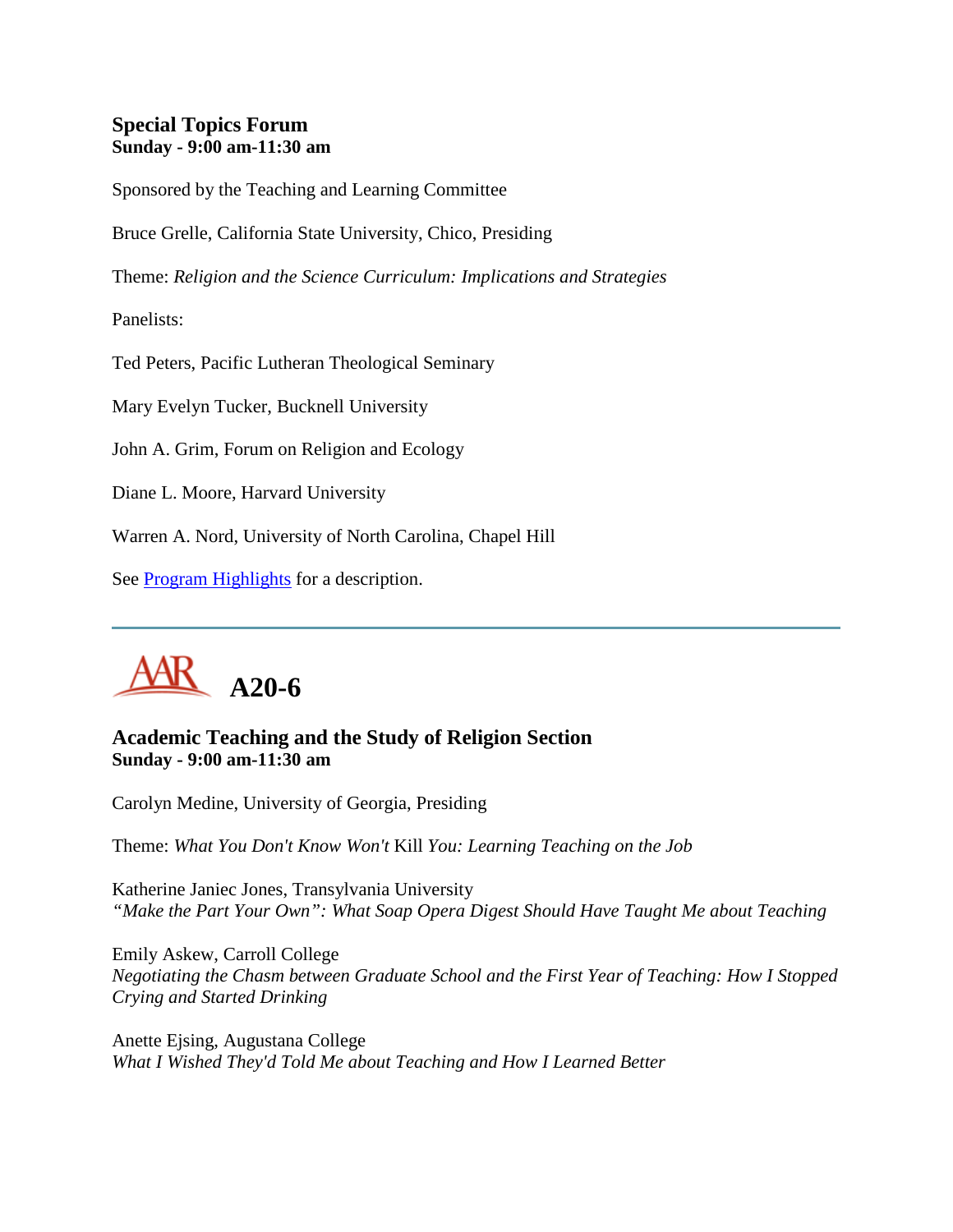### Special Topics Forum
**Sunday - 9:00 am-11:30 am**

Sponsored by the Teaching and Learning Committee

Bruce Grelle, California State University, Chico, Presiding

Theme: *Religion and the Science Curriculum: Implications and Strategies*

Panelists:

Ted Peters, Pacific Lutheran Theological Seminary

Mary Evelyn Tucker, Bucknell University

John A. Grim, Forum on Religion and Ecology

Diane L. Moore, Harvard University

Warren A. Nord, University of North Carolina, Chapel Hill

See Program Highlights for a description.

---

## AAR A20-6

### Academic Teaching and the Study of Religion Section
**Sunday - 9:00 am-11:30 am**

Carolyn Medine, University of Georgia, Presiding

Theme: *What You Don't Know Won't* Kill *You: Learning Teaching on the Job*

Katherine Janiec Jones, Transylvania University
*"Make the Part Your Own": What Soap Opera Digest Should Have Taught Me about Teaching*

Emily Askew, Carroll College
*Negotiating the Chasm between Graduate School and the First Year of Teaching: How I Stopped Crying and Started Drinking*

Anette Ejsing, Augustana College
*What I Wished They'd Told Me about Teaching and How I Learned Better*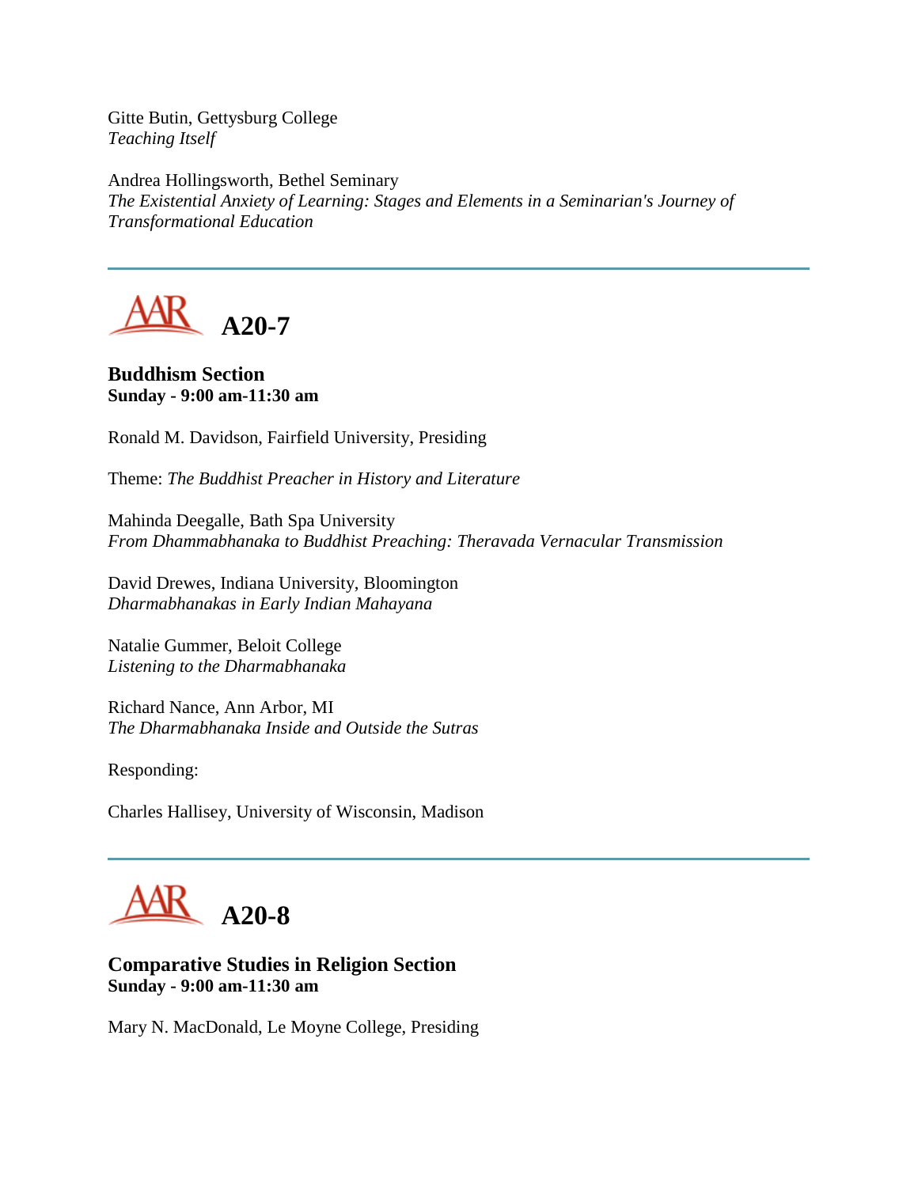Gitte Butin, Gettysburg College
*Teaching Itself*

Andrea Hollingsworth, Bethel Seminary
*The Existential Anxiety of Learning: Stages and Elements in a Seminarian's Journey of Transformational Education*

---

## AAR A20-7

**Buddhism Section**
**Sunday - 9:00 am-11:30 am**

Ronald M. Davidson, Fairfield University, Presiding

Theme: *The Buddhist Preacher in History and Literature*

Mahinda Deegalle, Bath Spa University
*From Dhammabhanaka to Buddhist Preaching: Theravada Vernacular Transmission*

David Drewes, Indiana University, Bloomington
*Dharmabhanakas in Early Indian Mahayana*

Natalie Gummer, Beloit College
*Listening to the Dharmabhanaka*

Richard Nance, Ann Arbor, MI
*The Dharmabhanaka Inside and Outside the Sutras*

Responding:

Charles Hallisey, University of Wisconsin, Madison

---

## AAR A20-8

**Comparative Studies in Religion Section**
**Sunday - 9:00 am-11:30 am**

Mary N. MacDonald, Le Moyne College, Presiding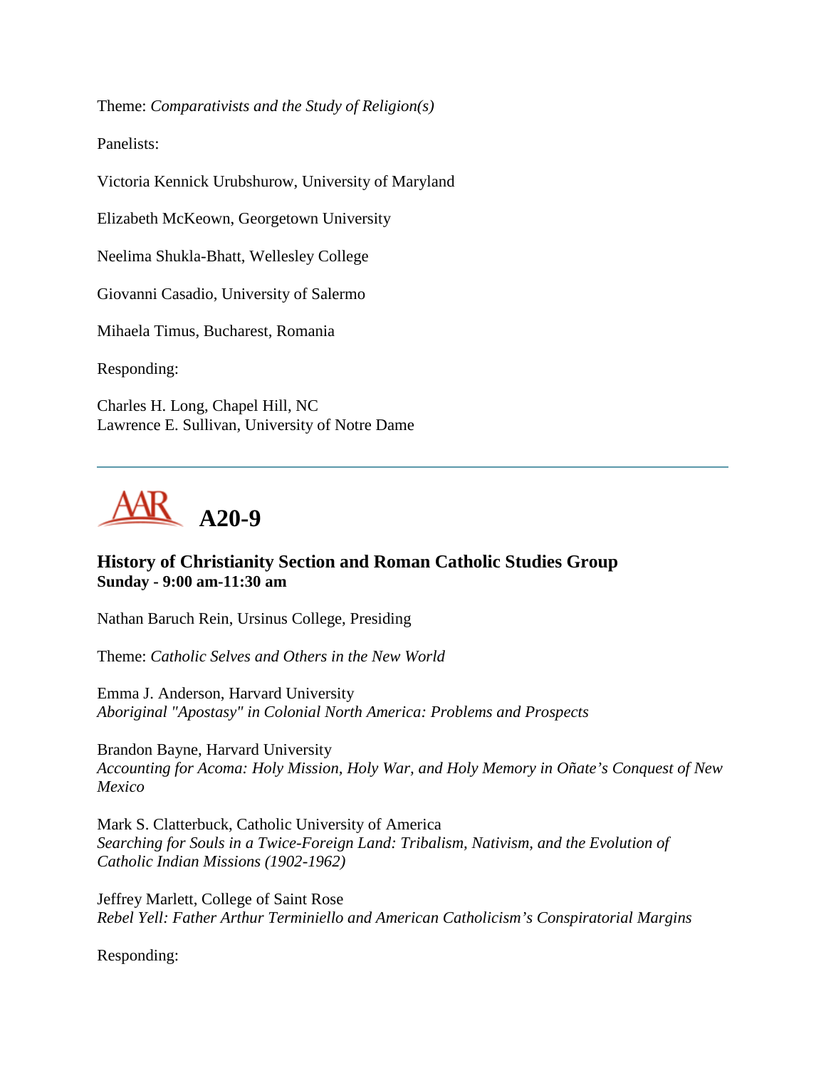Theme: *Comparativists and the Study of Religion(s)*

Panelists:

Victoria Kennick Urubshurow, University of Maryland

Elizabeth McKeown, Georgetown University

Neelima Shukla-Bhatt, Wellesley College

Giovanni Casadio, University of Salermo

Mihaela Timus, Bucharest, Romania

Responding:

Charles H. Long, Chapel Hill, NC
Lawrence E. Sullivan, University of Notre Dame

---

# A20-9

### History of Christianity Section and Roman Catholic Studies Group
**Sunday - 9:00 am-11:30 am**

Nathan Baruch Rein, Ursinus College, Presiding

Theme: *Catholic Selves and Others in the New World*

Emma J. Anderson, Harvard University
*Aboriginal "Apostasy" in Colonial North America: Problems and Prospects*

Brandon Bayne, Harvard University
*Accounting for Acoma: Holy Mission, Holy War, and Holy Memory in Oñate's Conquest of New Mexico*

Mark S. Clatterbuck, Catholic University of America
*Searching for Souls in a Twice-Foreign Land: Tribalism, Nativism, and the Evolution of Catholic Indian Missions (1902-1962)*

Jeffrey Marlett, College of Saint Rose
*Rebel Yell: Father Arthur Terminiello and American Catholicism's Conspiratorial Margins*

Responding: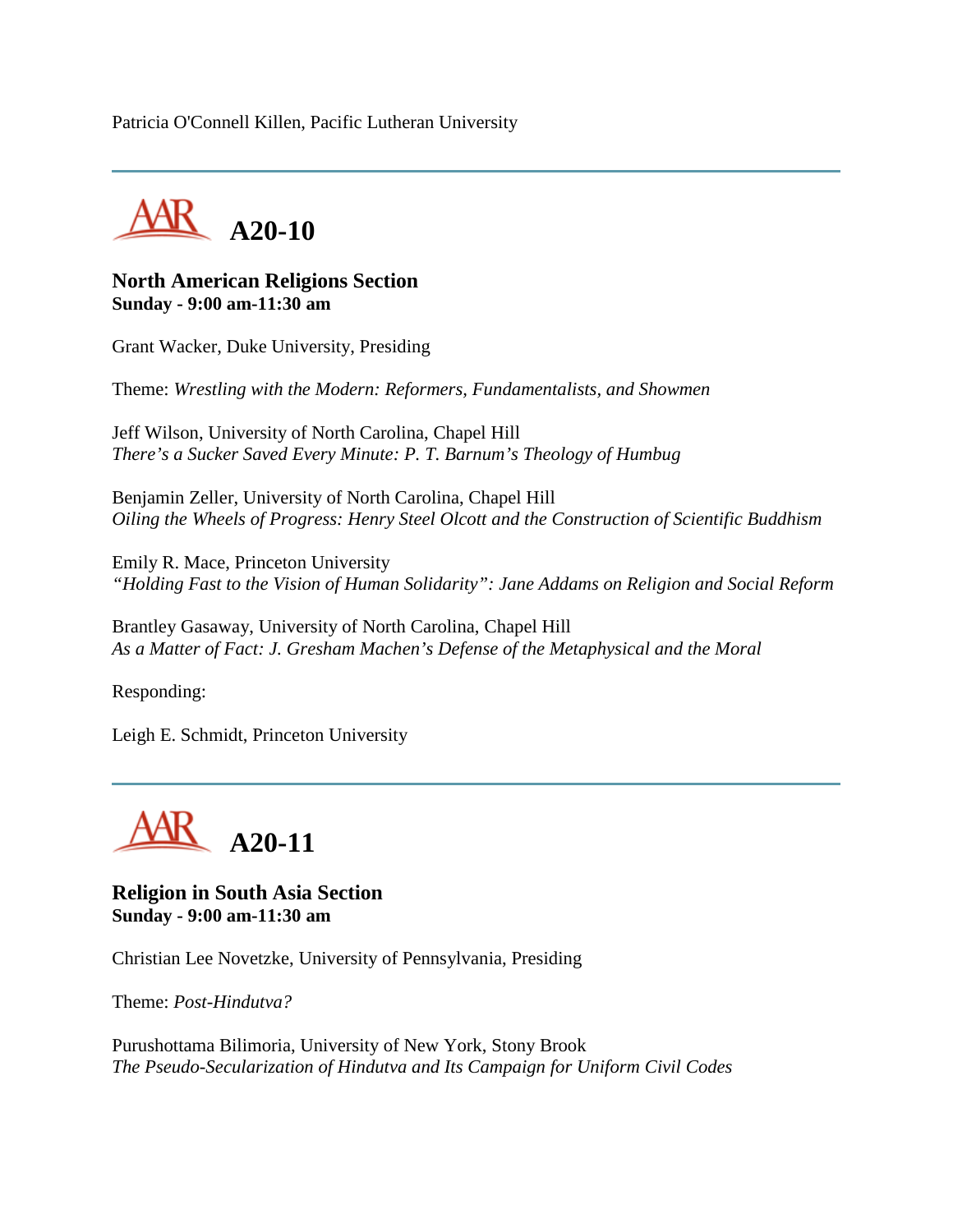Patricia O'Connell Killen, Pacific Lutheran University

---

## A20-10

**North American Religions Section**
**Sunday - 9:00 am-11:30 am**

Grant Wacker, Duke University, Presiding

Theme: *Wrestling with the Modern: Reformers, Fundamentalists, and Showmen*

Jeff Wilson, University of North Carolina, Chapel Hill
*There's a Sucker Saved Every Minute: P. T. Barnum's Theology of Humbug*

Benjamin Zeller, University of North Carolina, Chapel Hill
*Oiling the Wheels of Progress: Henry Steel Olcott and the Construction of Scientific Buddhism*

Emily R. Mace, Princeton University
*"Holding Fast to the Vision of Human Solidarity": Jane Addams on Religion and Social Reform*

Brantley Gasaway, University of North Carolina, Chapel Hill
*As a Matter of Fact: J. Gresham Machen's Defense of the Metaphysical and the Moral*

Responding:

Leigh E. Schmidt, Princeton University

---

## A20-11

**Religion in South Asia Section**
**Sunday - 9:00 am-11:30 am**

Christian Lee Novetzke, University of Pennsylvania, Presiding

Theme: *Post-Hindutva?*

Purushottama Bilimoria, University of New York, Stony Brook
*The Pseudo-Secularization of Hindutva and Its Campaign for Uniform Civil Codes*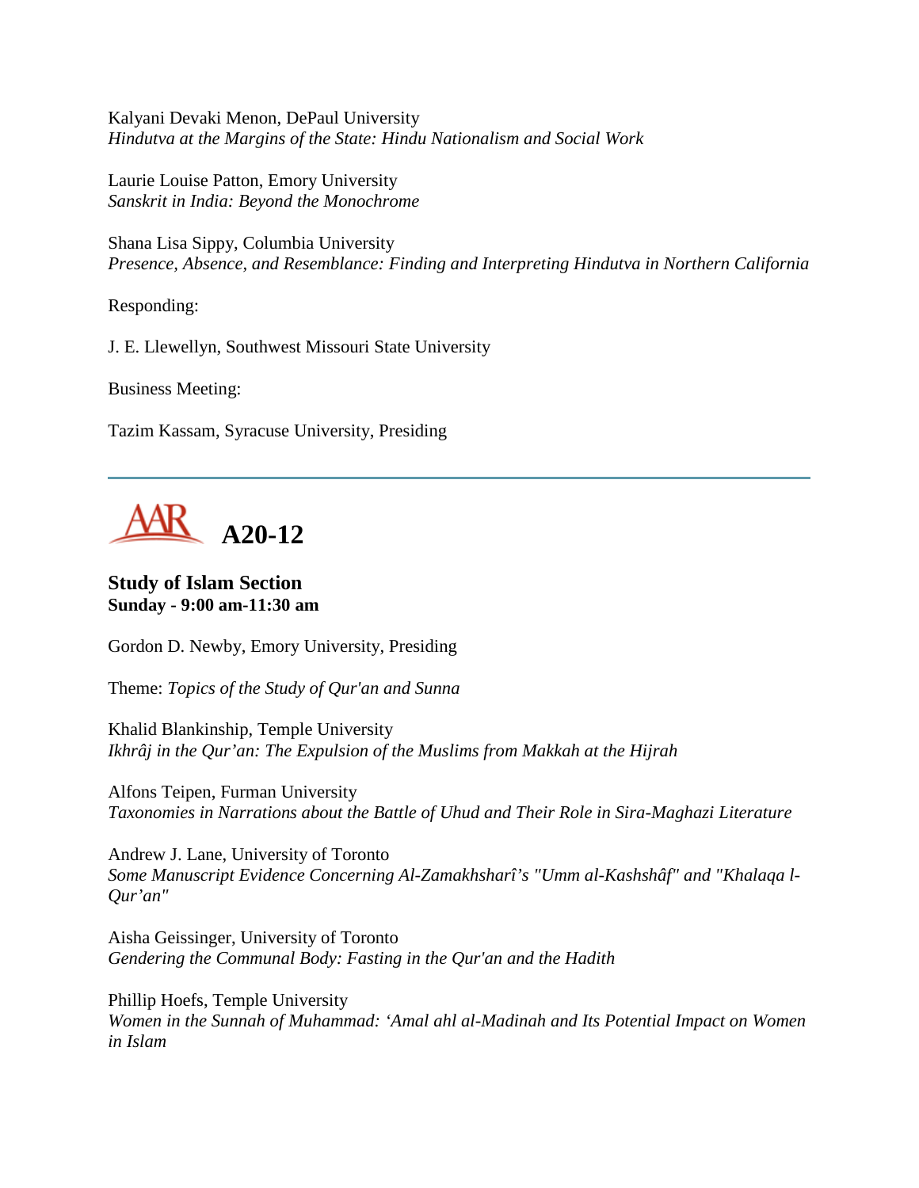Kalyani Devaki Menon, DePaul University
*Hindutva at the Margins of the State: Hindu Nationalism and Social Work*

Laurie Louise Patton, Emory University
*Sanskrit in India: Beyond the Monochrome*

Shana Lisa Sippy, Columbia University
*Presence, Absence, and Resemblance: Finding and Interpreting Hindutva in Northern California*

Responding:

J. E. Llewellyn, Southwest Missouri State University

Business Meeting:

Tazim Kassam, Syracuse University, Presiding

---

# A20-12

## Study of Islam Section
**Sunday - 9:00 am-11:30 am**

Gordon D. Newby, Emory University, Presiding

Theme: *Topics of the Study of Qur'an and Sunna*

Khalid Blankinship, Temple University
*Ikhrâj in the Qur'an: The Expulsion of the Muslims from Makkah at the Hijrah*

Alfons Teipen, Furman University
*Taxonomies in Narrations about the Battle of Uhud and Their Role in Sira-Maghazi Literature*

Andrew J. Lane, University of Toronto
*Some Manuscript Evidence Concerning Al-Zamakhsharî's "Umm al-Kashshâf" and "Khalaqa l-Qur'an"*

Aisha Geissinger, University of Toronto
*Gendering the Communal Body: Fasting in the Qur'an and the Hadith*

Phillip Hoefs, Temple University
*Women in the Sunnah of Muhammad: 'Amal ahl al-Madinah and Its Potential Impact on Women in Islam*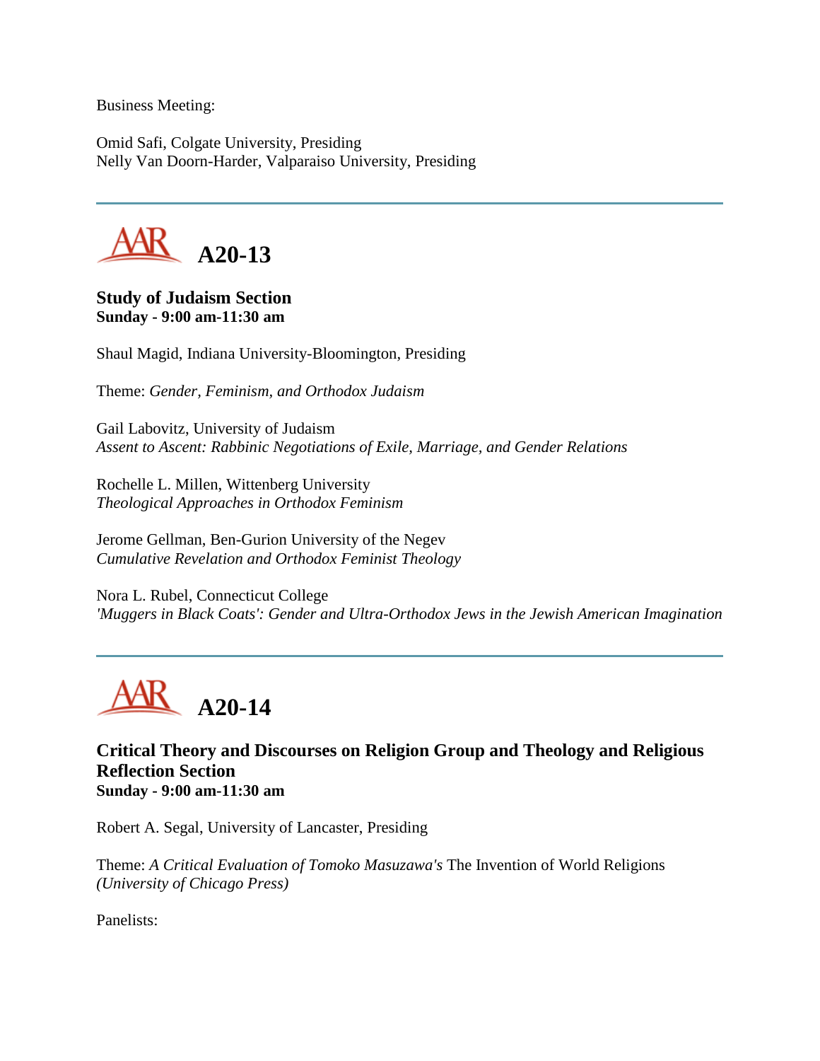Business Meeting:

Omid Safi, Colgate University, Presiding
Nelly Van Doorn-Harder, Valparaiso University, Presiding

---

## A20-13

**Study of Judaism Section**
**Sunday - 9:00 am-11:30 am**

Shaul Magid, Indiana University-Bloomington, Presiding

Theme: *Gender, Feminism, and Orthodox Judaism*

Gail Labovitz, University of Judaism
*Assent to Ascent: Rabbinic Negotiations of Exile, Marriage, and Gender Relations*

Rochelle L. Millen, Wittenberg University
*Theological Approaches in Orthodox Feminism*

Jerome Gellman, Ben-Gurion University of the Negev
*Cumulative Revelation and Orthodox Feminist Theology*

Nora L. Rubel, Connecticut College
*'Muggers in Black Coats': Gender and Ultra-Orthodox Jews in the Jewish American Imagination*

---

## A20-14

**Critical Theory and Discourses on Religion Group and Theology and Religious Reflection Section**
**Sunday - 9:00 am-11:30 am**

Robert A. Segal, University of Lancaster, Presiding

Theme: *A Critical Evaluation of Tomoko Masuzawa's* The Invention of World Religions *(University of Chicago Press)*

Panelists: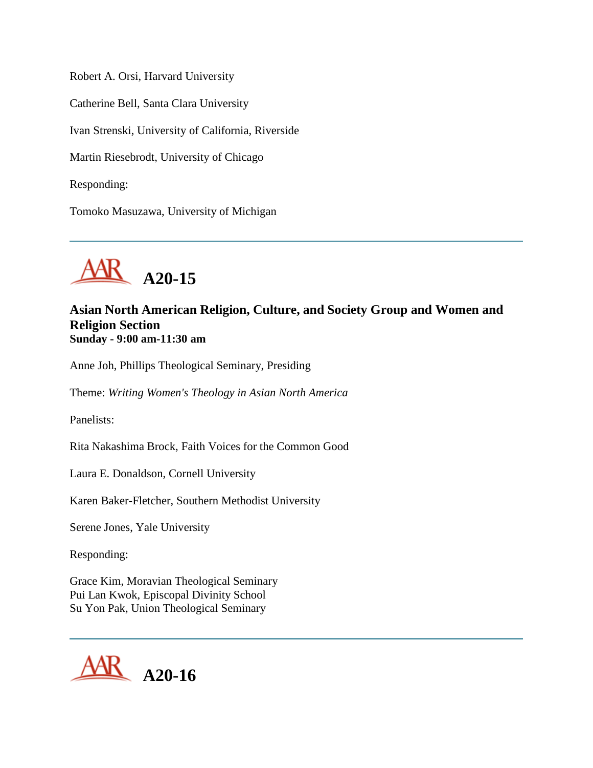Robert A. Orsi, Harvard University

Catherine Bell, Santa Clara University

Ivan Strenski, University of California, Riverside

Martin Riesebrodt, University of Chicago

Responding:

Tomoko Masuzawa, University of Michigan

---

## A20-15

### Asian North American Religion, Culture, and Society Group and Women and Religion Section
**Sunday - 9:00 am-11:30 am**

Anne Joh, Phillips Theological Seminary, Presiding

Theme: *Writing Women's Theology in Asian North America*

Panelists:

Rita Nakashima Brock, Faith Voices for the Common Good

Laura E. Donaldson, Cornell University

Karen Baker-Fletcher, Southern Methodist University

Serene Jones, Yale University

Responding:

Grace Kim, Moravian Theological Seminary
Pui Lan Kwok, Episcopal Divinity School
Su Yon Pak, Union Theological Seminary

---

## A20-16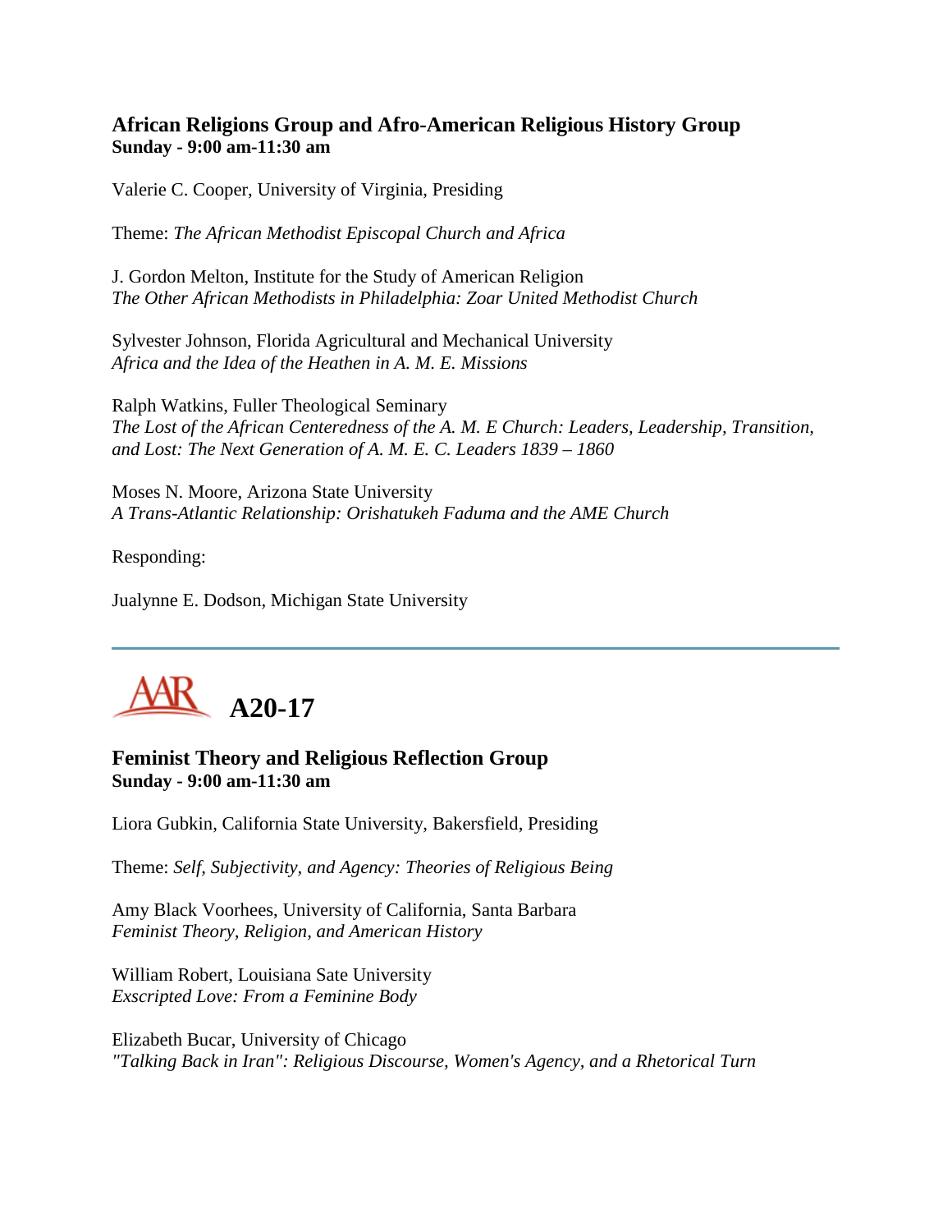### African Religions Group and Afro-American Religious History Group
**Sunday - 9:00 am-11:30 am**

Valerie C. Cooper, University of Virginia, Presiding

Theme: *The African Methodist Episcopal Church and Africa*

J. Gordon Melton, Institute for the Study of American Religion
*The Other African Methodists in Philadelphia: Zoar United Methodist Church*

Sylvester Johnson, Florida Agricultural and Mechanical University
*Africa and the Idea of the Heathen in A. M. E. Missions*

Ralph Watkins, Fuller Theological Seminary
*The Lost of the African Centeredness of the A. M. E Church: Leaders, Leadership, Transition, and Lost: The Next Generation of A. M. E. C. Leaders 1839 – 1860*

Moses N. Moore, Arizona State University
*A Trans-Atlantic Relationship: Orishatukeh Faduma and the AME Church*

Responding:

Jualynne E. Dodson, Michigan State University

---

## A20-17

### Feminist Theory and Religious Reflection Group
**Sunday - 9:00 am-11:30 am**

Liora Gubkin, California State University, Bakersfield, Presiding

Theme: *Self, Subjectivity, and Agency: Theories of Religious Being*

Amy Black Voorhees, University of California, Santa Barbara
*Feminist Theory, Religion, and American History*

William Robert, Louisiana Sate University
*Exscripted Love: From a Feminine Body*

Elizabeth Bucar, University of Chicago
*"Talking Back in Iran": Religious Discourse, Women's Agency, and a Rhetorical Turn*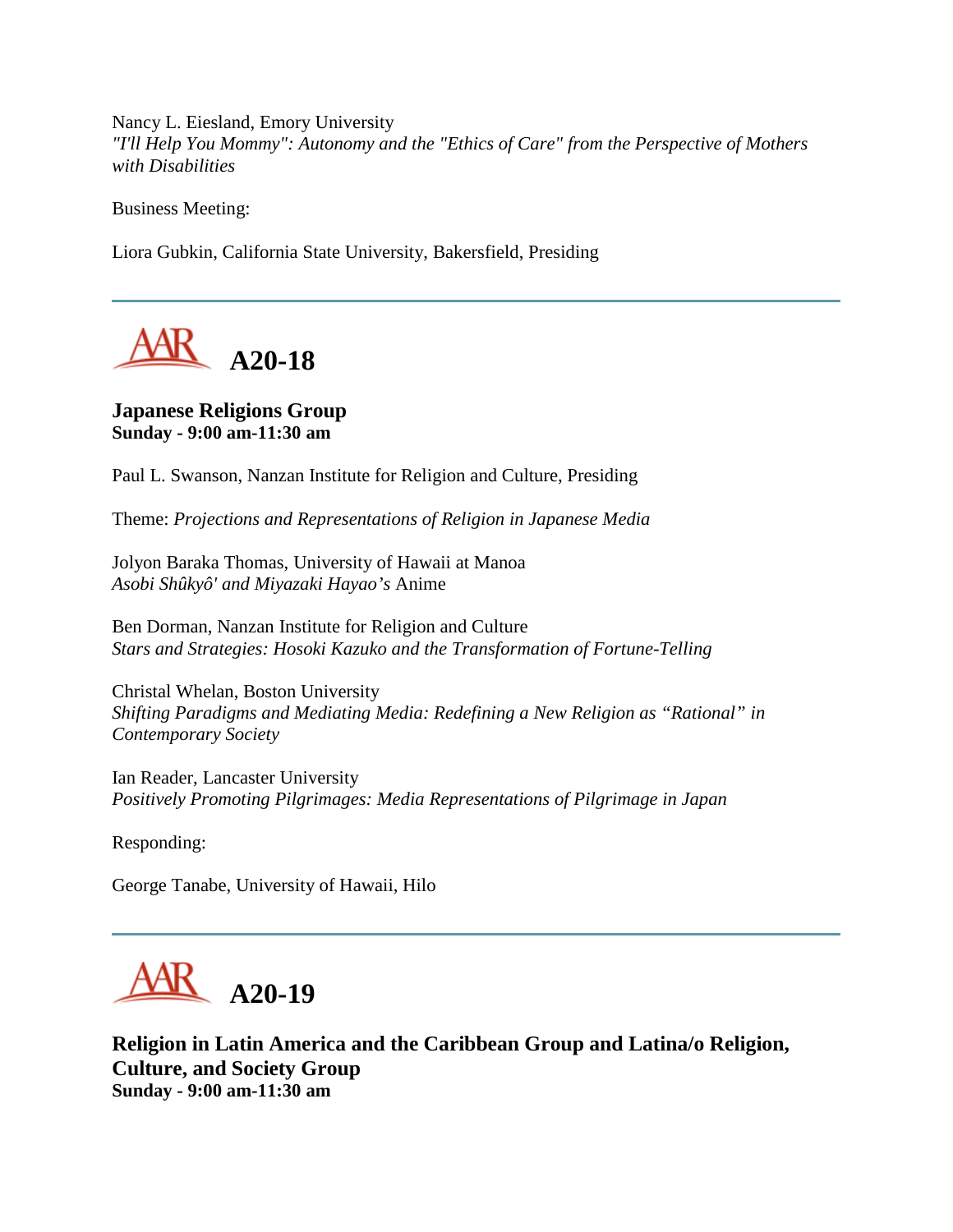Nancy L. Eiesland, Emory University
*"I'll Help You Mommy": Autonomy and the "Ethics of Care" from the Perspective of Mothers with Disabilities*

Business Meeting:

Liora Gubkin, California State University, Bakersfield, Presiding

---

## A20-18

**Japanese Religions Group**
**Sunday - 9:00 am-11:30 am**

Paul L. Swanson, Nanzan Institute for Religion and Culture, Presiding

Theme: *Projections and Representations of Religion in Japanese Media*

Jolyon Baraka Thomas, University of Hawaii at Manoa
*Asobi Shûkyô' and Miyazaki Hayao's* Anime

Ben Dorman, Nanzan Institute for Religion and Culture
*Stars and Strategies: Hosoki Kazuko and the Transformation of Fortune-Telling*

Christal Whelan, Boston University
*Shifting Paradigms and Mediating Media: Redefining a New Religion as "Rational" in Contemporary Society*

Ian Reader, Lancaster University
*Positively Promoting Pilgrimages: Media Representations of Pilgrimage in Japan*

Responding:

George Tanabe, University of Hawaii, Hilo

---

## A20-19

**Religion in Latin America and the Caribbean Group and Latina/o Religion, Culture, and Society Group**
**Sunday - 9:00 am-11:30 am**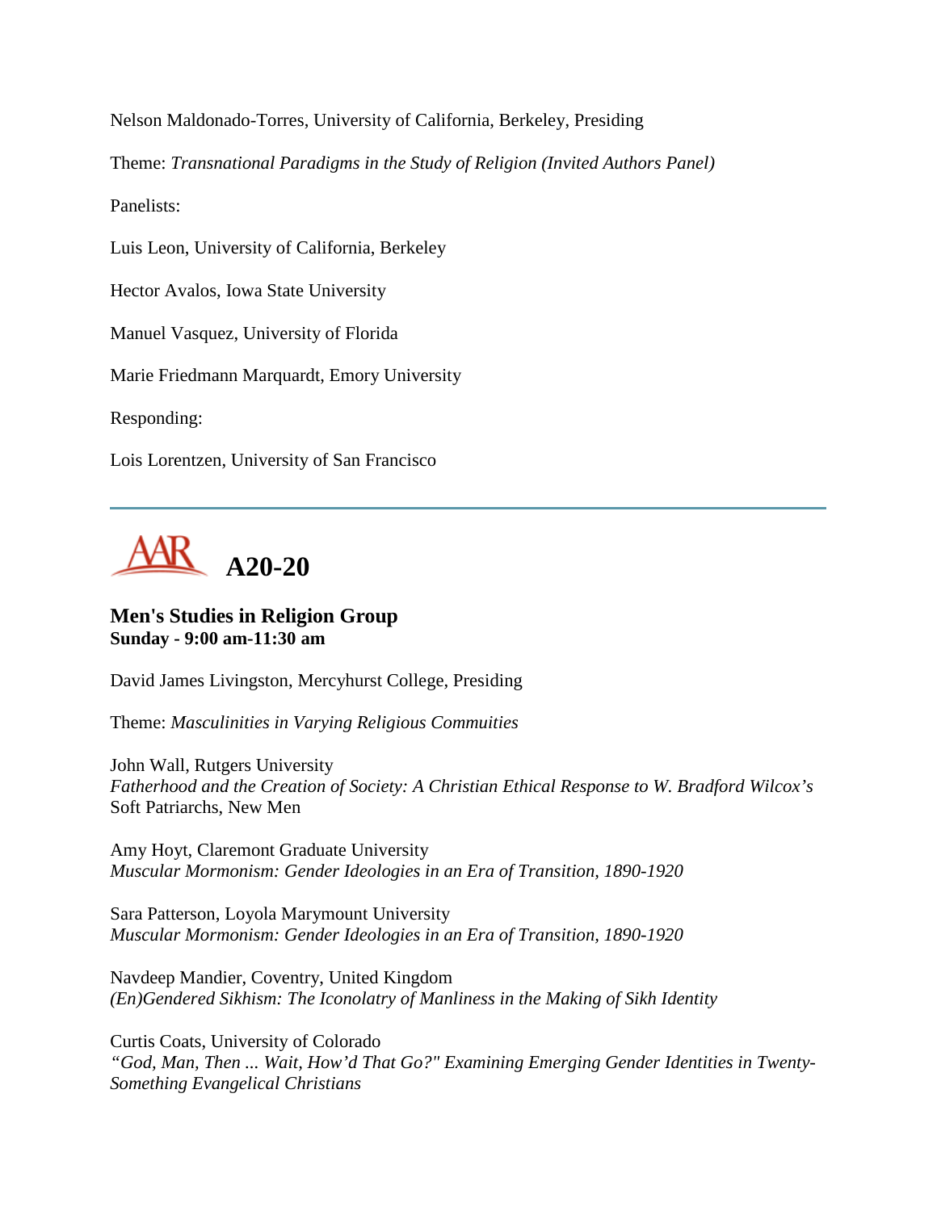Nelson Maldonado-Torres, University of California, Berkeley, Presiding

Theme: *Transnational Paradigms in the Study of Religion (Invited Authors Panel)*

Panelists:

Luis Leon, University of California, Berkeley

Hector Avalos, Iowa State University

Manuel Vasquez, University of Florida

Marie Friedmann Marquardt, Emory University

Responding:

Lois Lorentzen, University of San Francisco

---

## A20-20

### Men's Studies in Religion Group
**Sunday - 9:00 am-11:30 am**

David James Livingston, Mercyhurst College, Presiding

Theme: *Masculinities in Varying Religious Commuities*

John Wall, Rutgers University
*Fatherhood and the Creation of Society: A Christian Ethical Response to W. Bradford Wilcox's* Soft Patriarchs, New Men

Amy Hoyt, Claremont Graduate University
*Muscular Mormonism: Gender Ideologies in an Era of Transition, 1890-1920*

Sara Patterson, Loyola Marymount University
*Muscular Mormonism: Gender Ideologies in an Era of Transition, 1890-1920*

Navdeep Mandier, Coventry, United Kingdom
*(En)Gendered Sikhism: The Iconolatry of Manliness in the Making of Sikh Identity*

Curtis Coats, University of Colorado
*"God, Man, Then ... Wait, How'd That Go?" Examining Emerging Gender Identities in Twenty-Something Evangelical Christians*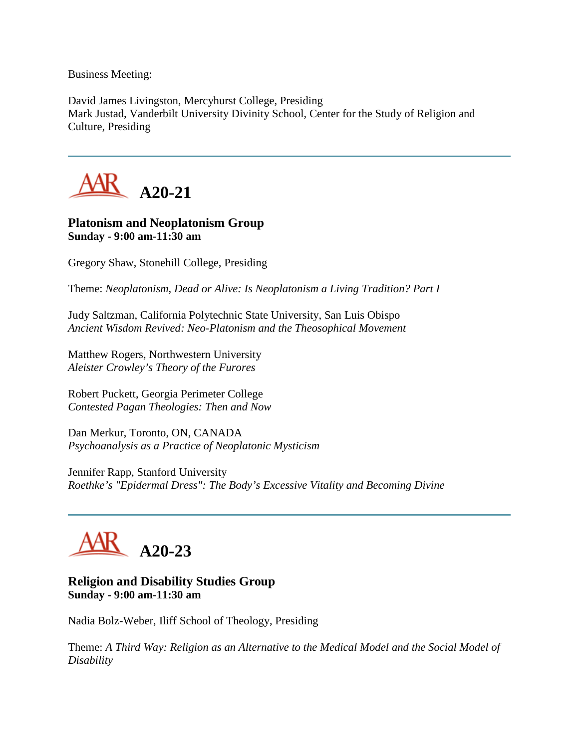Business Meeting:

David James Livingston, Mercyhurst College, Presiding
Mark Justad, Vanderbilt University Divinity School, Center for the Study of Religion and Culture, Presiding

---

# A20-21

### Platonism and Neoplatonism Group
**Sunday - 9:00 am-11:30 am**

Gregory Shaw, Stonehill College, Presiding

Theme: *Neoplatonism, Dead or Alive: Is Neoplatonism a Living Tradition? Part I*

Judy Saltzman, California Polytechnic State University, San Luis Obispo
*Ancient Wisdom Revived: Neo-Platonism and the Theosophical Movement*

Matthew Rogers, Northwestern University
*Aleister Crowley's Theory of the Furores*

Robert Puckett, Georgia Perimeter College
*Contested Pagan Theologies: Then and Now*

Dan Merkur, Toronto, ON, CANADA
*Psychoanalysis as a Practice of Neoplatonic Mysticism*

Jennifer Rapp, Stanford University
*Roethke's "Epidermal Dress": The Body's Excessive Vitality and Becoming Divine*

---

# A20-23

### Religion and Disability Studies Group
**Sunday - 9:00 am-11:30 am**

Nadia Bolz-Weber, Iliff School of Theology, Presiding

Theme: *A Third Way: Religion as an Alternative to the Medical Model and the Social Model of Disability*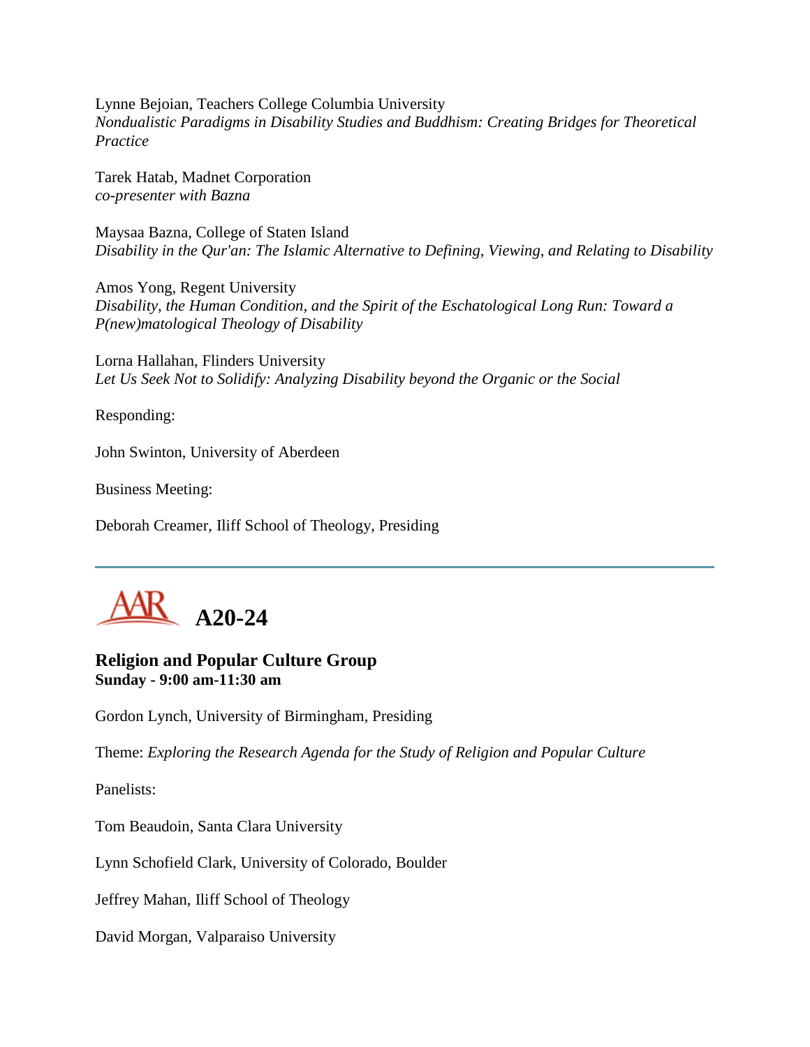Lynne Bejoian, Teachers College Columbia University
*Nondualistic Paradigms in Disability Studies and Buddhism: Creating Bridges for Theoretical Practice*

Tarek Hatab, Madnet Corporation
*co-presenter with Bazna*

Maysaa Bazna, College of Staten Island
*Disability in the Qur'an: The Islamic Alternative to Defining, Viewing, and Relating to Disability*

Amos Yong, Regent University
*Disability, the Human Condition, and the Spirit of the Eschatological Long Run: Toward a P(new)matological Theology of Disability*

Lorna Hallahan, Flinders University
*Let Us Seek Not to Solidify: Analyzing Disability beyond the Organic or the Social*

Responding:

John Swinton, University of Aberdeen

Business Meeting:

Deborah Creamer, Iliff School of Theology, Presiding

---

## AAR A20-24

### Religion and Popular Culture Group
**Sunday - 9:00 am-11:30 am**

Gordon Lynch, University of Birmingham, Presiding

Theme: *Exploring the Research Agenda for the Study of Religion and Popular Culture*

Panelists:

Tom Beaudoin, Santa Clara University

Lynn Schofield Clark, University of Colorado, Boulder

Jeffrey Mahan, Iliff School of Theology

David Morgan, Valparaiso University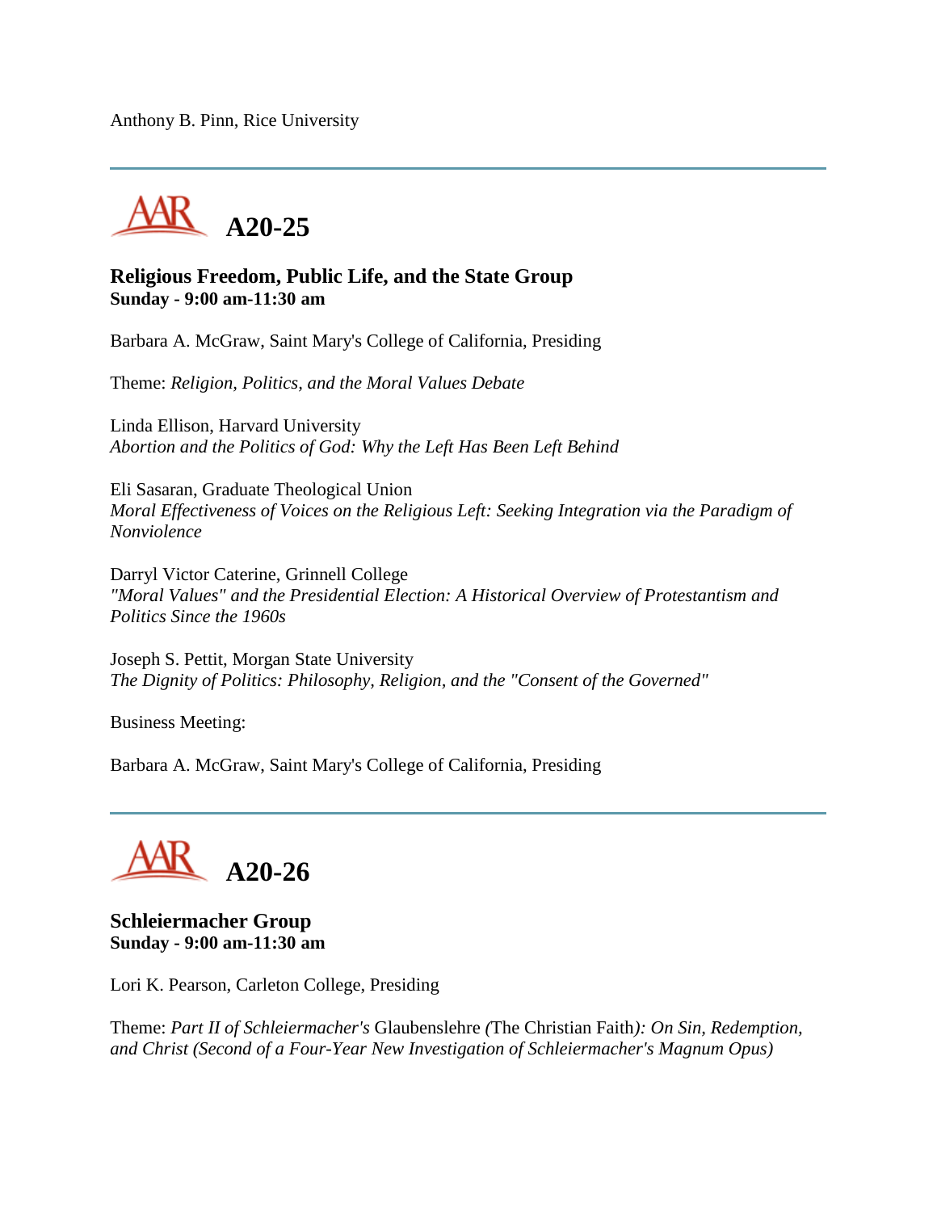Anthony B. Pinn, Rice University

---

## A20-25

**Religious Freedom, Public Life, and the State Group**
**Sunday - 9:00 am-11:30 am**

Barbara A. McGraw, Saint Mary's College of California, Presiding

Theme: *Religion, Politics, and the Moral Values Debate*

Linda Ellison, Harvard University
*Abortion and the Politics of God: Why the Left Has Been Left Behind*

Eli Sasaran, Graduate Theological Union
*Moral Effectiveness of Voices on the Religious Left: Seeking Integration via the Paradigm of Nonviolence*

Darryl Victor Caterine, Grinnell College
*"Moral Values" and the Presidential Election: A Historical Overview of Protestantism and Politics Since the 1960s*

Joseph S. Pettit, Morgan State University
*The Dignity of Politics: Philosophy, Religion, and the "Consent of the Governed"*

Business Meeting:

Barbara A. McGraw, Saint Mary's College of California, Presiding

---

## A20-26

**Schleiermacher Group**
**Sunday - 9:00 am-11:30 am**

Lori K. Pearson, Carleton College, Presiding

Theme: *Part II of Schleiermacher's* Glaubenslehre *(*The Christian Faith*): On Sin, Redemption, and Christ (Second of a Four-Year New Investigation of Schleiermacher's Magnum Opus)*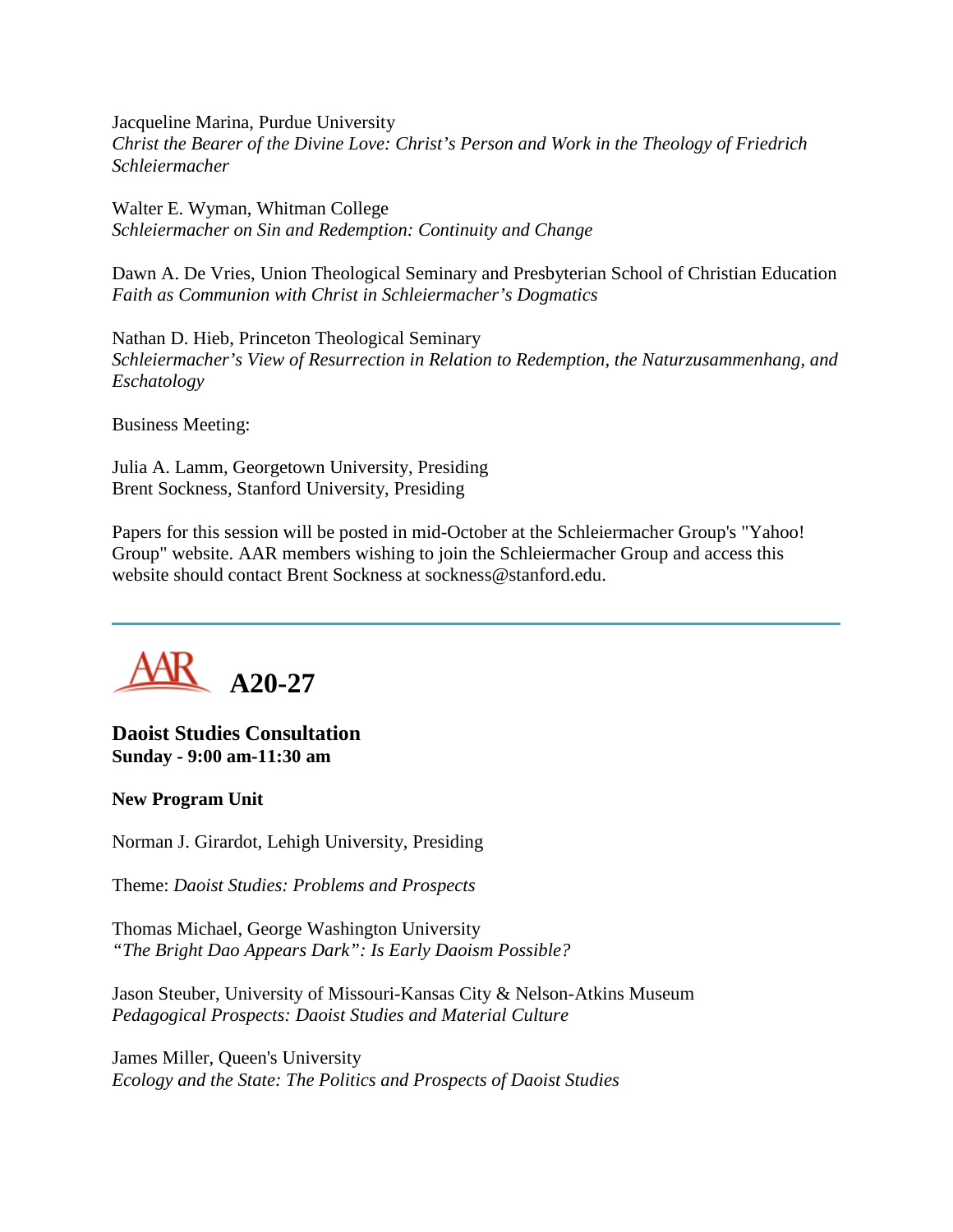Jacqueline Marina, Purdue University
*Christ the Bearer of the Divine Love: Christ's Person and Work in the Theology of Friedrich Schleiermacher*

Walter E. Wyman, Whitman College
*Schleiermacher on Sin and Redemption: Continuity and Change*

Dawn A. De Vries, Union Theological Seminary and Presbyterian School of Christian Education
*Faith as Communion with Christ in Schleiermacher's Dogmatics*

Nathan D. Hieb, Princeton Theological Seminary
*Schleiermacher's View of Resurrection in Relation to Redemption, the Naturzusammenhang, and Eschatology*

Business Meeting:

Julia A. Lamm, Georgetown University, Presiding
Brent Sockness, Stanford University, Presiding

Papers for this session will be posted in mid-October at the Schleiermacher Group's "Yahoo! Group" website. AAR members wishing to join the Schleiermacher Group and access this website should contact Brent Sockness at sockness@stanford.edu.

---

# A20-27

### Daoist Studies Consultation
**Sunday - 9:00 am-11:30 am**

**New Program Unit**

Norman J. Girardot, Lehigh University, Presiding

Theme: *Daoist Studies: Problems and Prospects*

Thomas Michael, George Washington University
*"The Bright Dao Appears Dark": Is Early Daoism Possible?*

Jason Steuber, University of Missouri-Kansas City & Nelson-Atkins Museum
*Pedagogical Prospects: Daoist Studies and Material Culture*

James Miller, Queen's University
*Ecology and the State: The Politics and Prospects of Daoist Studies*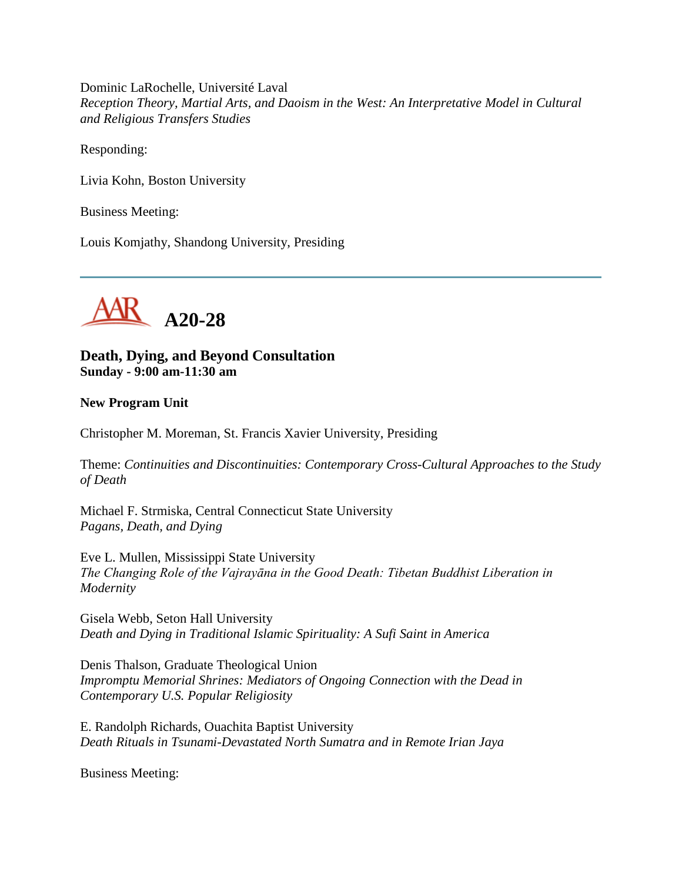Dominic LaRochelle, Université Laval
*Reception Theory, Martial Arts, and Daoism in the West: An Interpretative Model in Cultural and Religious Transfers Studies*

Responding:

Livia Kohn, Boston University

Business Meeting:

Louis Komjathy, Shandong University, Presiding

---

## AAR A20-28

### Death, Dying, and Beyond Consultation
**Sunday - 9:00 am-11:30 am**

**New Program Unit**

Christopher M. Moreman, St. Francis Xavier University, Presiding

Theme: *Continuities and Discontinuities: Contemporary Cross-Cultural Approaches to the Study of Death*

Michael F. Strmiska, Central Connecticut State University
*Pagans, Death, and Dying*

Eve L. Mullen, Mississippi State University
*The Changing Role of the Vajrayāna in the Good Death: Tibetan Buddhist Liberation in Modernity*

Gisela Webb, Seton Hall University
*Death and Dying in Traditional Islamic Spirituality: A Sufi Saint in America*

Denis Thalson, Graduate Theological Union
*Impromptu Memorial Shrines: Mediators of Ongoing Connection with the Dead in Contemporary U.S. Popular Religiosity*

E. Randolph Richards, Ouachita Baptist University
*Death Rituals in Tsunami-Devastated North Sumatra and in Remote Irian Jaya*

Business Meeting: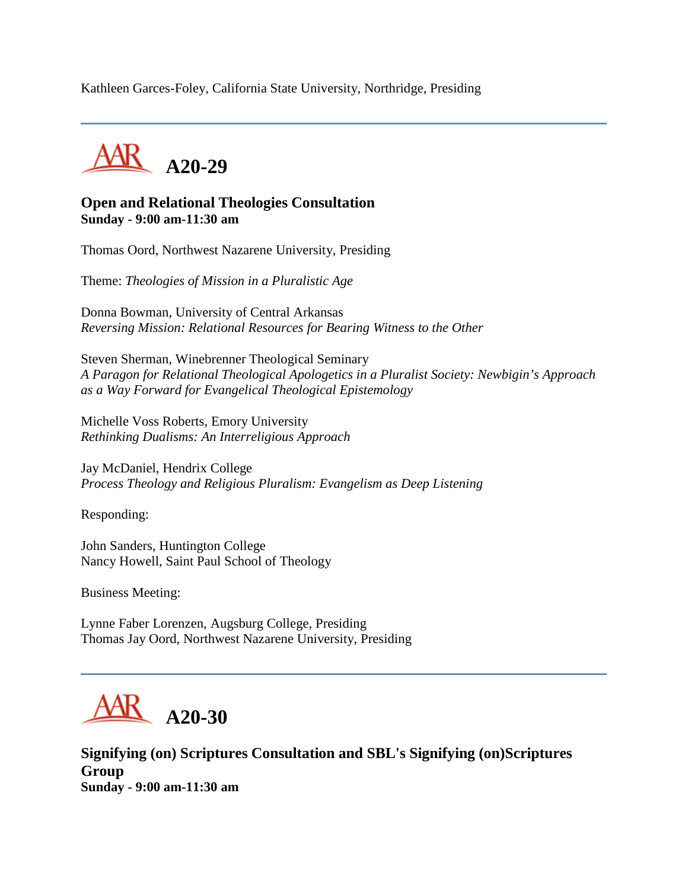Kathleen Garces-Foley, California State University, Northridge, Presiding

---

## A20-29

### Open and Relational Theologies Consultation
**Sunday - 9:00 am-11:30 am**

Thomas Oord, Northwest Nazarene University, Presiding

Theme: *Theologies of Mission in a Pluralistic Age*

Donna Bowman, University of Central Arkansas
*Reversing Mission: Relational Resources for Bearing Witness to the Other*

Steven Sherman, Winebrenner Theological Seminary
*A Paragon for Relational Theological Apologetics in a Pluralist Society: Newbigin's Approach as a Way Forward for Evangelical Theological Epistemology*

Michelle Voss Roberts, Emory University
*Rethinking Dualisms: An Interreligious Approach*

Jay McDaniel, Hendrix College
*Process Theology and Religious Pluralism: Evangelism as Deep Listening*

Responding:

John Sanders, Huntington College
Nancy Howell, Saint Paul School of Theology

Business Meeting:

Lynne Faber Lorenzen, Augsburg College, Presiding
Thomas Jay Oord, Northwest Nazarene University, Presiding

---

## A20-30

### Signifying (on) Scriptures Consultation and SBL's Signifying (on)Scriptures Group
**Sunday - 9:00 am-11:30 am**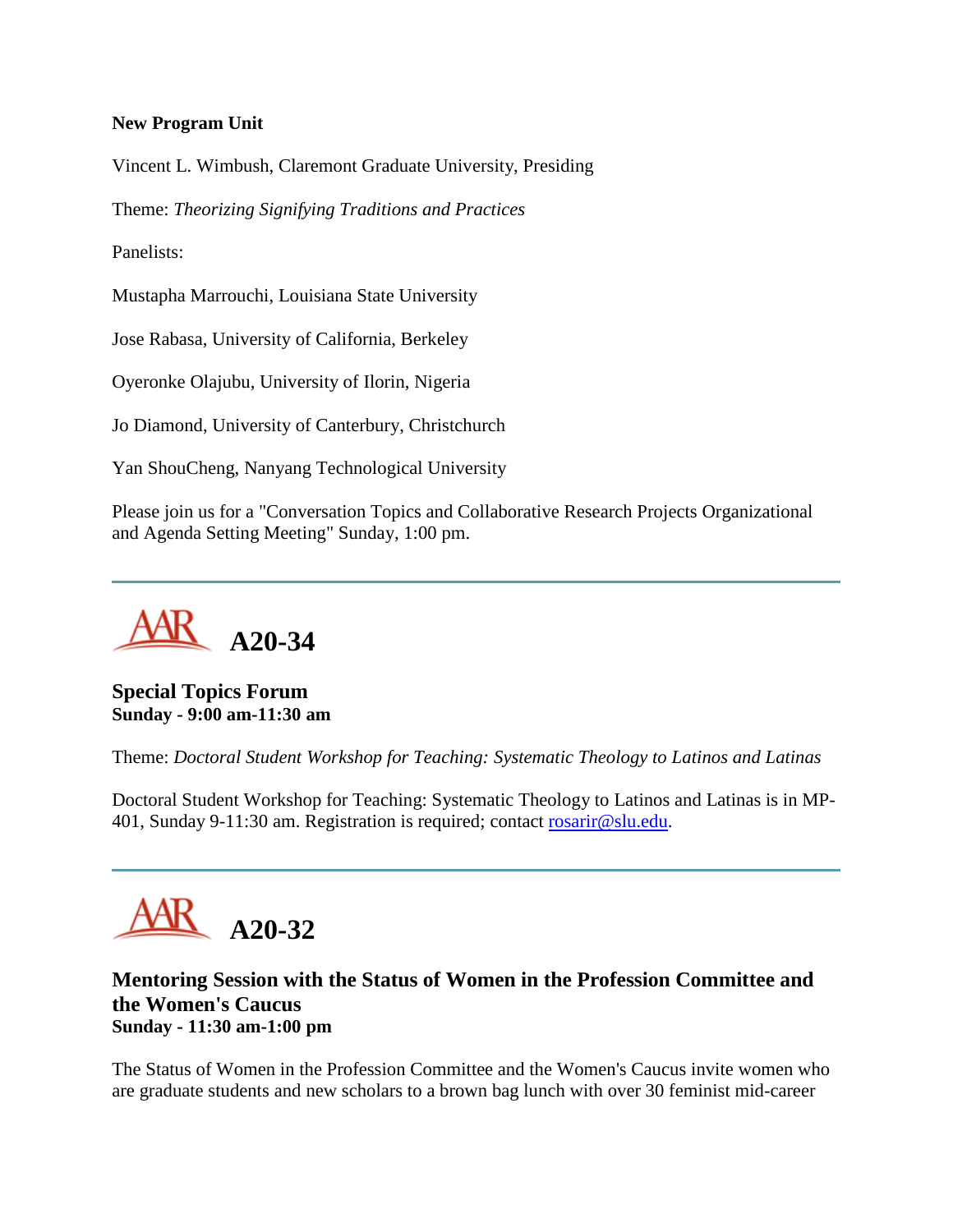**New Program Unit**

Vincent L. Wimbush, Claremont Graduate University, Presiding

Theme: *Theorizing Signifying Traditions and Practices*

Panelists:

Mustapha Marrouchi, Louisiana State University

Jose Rabasa, University of California, Berkeley

Oyeronke Olajubu, University of Ilorin, Nigeria

Jo Diamond, University of Canterbury, Christchurch

Yan ShouCheng, Nanyang Technological University

Please join us for a "Conversation Topics and Collaborative Research Projects Organizational and Agenda Setting Meeting" Sunday, 1:00 pm.

---

# AAR A20-34

### Special Topics Forum
**Sunday - 9:00 am-11:30 am**

Theme: *Doctoral Student Workshop for Teaching: Systematic Theology to Latinos and Latinas*

Doctoral Student Workshop for Teaching: Systematic Theology to Latinos and Latinas is in MP-401, Sunday 9-11:30 am. Registration is required; contact rosarir@slu.edu.

---

# AAR A20-32

### Mentoring Session with the Status of Women in the Profession Committee and the Women's Caucus
**Sunday - 11:30 am-1:00 pm**

The Status of Women in the Profession Committee and the Women's Caucus invite women who are graduate students and new scholars to a brown bag lunch with over 30 feminist mid-career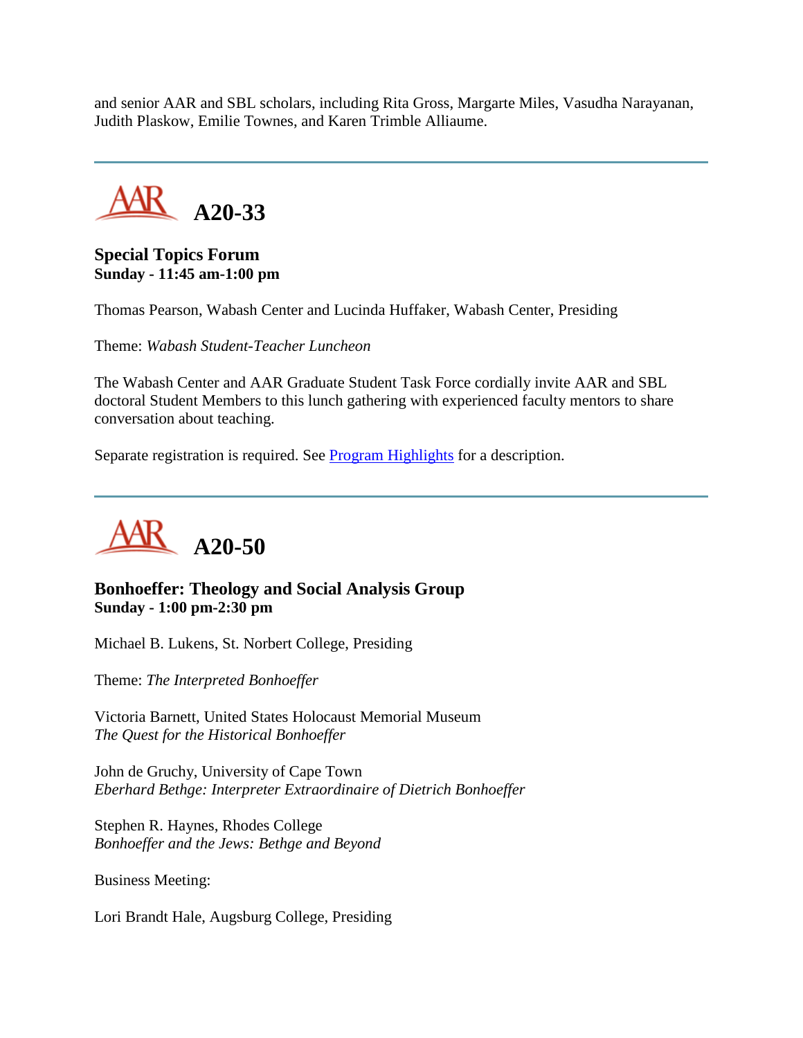and senior AAR and SBL scholars, including Rita Gross, Margarte Miles, Vasudha Narayanan, Judith Plaskow, Emilie Townes, and Karen Trimble Alliaume.

---

## AAR A20-33

**Special Topics Forum**
**Sunday - 11:45 am-1:00 pm**

Thomas Pearson, Wabash Center and Lucinda Huffaker, Wabash Center, Presiding

Theme: *Wabash Student-Teacher Luncheon*

The Wabash Center and AAR Graduate Student Task Force cordially invite AAR and SBL doctoral Student Members to this lunch gathering with experienced faculty mentors to share conversation about teaching.

Separate registration is required. See Program Highlights for a description.

---

## AAR A20-50

**Bonhoeffer: Theology and Social Analysis Group**
**Sunday - 1:00 pm-2:30 pm**

Michael B. Lukens, St. Norbert College, Presiding

Theme: *The Interpreted Bonhoeffer*

Victoria Barnett, United States Holocaust Memorial Museum
*The Quest for the Historical Bonhoeffer*

John de Gruchy, University of Cape Town
*Eberhard Bethge: Interpreter Extraordinaire of Dietrich Bonhoeffer*

Stephen R. Haynes, Rhodes College
*Bonhoeffer and the Jews: Bethge and Beyond*

Business Meeting:

Lori Brandt Hale, Augsburg College, Presiding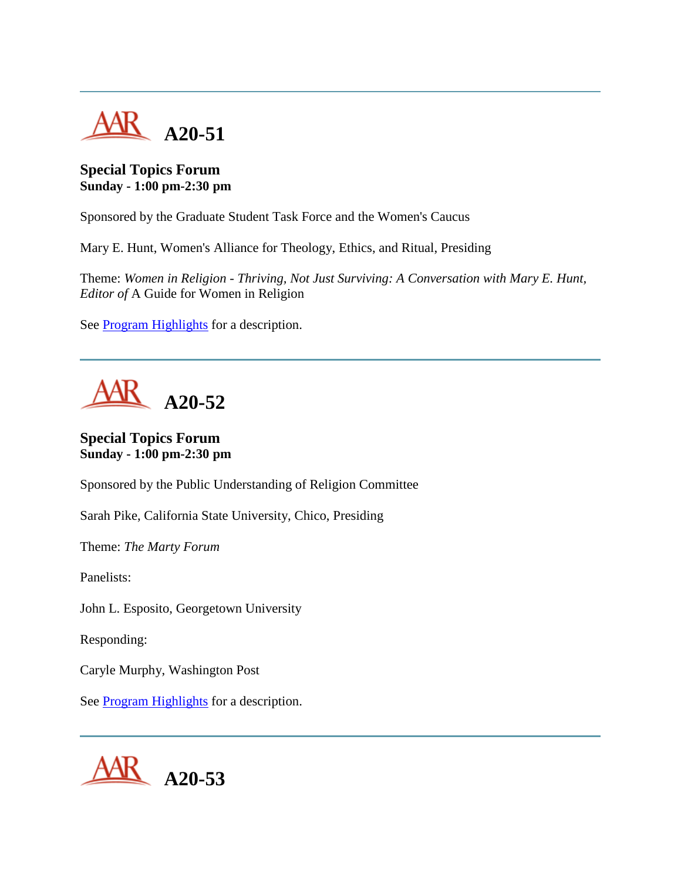---

# A20-51

**Special Topics Forum**
**Sunday - 1:00 pm-2:30 pm**

Sponsored by the Graduate Student Task Force and the Women's Caucus

Mary E. Hunt, Women's Alliance for Theology, Ethics, and Ritual, Presiding

Theme: *Women in Religion - Thriving, Not Just Surviving: A Conversation with Mary E. Hunt, Editor of* A Guide for Women in Religion

See Program Highlights for a description.

---

# A20-52

**Special Topics Forum**
**Sunday - 1:00 pm-2:30 pm**

Sponsored by the Public Understanding of Religion Committee

Sarah Pike, California State University, Chico, Presiding

Theme: *The Marty Forum*

Panelists:

John L. Esposito, Georgetown University

Responding:

Caryle Murphy, Washington Post

See Program Highlights for a description.

---

# A20-53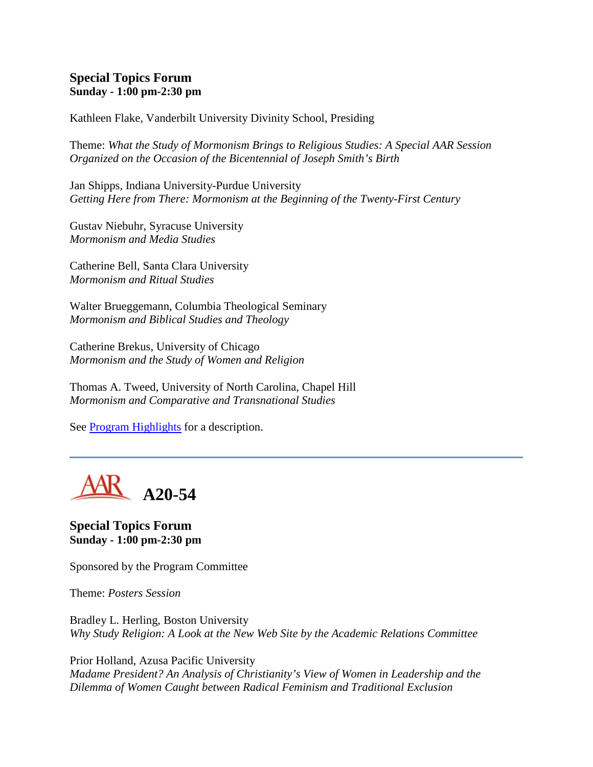### Special Topics Forum
**Sunday - 1:00 pm-2:30 pm**

Kathleen Flake, Vanderbilt University Divinity School, Presiding

Theme: *What the Study of Mormonism Brings to Religious Studies: A Special AAR Session Organized on the Occasion of the Bicentennial of Joseph Smith's Birth*

Jan Shipps, Indiana University-Purdue University
*Getting Here from There: Mormonism at the Beginning of the Twenty-First Century*

Gustav Niebuhr, Syracuse University
*Mormonism and Media Studies*

Catherine Bell, Santa Clara University
*Mormonism and Ritual Studies*

Walter Brueggemann, Columbia Theological Seminary
*Mormonism and Biblical Studies and Theology*

Catherine Brekus, University of Chicago
*Mormonism and the Study of Women and Religion*

Thomas A. Tweed, University of North Carolina, Chapel Hill
*Mormonism and Comparative and Transnational Studies*

See Program Highlights for a description.

---

## AAR A20-54

### Special Topics Forum
**Sunday - 1:00 pm-2:30 pm**

Sponsored by the Program Committee

Theme: *Posters Session*

Bradley L. Herling, Boston University
*Why Study Religion: A Look at the New Web Site by the Academic Relations Committee*

Prior Holland, Azusa Pacific University
*Madame President? An Analysis of Christianity's View of Women in Leadership and the Dilemma of Women Caught between Radical Feminism and Traditional Exclusion*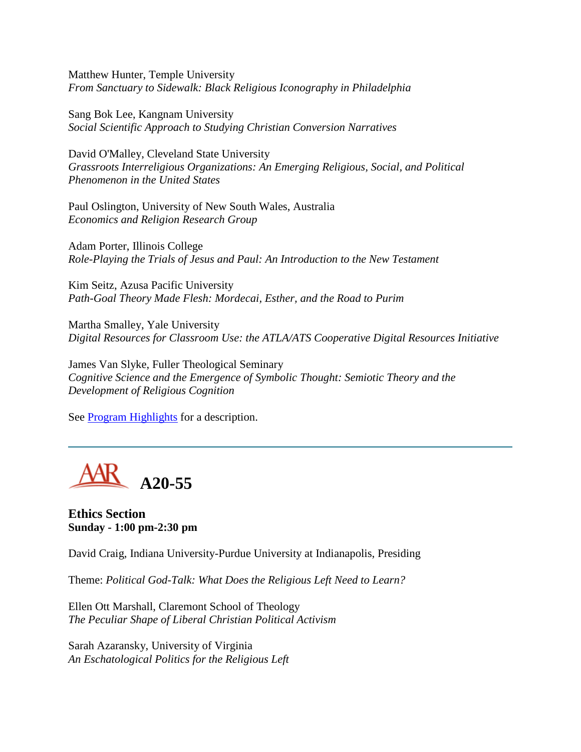Matthew Hunter, Temple University
*From Sanctuary to Sidewalk: Black Religious Iconography in Philadelphia*

Sang Bok Lee, Kangnam University
*Social Scientific Approach to Studying Christian Conversion Narratives*

David O'Malley, Cleveland State University
*Grassroots Interreligious Organizations: An Emerging Religious, Social, and Political Phenomenon in the United States*

Paul Oslington, University of New South Wales, Australia
*Economics and Religion Research Group*

Adam Porter, Illinois College
*Role-Playing the Trials of Jesus and Paul: An Introduction to the New Testament*

Kim Seitz, Azusa Pacific University
*Path-Goal Theory Made Flesh: Mordecai, Esther, and the Road to Purim*

Martha Smalley, Yale University
*Digital Resources for Classroom Use: the ATLA/ATS Cooperative Digital Resources Initiative*

James Van Slyke, Fuller Theological Seminary
*Cognitive Science and the Emergence of Symbolic Thought: Semiotic Theory and the Development of Religious Cognition*

See Program Highlights for a description.

---

# AAR A20-55

**Ethics Section**
**Sunday - 1:00 pm-2:30 pm**

David Craig, Indiana University-Purdue University at Indianapolis, Presiding

Theme: *Political God-Talk: What Does the Religious Left Need to Learn?*

Ellen Ott Marshall, Claremont School of Theology
*The Peculiar Shape of Liberal Christian Political Activism*

Sarah Azaransky, University of Virginia
*An Eschatological Politics for the Religious Left*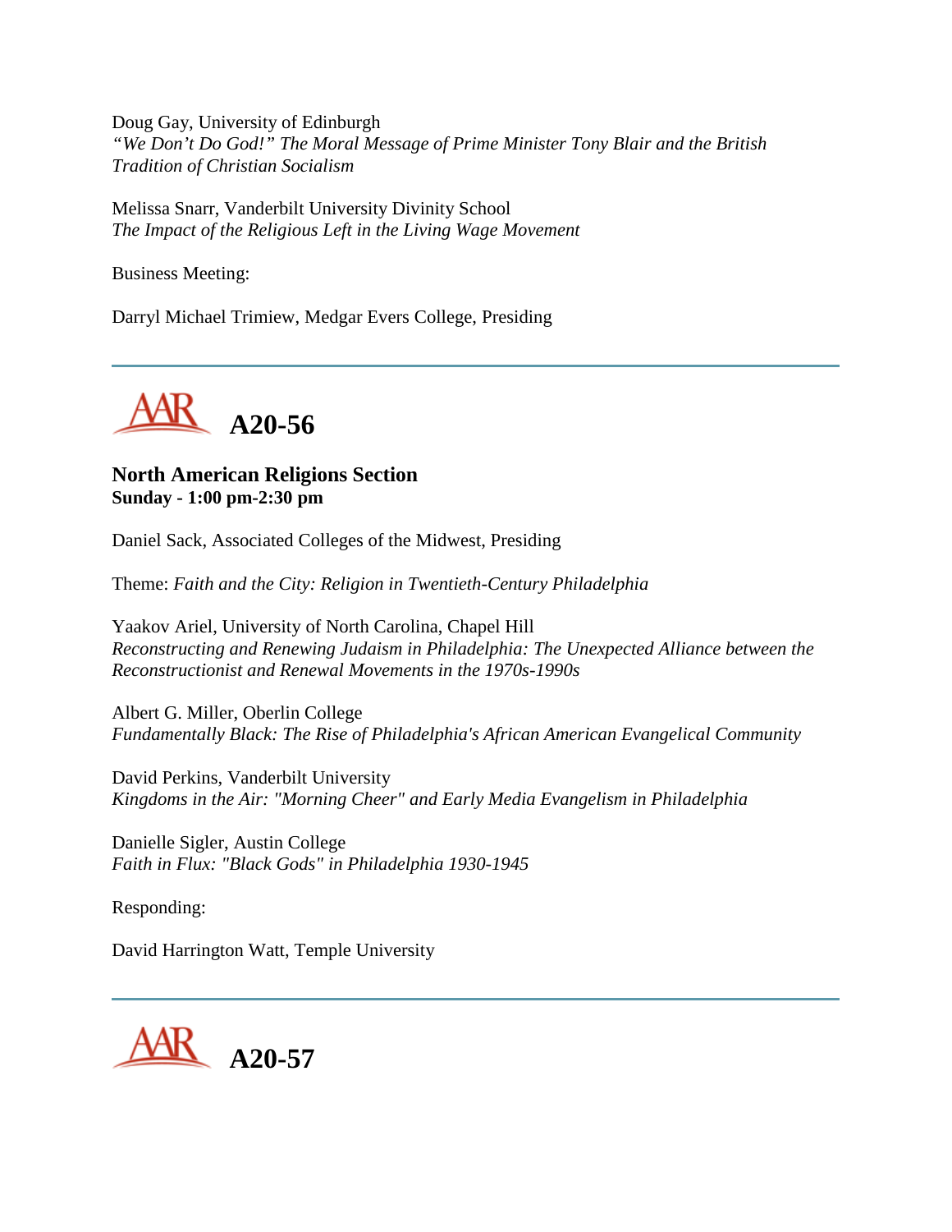Doug Gay, University of Edinburgh
*"We Don't Do God!" The Moral Message of Prime Minister Tony Blair and the British Tradition of Christian Socialism*

Melissa Snarr, Vanderbilt University Divinity School
*The Impact of the Religious Left in the Living Wage Movement*

Business Meeting:

Darryl Michael Trimiew, Medgar Evers College, Presiding

---

# A20-56

**North American Religions Section**
**Sunday - 1:00 pm-2:30 pm**

Daniel Sack, Associated Colleges of the Midwest, Presiding

Theme: *Faith and the City: Religion in Twentieth-Century Philadelphia*

Yaakov Ariel, University of North Carolina, Chapel Hill
*Reconstructing and Renewing Judaism in Philadelphia: The Unexpected Alliance between the Reconstructionist and Renewal Movements in the 1970s-1990s*

Albert G. Miller, Oberlin College
*Fundamentally Black: The Rise of Philadelphia's African American Evangelical Community*

David Perkins, Vanderbilt University
*Kingdoms in the Air: "Morning Cheer" and Early Media Evangelism in Philadelphia*

Danielle Sigler, Austin College
*Faith in Flux: "Black Gods" in Philadelphia 1930-1945*

Responding:

David Harrington Watt, Temple University

---

# A20-57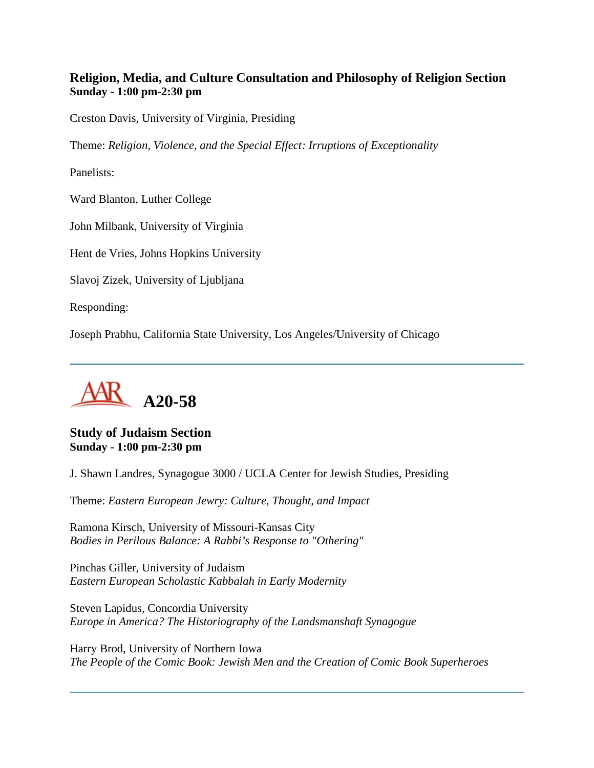### Religion, Media, and Culture Consultation and Philosophy of Religion Section
**Sunday - 1:00 pm-2:30 pm**

Creston Davis, University of Virginia, Presiding

Theme: *Religion, Violence, and the Special Effect: Irruptions of Exceptionality*

Panelists:

Ward Blanton, Luther College

John Milbank, University of Virginia

Hent de Vries, Johns Hopkins University

Slavoj Zizek, University of Ljubljana

Responding:

Joseph Prabhu, California State University, Los Angeles/University of Chicago

---

## A20-58

### Study of Judaism Section
**Sunday - 1:00 pm-2:30 pm**

J. Shawn Landres, Synagogue 3000 / UCLA Center for Jewish Studies, Presiding

Theme: *Eastern European Jewry: Culture, Thought, and Impact*

Ramona Kirsch, University of Missouri-Kansas City
*Bodies in Perilous Balance: A Rabbi's Response to "Othering"*

Pinchas Giller, University of Judaism
*Eastern European Scholastic Kabbalah in Early Modernity*

Steven Lapidus, Concordia University
*Europe in America? The Historiography of the Landsmanshaft Synagogue*

Harry Brod, University of Northern Iowa
*The People of the Comic Book: Jewish Men and the Creation of Comic Book Superheroes*

---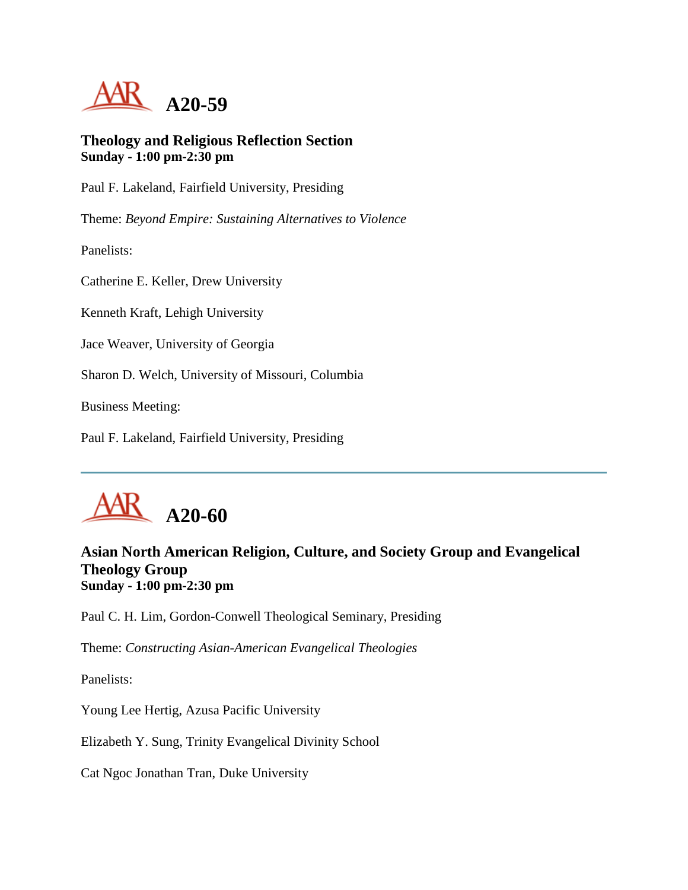# A20-59

### Theology and Religious Reflection Section
**Sunday - 1:00 pm-2:30 pm**

Paul F. Lakeland, Fairfield University, Presiding

Theme: *Beyond Empire: Sustaining Alternatives to Violence*

Panelists:

Catherine E. Keller, Drew University

Kenneth Kraft, Lehigh University

Jace Weaver, University of Georgia

Sharon D. Welch, University of Missouri, Columbia

Business Meeting:

Paul F. Lakeland, Fairfield University, Presiding

---

# A20-60

### Asian North American Religion, Culture, and Society Group and Evangelical Theology Group
**Sunday - 1:00 pm-2:30 pm**

Paul C. H. Lim, Gordon-Conwell Theological Seminary, Presiding

Theme: *Constructing Asian-American Evangelical Theologies*

Panelists:

Young Lee Hertig, Azusa Pacific University

Elizabeth Y. Sung, Trinity Evangelical Divinity School

Cat Ngoc Jonathan Tran, Duke University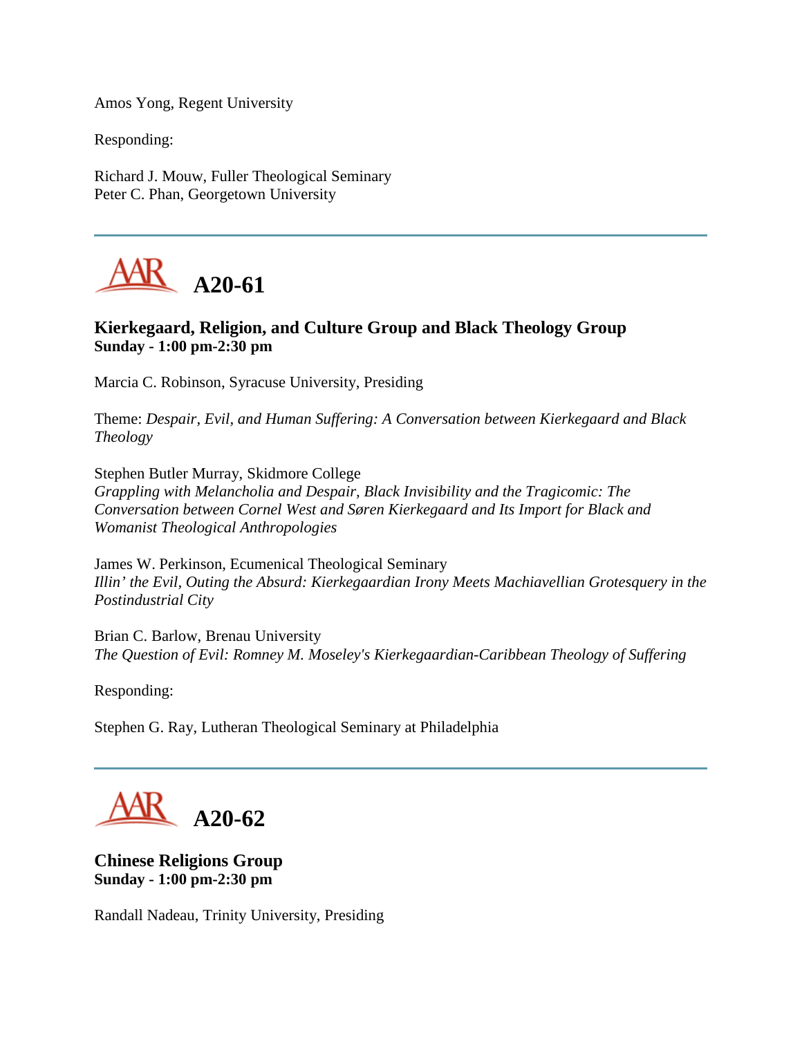Amos Yong, Regent University

Responding:

Richard J. Mouw, Fuller Theological Seminary
Peter C. Phan, Georgetown University

---

## A20-61

### Kierkegaard, Religion, and Culture Group and Black Theology Group
**Sunday - 1:00 pm-2:30 pm**

Marcia C. Robinson, Syracuse University, Presiding

Theme: *Despair, Evil, and Human Suffering: A Conversation between Kierkegaard and Black Theology*

Stephen Butler Murray, Skidmore College
*Grappling with Melancholia and Despair, Black Invisibility and the Tragicomic: The Conversation between Cornel West and Søren Kierkegaard and Its Import for Black and Womanist Theological Anthropologies*

James W. Perkinson, Ecumenical Theological Seminary
*Illin' the Evil, Outing the Absurd: Kierkegaardian Irony Meets Machiavellian Grotesquery in the Postindustrial City*

Brian C. Barlow, Brenau University
*The Question of Evil: Romney M. Moseley's Kierkegaardian-Caribbean Theology of Suffering*

Responding:

Stephen G. Ray, Lutheran Theological Seminary at Philadelphia

---

## A20-62

### Chinese Religions Group
**Sunday - 1:00 pm-2:30 pm**

Randall Nadeau, Trinity University, Presiding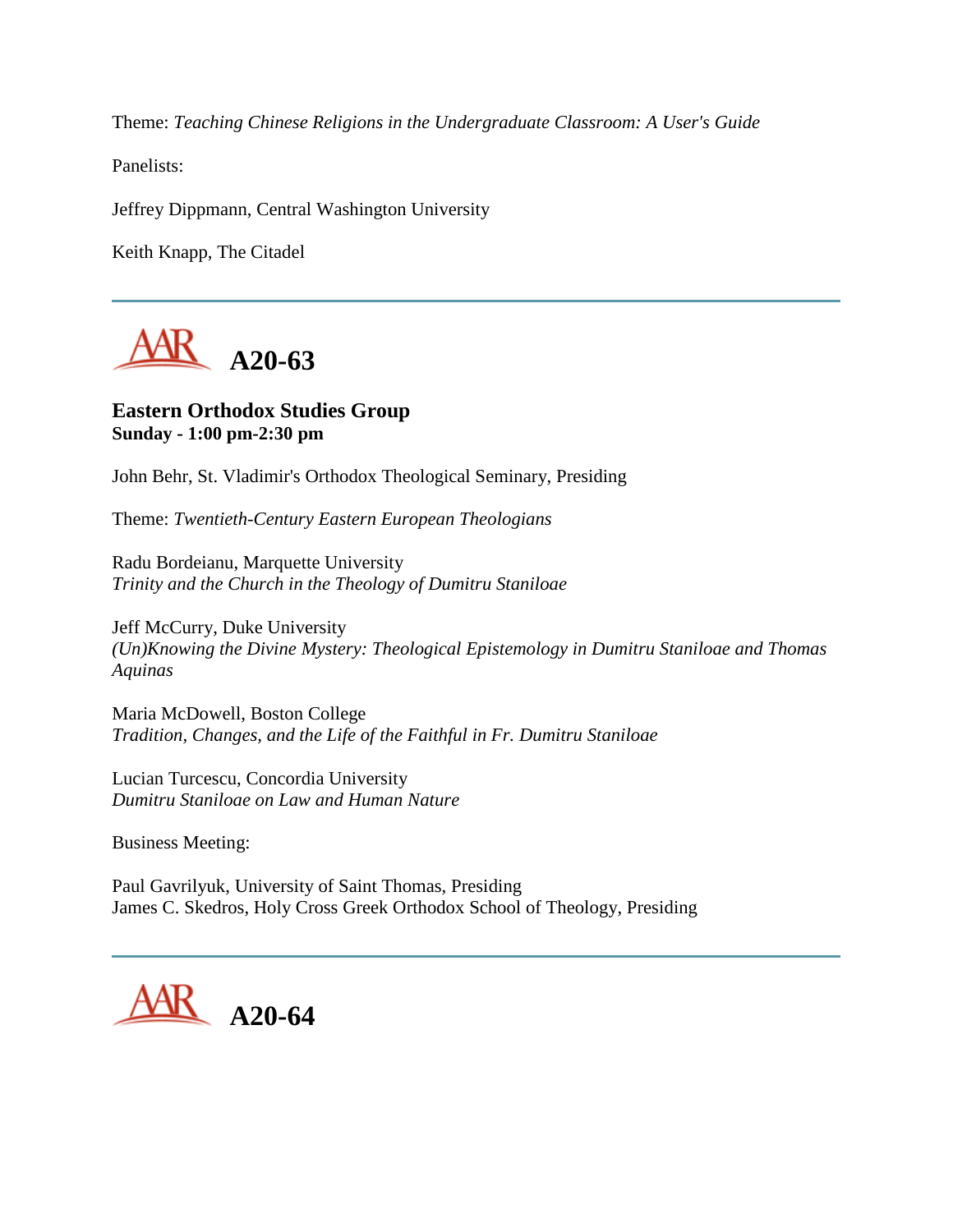Theme: *Teaching Chinese Religions in the Undergraduate Classroom: A User's Guide*

Panelists:

Jeffrey Dippmann, Central Washington University

Keith Knapp, The Citadel

---

## A20-63

### Eastern Orthodox Studies Group
**Sunday - 1:00 pm-2:30 pm**

John Behr, St. Vladimir's Orthodox Theological Seminary, Presiding

Theme: *Twentieth-Century Eastern European Theologians*

Radu Bordeianu, Marquette University
*Trinity and the Church in the Theology of Dumitru Staniloae*

Jeff McCurry, Duke University
*(Un)Knowing the Divine Mystery: Theological Epistemology in Dumitru Staniloae and Thomas Aquinas*

Maria McDowell, Boston College
*Tradition, Changes, and the Life of the Faithful in Fr. Dumitru Staniloae*

Lucian Turcescu, Concordia University
*Dumitru Staniloae on Law and Human Nature*

Business Meeting:

Paul Gavrilyuk, University of Saint Thomas, Presiding
James C. Skedros, Holy Cross Greek Orthodox School of Theology, Presiding

---

## A20-64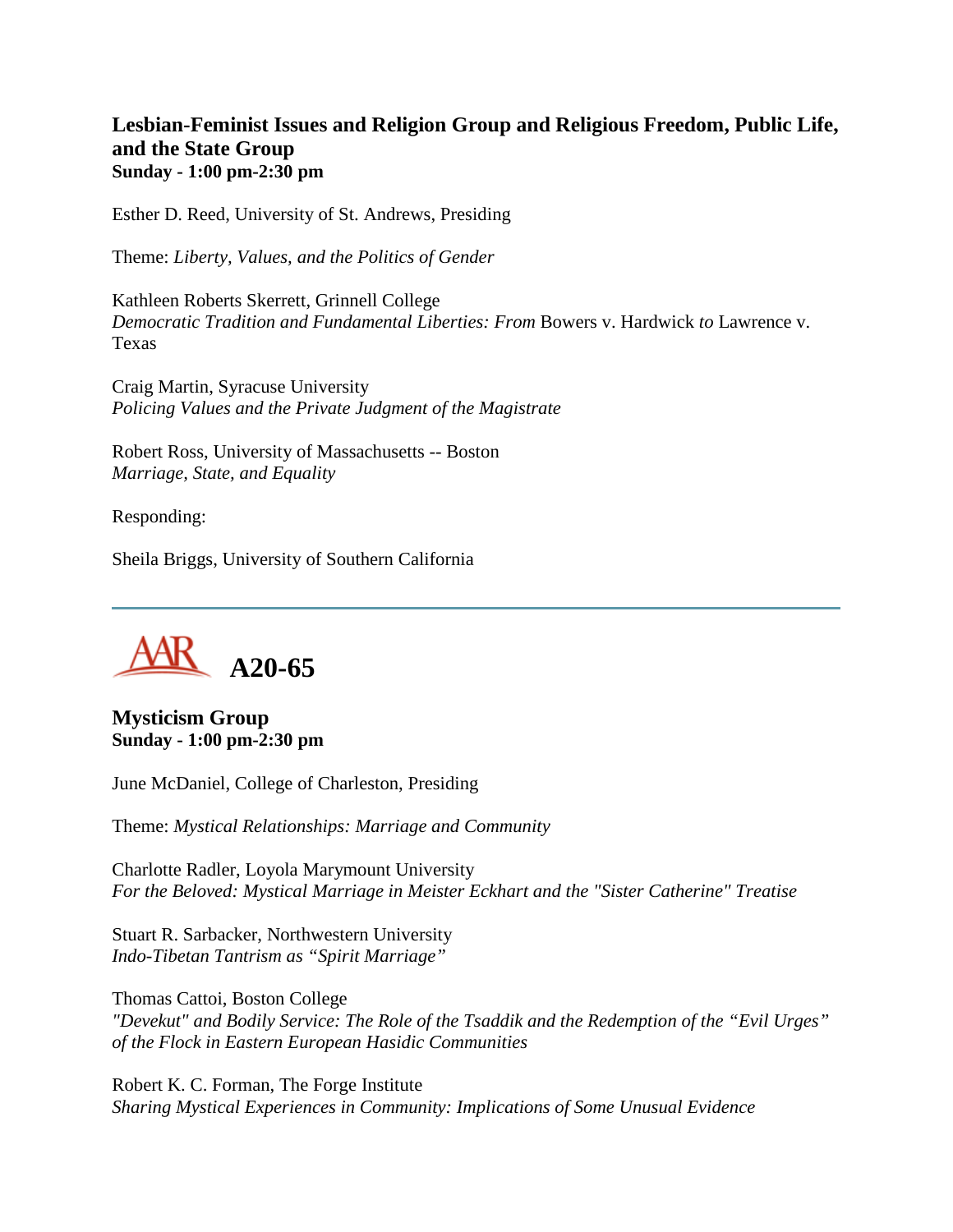### Lesbian-Feminist Issues and Religion Group and Religious Freedom, Public Life, and the State Group
**Sunday - 1:00 pm-2:30 pm**

Esther D. Reed, University of St. Andrews, Presiding

Theme: *Liberty, Values, and the Politics of Gender*

Kathleen Roberts Skerrett, Grinnell College
*Democratic Tradition and Fundamental Liberties: From* Bowers v. Hardwick *to* Lawrence v. Texas

Craig Martin, Syracuse University
*Policing Values and the Private Judgment of the Magistrate*

Robert Ross, University of Massachusetts -- Boston
*Marriage, State, and Equality*

Responding:

Sheila Briggs, University of Southern California

---

## AAR A20-65

### Mysticism Group
**Sunday - 1:00 pm-2:30 pm**

June McDaniel, College of Charleston, Presiding

Theme: *Mystical Relationships: Marriage and Community*

Charlotte Radler, Loyola Marymount University
*For the Beloved: Mystical Marriage in Meister Eckhart and the "Sister Catherine" Treatise*

Stuart R. Sarbacker, Northwestern University
*Indo-Tibetan Tantrism as "Spirit Marriage"*

Thomas Cattoi, Boston College
*"Devekut" and Bodily Service: The Role of the Tsaddik and the Redemption of the "Evil Urges" of the Flock in Eastern European Hasidic Communities*

Robert K. C. Forman, The Forge Institute
*Sharing Mystical Experiences in Community: Implications of Some Unusual Evidence*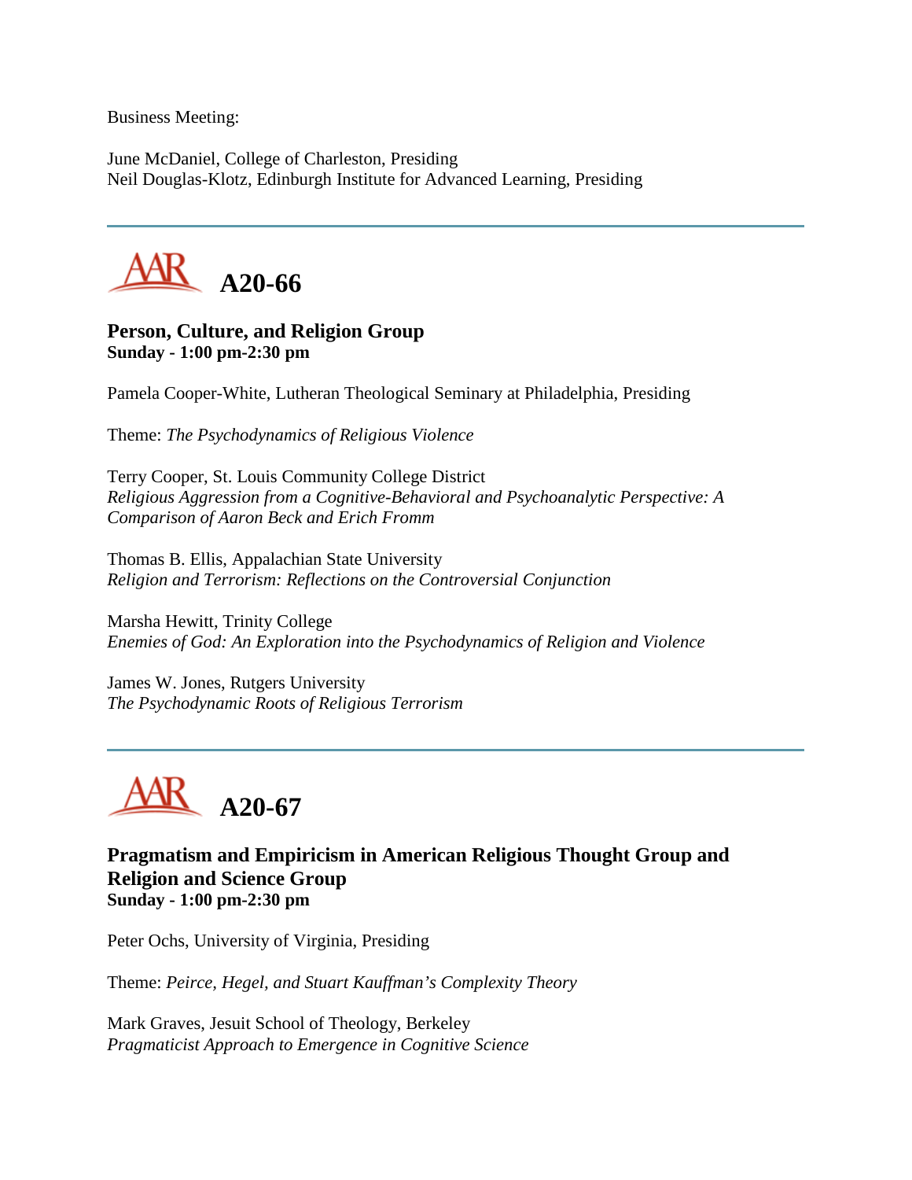Business Meeting:

June McDaniel, College of Charleston, Presiding
Neil Douglas-Klotz, Edinburgh Institute for Advanced Learning, Presiding

---

## A20-66

### Person, Culture, and Religion Group
**Sunday - 1:00 pm-2:30 pm**

Pamela Cooper-White, Lutheran Theological Seminary at Philadelphia, Presiding

Theme: *The Psychodynamics of Religious Violence*

Terry Cooper, St. Louis Community College District
*Religious Aggression from a Cognitive-Behavioral and Psychoanalytic Perspective: A Comparison of Aaron Beck and Erich Fromm*

Thomas B. Ellis, Appalachian State University
*Religion and Terrorism: Reflections on the Controversial Conjunction*

Marsha Hewitt, Trinity College
*Enemies of God: An Exploration into the Psychodynamics of Religion and Violence*

James W. Jones, Rutgers University
*The Psychodynamic Roots of Religious Terrorism*

---

## A20-67

### Pragmatism and Empiricism in American Religious Thought Group and Religion and Science Group
**Sunday - 1:00 pm-2:30 pm**

Peter Ochs, University of Virginia, Presiding

Theme: *Peirce, Hegel, and Stuart Kauffman's Complexity Theory*

Mark Graves, Jesuit School of Theology, Berkeley
*Pragmaticist Approach to Emergence in Cognitive Science*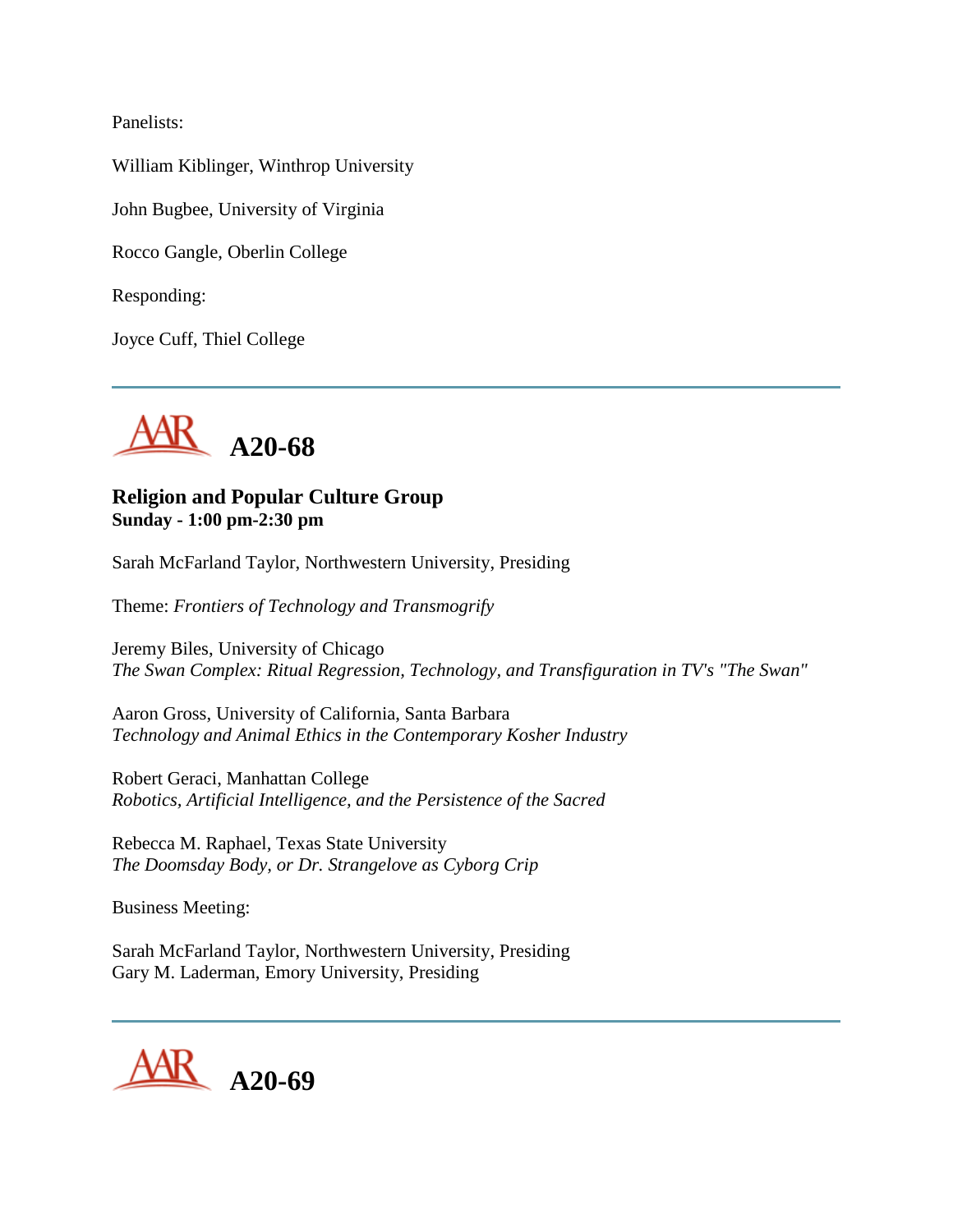Panelists:

William Kiblinger, Winthrop University

John Bugbee, University of Virginia

Rocco Gangle, Oberlin College

Responding:

Joyce Cuff, Thiel College

---

## A20-68

### Religion and Popular Culture Group
**Sunday - 1:00 pm-2:30 pm**

Sarah McFarland Taylor, Northwestern University, Presiding

Theme: *Frontiers of Technology and Transmogrify*

Jeremy Biles, University of Chicago
*The Swan Complex: Ritual Regression, Technology, and Transfiguration in TV's "The Swan"*

Aaron Gross, University of California, Santa Barbara
*Technology and Animal Ethics in the Contemporary Kosher Industry*

Robert Geraci, Manhattan College
*Robotics, Artificial Intelligence, and the Persistence of the Sacred*

Rebecca M. Raphael, Texas State University
*The Doomsday Body, or Dr. Strangelove as Cyborg Crip*

Business Meeting:

Sarah McFarland Taylor, Northwestern University, Presiding
Gary M. Laderman, Emory University, Presiding

---

## A20-69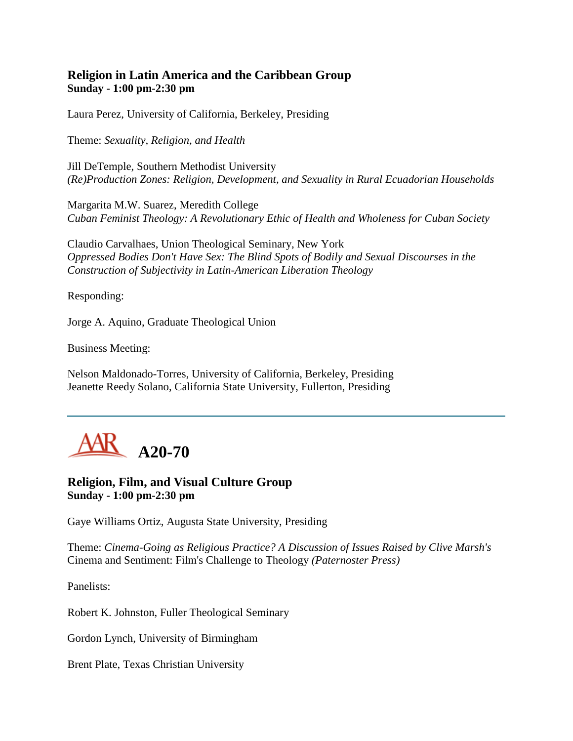### Religion in Latin America and the Caribbean Group
**Sunday - 1:00 pm-2:30 pm**

Laura Perez, University of California, Berkeley, Presiding

Theme: *Sexuality, Religion, and Health*

Jill DeTemple, Southern Methodist University
*(Re)Production Zones: Religion, Development, and Sexuality in Rural Ecuadorian Households*

Margarita M.W. Suarez, Meredith College
*Cuban Feminist Theology: A Revolutionary Ethic of Health and Wholeness for Cuban Society*

Claudio Carvalhaes, Union Theological Seminary, New York
*Oppressed Bodies Don't Have Sex: The Blind Spots of Bodily and Sexual Discourses in the Construction of Subjectivity in Latin-American Liberation Theology*

Responding:

Jorge A. Aquino, Graduate Theological Union

Business Meeting:

Nelson Maldonado-Torres, University of California, Berkeley, Presiding
Jeanette Reedy Solano, California State University, Fullerton, Presiding

---

## A20-70

### Religion, Film, and Visual Culture Group
**Sunday - 1:00 pm-2:30 pm**

Gaye Williams Ortiz, Augusta State University, Presiding

Theme: *Cinema-Going as Religious Practice? A Discussion of Issues Raised by Clive Marsh's* Cinema and Sentiment: Film's Challenge to Theology *(Paternoster Press)*

Panelists:

Robert K. Johnston, Fuller Theological Seminary

Gordon Lynch, University of Birmingham

Brent Plate, Texas Christian University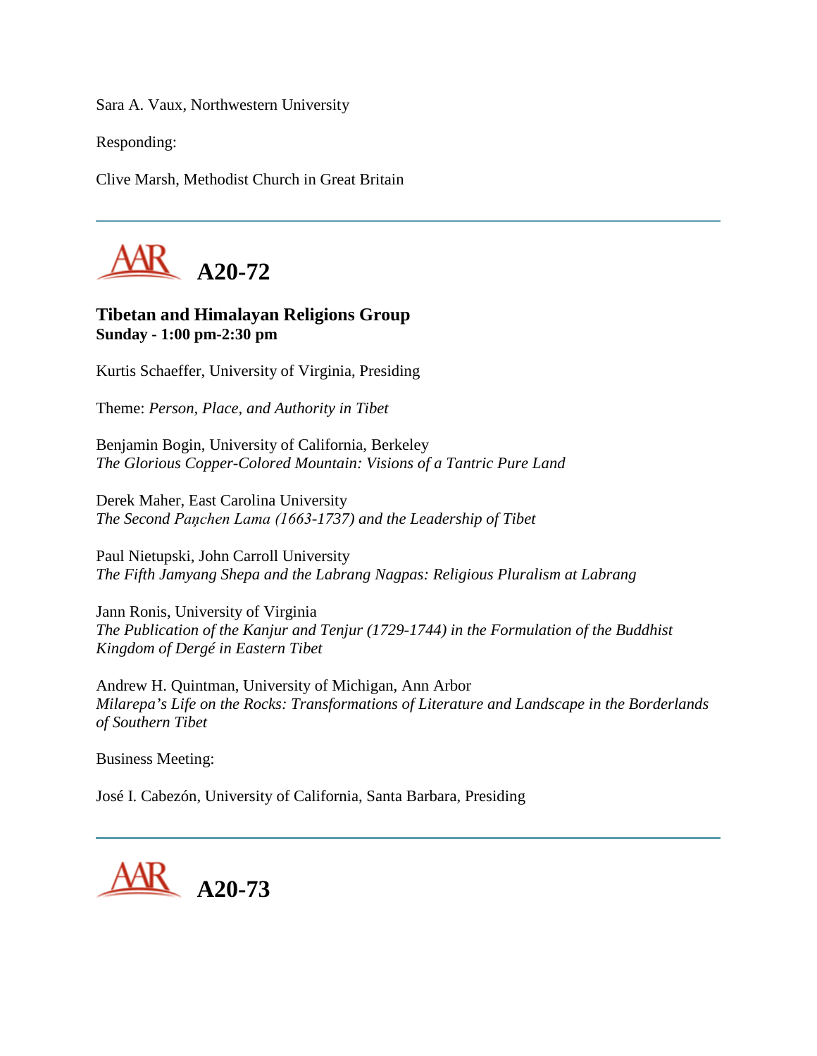Sara A. Vaux, Northwestern University

Responding:

Clive Marsh, Methodist Church in Great Britain

---

## A20-72

**Tibetan and Himalayan Religions Group**
**Sunday - 1:00 pm-2:30 pm**

Kurtis Schaeffer, University of Virginia, Presiding

Theme: *Person, Place, and Authority in Tibet*

Benjamin Bogin, University of California, Berkeley
*The Glorious Copper-Colored Mountain: Visions of a Tantric Pure Land*

Derek Maher, East Carolina University
*The Second Paṇchen Lama (1663-1737) and the Leadership of Tibet*

Paul Nietupski, John Carroll University
*The Fifth Jamyang Shepa and the Labrang Nagpas: Religious Pluralism at Labrang*

Jann Ronis, University of Virginia
*The Publication of the Kanjur and Tenjur (1729-1744) in the Formulation of the Buddhist Kingdom of Dergé in Eastern Tibet*

Andrew H. Quintman, University of Michigan, Ann Arbor
*Milarepa's Life on the Rocks: Transformations of Literature and Landscape in the Borderlands of Southern Tibet*

Business Meeting:

José I. Cabezón, University of California, Santa Barbara, Presiding

---

## A20-73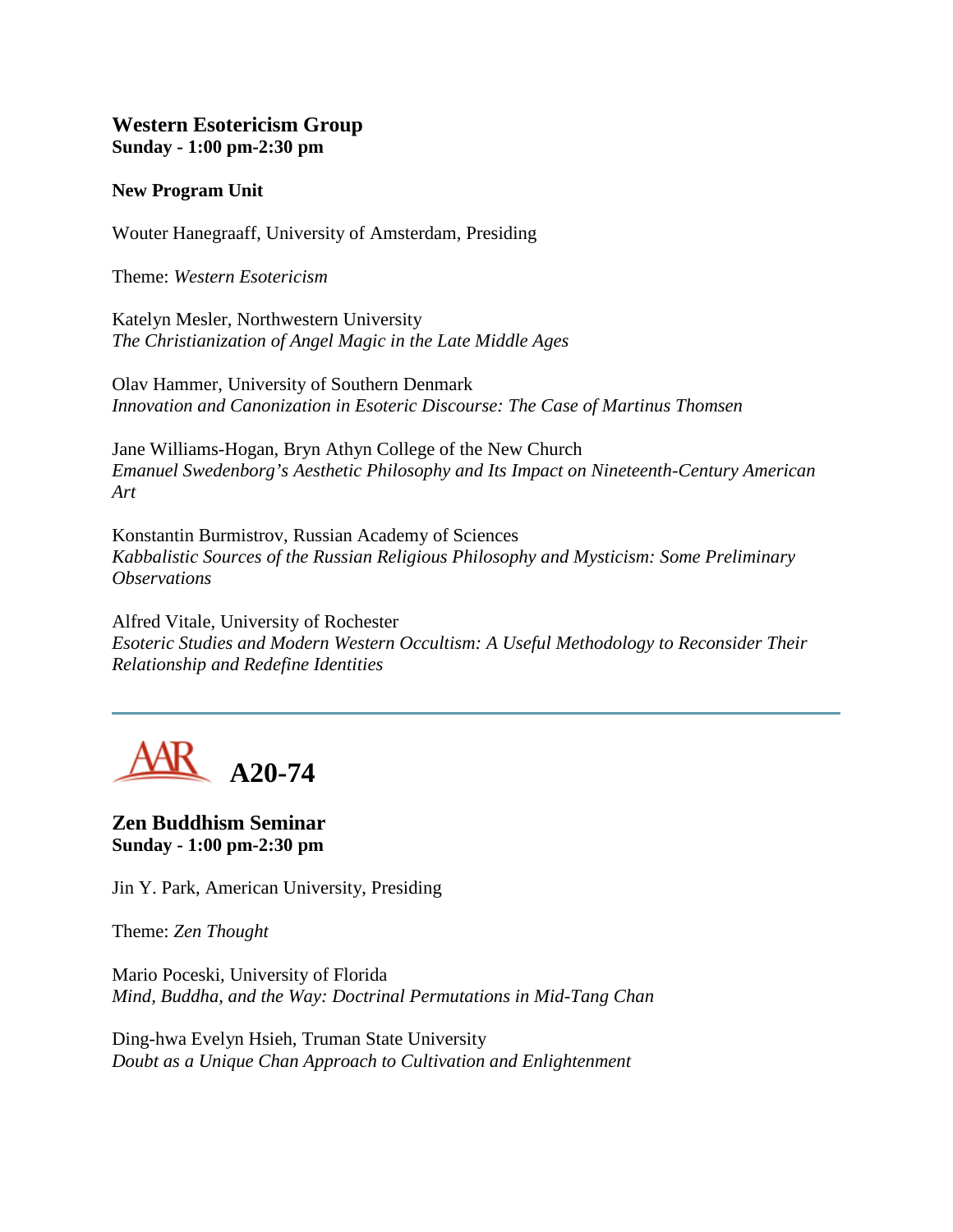### Western Esotericism Group
**Sunday - 1:00 pm-2:30 pm**

**New Program Unit**

Wouter Hanegraaff, University of Amsterdam, Presiding

Theme: *Western Esotericism*

Katelyn Mesler, Northwestern University
*The Christianization of Angel Magic in the Late Middle Ages*

Olav Hammer, University of Southern Denmark
*Innovation and Canonization in Esoteric Discourse: The Case of Martinus Thomsen*

Jane Williams-Hogan, Bryn Athyn College of the New Church
*Emanuel Swedenborg's Aesthetic Philosophy and Its Impact on Nineteenth-Century American Art*

Konstantin Burmistrov, Russian Academy of Sciences
*Kabbalistic Sources of the Russian Religious Philosophy and Mysticism: Some Preliminary Observations*

Alfred Vitale, University of Rochester
*Esoteric Studies and Modern Western Occultism: A Useful Methodology to Reconsider Their Relationship and Redefine Identities*

---

## AAR A20-74

### Zen Buddhism Seminar
**Sunday - 1:00 pm-2:30 pm**

Jin Y. Park, American University, Presiding

Theme: *Zen Thought*

Mario Poceski, University of Florida
*Mind, Buddha, and the Way: Doctrinal Permutations in Mid-Tang Chan*

Ding-hwa Evelyn Hsieh, Truman State University
*Doubt as a Unique Chan Approach to Cultivation and Enlightenment*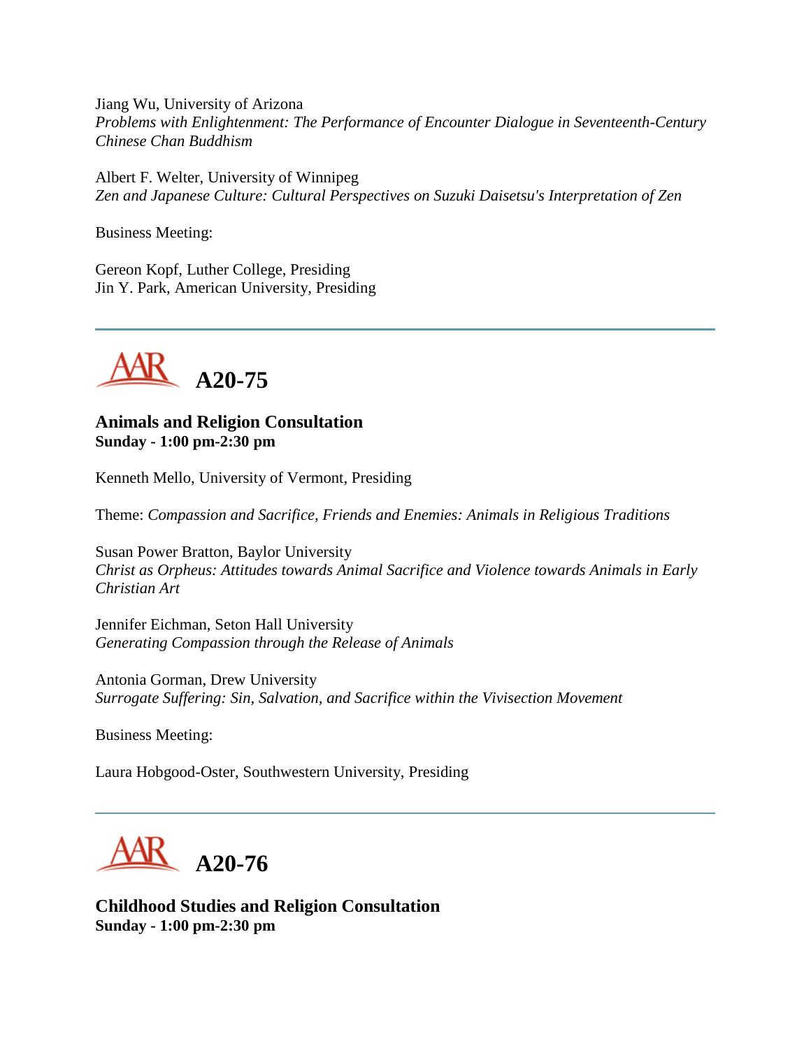Jiang Wu, University of Arizona
*Problems with Enlightenment: The Performance of Encounter Dialogue in Seventeenth-Century Chinese Chan Buddhism*

Albert F. Welter, University of Winnipeg
*Zen and Japanese Culture: Cultural Perspectives on Suzuki Daisetsu's Interpretation of Zen*

Business Meeting:

Gereon Kopf, Luther College, Presiding
Jin Y. Park, American University, Presiding

---

# A20-75

## Animals and Religion Consultation
**Sunday - 1:00 pm-2:30 pm**

Kenneth Mello, University of Vermont, Presiding

Theme: *Compassion and Sacrifice, Friends and Enemies: Animals in Religious Traditions*

Susan Power Bratton, Baylor University
*Christ as Orpheus: Attitudes towards Animal Sacrifice and Violence towards Animals in Early Christian Art*

Jennifer Eichman, Seton Hall University
*Generating Compassion through the Release of Animals*

Antonia Gorman, Drew University
*Surrogate Suffering: Sin, Salvation, and Sacrifice within the Vivisection Movement*

Business Meeting:

Laura Hobgood-Oster, Southwestern University, Presiding

---

# A20-76

## Childhood Studies and Religion Consultation
**Sunday - 1:00 pm-2:30 pm**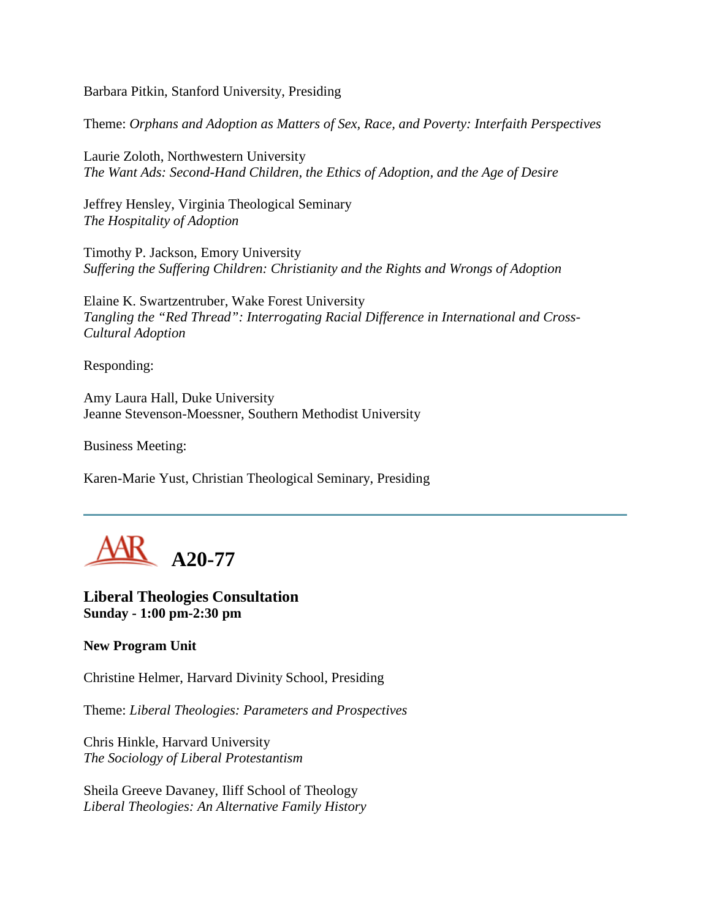Barbara Pitkin, Stanford University, Presiding

Theme: *Orphans and Adoption as Matters of Sex, Race, and Poverty: Interfaith Perspectives*

Laurie Zoloth, Northwestern University
*The Want Ads: Second-Hand Children, the Ethics of Adoption, and the Age of Desire*

Jeffrey Hensley, Virginia Theological Seminary
*The Hospitality of Adoption*

Timothy P. Jackson, Emory University
*Suffering the Suffering Children: Christianity and the Rights and Wrongs of Adoption*

Elaine K. Swartzentruber, Wake Forest University
*Tangling the "Red Thread": Interrogating Racial Difference in International and Cross-Cultural Adoption*

Responding:

Amy Laura Hall, Duke University
Jeanne Stevenson-Moessner, Southern Methodist University

Business Meeting:

Karen-Marie Yust, Christian Theological Seminary, Presiding

---

## AAR A20-77

**Liberal Theologies Consultation**
**Sunday - 1:00 pm-2:30 pm**

**New Program Unit**

Christine Helmer, Harvard Divinity School, Presiding

Theme: *Liberal Theologies: Parameters and Prospectives*

Chris Hinkle, Harvard University
*The Sociology of Liberal Protestantism*

Sheila Greeve Davaney, Iliff School of Theology
*Liberal Theologies: An Alternative Family History*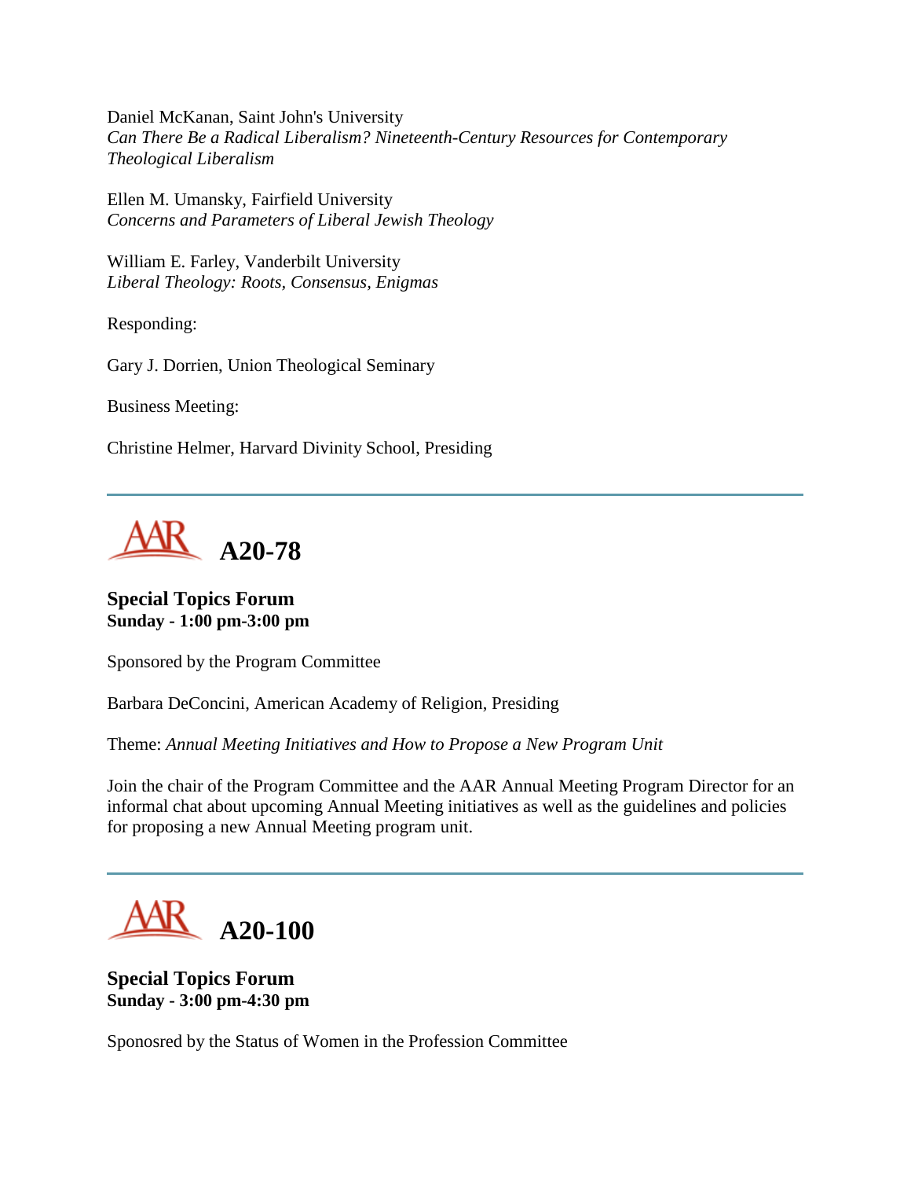Daniel McKanan, Saint John's University
*Can There Be a Radical Liberalism? Nineteenth-Century Resources for Contemporary Theological Liberalism*

Ellen M. Umansky, Fairfield University
*Concerns and Parameters of Liberal Jewish Theology*

William E. Farley, Vanderbilt University
*Liberal Theology: Roots, Consensus, Enigmas*

Responding:

Gary J. Dorrien, Union Theological Seminary

Business Meeting:

Christine Helmer, Harvard Divinity School, Presiding

---

## AAR A20-78

**Special Topics Forum**
**Sunday - 1:00 pm-3:00 pm**

Sponsored by the Program Committee

Barbara DeConcini, American Academy of Religion, Presiding

Theme: *Annual Meeting Initiatives and How to Propose a New Program Unit*

Join the chair of the Program Committee and the AAR Annual Meeting Program Director for an informal chat about upcoming Annual Meeting initiatives as well as the guidelines and policies for proposing a new Annual Meeting program unit.

---

## AAR A20-100

**Special Topics Forum**
**Sunday - 3:00 pm-4:30 pm**

Sponosred by the Status of Women in the Profession Committee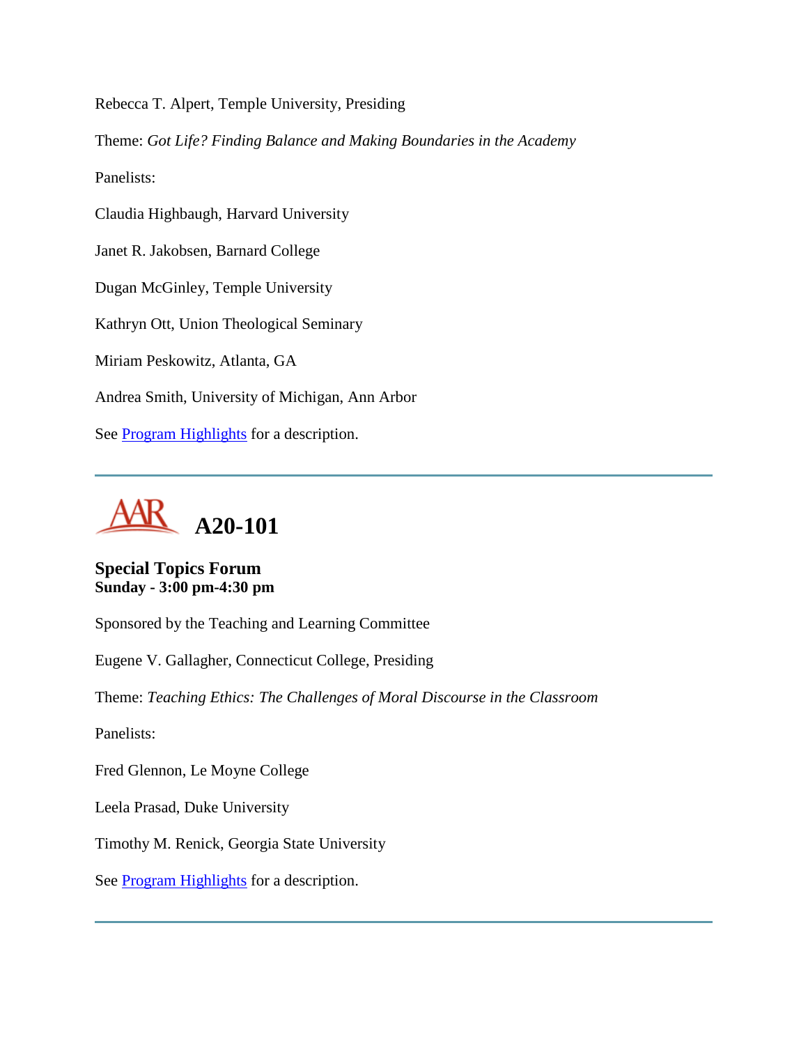Rebecca T. Alpert, Temple University, Presiding

Theme: *Got Life? Finding Balance and Making Boundaries in the Academy*

Panelists:

Claudia Highbaugh, Harvard University

Janet R. Jakobsen, Barnard College

Dugan McGinley, Temple University

Kathryn Ott, Union Theological Seminary

Miriam Peskowitz, Atlanta, GA

Andrea Smith, University of Michigan, Ann Arbor

See Program Highlights for a description.

---

# A20-101

**Special Topics Forum**
**Sunday - 3:00 pm-4:30 pm**

Sponsored by the Teaching and Learning Committee

Eugene V. Gallagher, Connecticut College, Presiding

Theme: *Teaching Ethics: The Challenges of Moral Discourse in the Classroom*

Panelists:

Fred Glennon, Le Moyne College

Leela Prasad, Duke University

Timothy M. Renick, Georgia State University

See Program Highlights for a description.

---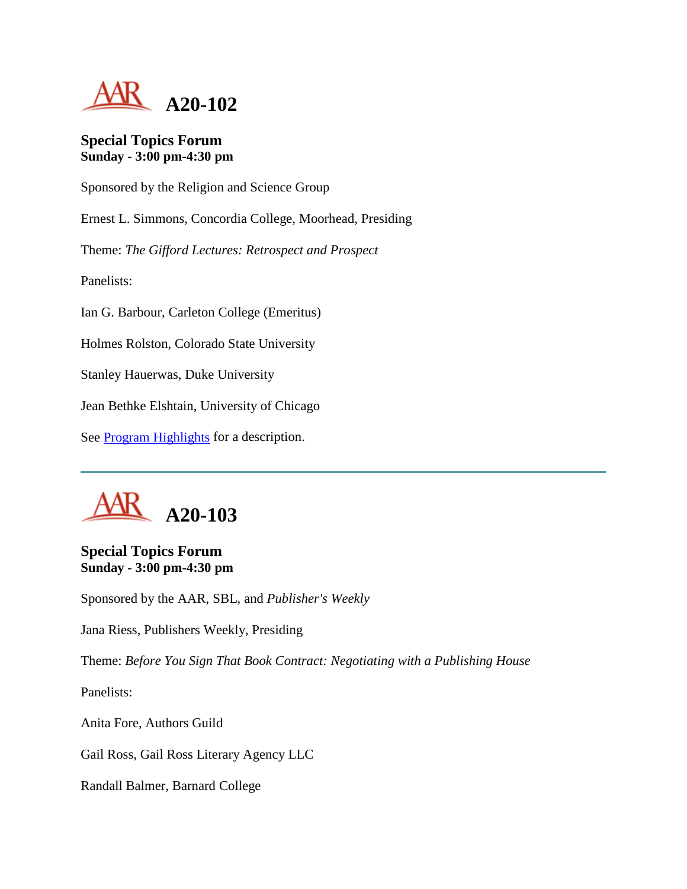# A20-102

### Special Topics Forum
**Sunday - 3:00 pm-4:30 pm**

Sponsored by the Religion and Science Group

Ernest L. Simmons, Concordia College, Moorhead, Presiding

Theme: *The Gifford Lectures: Retrospect and Prospect*

Panelists:

Ian G. Barbour, Carleton College (Emeritus)

Holmes Rolston, Colorado State University

Stanley Hauerwas, Duke University

Jean Bethke Elshtain, University of Chicago

See Program Highlights for a description.

---

# A20-103

### Special Topics Forum
**Sunday - 3:00 pm-4:30 pm**

Sponsored by the AAR, SBL, and *Publisher's Weekly*

Jana Riess, Publishers Weekly, Presiding

Theme: *Before You Sign That Book Contract: Negotiating with a Publishing House*

Panelists:

Anita Fore, Authors Guild

Gail Ross, Gail Ross Literary Agency LLC

Randall Balmer, Barnard College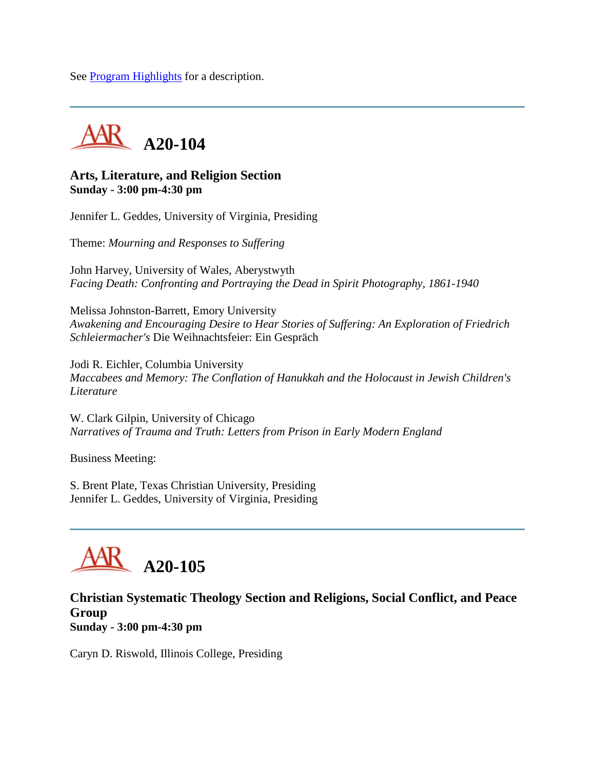See Program Highlights for a description.

---

## A20-104

### Arts, Literature, and Religion Section
**Sunday - 3:00 pm-4:30 pm**

Jennifer L. Geddes, University of Virginia, Presiding

Theme: *Mourning and Responses to Suffering*

John Harvey, University of Wales, Aberystwyth
*Facing Death: Confronting and Portraying the Dead in Spirit Photography, 1861-1940*

Melissa Johnston-Barrett, Emory University
*Awakening and Encouraging Desire to Hear Stories of Suffering: An Exploration of Friedrich Schleiermacher's* Die Weihnachtsfeier: Ein Gespräch

Jodi R. Eichler, Columbia University
*Maccabees and Memory: The Conflation of Hanukkah and the Holocaust in Jewish Children's Literature*

W. Clark Gilpin, University of Chicago
*Narratives of Trauma and Truth: Letters from Prison in Early Modern England*

Business Meeting:

S. Brent Plate, Texas Christian University, Presiding
Jennifer L. Geddes, University of Virginia, Presiding

---

## A20-105

### Christian Systematic Theology Section and Religions, Social Conflict, and Peace Group
**Sunday - 3:00 pm-4:30 pm**

Caryn D. Riswold, Illinois College, Presiding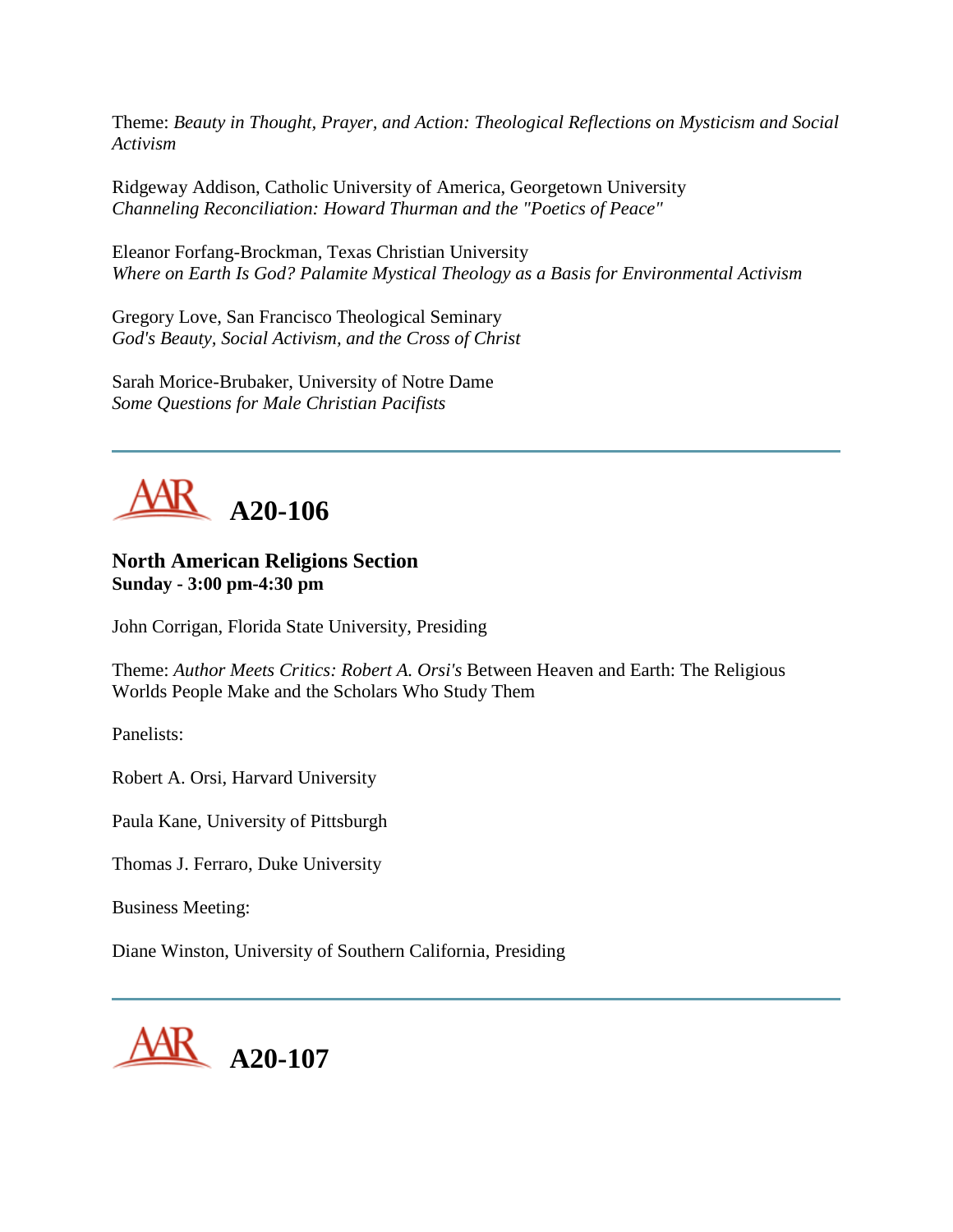Theme: *Beauty in Thought, Prayer, and Action: Theological Reflections on Mysticism and Social Activism*

Ridgeway Addison, Catholic University of America, Georgetown University
*Channeling Reconciliation: Howard Thurman and the "Poetics of Peace"*

Eleanor Forfang-Brockman, Texas Christian University
*Where on Earth Is God? Palamite Mystical Theology as a Basis for Environmental Activism*

Gregory Love, San Francisco Theological Seminary
*God's Beauty, Social Activism, and the Cross of Christ*

Sarah Morice-Brubaker, University of Notre Dame
*Some Questions for Male Christian Pacifists*

---

# A20-106

**North American Religions Section**
**Sunday - 3:00 pm-4:30 pm**

John Corrigan, Florida State University, Presiding

Theme: *Author Meets Critics: Robert A. Orsi's* Between Heaven and Earth: The Religious Worlds People Make and the Scholars Who Study Them

Panelists:

Robert A. Orsi, Harvard University

Paula Kane, University of Pittsburgh

Thomas J. Ferraro, Duke University

Business Meeting:

Diane Winston, University of Southern California, Presiding

---

# A20-107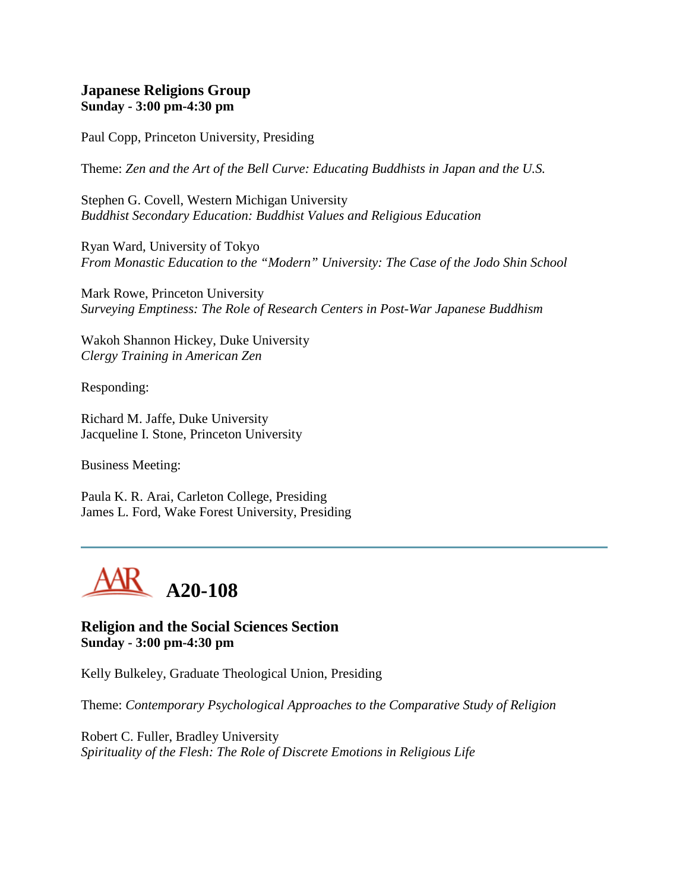### Japanese Religions Group
**Sunday - 3:00 pm-4:30 pm**

Paul Copp, Princeton University, Presiding

Theme: *Zen and the Art of the Bell Curve: Educating Buddhists in Japan and the U.S.*

Stephen G. Covell, Western Michigan University
*Buddhist Secondary Education: Buddhist Values and Religious Education*

Ryan Ward, University of Tokyo
*From Monastic Education to the "Modern" University: The Case of the Jodo Shin School*

Mark Rowe, Princeton University
*Surveying Emptiness: The Role of Research Centers in Post-War Japanese Buddhism*

Wakoh Shannon Hickey, Duke University
*Clergy Training in American Zen*

Responding:

Richard M. Jaffe, Duke University
Jacqueline I. Stone, Princeton University

Business Meeting:

Paula K. R. Arai, Carleton College, Presiding
James L. Ford, Wake Forest University, Presiding

---

## AAR A20-108

### Religion and the Social Sciences Section
**Sunday - 3:00 pm-4:30 pm**

Kelly Bulkeley, Graduate Theological Union, Presiding

Theme: *Contemporary Psychological Approaches to the Comparative Study of Religion*

Robert C. Fuller, Bradley University
*Spirituality of the Flesh: The Role of Discrete Emotions in Religious Life*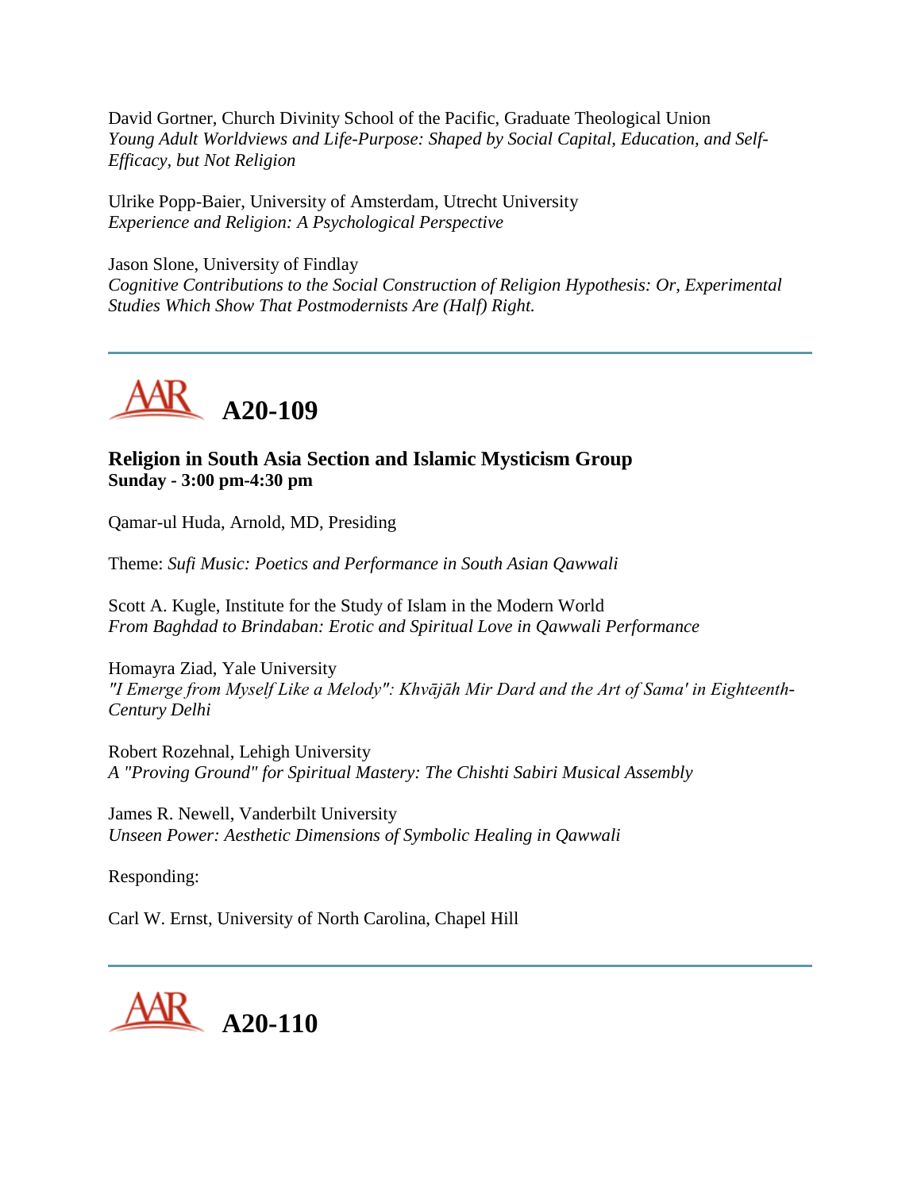David Gortner, Church Divinity School of the Pacific, Graduate Theological Union
*Young Adult Worldviews and Life-Purpose: Shaped by Social Capital, Education, and Self-Efficacy, but Not Religion*

Ulrike Popp-Baier, University of Amsterdam, Utrecht University
*Experience and Religion: A Psychological Perspective*

Jason Slone, University of Findlay
*Cognitive Contributions to the Social Construction of Religion Hypothesis: Or, Experimental Studies Which Show That Postmodernists Are (Half) Right.*

---

# A20-109

### Religion in South Asia Section and Islamic Mysticism Group
**Sunday - 3:00 pm-4:30 pm**

Qamar-ul Huda, Arnold, MD, Presiding

Theme: *Sufi Music: Poetics and Performance in South Asian Qawwali*

Scott A. Kugle, Institute for the Study of Islam in the Modern World
*From Baghdad to Brindaban: Erotic and Spiritual Love in Qawwali Performance*

Homayra Ziad, Yale University
*"I Emerge from Myself Like a Melody": Khvājāh Mir Dard and the Art of Sama' in Eighteenth-Century Delhi*

Robert Rozehnal, Lehigh University
*A "Proving Ground" for Spiritual Mastery: The Chishti Sabiri Musical Assembly*

James R. Newell, Vanderbilt University
*Unseen Power: Aesthetic Dimensions of Symbolic Healing in Qawwali*

Responding:

Carl W. Ernst, University of North Carolina, Chapel Hill

---

# A20-110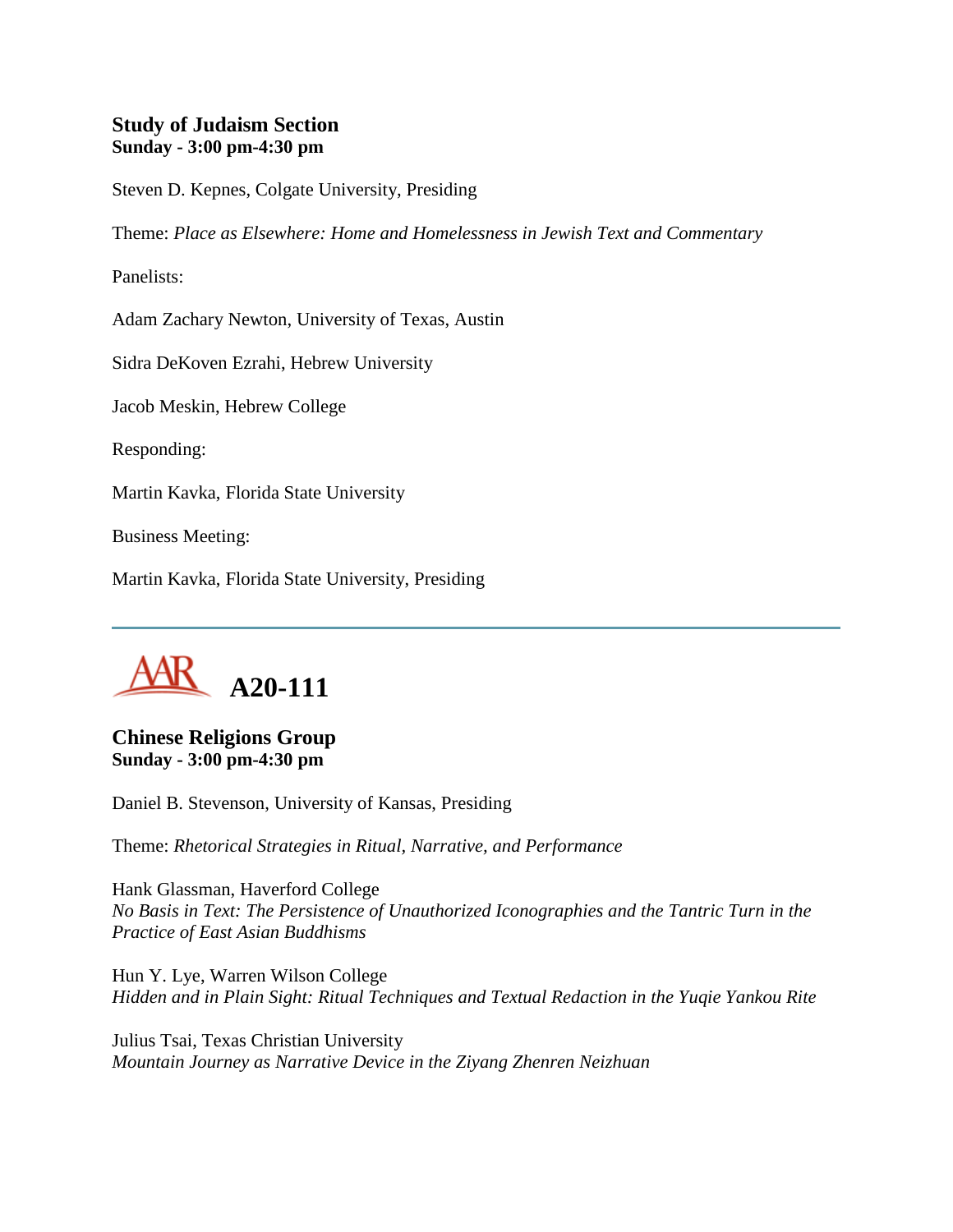### Study of Judaism Section
**Sunday - 3:00 pm-4:30 pm**

Steven D. Kepnes, Colgate University, Presiding

Theme: *Place as Elsewhere: Home and Homelessness in Jewish Text and Commentary*

Panelists:

Adam Zachary Newton, University of Texas, Austin

Sidra DeKoven Ezrahi, Hebrew University

Jacob Meskin, Hebrew College

Responding:

Martin Kavka, Florida State University

Business Meeting:

Martin Kavka, Florida State University, Presiding

---

## AAR A20-111

### Chinese Religions Group
**Sunday - 3:00 pm-4:30 pm**

Daniel B. Stevenson, University of Kansas, Presiding

Theme: *Rhetorical Strategies in Ritual, Narrative, and Performance*

Hank Glassman, Haverford College
*No Basis in Text: The Persistence of Unauthorized Iconographies and the Tantric Turn in the Practice of East Asian Buddhisms*

Hun Y. Lye, Warren Wilson College
*Hidden and in Plain Sight: Ritual Techniques and Textual Redaction in the Yuqie Yankou Rite*

Julius Tsai, Texas Christian University
*Mountain Journey as Narrative Device in the Ziyang Zhenren Neizhuan*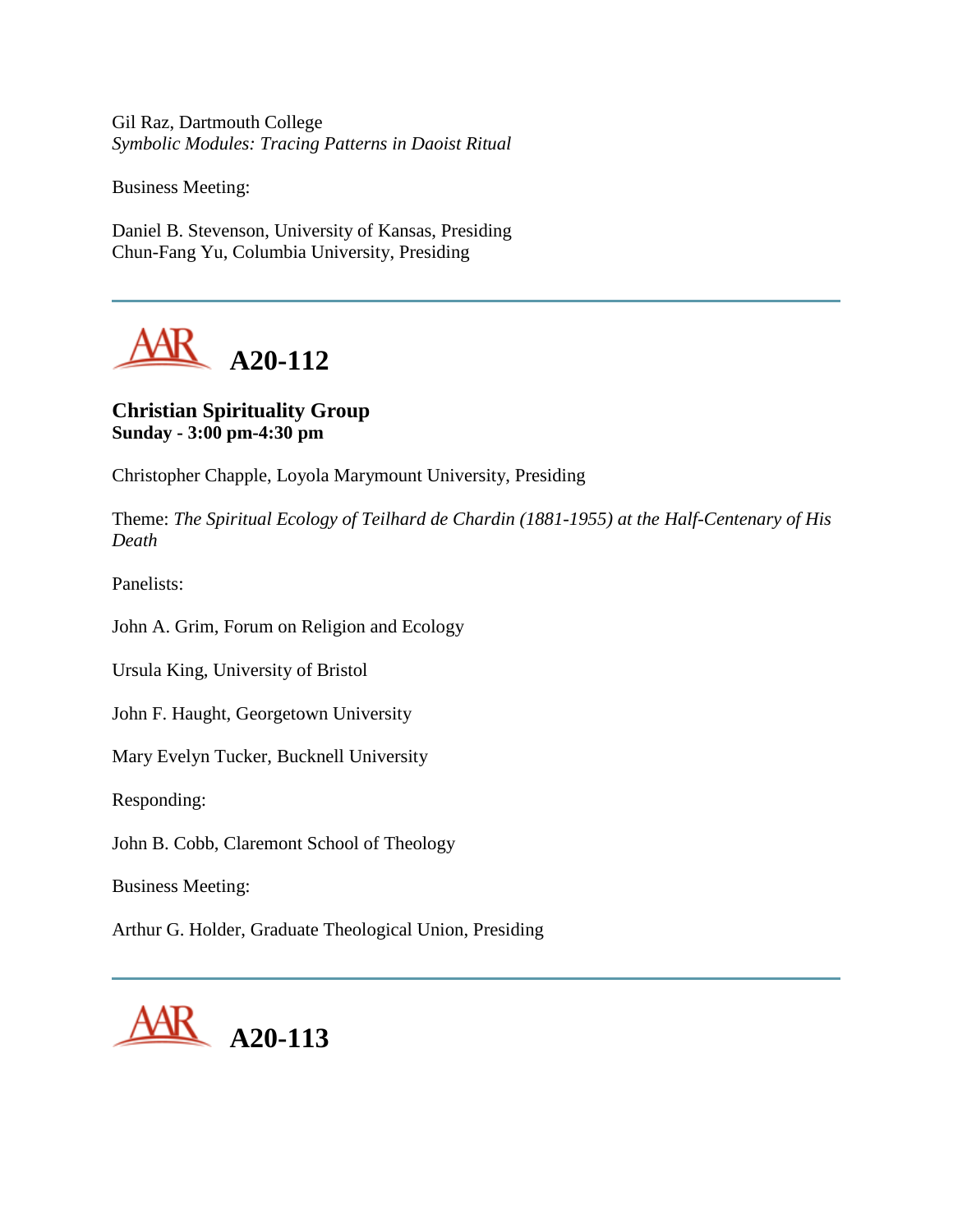Gil Raz, Dartmouth College
*Symbolic Modules: Tracing Patterns in Daoist Ritual*

Business Meeting:

Daniel B. Stevenson, University of Kansas, Presiding
Chun-Fang Yu, Columbia University, Presiding

---

## A20-112

**Christian Spirituality Group**
**Sunday - 3:00 pm-4:30 pm**

Christopher Chapple, Loyola Marymount University, Presiding

Theme: *The Spiritual Ecology of Teilhard de Chardin (1881-1955) at the Half-Centenary of His Death*

Panelists:

John A. Grim, Forum on Religion and Ecology

Ursula King, University of Bristol

John F. Haught, Georgetown University

Mary Evelyn Tucker, Bucknell University

Responding:

John B. Cobb, Claremont School of Theology

Business Meeting:

Arthur G. Holder, Graduate Theological Union, Presiding

---

## A20-113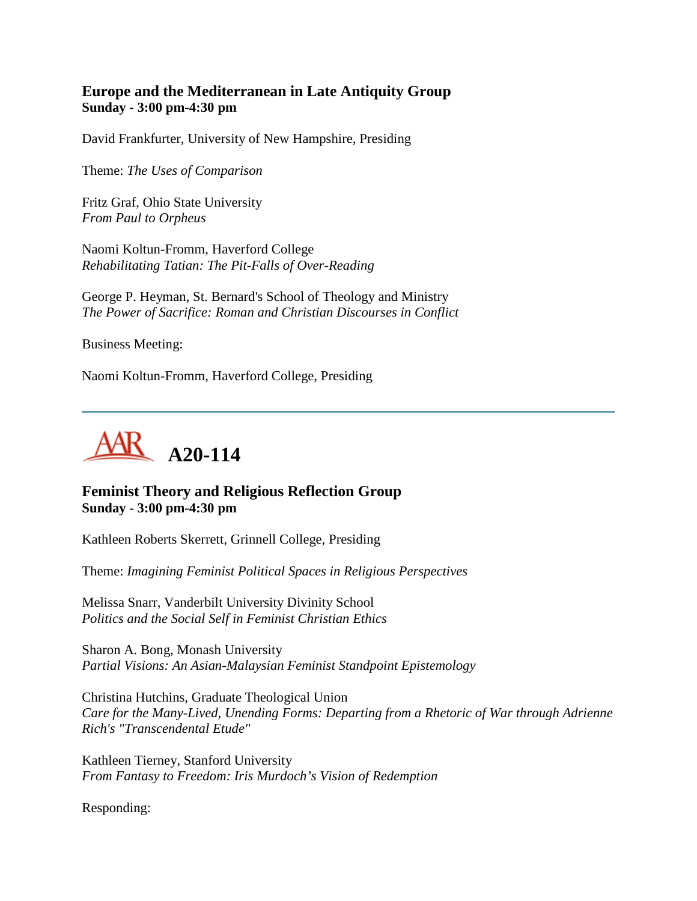### Europe and the Mediterranean in Late Antiquity Group
**Sunday - 3:00 pm-4:30 pm**

David Frankfurter, University of New Hampshire, Presiding

Theme: *The Uses of Comparison*

Fritz Graf, Ohio State University
*From Paul to Orpheus*

Naomi Koltun-Fromm, Haverford College
*Rehabilitating Tatian: The Pit-Falls of Over-Reading*

George P. Heyman, St. Bernard's School of Theology and Ministry
*The Power of Sacrifice: Roman and Christian Discourses in Conflict*

Business Meeting:

Naomi Koltun-Fromm, Haverford College, Presiding

---

## AAR A20-114

### Feminist Theory and Religious Reflection Group
**Sunday - 3:00 pm-4:30 pm**

Kathleen Roberts Skerrett, Grinnell College, Presiding

Theme: *Imagining Feminist Political Spaces in Religious Perspectives*

Melissa Snarr, Vanderbilt University Divinity School
*Politics and the Social Self in Feminist Christian Ethics*

Sharon A. Bong, Monash University
*Partial Visions: An Asian-Malaysian Feminist Standpoint Epistemology*

Christina Hutchins, Graduate Theological Union
*Care for the Many-Lived, Unending Forms: Departing from a Rhetoric of War through Adrienne Rich's "Transcendental Etude"*

Kathleen Tierney, Stanford University
*From Fantasy to Freedom: Iris Murdoch's Vision of Redemption*

Responding: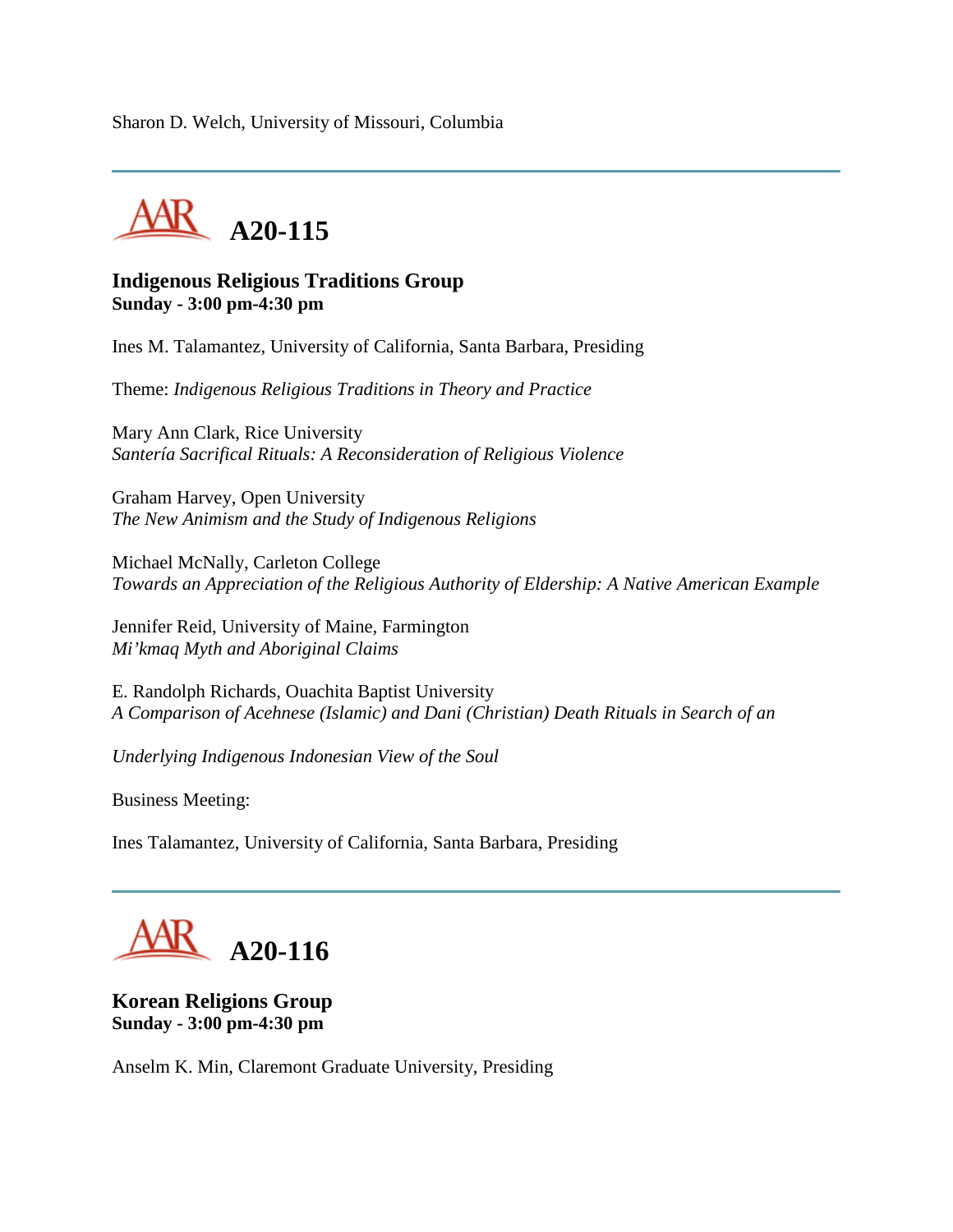Sharon D. Welch, University of Missouri, Columbia

---

## A20-115

### Indigenous Religious Traditions Group
**Sunday - 3:00 pm-4:30 pm**

Ines M. Talamantez, University of California, Santa Barbara, Presiding

Theme: *Indigenous Religious Traditions in Theory and Practice*

Mary Ann Clark, Rice University
*Santería Sacrifical Rituals: A Reconsideration of Religious Violence*

Graham Harvey, Open University
*The New Animism and the Study of Indigenous Religions*

Michael McNally, Carleton College
*Towards an Appreciation of the Religious Authority of Eldership: A Native American Example*

Jennifer Reid, University of Maine, Farmington
*Mi'kmaq Myth and Aboriginal Claims*

E. Randolph Richards, Ouachita Baptist University
*A Comparison of Acehnese (Islamic) and Dani (Christian) Death Rituals in Search of an*

*Underlying Indigenous Indonesian View of the Soul*

Business Meeting:

Ines Talamantez, University of California, Santa Barbara, Presiding

---

## A20-116

### Korean Religions Group
**Sunday - 3:00 pm-4:30 pm**

Anselm K. Min, Claremont Graduate University, Presiding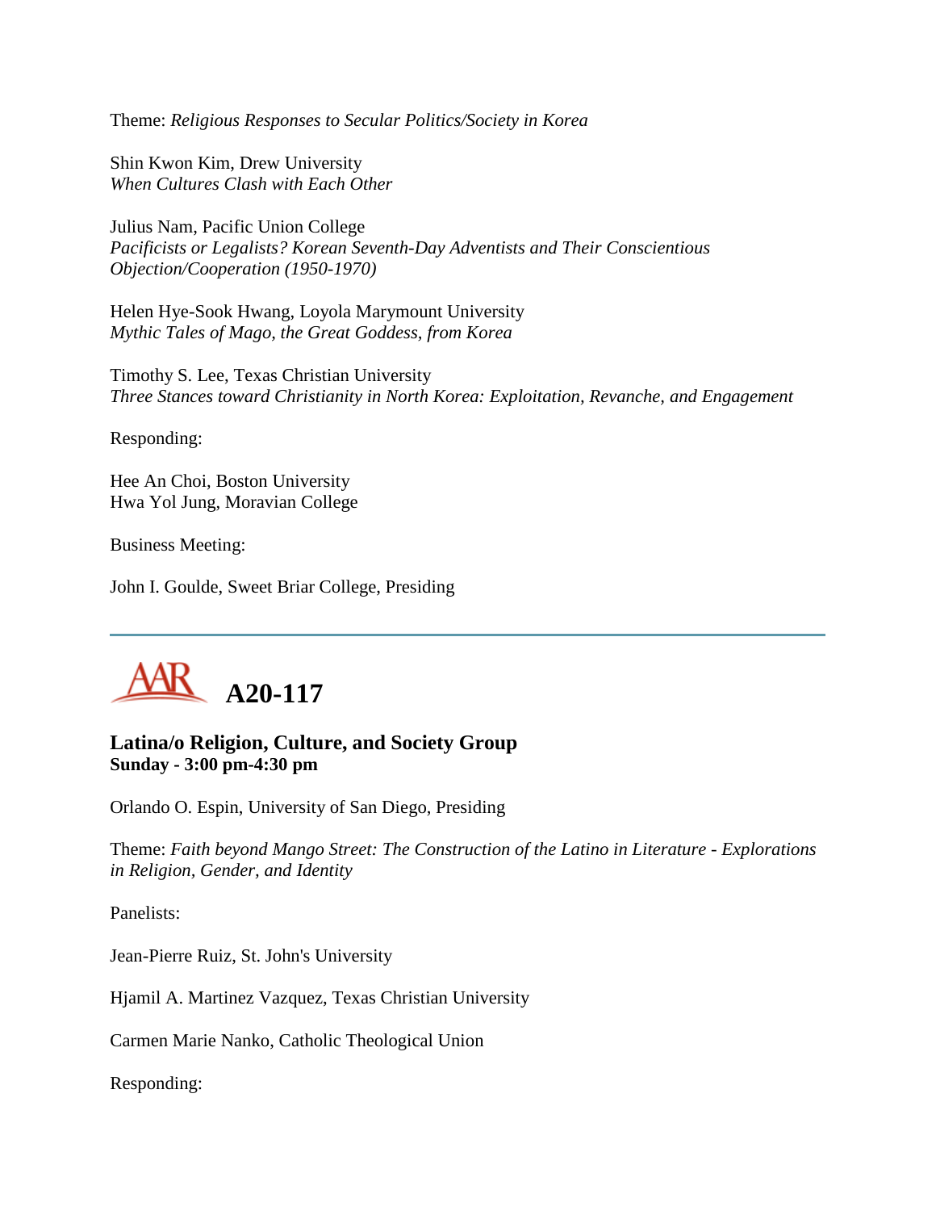Theme: *Religious Responses to Secular Politics/Society in Korea*

Shin Kwon Kim, Drew University
*When Cultures Clash with Each Other*

Julius Nam, Pacific Union College
*Pacificists or Legalists? Korean Seventh-Day Adventists and Their Conscientious Objection/Cooperation (1950-1970)*

Helen Hye-Sook Hwang, Loyola Marymount University
*Mythic Tales of Mago, the Great Goddess, from Korea*

Timothy S. Lee, Texas Christian University
*Three Stances toward Christianity in North Korea: Exploitation, Revanche, and Engagement*

Responding:

Hee An Choi, Boston University
Hwa Yol Jung, Moravian College

Business Meeting:

John I. Goulde, Sweet Briar College, Presiding

---

# A20-117

### Latina/o Religion, Culture, and Society Group
**Sunday - 3:00 pm-4:30 pm**

Orlando O. Espin, University of San Diego, Presiding

Theme: *Faith beyond Mango Street: The Construction of the Latino in Literature - Explorations in Religion, Gender, and Identity*

Panelists:

Jean-Pierre Ruiz, St. John's University

Hjamil A. Martinez Vazquez, Texas Christian University

Carmen Marie Nanko, Catholic Theological Union

Responding: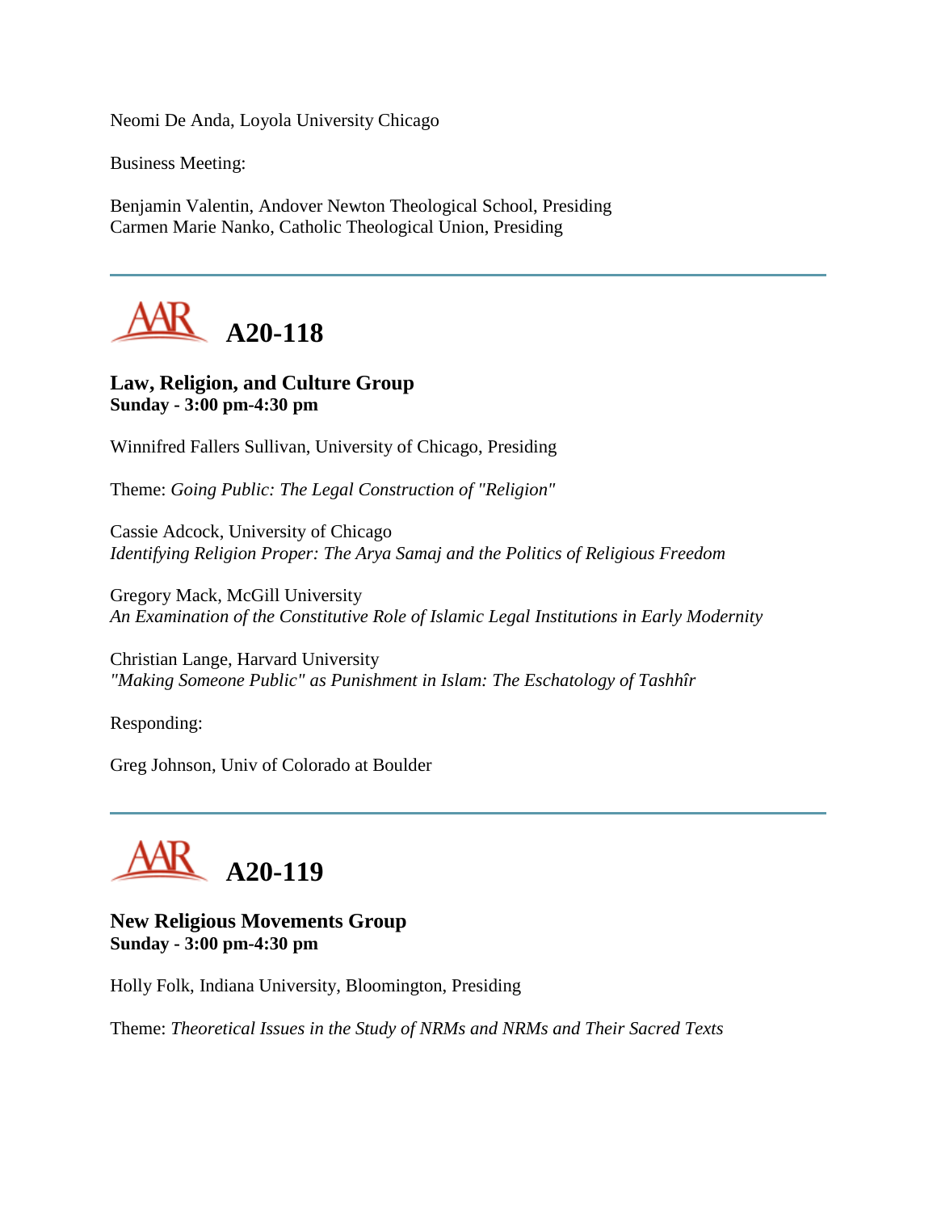Neomi De Anda, Loyola University Chicago

Business Meeting:

Benjamin Valentin, Andover Newton Theological School, Presiding
Carmen Marie Nanko, Catholic Theological Union, Presiding

---

# A20-118

**Law, Religion, and Culture Group**
**Sunday - 3:00 pm-4:30 pm**

Winnifred Fallers Sullivan, University of Chicago, Presiding

Theme: *Going Public: The Legal Construction of "Religion"*

Cassie Adcock, University of Chicago
*Identifying Religion Proper: The Arya Samaj and the Politics of Religious Freedom*

Gregory Mack, McGill University
*An Examination of the Constitutive Role of Islamic Legal Institutions in Early Modernity*

Christian Lange, Harvard University
*"Making Someone Public" as Punishment in Islam: The Eschatology of Tashhîr*

Responding:

Greg Johnson, Univ of Colorado at Boulder

---

# A20-119

**New Religious Movements Group**
**Sunday - 3:00 pm-4:30 pm**

Holly Folk, Indiana University, Bloomington, Presiding

Theme: *Theoretical Issues in the Study of NRMs and NRMs and Their Sacred Texts*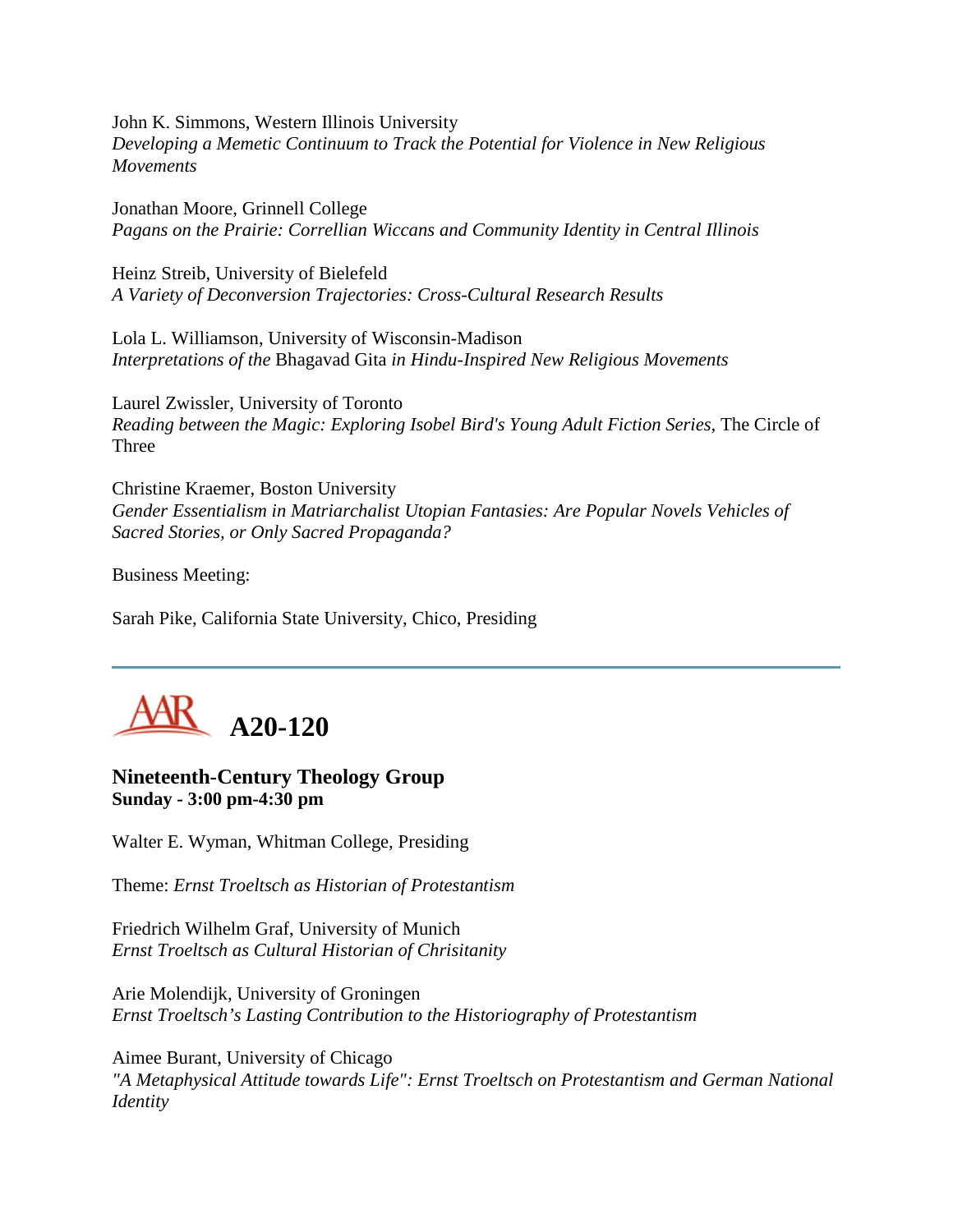John K. Simmons, Western Illinois University
*Developing a Memetic Continuum to Track the Potential for Violence in New Religious Movements*

Jonathan Moore, Grinnell College
*Pagans on the Prairie: Correllian Wiccans and Community Identity in Central Illinois*

Heinz Streib, University of Bielefeld
*A Variety of Deconversion Trajectories: Cross-Cultural Research Results*

Lola L. Williamson, University of Wisconsin-Madison
*Interpretations of the* Bhagavad Gita *in Hindu-Inspired New Religious Movements*

Laurel Zwissler, University of Toronto
*Reading between the Magic: Exploring Isobel Bird's Young Adult Fiction Series,* The Circle of Three

Christine Kraemer, Boston University
*Gender Essentialism in Matriarchalist Utopian Fantasies: Are Popular Novels Vehicles of Sacred Stories, or Only Sacred Propaganda?*

Business Meeting:

Sarah Pike, California State University, Chico, Presiding

---

## AAR A20-120

### Nineteenth-Century Theology Group
**Sunday - 3:00 pm-4:30 pm**

Walter E. Wyman, Whitman College, Presiding

Theme: *Ernst Troeltsch as Historian of Protestantism*

Friedrich Wilhelm Graf, University of Munich
*Ernst Troeltsch as Cultural Historian of Chrisitanity*

Arie Molendijk, University of Groningen
*Ernst Troeltsch's Lasting Contribution to the Historiography of Protestantism*

Aimee Burant, University of Chicago
*"A Metaphysical Attitude towards Life": Ernst Troeltsch on Protestantism and German National Identity*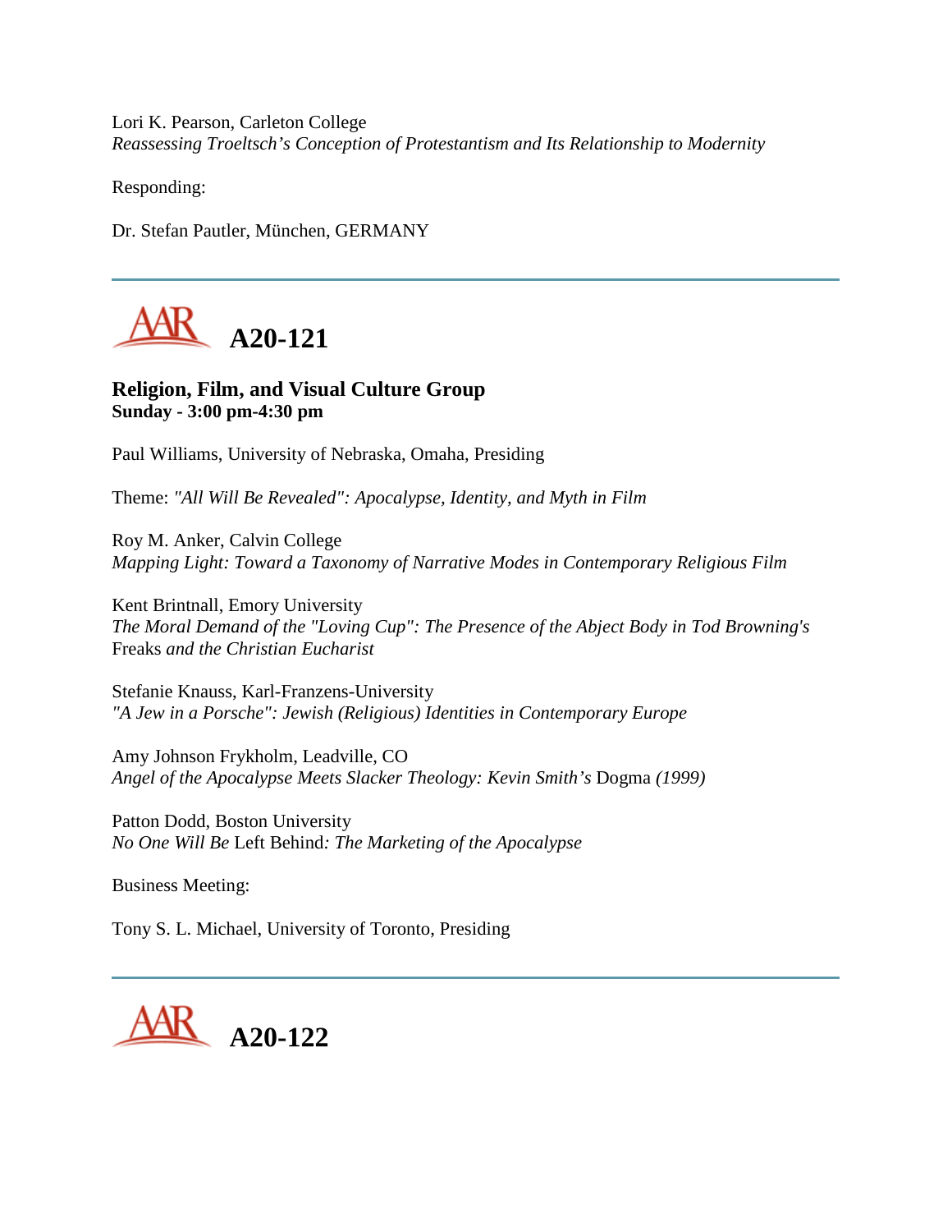Lori K. Pearson, Carleton College
*Reassessing Troeltsch's Conception of Protestantism and Its Relationship to Modernity*

Responding:

Dr. Stefan Pautler, München, GERMANY

---

## AAR A20-121

### Religion, Film, and Visual Culture Group
**Sunday - 3:00 pm-4:30 pm**

Paul Williams, University of Nebraska, Omaha, Presiding

Theme: *"All Will Be Revealed": Apocalypse, Identity, and Myth in Film*

Roy M. Anker, Calvin College
*Mapping Light: Toward a Taxonomy of Narrative Modes in Contemporary Religious Film*

Kent Brintnall, Emory University
*The Moral Demand of the "Loving Cup": The Presence of the Abject Body in Tod Browning's* Freaks *and the Christian Eucharist*

Stefanie Knauss, Karl-Franzens-University
*"A Jew in a Porsche": Jewish (Religious) Identities in Contemporary Europe*

Amy Johnson Frykholm, Leadville, CO
*Angel of the Apocalypse Meets Slacker Theology: Kevin Smith's* Dogma *(1999)*

Patton Dodd, Boston University
*No One Will Be* Left Behind*: The Marketing of the Apocalypse*

Business Meeting:

Tony S. L. Michael, University of Toronto, Presiding

---

## AAR A20-122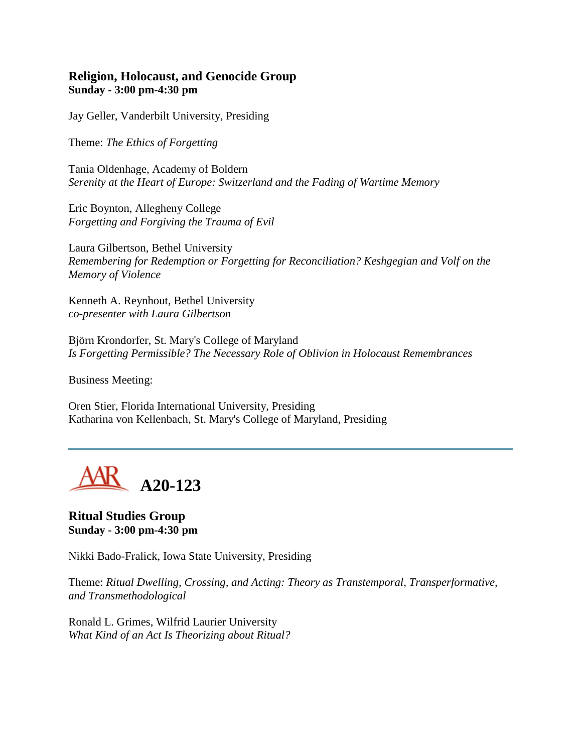### Religion, Holocaust, and Genocide Group
**Sunday - 3:00 pm-4:30 pm**

Jay Geller, Vanderbilt University, Presiding

Theme: *The Ethics of Forgetting*

Tania Oldenhage, Academy of Boldern
*Serenity at the Heart of Europe: Switzerland and the Fading of Wartime Memory*

Eric Boynton, Allegheny College
*Forgetting and Forgiving the Trauma of Evil*

Laura Gilbertson, Bethel University
*Remembering for Redemption or Forgetting for Reconciliation? Keshgegian and Volf on the Memory of Violence*

Kenneth A. Reynhout, Bethel University
*co-presenter with Laura Gilbertson*

Björn Krondorfer, St. Mary's College of Maryland
*Is Forgetting Permissible? The Necessary Role of Oblivion in Holocaust Remembrances*

Business Meeting:

Oren Stier, Florida International University, Presiding
Katharina von Kellenbach, St. Mary's College of Maryland, Presiding

---

## AAR A20-123

### Ritual Studies Group
**Sunday - 3:00 pm-4:30 pm**

Nikki Bado-Fralick, Iowa State University, Presiding

Theme: *Ritual Dwelling, Crossing, and Acting: Theory as Transtemporal, Transperformative, and Transmethodological*

Ronald L. Grimes, Wilfrid Laurier University
*What Kind of an Act Is Theorizing about Ritual?*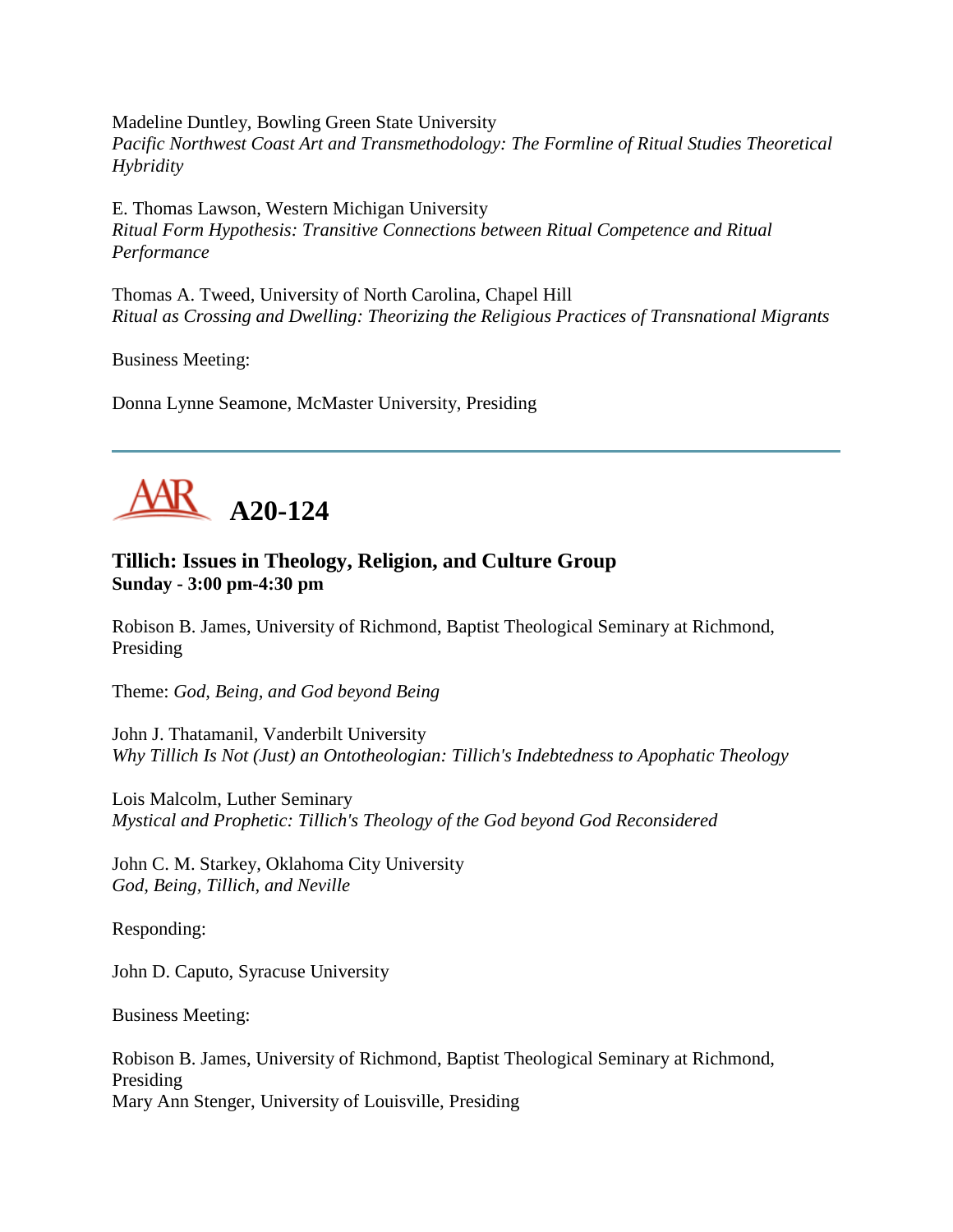Madeline Duntley, Bowling Green State University
*Pacific Northwest Coast Art and Transmethodology: The Formline of Ritual Studies Theoretical Hybridity*

E. Thomas Lawson, Western Michigan University
*Ritual Form Hypothesis: Transitive Connections between Ritual Competence and Ritual Performance*

Thomas A. Tweed, University of North Carolina, Chapel Hill
*Ritual as Crossing and Dwelling: Theorizing the Religious Practices of Transnational Migrants*

Business Meeting:

Donna Lynne Seamone, McMaster University, Presiding

---

## A20-124

### Tillich: Issues in Theology, Religion, and Culture Group
**Sunday - 3:00 pm-4:30 pm**

Robison B. James, University of Richmond, Baptist Theological Seminary at Richmond, Presiding

Theme: *God, Being, and God beyond Being*

John J. Thatamanil, Vanderbilt University
*Why Tillich Is Not (Just) an Ontotheologian: Tillich's Indebtedness to Apophatic Theology*

Lois Malcolm, Luther Seminary
*Mystical and Prophetic: Tillich's Theology of the God beyond God Reconsidered*

John C. M. Starkey, Oklahoma City University
*God, Being, Tillich, and Neville*

Responding:

John D. Caputo, Syracuse University

Business Meeting:

Robison B. James, University of Richmond, Baptist Theological Seminary at Richmond, Presiding
Mary Ann Stenger, University of Louisville, Presiding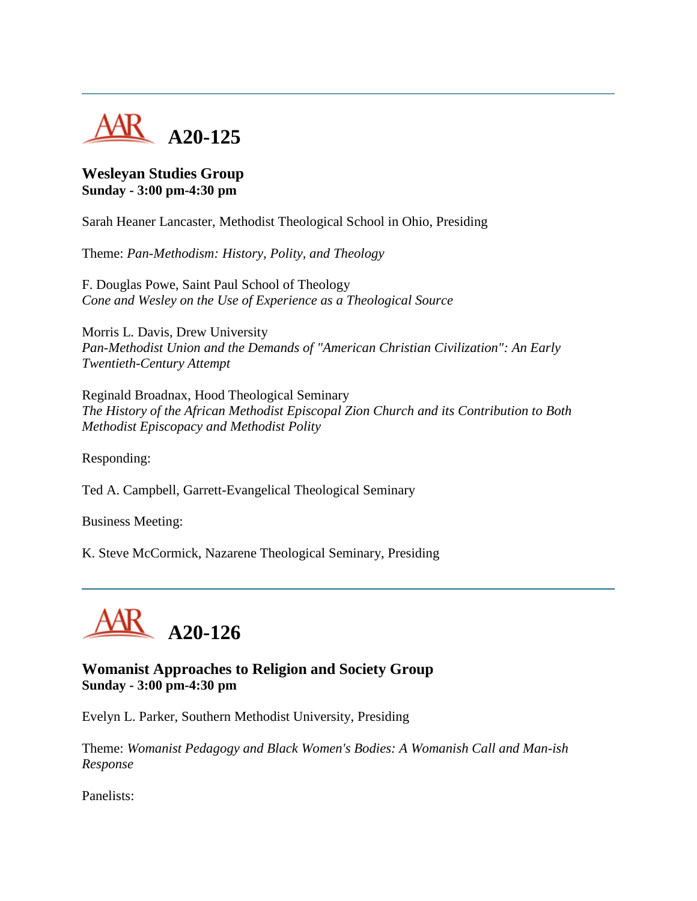---

# A20-125

### Wesleyan Studies Group
**Sunday - 3:00 pm-4:30 pm**

Sarah Heaner Lancaster, Methodist Theological School in Ohio, Presiding

Theme: *Pan-Methodism: History, Polity, and Theology*

F. Douglas Powe, Saint Paul School of Theology
*Cone and Wesley on the Use of Experience as a Theological Source*

Morris L. Davis, Drew University
*Pan-Methodist Union and the Demands of "American Christian Civilization": An Early Twentieth-Century Attempt*

Reginald Broadnax, Hood Theological Seminary
*The History of the African Methodist Episcopal Zion Church and its Contribution to Both Methodist Episcopacy and Methodist Polity*

Responding:

Ted A. Campbell, Garrett-Evangelical Theological Seminary

Business Meeting:

K. Steve McCormick, Nazarene Theological Seminary, Presiding

---

# A20-126

### Womanist Approaches to Religion and Society Group
**Sunday - 3:00 pm-4:30 pm**

Evelyn L. Parker, Southern Methodist University, Presiding

Theme: *Womanist Pedagogy and Black Women's Bodies: A Womanish Call and Man-ish Response*

Panelists: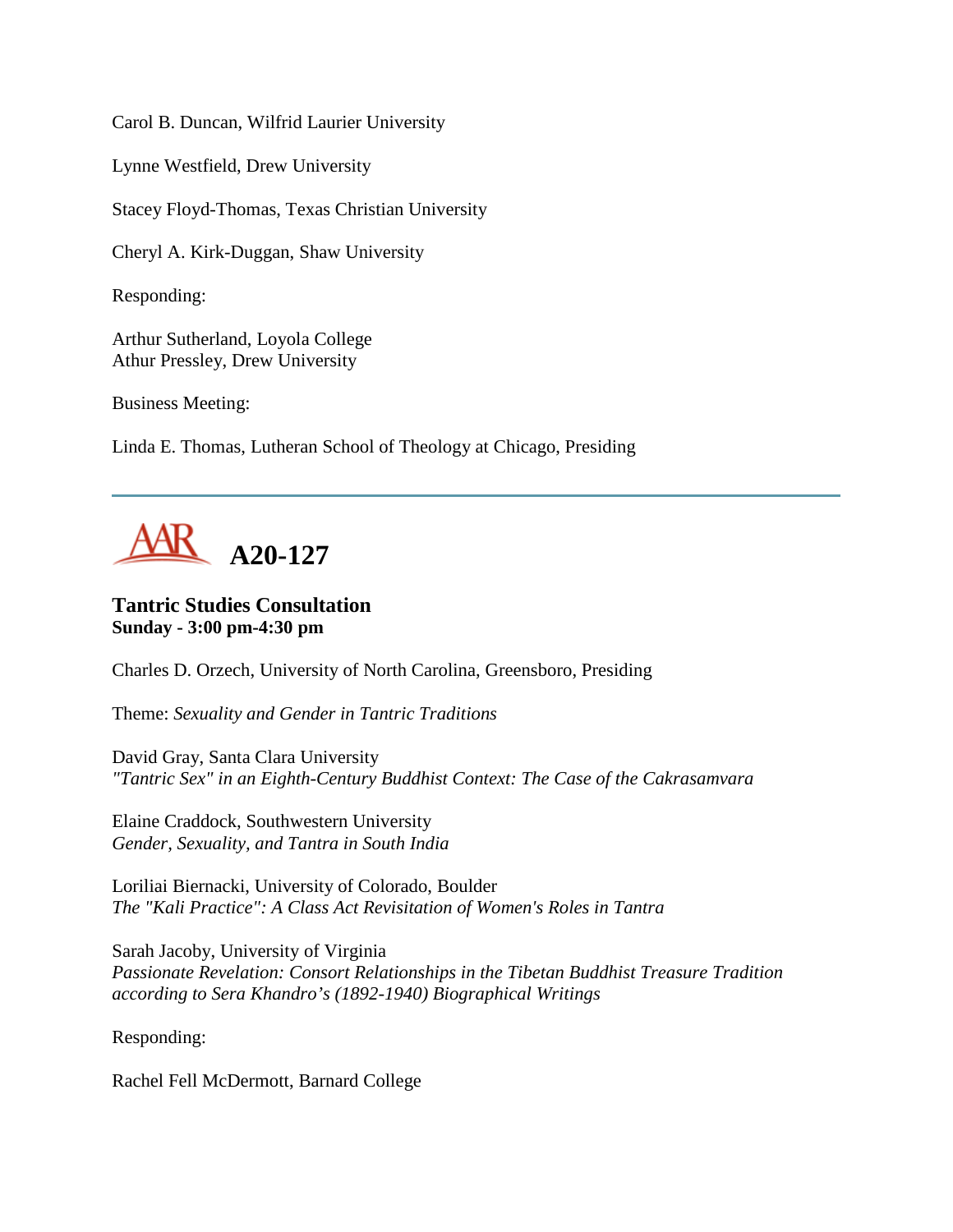Carol B. Duncan, Wilfrid Laurier University

Lynne Westfield, Drew University

Stacey Floyd-Thomas, Texas Christian University

Cheryl A. Kirk-Duggan, Shaw University

Responding:

Arthur Sutherland, Loyola College
Athur Pressley, Drew University

Business Meeting:

Linda E. Thomas, Lutheran School of Theology at Chicago, Presiding

---

## A20-127

### Tantric Studies Consultation
**Sunday - 3:00 pm-4:30 pm**

Charles D. Orzech, University of North Carolina, Greensboro, Presiding

Theme: *Sexuality and Gender in Tantric Traditions*

David Gray, Santa Clara University
*"Tantric Sex" in an Eighth-Century Buddhist Context: The Case of the Cakrasamvara*

Elaine Craddock, Southwestern University
*Gender, Sexuality, and Tantra in South India*

Loriliai Biernacki, University of Colorado, Boulder
*The "Kali Practice": A Class Act Revisitation of Women's Roles in Tantra*

Sarah Jacoby, University of Virginia
*Passionate Revelation: Consort Relationships in the Tibetan Buddhist Treasure Tradition according to Sera Khandro's (1892-1940) Biographical Writings*

Responding:

Rachel Fell McDermott, Barnard College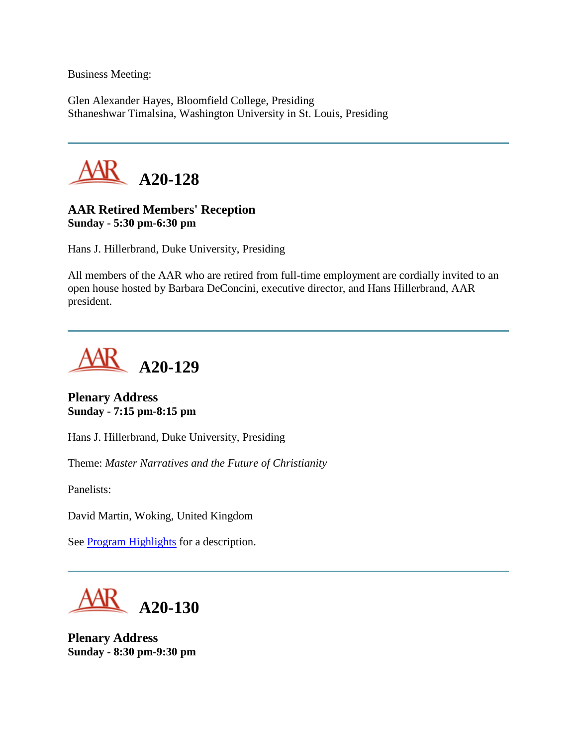Business Meeting:

Glen Alexander Hayes, Bloomfield College, Presiding
Sthaneshwar Timalsina, Washington University in St. Louis, Presiding

---

# A20-128

**AAR Retired Members' Reception**
**Sunday - 5:30 pm-6:30 pm**

Hans J. Hillerbrand, Duke University, Presiding

All members of the AAR who are retired from full-time employment are cordially invited to an open house hosted by Barbara DeConcini, executive director, and Hans Hillerbrand, AAR president.

---

# A20-129

**Plenary Address**
**Sunday - 7:15 pm-8:15 pm**

Hans J. Hillerbrand, Duke University, Presiding

Theme: *Master Narratives and the Future of Christianity*

Panelists:

David Martin, Woking, United Kingdom

See Program Highlights for a description.

---

# A20-130

**Plenary Address**
**Sunday - 8:30 pm-9:30 pm**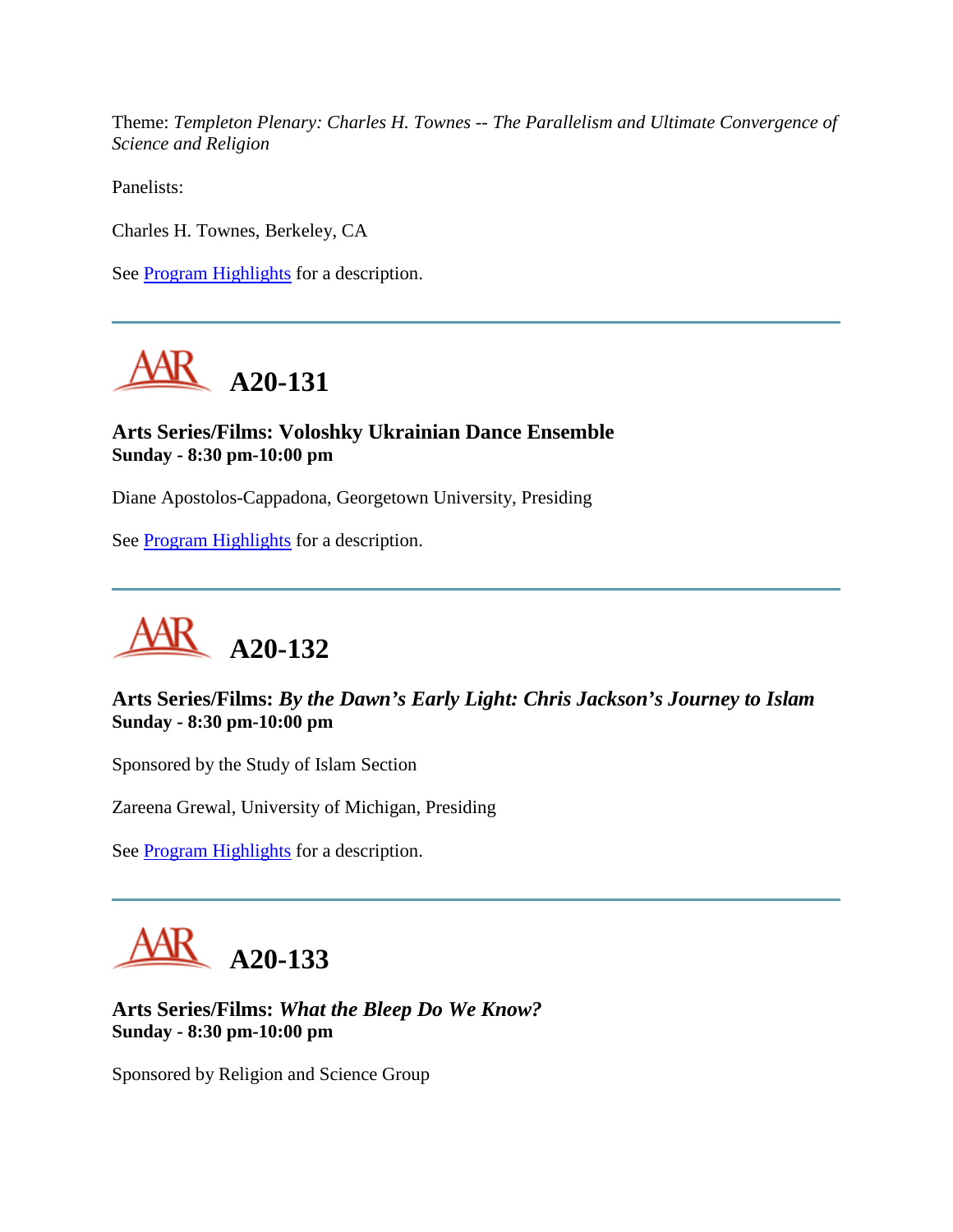Theme: *Templeton Plenary: Charles H. Townes -- The Parallelism and Ultimate Convergence of Science and Religion*

Panelists:

Charles H. Townes, Berkeley, CA

See Program Highlights for a description.

---

## A20-131

**Arts Series/Films: Voloshky Ukrainian Dance Ensemble**
**Sunday - 8:30 pm-10:00 pm**

Diane Apostolos-Cappadona, Georgetown University, Presiding

See Program Highlights for a description.

---

## A20-132

**Arts Series/Films:** ***By the Dawn's Early Light: Chris Jackson's Journey to Islam***
**Sunday - 8:30 pm-10:00 pm**

Sponsored by the Study of Islam Section

Zareena Grewal, University of Michigan, Presiding

See Program Highlights for a description.

---

## A20-133

**Arts Series/Films:** ***What the Bleep Do We Know?***
**Sunday - 8:30 pm-10:00 pm**

Sponsored by Religion and Science Group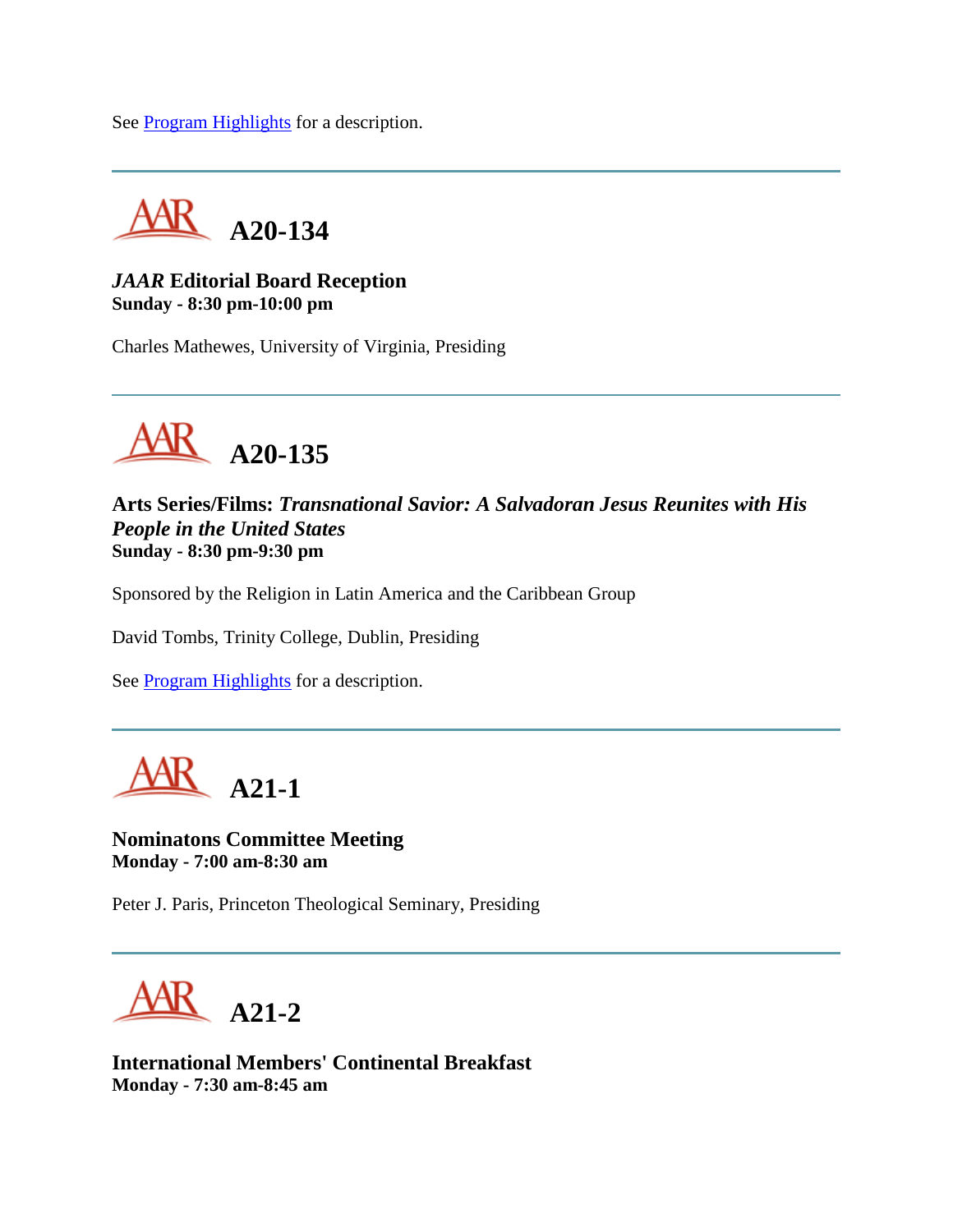See Program Highlights for a description.

---

## A20-134

***JAAR* Editorial Board Reception**
**Sunday - 8:30 pm-10:00 pm**

Charles Mathewes, University of Virginia, Presiding

---

## A20-135

**Arts Series/Films: *Transnational Savior: A Salvadoran Jesus Reunites with His People in the United States***
**Sunday - 8:30 pm-9:30 pm**

Sponsored by the Religion in Latin America and the Caribbean Group

David Tombs, Trinity College, Dublin, Presiding

See Program Highlights for a description.

---

## A21-1

**Nominatons Committee Meeting**
**Monday - 7:00 am-8:30 am**

Peter J. Paris, Princeton Theological Seminary, Presiding

---

## A21-2

**International Members' Continental Breakfast**
**Monday - 7:30 am-8:45 am**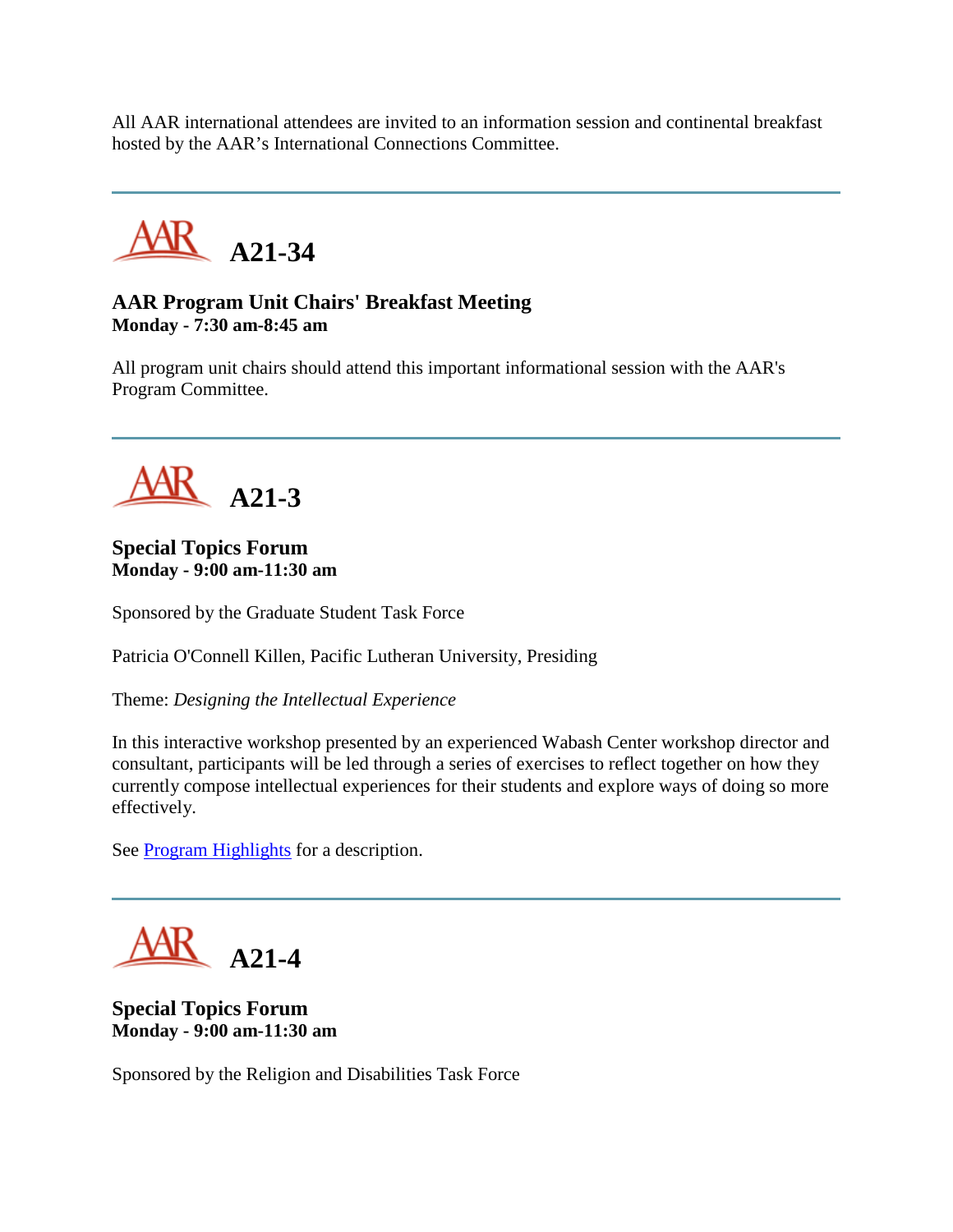All AAR international attendees are invited to an information session and continental breakfast hosted by the AAR’s International Connections Committee.

---

## A21-34

**AAR Program Unit Chairs' Breakfast Meeting**
**Monday - 7:30 am-8:45 am**

All program unit chairs should attend this important informational session with the AAR's Program Committee.

---

## A21-3

**Special Topics Forum**
**Monday - 9:00 am-11:30 am**

Sponsored by the Graduate Student Task Force

Patricia O'Connell Killen, Pacific Lutheran University, Presiding

Theme: *Designing the Intellectual Experience*

In this interactive workshop presented by an experienced Wabash Center workshop director and consultant, participants will be led through a series of exercises to reflect together on how they currently compose intellectual experiences for their students and explore ways of doing so more effectively.

See Program Highlights for a description.

---

## A21-4

**Special Topics Forum**
**Monday - 9:00 am-11:30 am**

Sponsored by the Religion and Disabilities Task Force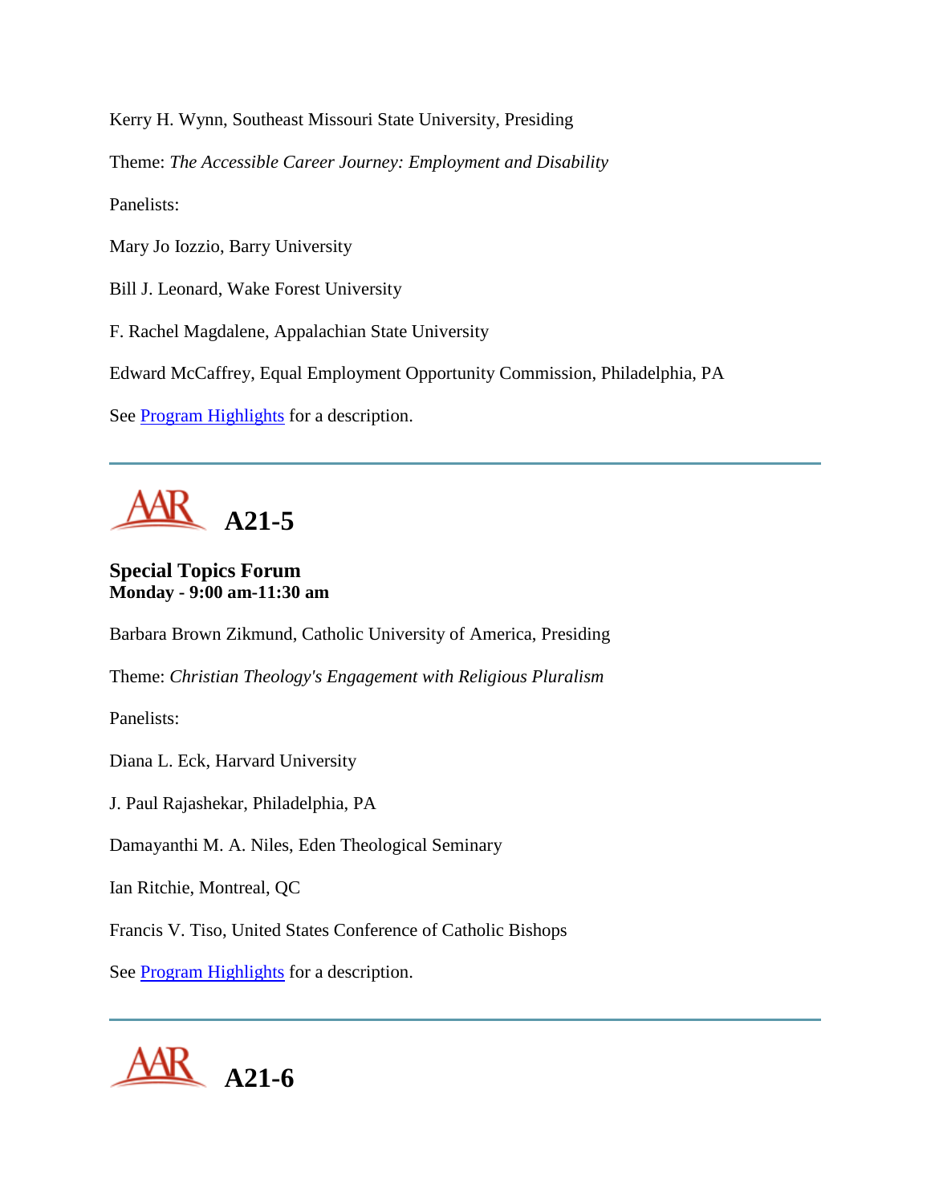Kerry H. Wynn, Southeast Missouri State University, Presiding

Theme: *The Accessible Career Journey: Employment and Disability*

Panelists:

Mary Jo Iozzio, Barry University

Bill J. Leonard, Wake Forest University

F. Rachel Magdalene, Appalachian State University

Edward McCaffrey, Equal Employment Opportunity Commission, Philadelphia, PA

See Program Highlights for a description.

---

## A21-5

**Special Topics Forum**
**Monday - 9:00 am-11:30 am**

Barbara Brown Zikmund, Catholic University of America, Presiding

Theme: *Christian Theology's Engagement with Religious Pluralism*

Panelists:

Diana L. Eck, Harvard University

J. Paul Rajashekar, Philadelphia, PA

Damayanthi M. A. Niles, Eden Theological Seminary

Ian Ritchie, Montreal, QC

Francis V. Tiso, United States Conference of Catholic Bishops

See Program Highlights for a description.

---

## A21-6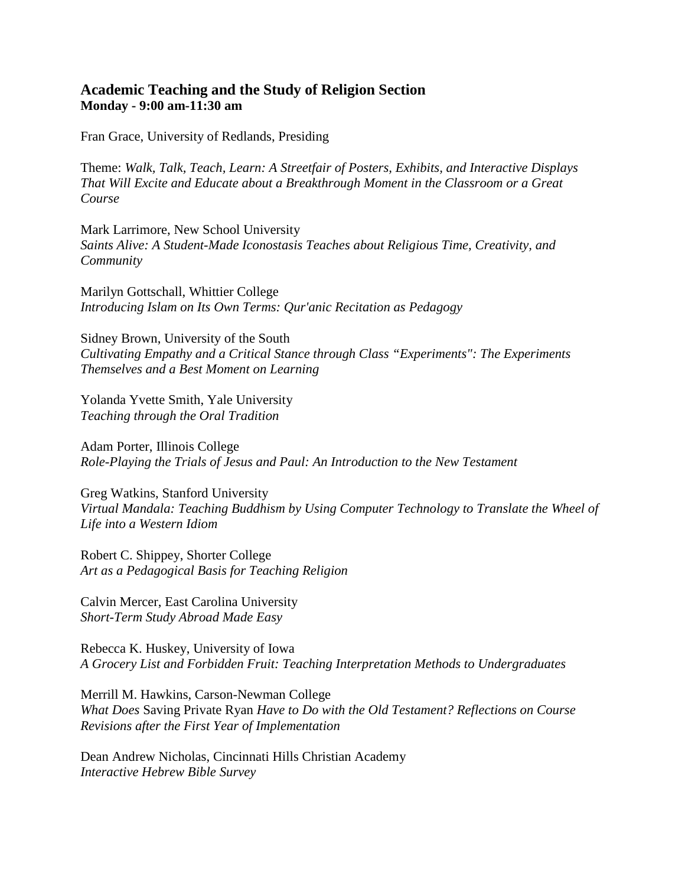### Academic Teaching and the Study of Religion Section
**Monday - 9:00 am-11:30 am**

Fran Grace, University of Redlands, Presiding

Theme: *Walk, Talk, Teach, Learn: A Streetfair of Posters, Exhibits, and Interactive Displays That Will Excite and Educate about a Breakthrough Moment in the Classroom or a Great Course*

Mark Larrimore, New School University
*Saints Alive: A Student-Made Iconostasis Teaches about Religious Time, Creativity, and Community*

Marilyn Gottschall, Whittier College
*Introducing Islam on Its Own Terms: Qur'anic Recitation as Pedagogy*

Sidney Brown, University of the South
*Cultivating Empathy and a Critical Stance through Class "Experiments": The Experiments Themselves and a Best Moment on Learning*

Yolanda Yvette Smith, Yale University
*Teaching through the Oral Tradition*

Adam Porter, Illinois College
*Role-Playing the Trials of Jesus and Paul: An Introduction to the New Testament*

Greg Watkins, Stanford University
*Virtual Mandala: Teaching Buddhism by Using Computer Technology to Translate the Wheel of Life into a Western Idiom*

Robert C. Shippey, Shorter College
*Art as a Pedagogical Basis for Teaching Religion*

Calvin Mercer, East Carolina University
*Short-Term Study Abroad Made Easy*

Rebecca K. Huskey, University of Iowa
*A Grocery List and Forbidden Fruit: Teaching Interpretation Methods to Undergraduates*

Merrill M. Hawkins, Carson-Newman College
*What Does* Saving Private Ryan *Have to Do with the Old Testament? Reflections on Course Revisions after the First Year of Implementation*

Dean Andrew Nicholas, Cincinnati Hills Christian Academy
*Interactive Hebrew Bible Survey*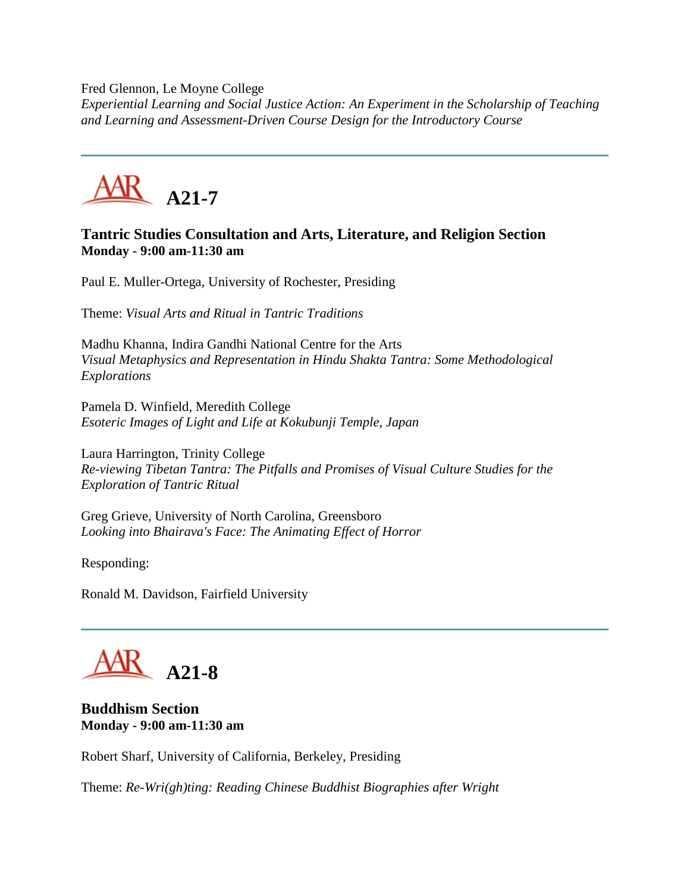Fred Glennon, Le Moyne College
*Experiential Learning and Social Justice Action: An Experiment in the Scholarship of Teaching and Learning and Assessment-Driven Course Design for the Introductory Course*

---

# A21-7

### Tantric Studies Consultation and Arts, Literature, and Religion Section
**Monday - 9:00 am-11:30 am**

Paul E. Muller-Ortega, University of Rochester, Presiding

Theme: *Visual Arts and Ritual in Tantric Traditions*

Madhu Khanna, Indira Gandhi National Centre for the Arts
*Visual Metaphysics and Representation in Hindu Shakta Tantra: Some Methodological Explorations*

Pamela D. Winfield, Meredith College
*Esoteric Images of Light and Life at Kokubunji Temple, Japan*

Laura Harrington, Trinity College
*Re-viewing Tibetan Tantra: The Pitfalls and Promises of Visual Culture Studies for the Exploration of Tantric Ritual*

Greg Grieve, University of North Carolina, Greensboro
*Looking into Bhairava's Face: The Animating Effect of Horror*

Responding:

Ronald M. Davidson, Fairfield University

---

# A21-8

### Buddhism Section
**Monday - 9:00 am-11:30 am**

Robert Sharf, University of California, Berkeley, Presiding

Theme: *Re-Wri(gh)ting: Reading Chinese Buddhist Biographies after Wright*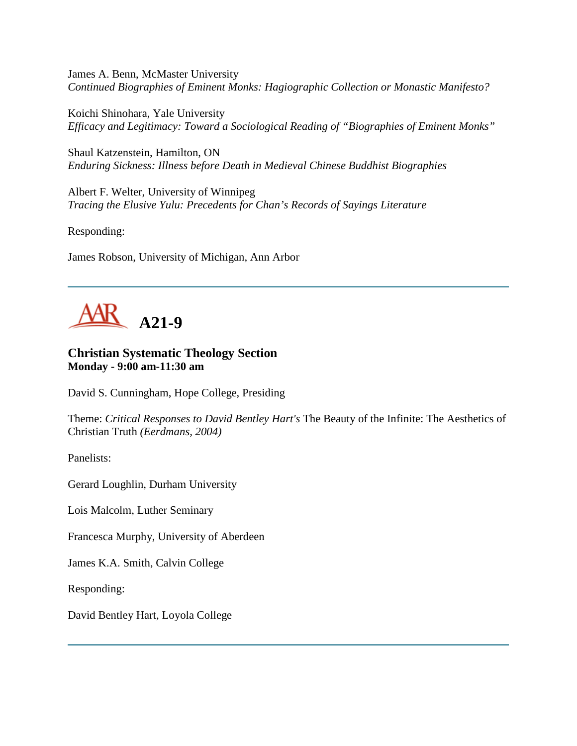James A. Benn, McMaster University
*Continued Biographies of Eminent Monks: Hagiographic Collection or Monastic Manifesto?*

Koichi Shinohara, Yale University
*Efficacy and Legitimacy: Toward a Sociological Reading of "Biographies of Eminent Monks"*

Shaul Katzenstein, Hamilton, ON
*Enduring Sickness: Illness before Death in Medieval Chinese Buddhist Biographies*

Albert F. Welter, University of Winnipeg
*Tracing the Elusive Yulu: Precedents for Chan's Records of Sayings Literature*

Responding:

James Robson, University of Michigan, Ann Arbor

---

## A21-9

### Christian Systematic Theology Section
**Monday - 9:00 am-11:30 am**

David S. Cunningham, Hope College, Presiding

Theme: *Critical Responses to David Bentley Hart's* The Beauty of the Infinite: The Aesthetics of Christian Truth *(Eerdmans, 2004)*

Panelists:

Gerard Loughlin, Durham University

Lois Malcolm, Luther Seminary

Francesca Murphy, University of Aberdeen

James K.A. Smith, Calvin College

Responding:

David Bentley Hart, Loyola College

---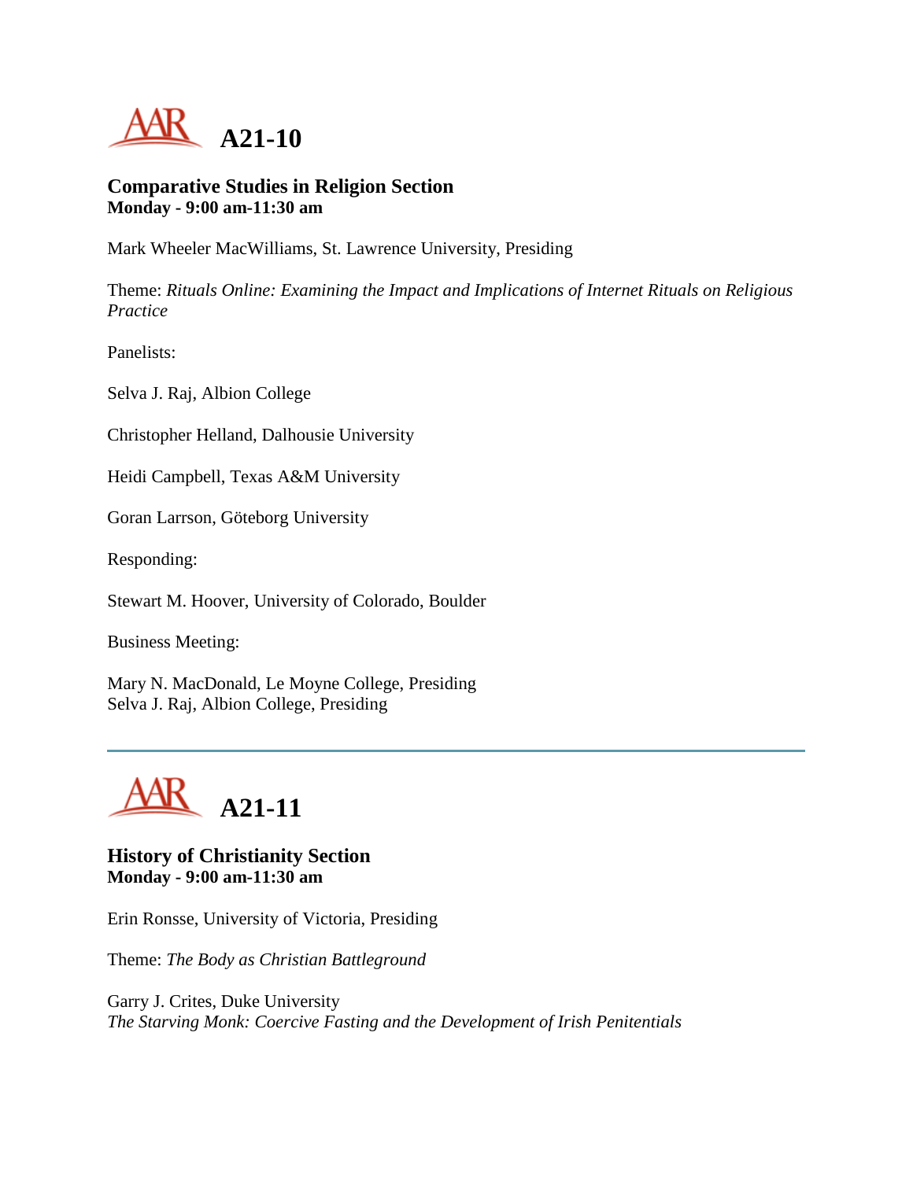# A21-10

### Comparative Studies in Religion Section
**Monday - 9:00 am-11:30 am**

Mark Wheeler MacWilliams, St. Lawrence University, Presiding

Theme: *Rituals Online: Examining the Impact and Implications of Internet Rituals on Religious Practice*

Panelists:

Selva J. Raj, Albion College

Christopher Helland, Dalhousie University

Heidi Campbell, Texas A&M University

Goran Larrson, Göteborg University

Responding:

Stewart M. Hoover, University of Colorado, Boulder

Business Meeting:

Mary N. MacDonald, Le Moyne College, Presiding
Selva J. Raj, Albion College, Presiding

---

# A21-11

### History of Christianity Section
**Monday - 9:00 am-11:30 am**

Erin Ronsse, University of Victoria, Presiding

Theme: *The Body as Christian Battleground*

Garry J. Crites, Duke University
*The Starving Monk: Coercive Fasting and the Development of Irish Penitentials*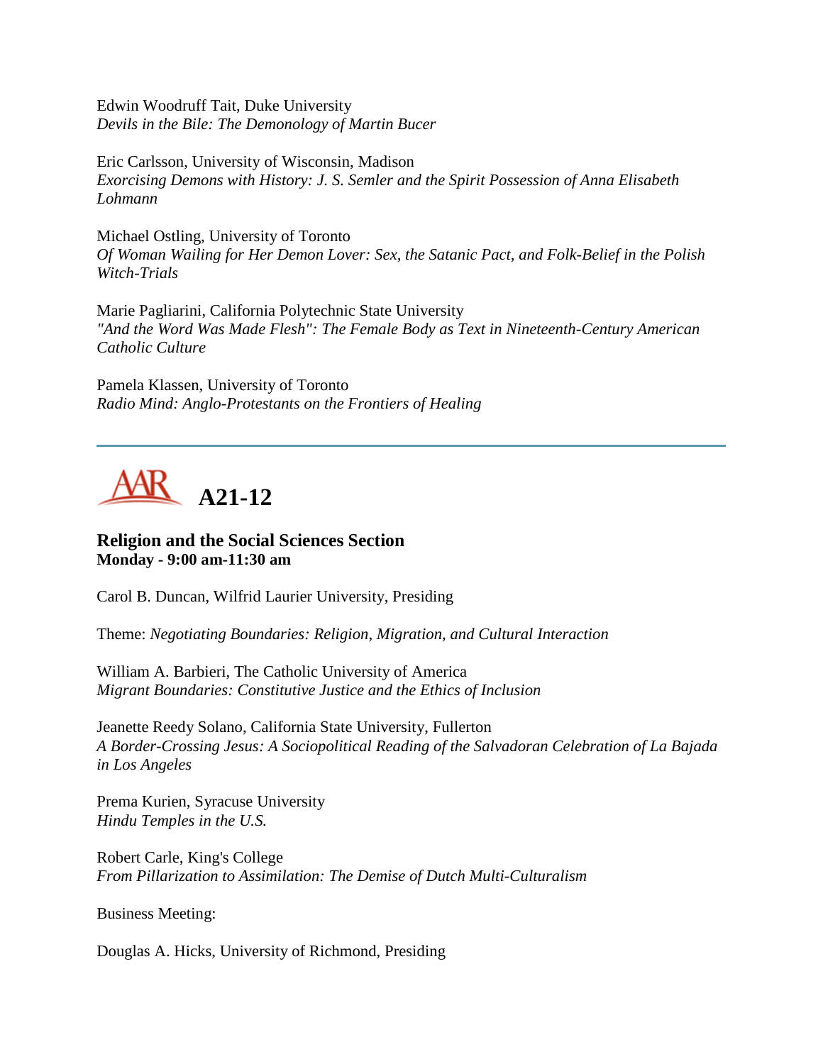Edwin Woodruff Tait, Duke University
*Devils in the Bile: The Demonology of Martin Bucer*

Eric Carlsson, University of Wisconsin, Madison
*Exorcising Demons with History: J. S. Semler and the Spirit Possession of Anna Elisabeth Lohmann*

Michael Ostling, University of Toronto
*Of Woman Wailing for Her Demon Lover: Sex, the Satanic Pact, and Folk-Belief in the Polish Witch-Trials*

Marie Pagliarini, California Polytechnic State University
*"And the Word Was Made Flesh": The Female Body as Text in Nineteenth-Century American Catholic Culture*

Pamela Klassen, University of Toronto
*Radio Mind: Anglo-Protestants on the Frontiers of Healing*

---

# A21-12

### Religion and the Social Sciences Section
**Monday - 9:00 am-11:30 am**

Carol B. Duncan, Wilfrid Laurier University, Presiding

Theme: *Negotiating Boundaries: Religion, Migration, and Cultural Interaction*

William A. Barbieri, The Catholic University of America
*Migrant Boundaries: Constitutive Justice and the Ethics of Inclusion*

Jeanette Reedy Solano, California State University, Fullerton
*A Border-Crossing Jesus: A Sociopolitical Reading of the Salvadoran Celebration of La Bajada in Los Angeles*

Prema Kurien, Syracuse University
*Hindu Temples in the U.S.*

Robert Carle, King's College
*From Pillarization to Assimilation: The Demise of Dutch Multi-Culturalism*

Business Meeting:

Douglas A. Hicks, University of Richmond, Presiding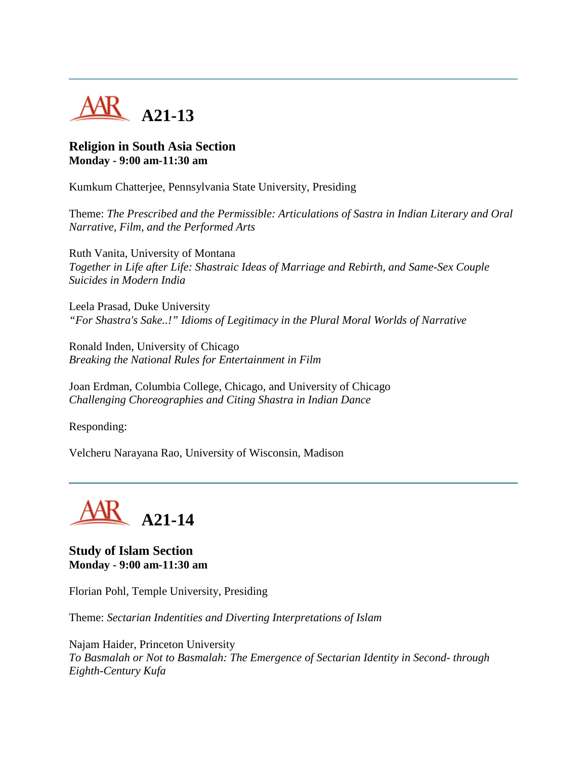## A21-13

**Religion in South Asia Section**
**Monday - 9:00 am-11:30 am**

Kumkum Chatterjee, Pennsylvania State University, Presiding

Theme: *The Prescribed and the Permissible: Articulations of Sastra in Indian Literary and Oral Narrative, Film, and the Performed Arts*

Ruth Vanita, University of Montana
*Together in Life after Life: Shastraic Ideas of Marriage and Rebirth, and Same-Sex Couple Suicides in Modern India*

Leela Prasad, Duke University
*"For Shastra's Sake..!" Idioms of Legitimacy in the Plural Moral Worlds of Narrative*

Ronald Inden, University of Chicago
*Breaking the National Rules for Entertainment in Film*

Joan Erdman, Columbia College, Chicago, and University of Chicago
*Challenging Choreographies and Citing Shastra in Indian Dance*

Responding:

Velcheru Narayana Rao, University of Wisconsin, Madison

---

## A21-14

**Study of Islam Section**
**Monday - 9:00 am-11:30 am**

Florian Pohl, Temple University, Presiding

Theme: *Sectarian Indentities and Diverting Interpretations of Islam*

Najam Haider, Princeton University
*To Basmalah or Not to Basmalah: The Emergence of Sectarian Identity in Second- through Eighth-Century Kufa*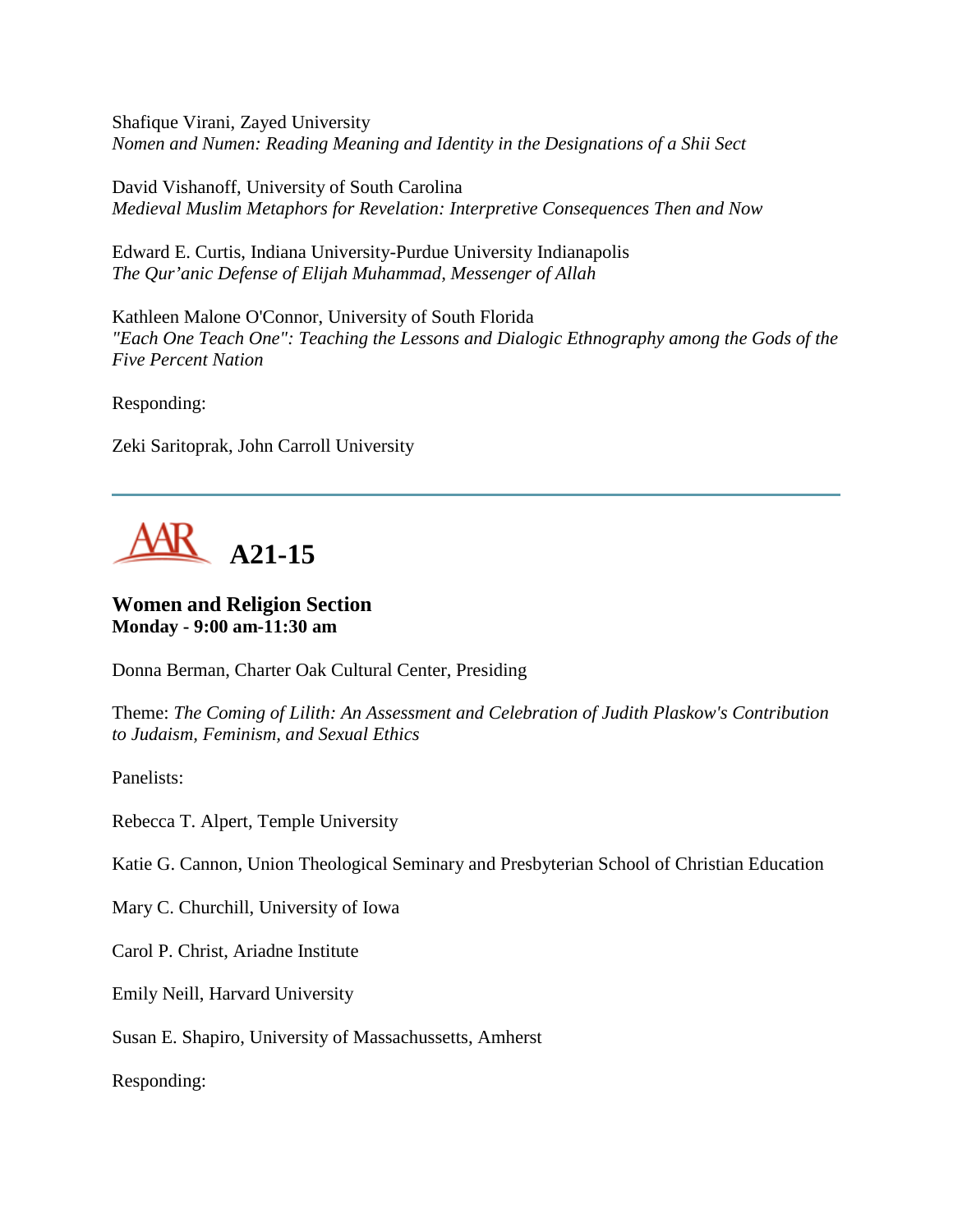Shafique Virani, Zayed University
*Nomen and Numen: Reading Meaning and Identity in the Designations of a Shii Sect*

David Vishanoff, University of South Carolina
*Medieval Muslim Metaphors for Revelation: Interpretive Consequences Then and Now*

Edward E. Curtis, Indiana University-Purdue University Indianapolis
*The Qur'anic Defense of Elijah Muhammad, Messenger of Allah*

Kathleen Malone O'Connor, University of South Florida
*"Each One Teach One": Teaching the Lessons and Dialogic Ethnography among the Gods of the Five Percent Nation*

Responding:

Zeki Saritoprak, John Carroll University

---

## AAR A21-15

### Women and Religion Section
**Monday - 9:00 am-11:30 am**

Donna Berman, Charter Oak Cultural Center, Presiding

Theme: *The Coming of Lilith: An Assessment and Celebration of Judith Plaskow's Contribution to Judaism, Feminism, and Sexual Ethics*

Panelists:

Rebecca T. Alpert, Temple University

Katie G. Cannon, Union Theological Seminary and Presbyterian School of Christian Education

Mary C. Churchill, University of Iowa

Carol P. Christ, Ariadne Institute

Emily Neill, Harvard University

Susan E. Shapiro, University of Massachussetts, Amherst

Responding: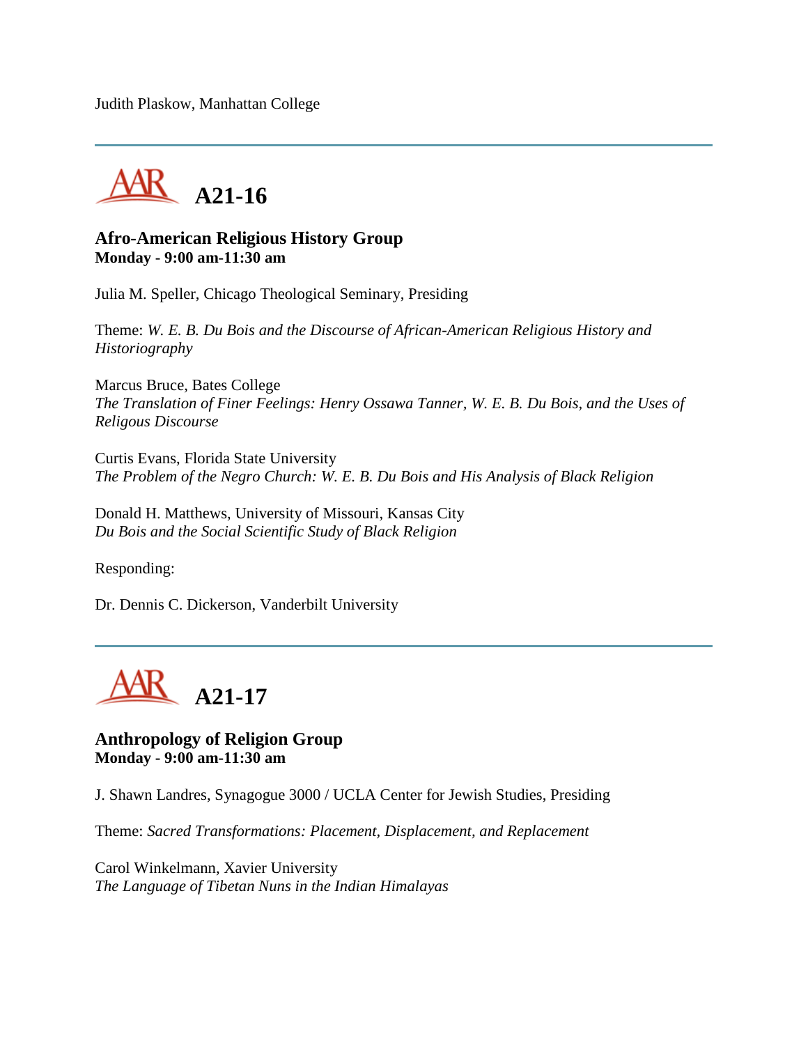Judith Plaskow, Manhattan College

---

## A21-16

### Afro-American Religious History Group
**Monday - 9:00 am-11:30 am**

Julia M. Speller, Chicago Theological Seminary, Presiding

Theme: *W. E. B. Du Bois and the Discourse of African-American Religious History and Historiography*

Marcus Bruce, Bates College
*The Translation of Finer Feelings: Henry Ossawa Tanner, W. E. B. Du Bois, and the Uses of Religous Discourse*

Curtis Evans, Florida State University
*The Problem of the Negro Church: W. E. B. Du Bois and His Analysis of Black Religion*

Donald H. Matthews, University of Missouri, Kansas City
*Du Bois and the Social Scientific Study of Black Religion*

Responding:

Dr. Dennis C. Dickerson, Vanderbilt University

---

## A21-17

### Anthropology of Religion Group
**Monday - 9:00 am-11:30 am**

J. Shawn Landres, Synagogue 3000 / UCLA Center for Jewish Studies, Presiding

Theme: *Sacred Transformations: Placement, Displacement, and Replacement*

Carol Winkelmann, Xavier University
*The Language of Tibetan Nuns in the Indian Himalayas*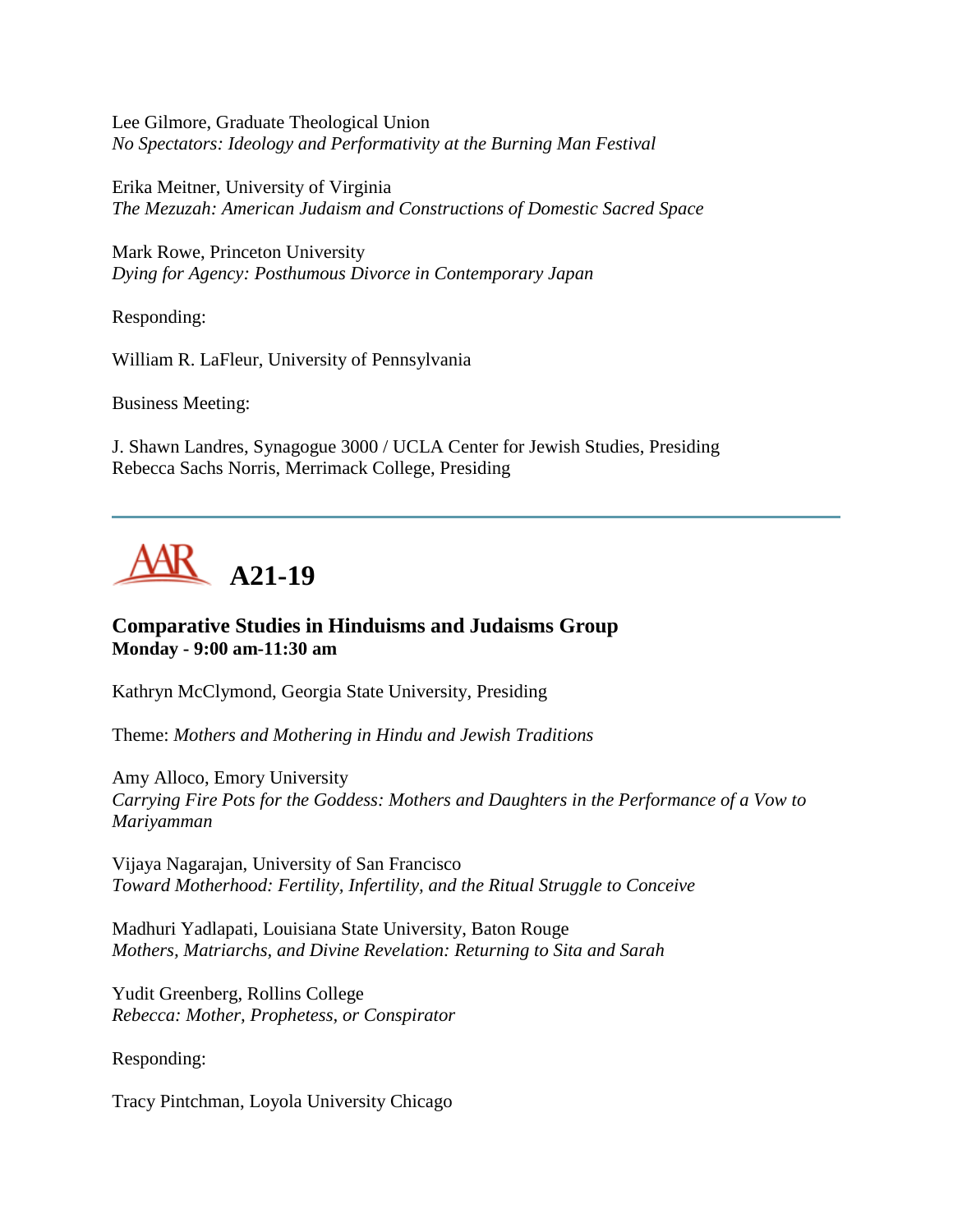Lee Gilmore, Graduate Theological Union
*No Spectators: Ideology and Performativity at the Burning Man Festival*

Erika Meitner, University of Virginia
*The Mezuzah: American Judaism and Constructions of Domestic Sacred Space*

Mark Rowe, Princeton University
*Dying for Agency: Posthumous Divorce in Contemporary Japan*

Responding:

William R. LaFleur, University of Pennsylvania

Business Meeting:

J. Shawn Landres, Synagogue 3000 / UCLA Center for Jewish Studies, Presiding
Rebecca Sachs Norris, Merrimack College, Presiding

---

# A21-19

### Comparative Studies in Hinduisms and Judaisms Group
**Monday - 9:00 am-11:30 am**

Kathryn McClymond, Georgia State University, Presiding

Theme: *Mothers and Mothering in Hindu and Jewish Traditions*

Amy Alloco, Emory University
*Carrying Fire Pots for the Goddess: Mothers and Daughters in the Performance of a Vow to Mariyamman*

Vijaya Nagarajan, University of San Francisco
*Toward Motherhood: Fertility, Infertility, and the Ritual Struggle to Conceive*

Madhuri Yadlapati, Louisiana State University, Baton Rouge
*Mothers, Matriarchs, and Divine Revelation: Returning to Sita and Sarah*

Yudit Greenberg, Rollins College
*Rebecca: Mother, Prophetess, or Conspirator*

Responding:

Tracy Pintchman, Loyola University Chicago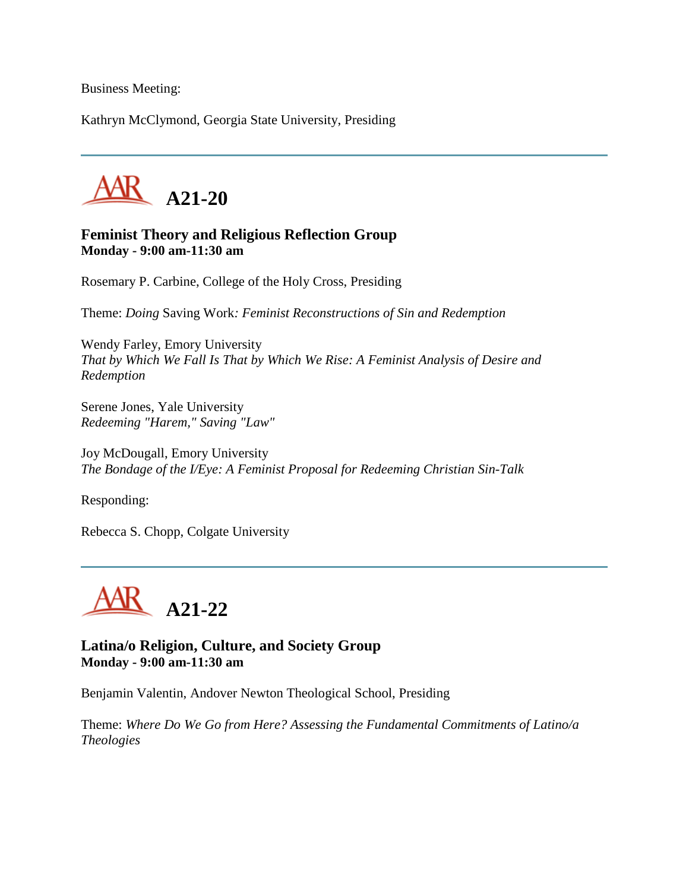Business Meeting:

Kathryn McClymond, Georgia State University, Presiding

---

## A21-20

### Feminist Theory and Religious Reflection Group
**Monday - 9:00 am-11:30 am**

Rosemary P. Carbine, College of the Holy Cross, Presiding

Theme: *Doing* Saving Work*: Feminist Reconstructions of Sin and Redemption*

Wendy Farley, Emory University
*That by Which We Fall Is That by Which We Rise: A Feminist Analysis of Desire and Redemption*

Serene Jones, Yale University
*Redeeming "Harem," Saving "Law"*

Joy McDougall, Emory University
*The Bondage of the I/Eye: A Feminist Proposal for Redeeming Christian Sin-Talk*

Responding:

Rebecca S. Chopp, Colgate University

---

## A21-22

### Latina/o Religion, Culture, and Society Group
**Monday - 9:00 am-11:30 am**

Benjamin Valentin, Andover Newton Theological School, Presiding

Theme: *Where Do We Go from Here? Assessing the Fundamental Commitments of Latino/a Theologies*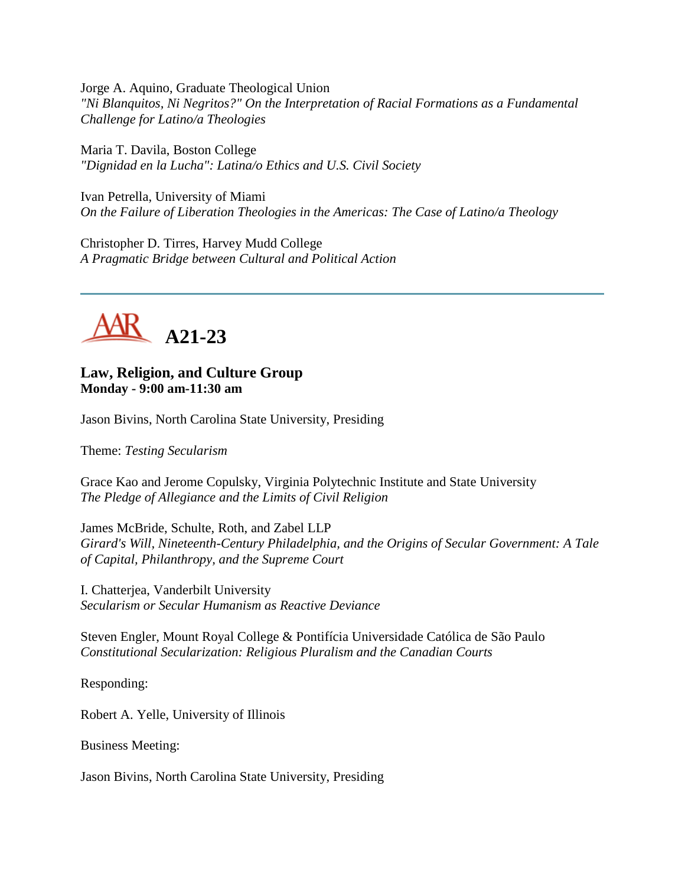Jorge A. Aquino, Graduate Theological Union
*"Ni Blanquitos, Ni Negritos?" On the Interpretation of Racial Formations as a Fundamental Challenge for Latino/a Theologies*

Maria T. Davila, Boston College
*"Dignidad en la Lucha": Latina/o Ethics and U.S. Civil Society*

Ivan Petrella, University of Miami
*On the Failure of Liberation Theologies in the Americas: The Case of Latino/a Theology*

Christopher D. Tirres, Harvey Mudd College
*A Pragmatic Bridge between Cultural and Political Action*

---

## A21-23

### Law, Religion, and Culture Group
**Monday - 9:00 am-11:30 am**

Jason Bivins, North Carolina State University, Presiding

Theme: *Testing Secularism*

Grace Kao and Jerome Copulsky, Virginia Polytechnic Institute and State University
*The Pledge of Allegiance and the Limits of Civil Religion*

James McBride, Schulte, Roth, and Zabel LLP
*Girard's Will, Nineteenth-Century Philadelphia, and the Origins of Secular Government: A Tale of Capital, Philanthropy, and the Supreme Court*

I. Chatterjea, Vanderbilt University
*Secularism or Secular Humanism as Reactive Deviance*

Steven Engler, Mount Royal College & Pontifícia Universidade Católica de São Paulo
*Constitutional Secularization: Religious Pluralism and the Canadian Courts*

Responding:

Robert A. Yelle, University of Illinois

Business Meeting:

Jason Bivins, North Carolina State University, Presiding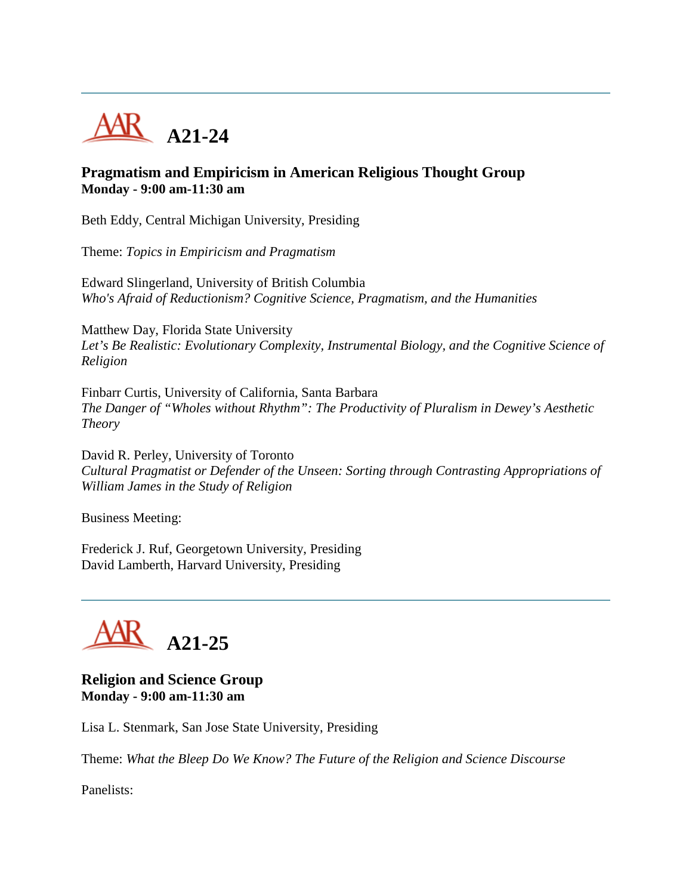## A21-24

### Pragmatism and Empiricism in American Religious Thought Group
**Monday - 9:00 am-11:30 am**

Beth Eddy, Central Michigan University, Presiding

Theme: *Topics in Empiricism and Pragmatism*

Edward Slingerland, University of British Columbia
*Who's Afraid of Reductionism? Cognitive Science, Pragmatism, and the Humanities*

Matthew Day, Florida State University
*Let's Be Realistic: Evolutionary Complexity, Instrumental Biology, and the Cognitive Science of Religion*

Finbarr Curtis, University of California, Santa Barbara
*The Danger of "Wholes without Rhythm": The Productivity of Pluralism in Dewey's Aesthetic Theory*

David R. Perley, University of Toronto
*Cultural Pragmatist or Defender of the Unseen: Sorting through Contrasting Appropriations of William James in the Study of Religion*

Business Meeting:

Frederick J. Ruf, Georgetown University, Presiding
David Lamberth, Harvard University, Presiding

## A21-25

### Religion and Science Group
**Monday - 9:00 am-11:30 am**

Lisa L. Stenmark, San Jose State University, Presiding

Theme: *What the Bleep Do We Know? The Future of the Religion and Science Discourse*

Panelists: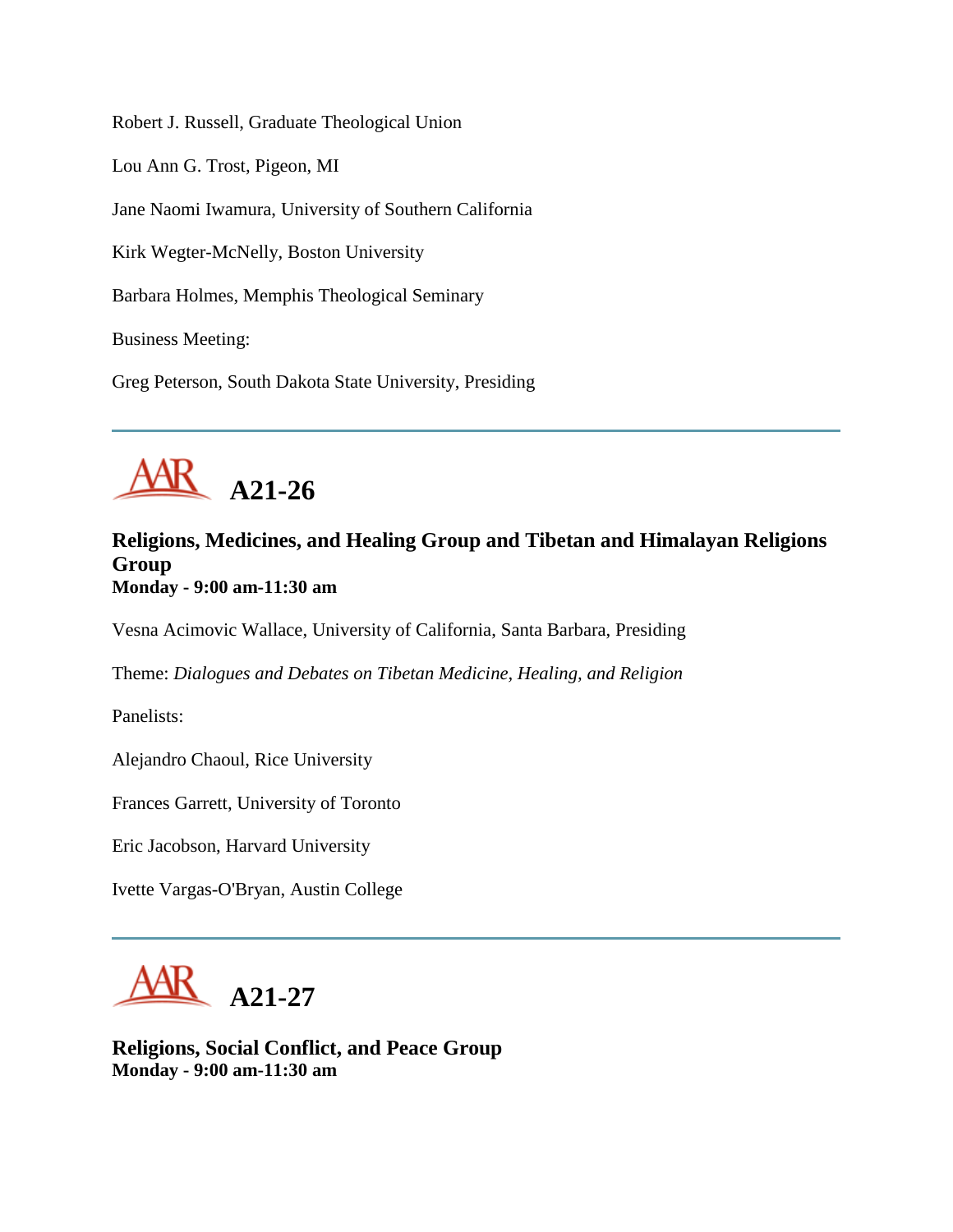Robert J. Russell, Graduate Theological Union

Lou Ann G. Trost, Pigeon, MI

Jane Naomi Iwamura, University of Southern California

Kirk Wegter-McNelly, Boston University

Barbara Holmes, Memphis Theological Seminary

Business Meeting:

Greg Peterson, South Dakota State University, Presiding

---

# A21-26

### Religions, Medicines, and Healing Group and Tibetan and Himalayan Religions Group
**Monday - 9:00 am-11:30 am**

Vesna Acimovic Wallace, University of California, Santa Barbara, Presiding

Theme: *Dialogues and Debates on Tibetan Medicine, Healing, and Religion*

Panelists:

Alejandro Chaoul, Rice University

Frances Garrett, University of Toronto

Eric Jacobson, Harvard University

Ivette Vargas-O'Bryan, Austin College

---

# A21-27

### Religions, Social Conflict, and Peace Group
**Monday - 9:00 am-11:30 am**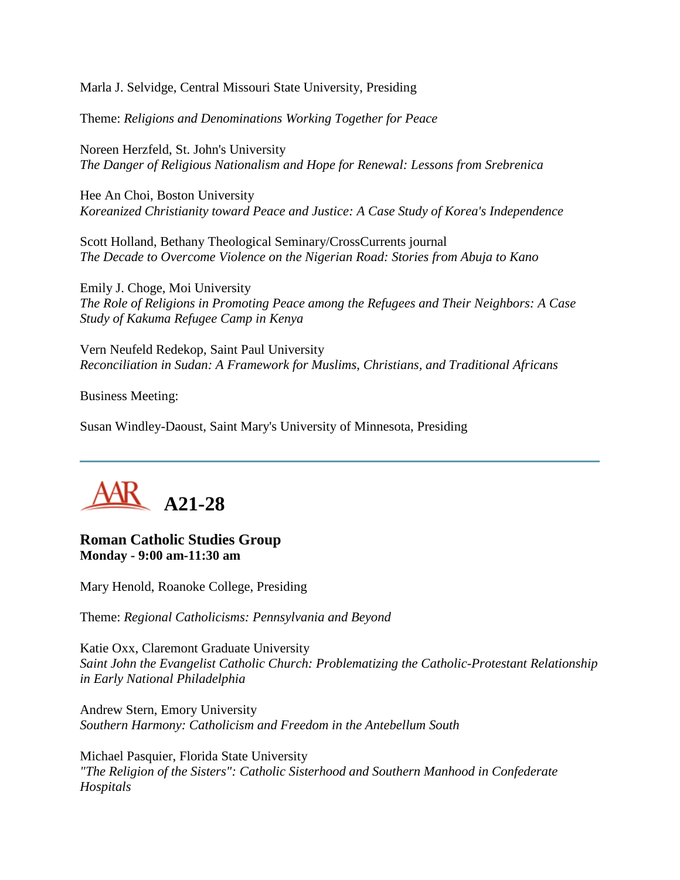Marla J. Selvidge, Central Missouri State University, Presiding

Theme: *Religions and Denominations Working Together for Peace*

Noreen Herzfeld, St. John's University
*The Danger of Religious Nationalism and Hope for Renewal: Lessons from Srebrenica*

Hee An Choi, Boston University
*Koreanized Christianity toward Peace and Justice: A Case Study of Korea's Independence*

Scott Holland, Bethany Theological Seminary/CrossCurrents journal
*The Decade to Overcome Violence on the Nigerian Road: Stories from Abuja to Kano*

Emily J. Choge, Moi University
*The Role of Religions in Promoting Peace among the Refugees and Their Neighbors: A Case Study of Kakuma Refugee Camp in Kenya*

Vern Neufeld Redekop, Saint Paul University
*Reconciliation in Sudan: A Framework for Muslims, Christians, and Traditional Africans*

Business Meeting:

Susan Windley-Daoust, Saint Mary's University of Minnesota, Presiding

---

## AAR A21-28

**Roman Catholic Studies Group**
**Monday - 9:00 am-11:30 am**

Mary Henold, Roanoke College, Presiding

Theme: *Regional Catholicisms: Pennsylvania and Beyond*

Katie Oxx, Claremont Graduate University
*Saint John the Evangelist Catholic Church: Problematizing the Catholic-Protestant Relationship in Early National Philadelphia*

Andrew Stern, Emory University
*Southern Harmony: Catholicism and Freedom in the Antebellum South*

Michael Pasquier, Florida State University
*"The Religion of the Sisters": Catholic Sisterhood and Southern Manhood in Confederate Hospitals*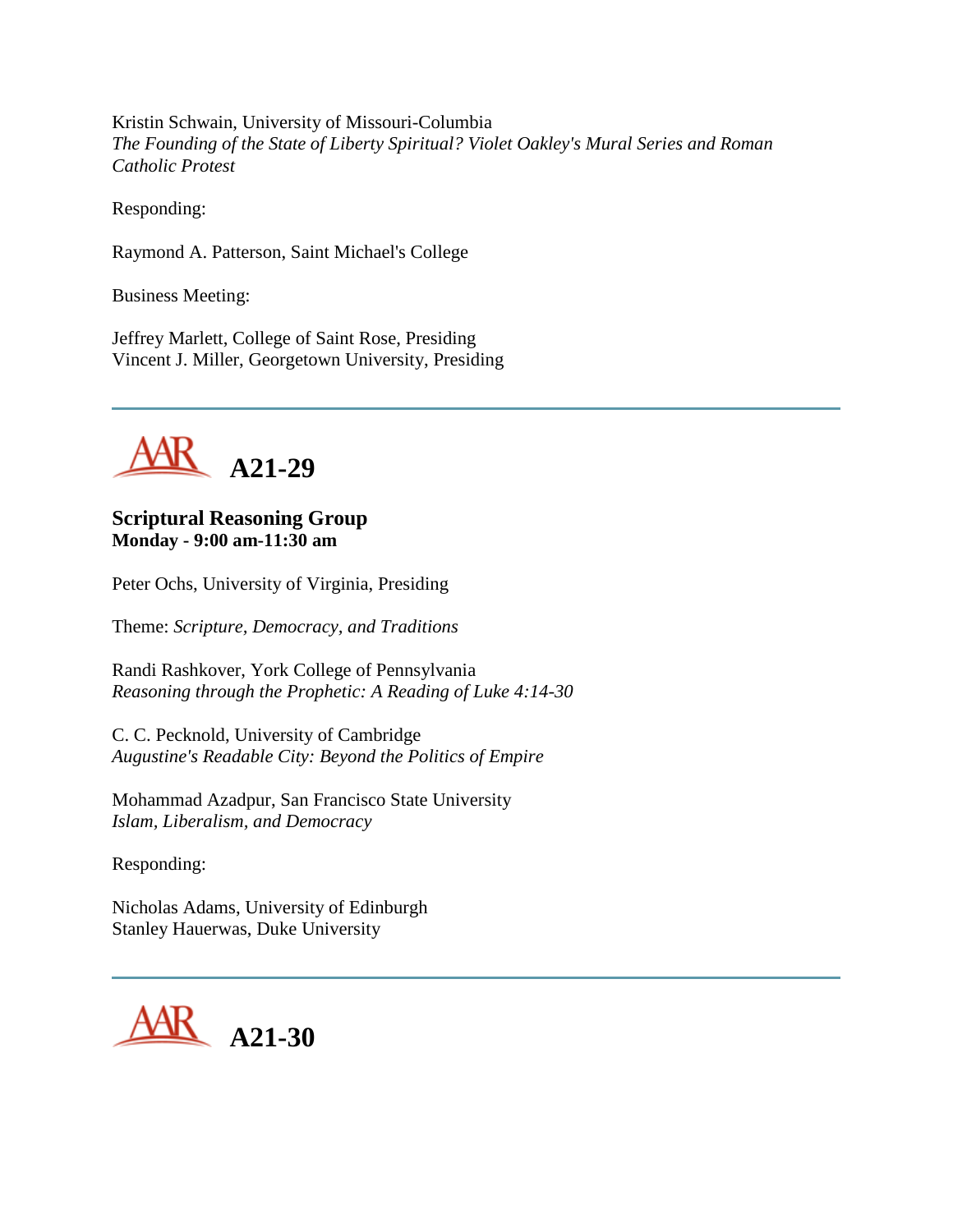Kristin Schwain, University of Missouri-Columbia
*The Founding of the State of Liberty Spiritual? Violet Oakley's Mural Series and Roman Catholic Protest*

Responding:

Raymond A. Patterson, Saint Michael's College

Business Meeting:

Jeffrey Marlett, College of Saint Rose, Presiding
Vincent J. Miller, Georgetown University, Presiding

---

# A21-29

### Scriptural Reasoning Group
**Monday - 9:00 am-11:30 am**

Peter Ochs, University of Virginia, Presiding

Theme: *Scripture, Democracy, and Traditions*

Randi Rashkover, York College of Pennsylvania
*Reasoning through the Prophetic: A Reading of Luke 4:14-30*

C. C. Pecknold, University of Cambridge
*Augustine's Readable City: Beyond the Politics of Empire*

Mohammad Azadpur, San Francisco State University
*Islam, Liberalism, and Democracy*

Responding:

Nicholas Adams, University of Edinburgh
Stanley Hauerwas, Duke University

---

# A21-30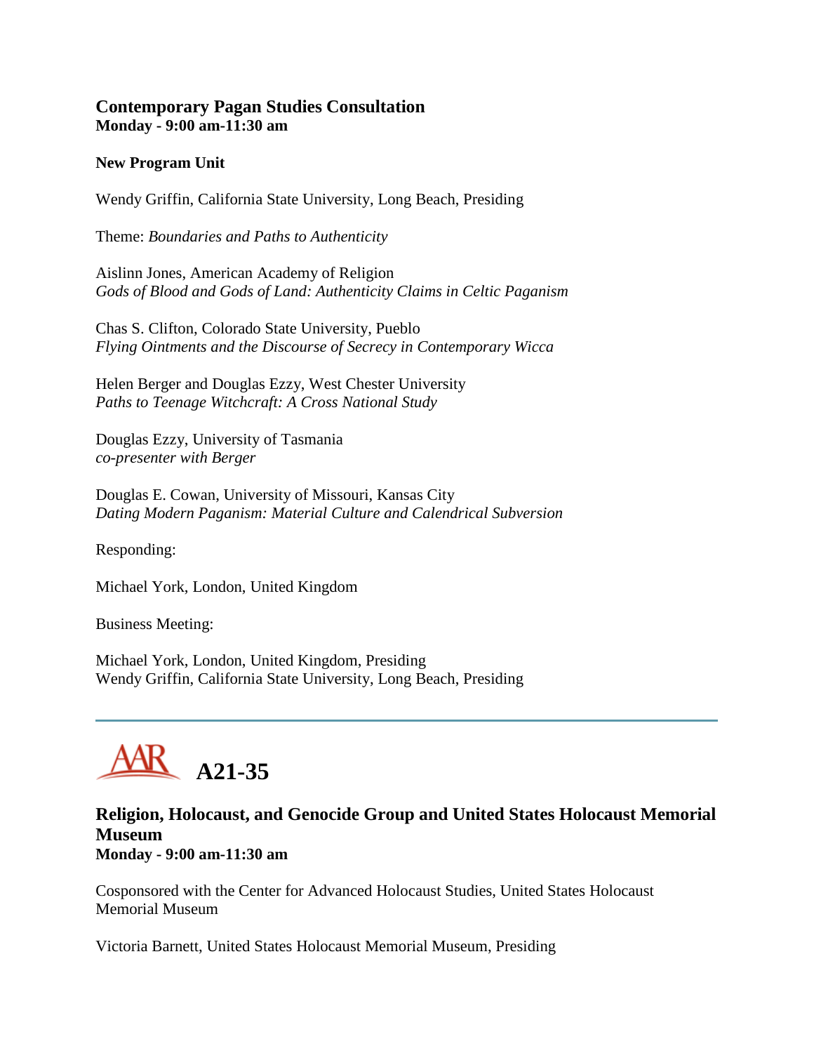### Contemporary Pagan Studies Consultation
**Monday - 9:00 am-11:30 am**

**New Program Unit**

Wendy Griffin, California State University, Long Beach, Presiding

Theme: *Boundaries and Paths to Authenticity*

Aislinn Jones, American Academy of Religion
*Gods of Blood and Gods of Land: Authenticity Claims in Celtic Paganism*

Chas S. Clifton, Colorado State University, Pueblo
*Flying Ointments and the Discourse of Secrecy in Contemporary Wicca*

Helen Berger and Douglas Ezzy, West Chester University
*Paths to Teenage Witchcraft: A Cross National Study*

Douglas Ezzy, University of Tasmania
*co-presenter with Berger*

Douglas E. Cowan, University of Missouri, Kansas City
*Dating Modern Paganism: Material Culture and Calendrical Subversion*

Responding:

Michael York, London, United Kingdom

Business Meeting:

Michael York, London, United Kingdom, Presiding
Wendy Griffin, California State University, Long Beach, Presiding

---

## AAR A21-35

### Religion, Holocaust, and Genocide Group and United States Holocaust Memorial Museum
**Monday - 9:00 am-11:30 am**

Cosponsored with the Center for Advanced Holocaust Studies, United States Holocaust Memorial Museum

Victoria Barnett, United States Holocaust Memorial Museum, Presiding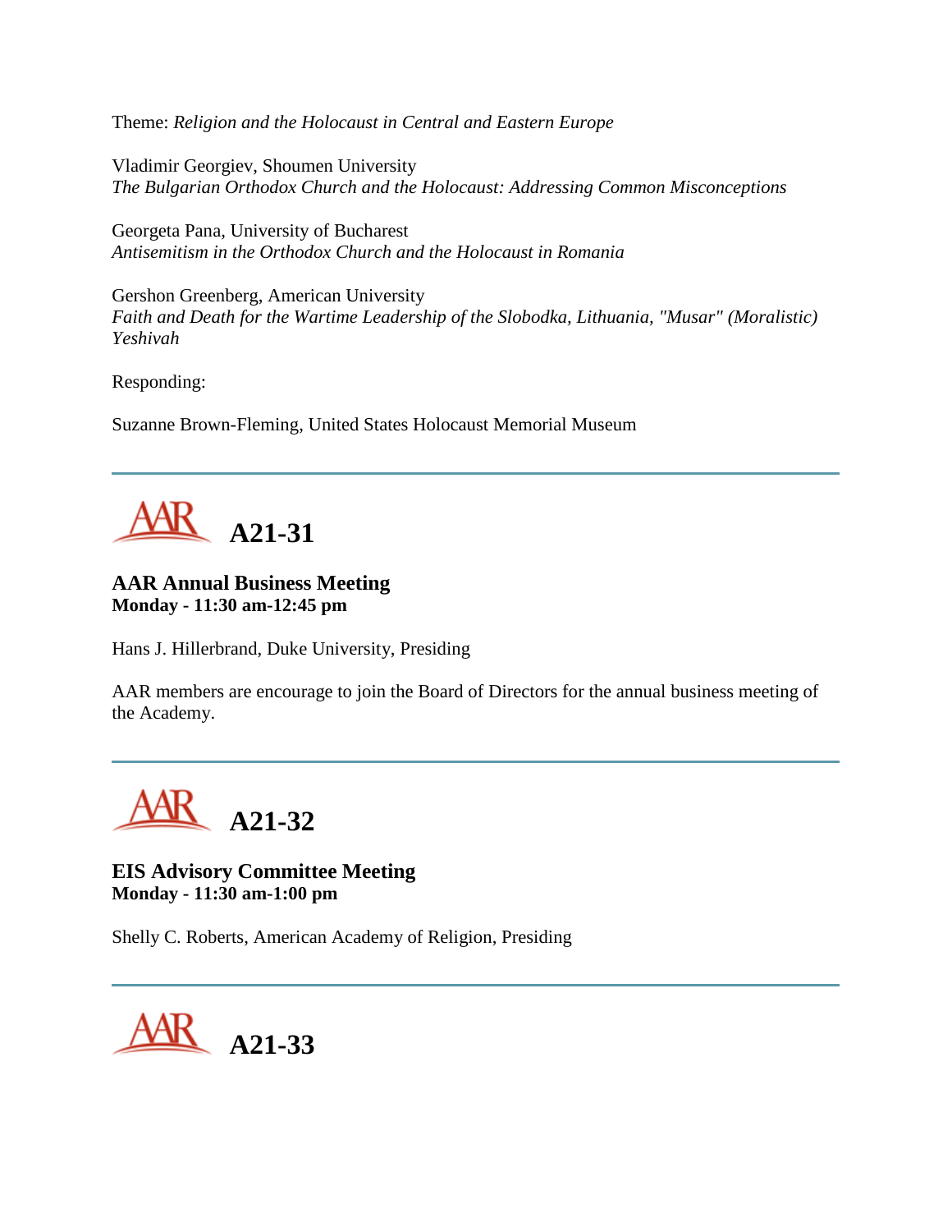Theme: *Religion and the Holocaust in Central and Eastern Europe*

Vladimir Georgiev, Shoumen University
*The Bulgarian Orthodox Church and the Holocaust: Addressing Common Misconceptions*

Georgeta Pana, University of Bucharest
*Antisemitism in the Orthodox Church and the Holocaust in Romania*

Gershon Greenberg, American University
*Faith and Death for the Wartime Leadership of the Slobodka, Lithuania, "Musar" (Moralistic) Yeshivah*

Responding:

Suzanne Brown-Fleming, United States Holocaust Memorial Museum

---

## A21-31

**AAR Annual Business Meeting**
**Monday - 11:30 am-12:45 pm**

Hans J. Hillerbrand, Duke University, Presiding

AAR members are encourage to join the Board of Directors for the annual business meeting of the Academy.

---

## A21-32

**EIS Advisory Committee Meeting**
**Monday - 11:30 am-1:00 pm**

Shelly C. Roberts, American Academy of Religion, Presiding

---

## A21-33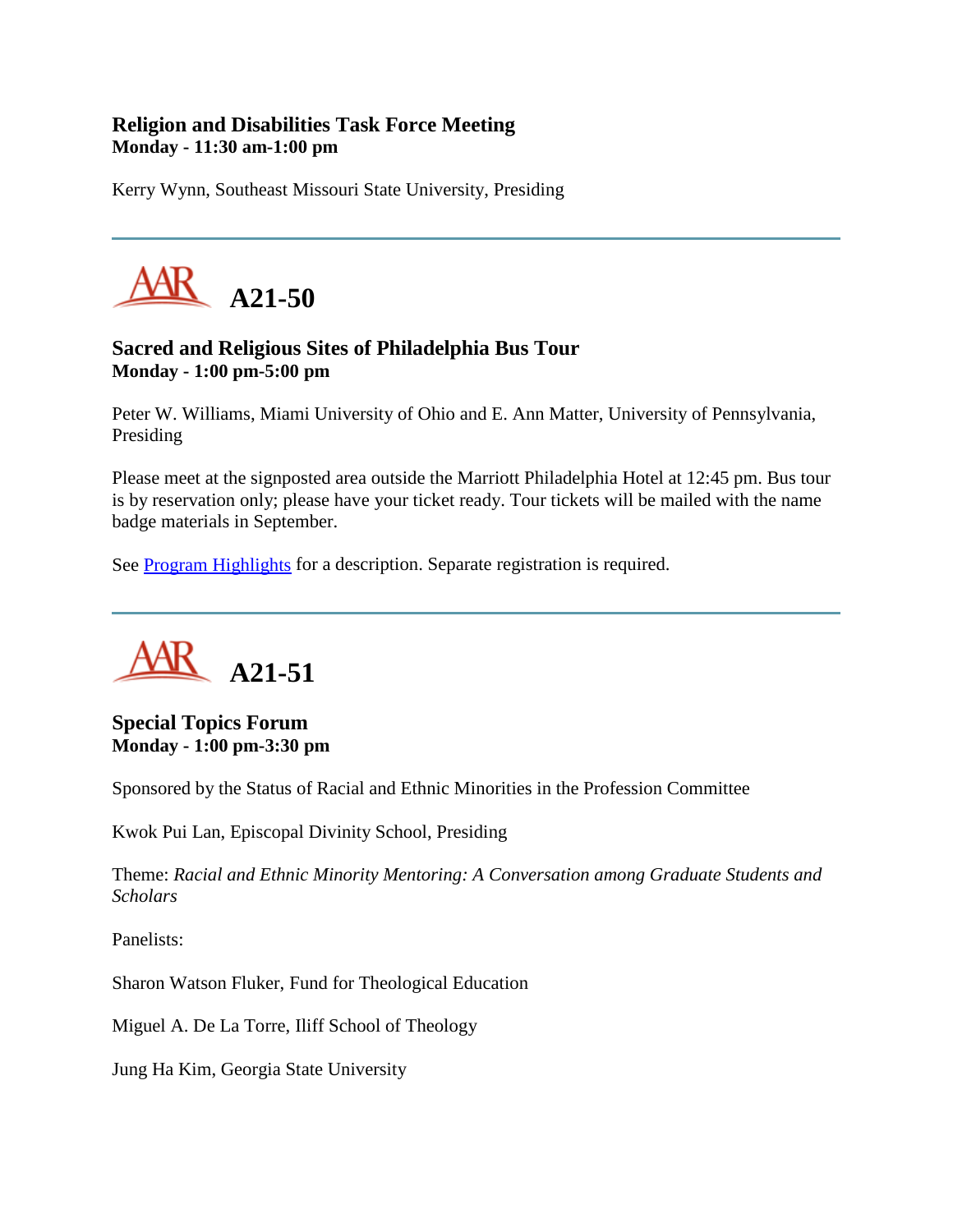### Religion and Disabilities Task Force Meeting
**Monday - 11:30 am-1:00 pm**

Kerry Wynn, Southeast Missouri State University, Presiding

---

## A21-50

### Sacred and Religious Sites of Philadelphia Bus Tour
**Monday - 1:00 pm-5:00 pm**

Peter W. Williams, Miami University of Ohio and E. Ann Matter, University of Pennsylvania, Presiding

Please meet at the signposted area outside the Marriott Philadelphia Hotel at 12:45 pm. Bus tour is by reservation only; please have your ticket ready. Tour tickets will be mailed with the name badge materials in September.

See Program Highlights for a description. Separate registration is required.

---

## A21-51

### Special Topics Forum
**Monday - 1:00 pm-3:30 pm**

Sponsored by the Status of Racial and Ethnic Minorities in the Profession Committee

Kwok Pui Lan, Episcopal Divinity School, Presiding

Theme: *Racial and Ethnic Minority Mentoring: A Conversation among Graduate Students and Scholars*

Panelists:

Sharon Watson Fluker, Fund for Theological Education

Miguel A. De La Torre, Iliff School of Theology

Jung Ha Kim, Georgia State University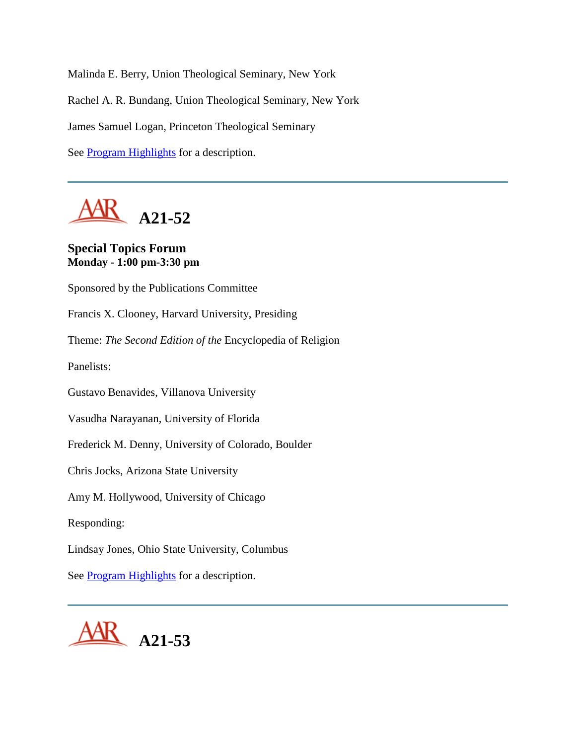Malinda E. Berry, Union Theological Seminary, New York

Rachel A. R. Bundang, Union Theological Seminary, New York

James Samuel Logan, Princeton Theological Seminary

See Program Highlights for a description.

---

## A21-52

**Special Topics Forum**
**Monday - 1:00 pm-3:30 pm**

Sponsored by the Publications Committee

Francis X. Clooney, Harvard University, Presiding

Theme: *The Second Edition of the* Encyclopedia of Religion

Panelists:

Gustavo Benavides, Villanova University

Vasudha Narayanan, University of Florida

Frederick M. Denny, University of Colorado, Boulder

Chris Jocks, Arizona State University

Amy M. Hollywood, University of Chicago

Responding:

Lindsay Jones, Ohio State University, Columbus

See Program Highlights for a description.

---

## A21-53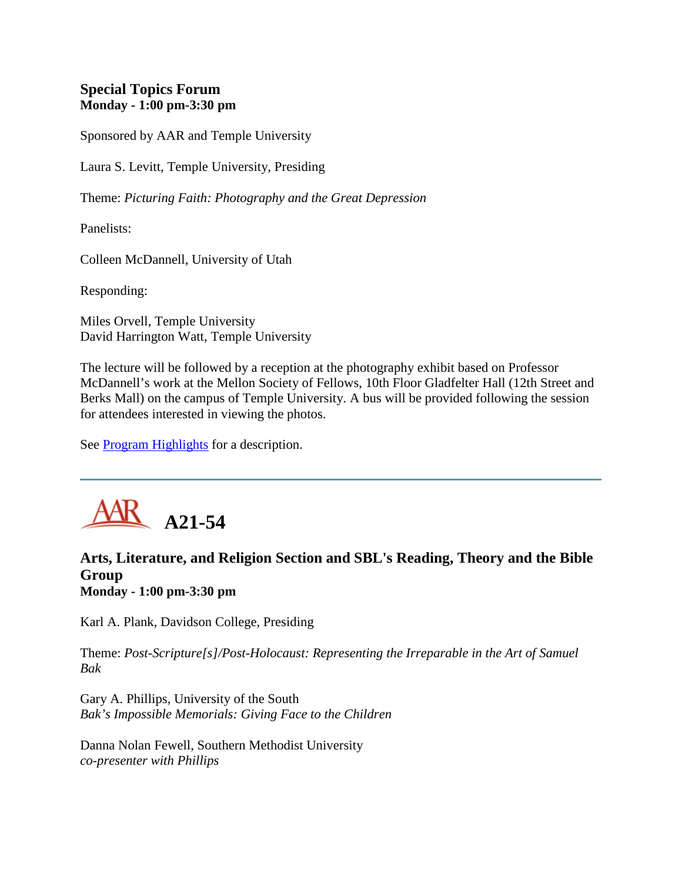### Special Topics Forum
**Monday - 1:00 pm-3:30 pm**

Sponsored by AAR and Temple University

Laura S. Levitt, Temple University, Presiding

Theme: *Picturing Faith: Photography and the Great Depression*

Panelists:

Colleen McDannell, University of Utah

Responding:

Miles Orvell, Temple University
David Harrington Watt, Temple University

The lecture will be followed by a reception at the photography exhibit based on Professor McDannell's work at the Mellon Society of Fellows, 10th Floor Gladfelter Hall (12th Street and Berks Mall) on the campus of Temple University. A bus will be provided following the session for attendees interested in viewing the photos.

See Program Highlights for a description.

---

## AAR A21-54

### Arts, Literature, and Religion Section and SBL's Reading, Theory and the Bible Group
**Monday - 1:00 pm-3:30 pm**

Karl A. Plank, Davidson College, Presiding

Theme: *Post-Scripture[s]/Post-Holocaust: Representing the Irreparable in the Art of Samuel Bak*

Gary A. Phillips, University of the South
*Bak's Impossible Memorials: Giving Face to the Children*

Danna Nolan Fewell, Southern Methodist University
*co-presenter with Phillips*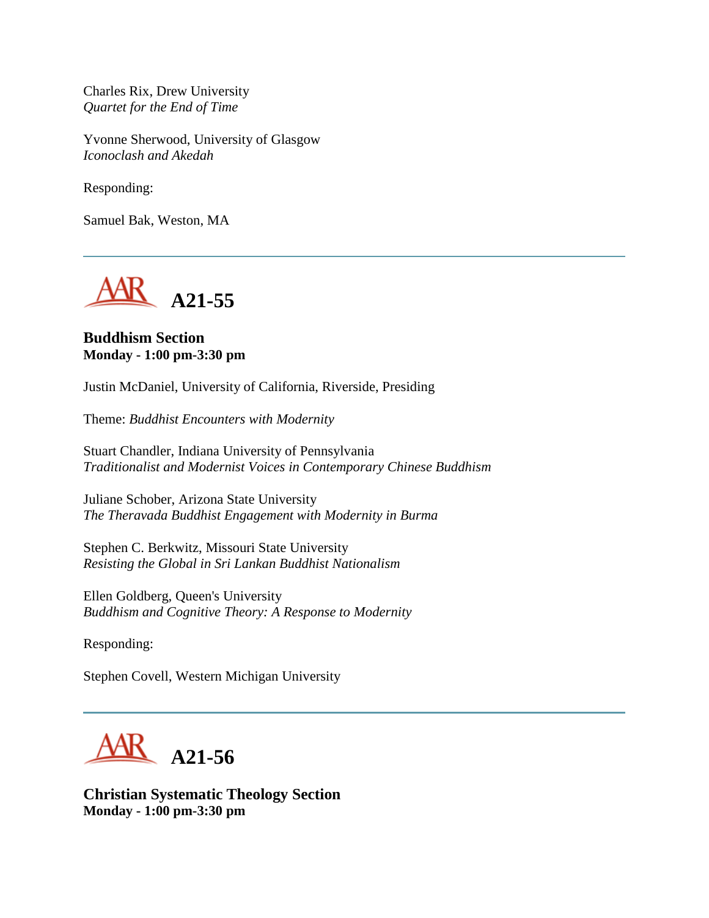Charles Rix, Drew University
*Quartet for the End of Time*

Yvonne Sherwood, University of Glasgow
*Iconoclash and Akedah*

Responding:

Samuel Bak, Weston, MA

---

## A21-55

**Buddhism Section**
**Monday - 1:00 pm-3:30 pm**

Justin McDaniel, University of California, Riverside, Presiding

Theme: *Buddhist Encounters with Modernity*

Stuart Chandler, Indiana University of Pennsylvania
*Traditionalist and Modernist Voices in Contemporary Chinese Buddhism*

Juliane Schober, Arizona State University
*The Theravada Buddhist Engagement with Modernity in Burma*

Stephen C. Berkwitz, Missouri State University
*Resisting the Global in Sri Lankan Buddhist Nationalism*

Ellen Goldberg, Queen's University
*Buddhism and Cognitive Theory: A Response to Modernity*

Responding:

Stephen Covell, Western Michigan University

---

## A21-56

**Christian Systematic Theology Section**
**Monday - 1:00 pm-3:30 pm**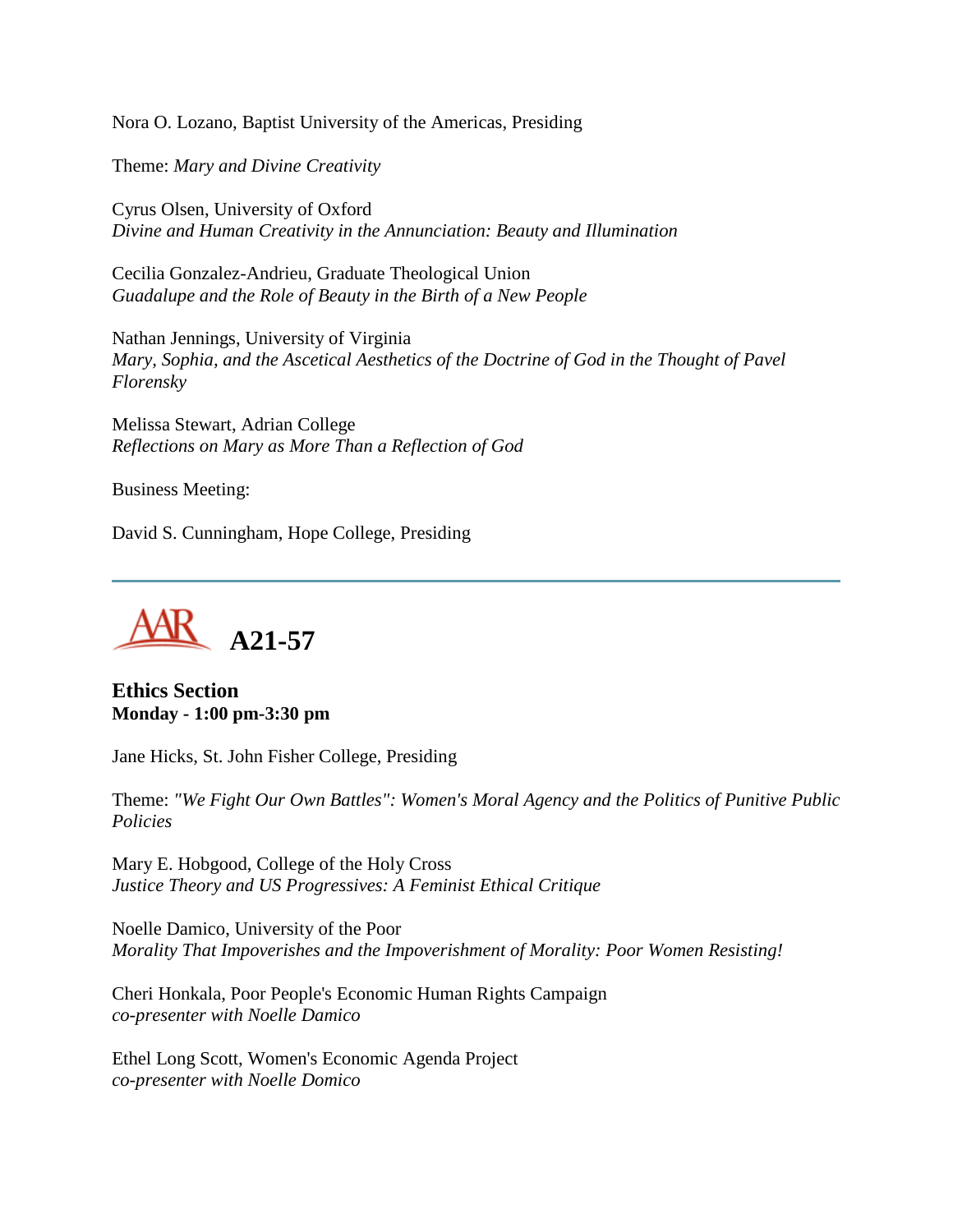Nora O. Lozano, Baptist University of the Americas, Presiding

Theme: *Mary and Divine Creativity*

Cyrus Olsen, University of Oxford
*Divine and Human Creativity in the Annunciation: Beauty and Illumination*

Cecilia Gonzalez-Andrieu, Graduate Theological Union
*Guadalupe and the Role of Beauty in the Birth of a New People*

Nathan Jennings, University of Virginia
*Mary, Sophia, and the Ascetical Aesthetics of the Doctrine of God in the Thought of Pavel Florensky*

Melissa Stewart, Adrian College
*Reflections on Mary as More Than a Reflection of God*

Business Meeting:

David S. Cunningham, Hope College, Presiding

---

# AAR A21-57

**Ethics Section**
**Monday - 1:00 pm-3:30 pm**

Jane Hicks, St. John Fisher College, Presiding

Theme: *"We Fight Our Own Battles": Women's Moral Agency and the Politics of Punitive Public Policies*

Mary E. Hobgood, College of the Holy Cross
*Justice Theory and US Progressives: A Feminist Ethical Critique*

Noelle Damico, University of the Poor
*Morality That Impoverishes and the Impoverishment of Morality: Poor Women Resisting!*

Cheri Honkala, Poor People's Economic Human Rights Campaign
*co-presenter with Noelle Damico*

Ethel Long Scott, Women's Economic Agenda Project
*co-presenter with Noelle Domico*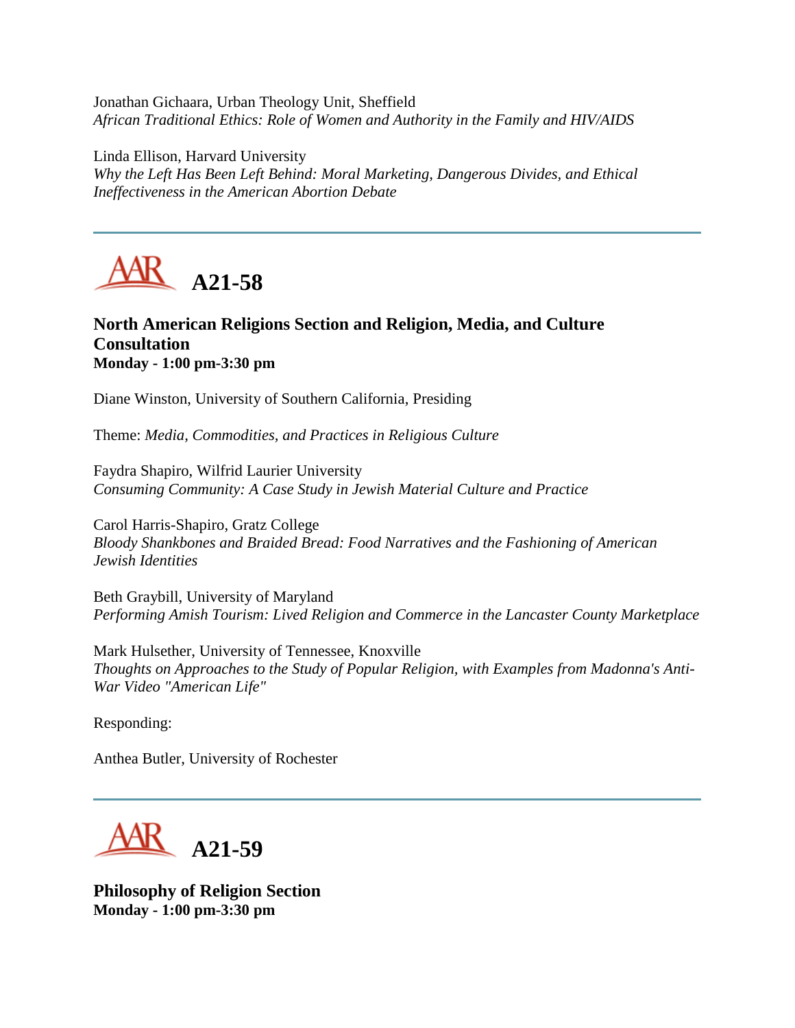Jonathan Gichaara, Urban Theology Unit, Sheffield
*African Traditional Ethics: Role of Women and Authority in the Family and HIV/AIDS*

Linda Ellison, Harvard University
*Why the Left Has Been Left Behind: Moral Marketing, Dangerous Divides, and Ethical Ineffectiveness in the American Abortion Debate*

---

## A21-58

**North American Religions Section and Religion, Media, and Culture Consultation**
**Monday - 1:00 pm-3:30 pm**

Diane Winston, University of Southern California, Presiding

Theme: *Media, Commodities, and Practices in Religious Culture*

Faydra Shapiro, Wilfrid Laurier University
*Consuming Community: A Case Study in Jewish Material Culture and Practice*

Carol Harris-Shapiro, Gratz College
*Bloody Shankbones and Braided Bread: Food Narratives and the Fashioning of American Jewish Identities*

Beth Graybill, University of Maryland
*Performing Amish Tourism: Lived Religion and Commerce in the Lancaster County Marketplace*

Mark Hulsether, University of Tennessee, Knoxville
*Thoughts on Approaches to the Study of Popular Religion, with Examples from Madonna's Anti-War Video "American Life"*

Responding:

Anthea Butler, University of Rochester

---

## A21-59

**Philosophy of Religion Section**
**Monday - 1:00 pm-3:30 pm**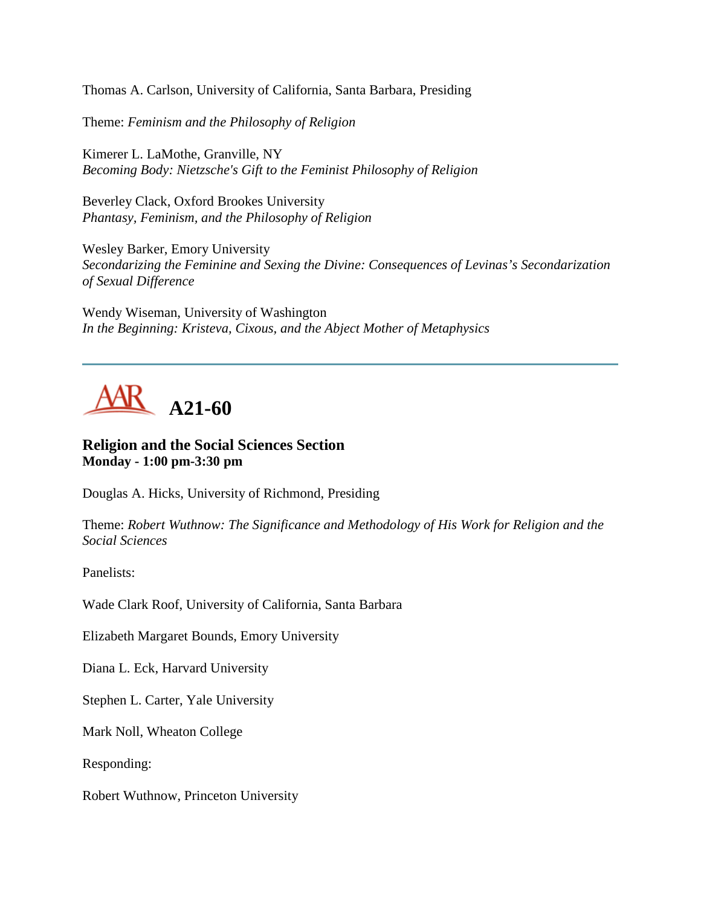Thomas A. Carlson, University of California, Santa Barbara, Presiding

Theme: *Feminism and the Philosophy of Religion*

Kimerer L. LaMothe, Granville, NY
*Becoming Body: Nietzsche's Gift to the Feminist Philosophy of Religion*

Beverley Clack, Oxford Brookes University
*Phantasy, Feminism, and the Philosophy of Religion*

Wesley Barker, Emory University
*Secondarizing the Feminine and Sexing the Divine: Consequences of Levinas's Secondarization of Sexual Difference*

Wendy Wiseman, University of Washington
*In the Beginning: Kristeva, Cixous, and the Abject Mother of Metaphysics*

---

## AAR A21-60

### Religion and the Social Sciences Section
**Monday - 1:00 pm-3:30 pm**

Douglas A. Hicks, University of Richmond, Presiding

Theme: *Robert Wuthnow: The Significance and Methodology of His Work for Religion and the Social Sciences*

Panelists:

Wade Clark Roof, University of California, Santa Barbara

Elizabeth Margaret Bounds, Emory University

Diana L. Eck, Harvard University

Stephen L. Carter, Yale University

Mark Noll, Wheaton College

Responding:

Robert Wuthnow, Princeton University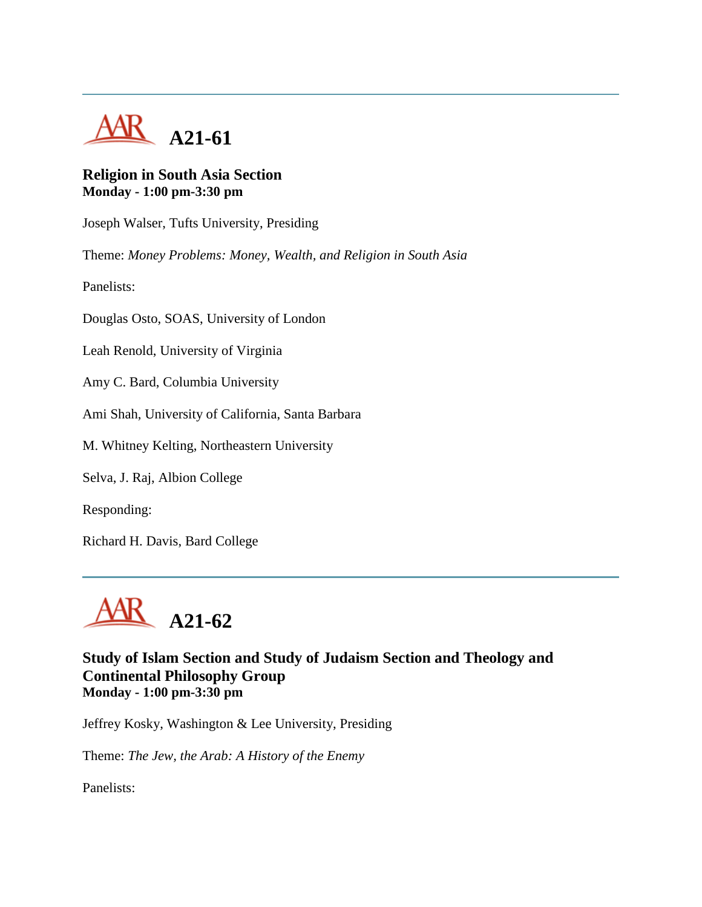# A21-61

**Religion in South Asia Section**
**Monday - 1:00 pm-3:30 pm**

Joseph Walser, Tufts University, Presiding

Theme: *Money Problems: Money, Wealth, and Religion in South Asia*

Panelists:

Douglas Osto, SOAS, University of London

Leah Renold, University of Virginia

Amy C. Bard, Columbia University

Ami Shah, University of California, Santa Barbara

M. Whitney Kelting, Northeastern University

Selva, J. Raj, Albion College

Responding:

Richard H. Davis, Bard College

# A21-62

**Study of Islam Section and Study of Judaism Section and Theology and Continental Philosophy Group**
**Monday - 1:00 pm-3:30 pm**

Jeffrey Kosky, Washington & Lee University, Presiding

Theme: *The Jew, the Arab: A History of the Enemy*

Panelists: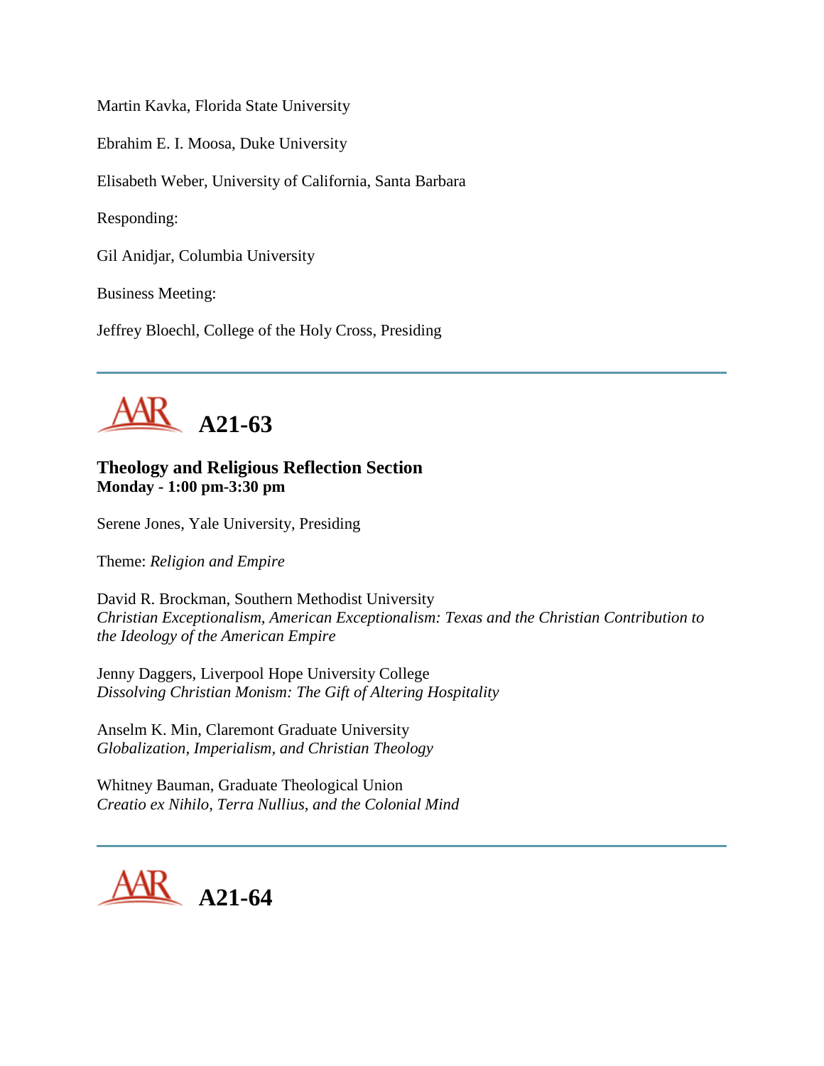Martin Kavka, Florida State University

Ebrahim E. I. Moosa, Duke University

Elisabeth Weber, University of California, Santa Barbara

Responding:

Gil Anidjar, Columbia University

Business Meeting:

Jeffrey Bloechl, College of the Holy Cross, Presiding

---

## A21-63

### Theology and Religious Reflection Section
**Monday - 1:00 pm-3:30 pm**

Serene Jones, Yale University, Presiding

Theme: *Religion and Empire*

David R. Brockman, Southern Methodist University
*Christian Exceptionalism, American Exceptionalism: Texas and the Christian Contribution to the Ideology of the American Empire*

Jenny Daggers, Liverpool Hope University College
*Dissolving Christian Monism: The Gift of Altering Hospitality*

Anselm K. Min, Claremont Graduate University
*Globalization, Imperialism, and Christian Theology*

Whitney Bauman, Graduate Theological Union
*Creatio ex Nihilo, Terra Nullius, and the Colonial Mind*

---

## A21-64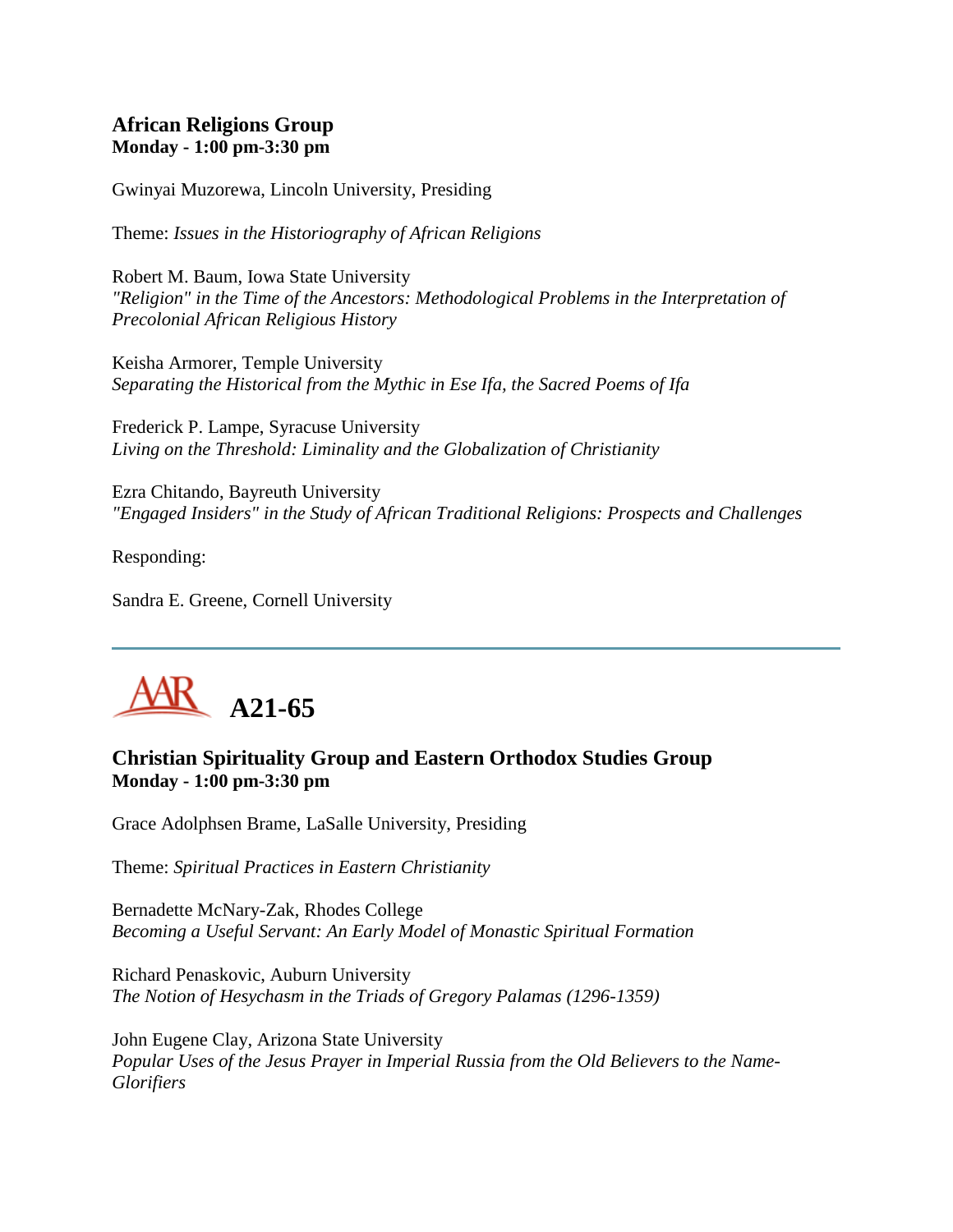### African Religions Group
**Monday - 1:00 pm-3:30 pm**

Gwinyai Muzorewa, Lincoln University, Presiding

Theme: *Issues in the Historiography of African Religions*

Robert M. Baum, Iowa State University
*"Religion" in the Time of the Ancestors: Methodological Problems in the Interpretation of Precolonial African Religious History*

Keisha Armorer, Temple University
*Separating the Historical from the Mythic in Ese Ifa, the Sacred Poems of Ifa*

Frederick P. Lampe, Syracuse University
*Living on the Threshold: Liminality and the Globalization of Christianity*

Ezra Chitando, Bayreuth University
*"Engaged Insiders" in the Study of African Traditional Religions: Prospects and Challenges*

Responding:

Sandra E. Greene, Cornell University

---

## AAR A21-65

### Christian Spirituality Group and Eastern Orthodox Studies Group
**Monday - 1:00 pm-3:30 pm**

Grace Adolphsen Brame, LaSalle University, Presiding

Theme: *Spiritual Practices in Eastern Christianity*

Bernadette McNary-Zak, Rhodes College
*Becoming a Useful Servant: An Early Model of Monastic Spiritual Formation*

Richard Penaskovic, Auburn University
*The Notion of Hesychasm in the Triads of Gregory Palamas (1296-1359)*

John Eugene Clay, Arizona State University
*Popular Uses of the Jesus Prayer in Imperial Russia from the Old Believers to the Name-Glorifiers*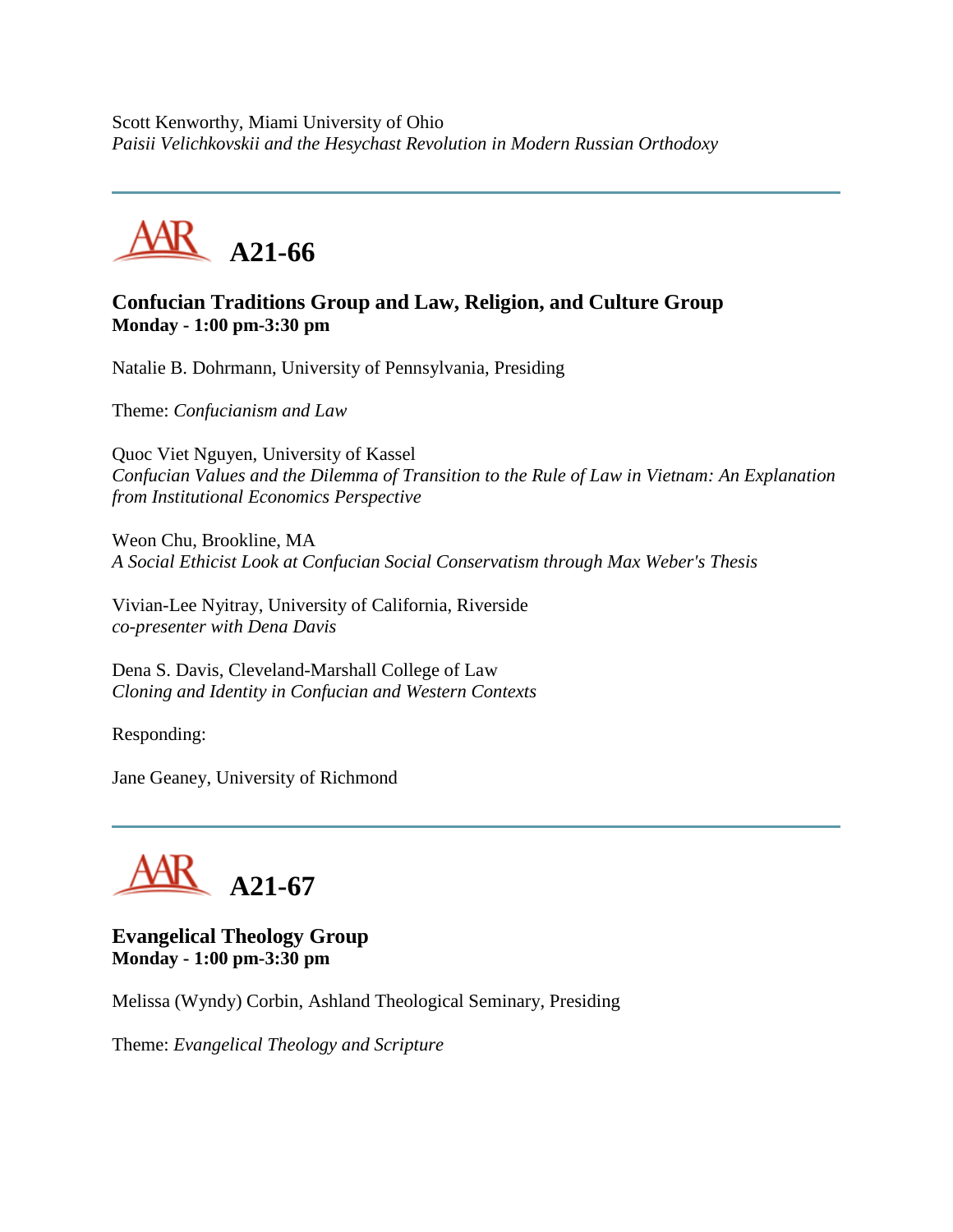Scott Kenworthy, Miami University of Ohio
*Paisii Velichkovskii and the Hesychast Revolution in Modern Russian Orthodoxy*

---

## A21-66

### Confucian Traditions Group and Law, Religion, and Culture Group
**Monday - 1:00 pm-3:30 pm**

Natalie B. Dohrmann, University of Pennsylvania, Presiding

Theme: *Confucianism and Law*

Quoc Viet Nguyen, University of Kassel
*Confucian Values and the Dilemma of Transition to the Rule of Law in Vietnam: An Explanation from Institutional Economics Perspective*

Weon Chu, Brookline, MA
*A Social Ethicist Look at Confucian Social Conservatism through Max Weber's Thesis*

Vivian-Lee Nyitray, University of California, Riverside
*co-presenter with Dena Davis*

Dena S. Davis, Cleveland-Marshall College of Law
*Cloning and Identity in Confucian and Western Contexts*

Responding:

Jane Geaney, University of Richmond

---

## A21-67

### Evangelical Theology Group
**Monday - 1:00 pm-3:30 pm**

Melissa (Wyndy) Corbin, Ashland Theological Seminary, Presiding

Theme: *Evangelical Theology and Scripture*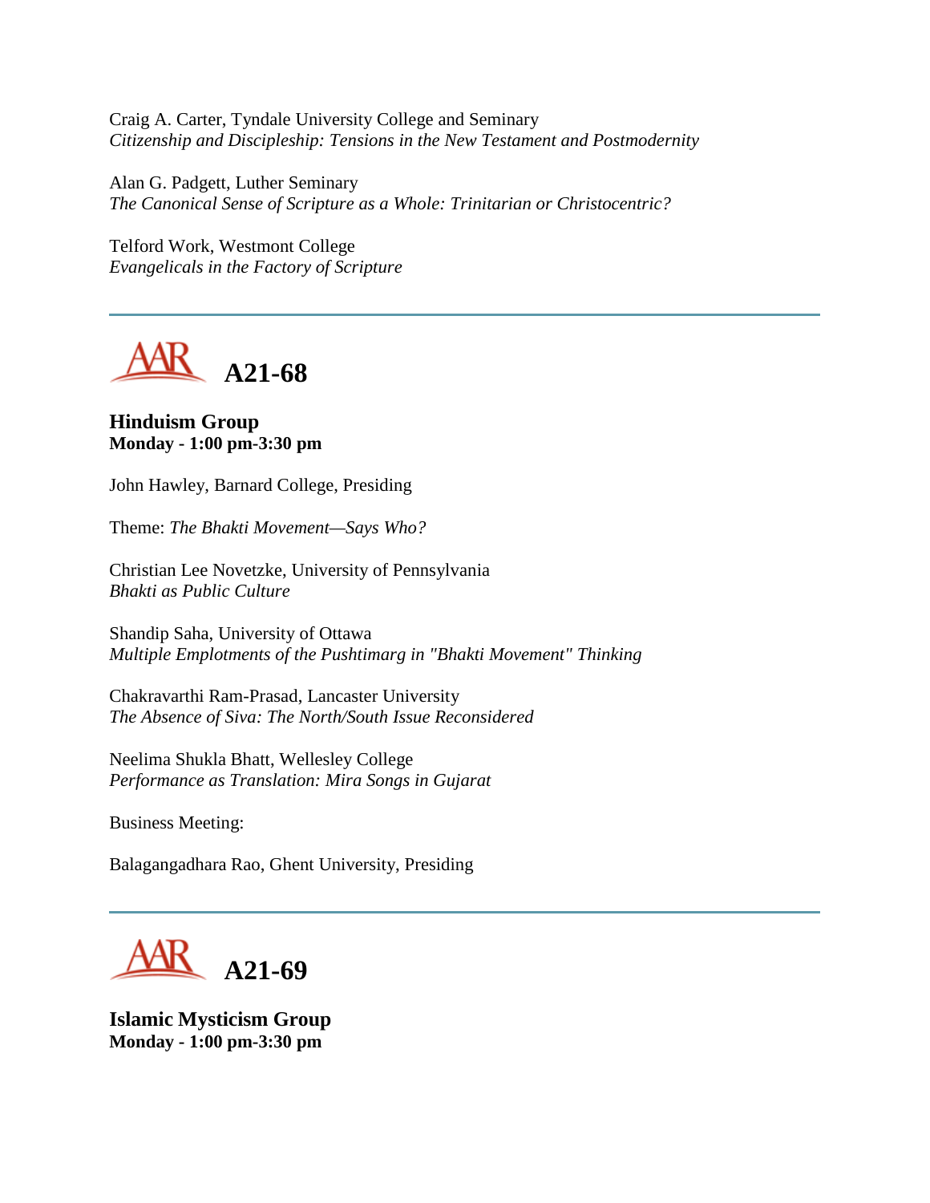Craig A. Carter, Tyndale University College and Seminary
*Citizenship and Discipleship: Tensions in the New Testament and Postmodernity*

Alan G. Padgett, Luther Seminary
*The Canonical Sense of Scripture as a Whole: Trinitarian or Christocentric?*

Telford Work, Westmont College
*Evangelicals in the Factory of Scripture*

---

## AAR A21-68

**Hinduism Group**
**Monday - 1:00 pm-3:30 pm**

John Hawley, Barnard College, Presiding

Theme: *The Bhakti Movement—Says Who?*

Christian Lee Novetzke, University of Pennsylvania
*Bhakti as Public Culture*

Shandip Saha, University of Ottawa
*Multiple Emplotments of the Pushtimarg in "Bhakti Movement" Thinking*

Chakravarthi Ram-Prasad, Lancaster University
*The Absence of Siva: The North/South Issue Reconsidered*

Neelima Shukla Bhatt, Wellesley College
*Performance as Translation: Mira Songs in Gujarat*

Business Meeting:

Balagangadhara Rao, Ghent University, Presiding

---

## AAR A21-69

**Islamic Mysticism Group**
**Monday - 1:00 pm-3:30 pm**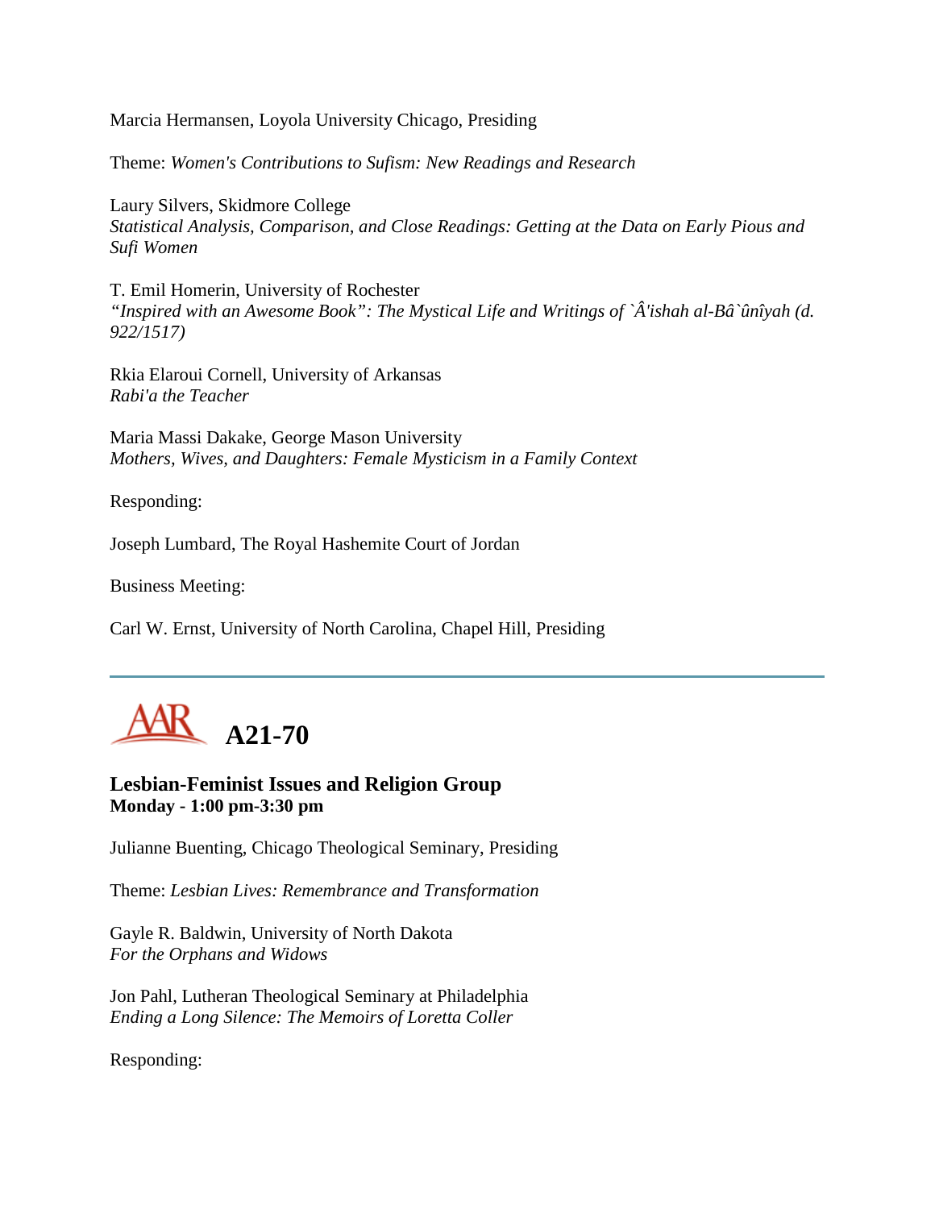Marcia Hermansen, Loyola University Chicago, Presiding

Theme: *Women's Contributions to Sufism: New Readings and Research*

Laury Silvers, Skidmore College
*Statistical Analysis, Comparison, and Close Readings: Getting at the Data on Early Pious and Sufi Women*

T. Emil Homerin, University of Rochester
*"Inspired with an Awesome Book": The Mystical Life and Writings of `Â'ishah al-Bâ`ûnîyah (d. 922/1517)*

Rkia Elaroui Cornell, University of Arkansas
*Rabi'a the Teacher*

Maria Massi Dakake, George Mason University
*Mothers, Wives, and Daughters: Female Mysticism in a Family Context*

Responding:

Joseph Lumbard, The Royal Hashemite Court of Jordan

Business Meeting:

Carl W. Ernst, University of North Carolina, Chapel Hill, Presiding

---

## AAR A21-70

### Lesbian-Feminist Issues and Religion Group
**Monday - 1:00 pm-3:30 pm**

Julianne Buenting, Chicago Theological Seminary, Presiding

Theme: *Lesbian Lives: Remembrance and Transformation*

Gayle R. Baldwin, University of North Dakota
*For the Orphans and Widows*

Jon Pahl, Lutheran Theological Seminary at Philadelphia
*Ending a Long Silence: The Memoirs of Loretta Coller*

Responding: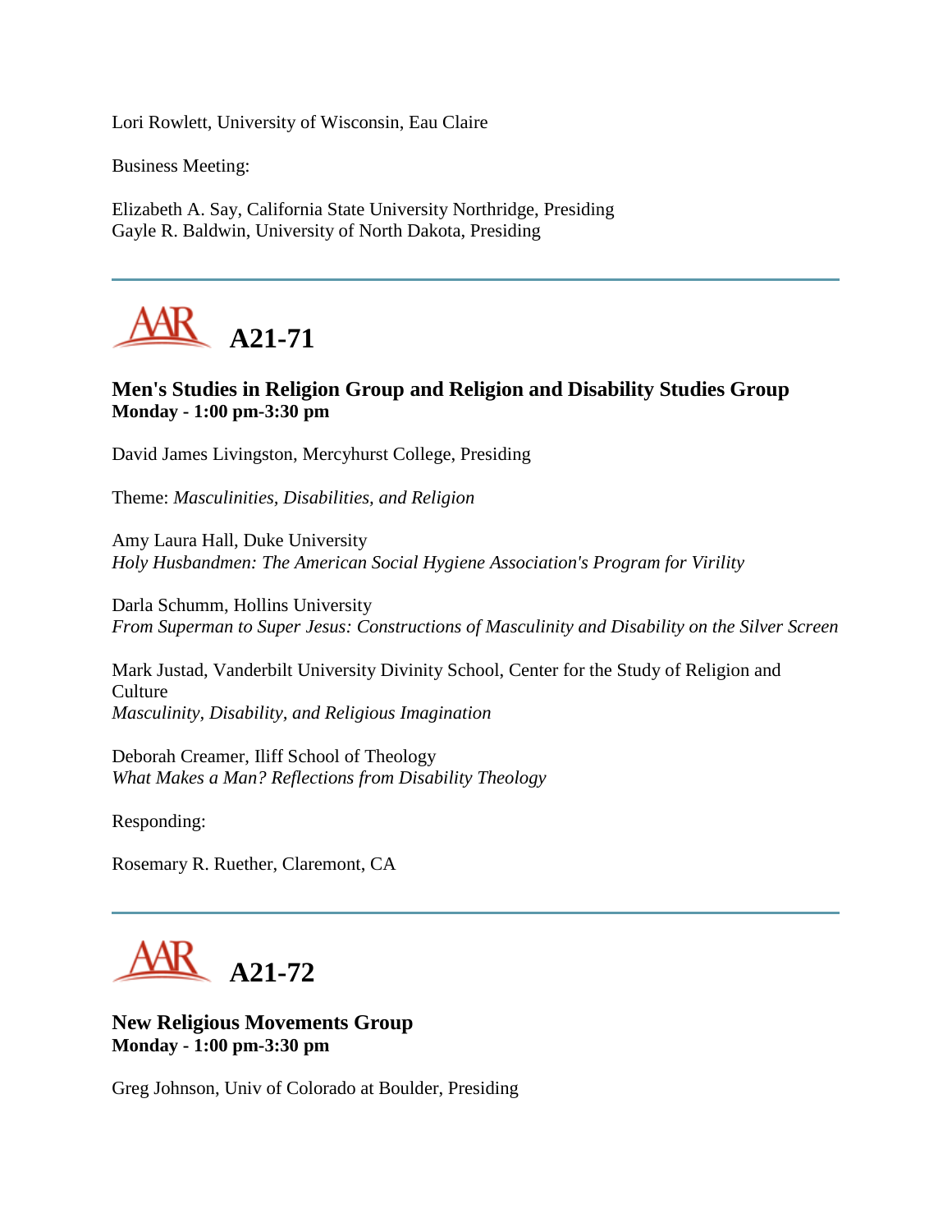Lori Rowlett, University of Wisconsin, Eau Claire

Business Meeting:

Elizabeth A. Say, California State University Northridge, Presiding
Gayle R. Baldwin, University of North Dakota, Presiding

---

## A21-71

### Men's Studies in Religion Group and Religion and Disability Studies Group
**Monday - 1:00 pm-3:30 pm**

David James Livingston, Mercyhurst College, Presiding

Theme: *Masculinities, Disabilities, and Religion*

Amy Laura Hall, Duke University
*Holy Husbandmen: The American Social Hygiene Association's Program for Virility*

Darla Schumm, Hollins University
*From Superman to Super Jesus: Constructions of Masculinity and Disability on the Silver Screen*

Mark Justad, Vanderbilt University Divinity School, Center for the Study of Religion and Culture
*Masculinity, Disability, and Religious Imagination*

Deborah Creamer, Iliff School of Theology
*What Makes a Man? Reflections from Disability Theology*

Responding:

Rosemary R. Ruether, Claremont, CA

---

## A21-72

### New Religious Movements Group
**Monday - 1:00 pm-3:30 pm**

Greg Johnson, Univ of Colorado at Boulder, Presiding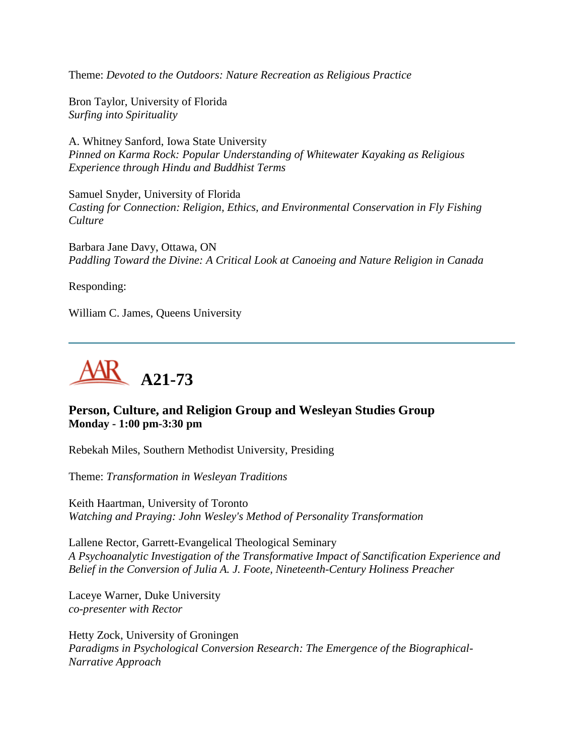Theme: *Devoted to the Outdoors: Nature Recreation as Religious Practice*

Bron Taylor, University of Florida
*Surfing into Spirituality*

A. Whitney Sanford, Iowa State University
*Pinned on Karma Rock: Popular Understanding of Whitewater Kayaking as Religious Experience through Hindu and Buddhist Terms*

Samuel Snyder, University of Florida
*Casting for Connection: Religion, Ethics, and Environmental Conservation in Fly Fishing Culture*

Barbara Jane Davy, Ottawa, ON
*Paddling Toward the Divine: A Critical Look at Canoeing and Nature Religion in Canada*

Responding:

William C. James, Queens University

---

# A21-73

**Person, Culture, and Religion Group and Wesleyan Studies Group**
**Monday - 1:00 pm-3:30 pm**

Rebekah Miles, Southern Methodist University, Presiding

Theme: *Transformation in Wesleyan Traditions*

Keith Haartman, University of Toronto
*Watching and Praying: John Wesley's Method of Personality Transformation*

Lallene Rector, Garrett-Evangelical Theological Seminary
*A Psychoanalytic Investigation of the Transformative Impact of Sanctification Experience and Belief in the Conversion of Julia A. J. Foote, Nineteenth-Century Holiness Preacher*

Laceye Warner, Duke University
*co-presenter with Rector*

Hetty Zock, University of Groningen
*Paradigms in Psychological Conversion Research: The Emergence of the Biographical-Narrative Approach*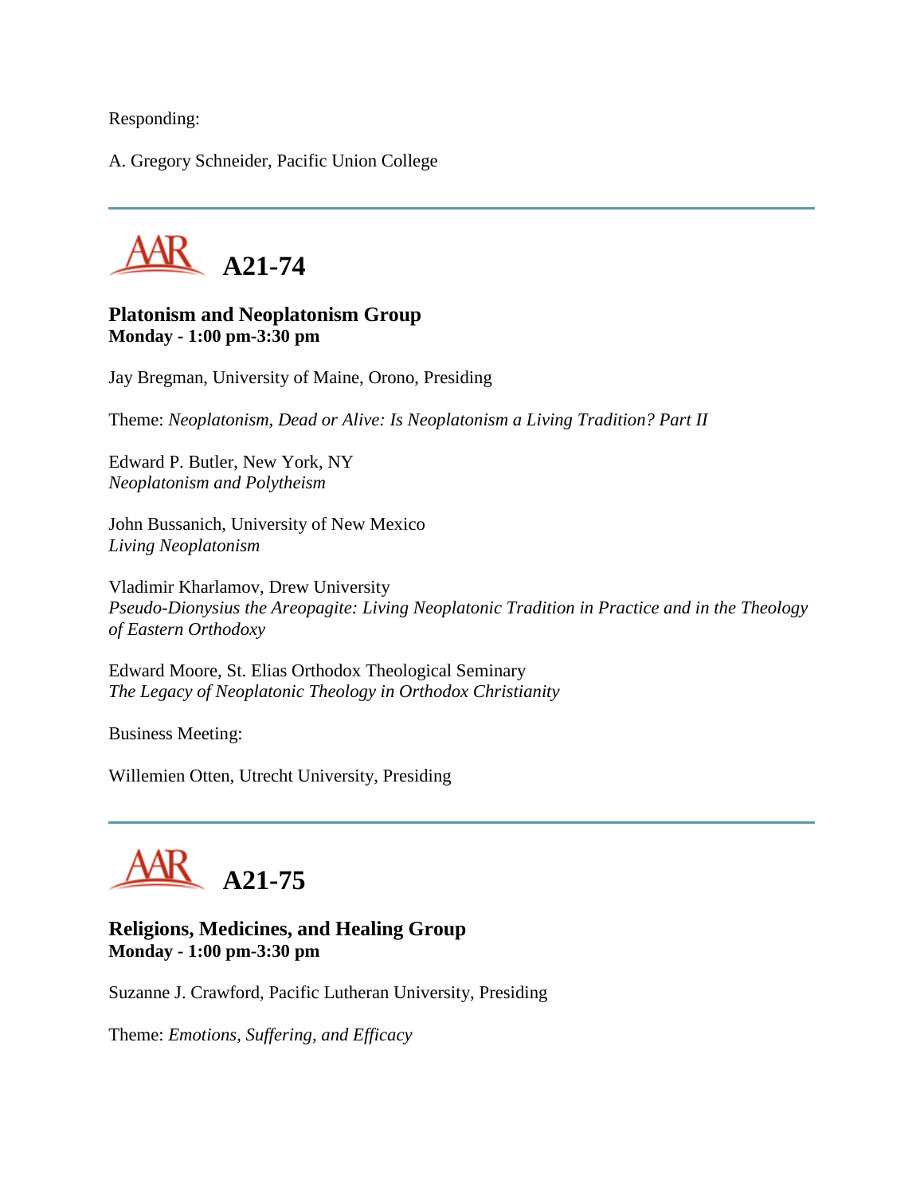Responding:

A. Gregory Schneider, Pacific Union College

---

## A21-74

**Platonism and Neoplatonism Group**
**Monday - 1:00 pm-3:30 pm**

Jay Bregman, University of Maine, Orono, Presiding

Theme: *Neoplatonism, Dead or Alive: Is Neoplatonism a Living Tradition? Part II*

Edward P. Butler, New York, NY
*Neoplatonism and Polytheism*

John Bussanich, University of New Mexico
*Living Neoplatonism*

Vladimir Kharlamov, Drew University
*Pseudo-Dionysius the Areopagite: Living Neoplatonic Tradition in Practice and in the Theology of Eastern Orthodoxy*

Edward Moore, St. Elias Orthodox Theological Seminary
*The Legacy of Neoplatonic Theology in Orthodox Christianity*

Business Meeting:

Willemien Otten, Utrecht University, Presiding

---

## A21-75

**Religions, Medicines, and Healing Group**
**Monday - 1:00 pm-3:30 pm**

Suzanne J. Crawford, Pacific Lutheran University, Presiding

Theme: *Emotions, Suffering, and Efficacy*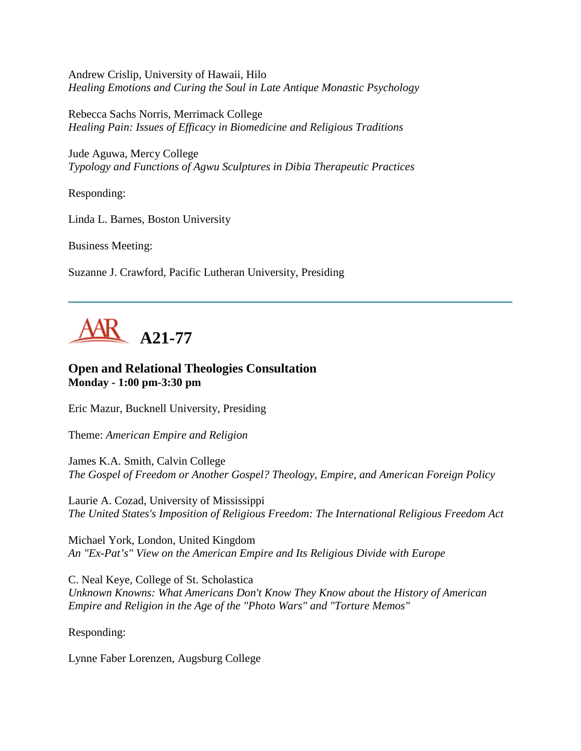Andrew Crislip, University of Hawaii, Hilo
*Healing Emotions and Curing the Soul in Late Antique Monastic Psychology*

Rebecca Sachs Norris, Merrimack College
*Healing Pain: Issues of Efficacy in Biomedicine and Religious Traditions*

Jude Aguwa, Mercy College
*Typology and Functions of Agwu Sculptures in Dibia Therapeutic Practices*

Responding:

Linda L. Barnes, Boston University

Business Meeting:

Suzanne J. Crawford, Pacific Lutheran University, Presiding

---

## AAR A21-77

### Open and Relational Theologies Consultation
**Monday - 1:00 pm-3:30 pm**

Eric Mazur, Bucknell University, Presiding

Theme: *American Empire and Religion*

James K.A. Smith, Calvin College
*The Gospel of Freedom or Another Gospel? Theology, Empire, and American Foreign Policy*

Laurie A. Cozad, University of Mississippi
*The United States's Imposition of Religious Freedom: The International Religious Freedom Act*

Michael York, London, United Kingdom
*An "Ex-Pat's" View on the American Empire and Its Religious Divide with Europe*

C. Neal Keye, College of St. Scholastica
*Unknown Knowns: What Americans Don't Know They Know about the History of American Empire and Religion in the Age of the "Photo Wars" and "Torture Memos"*

Responding:

Lynne Faber Lorenzen, Augsburg College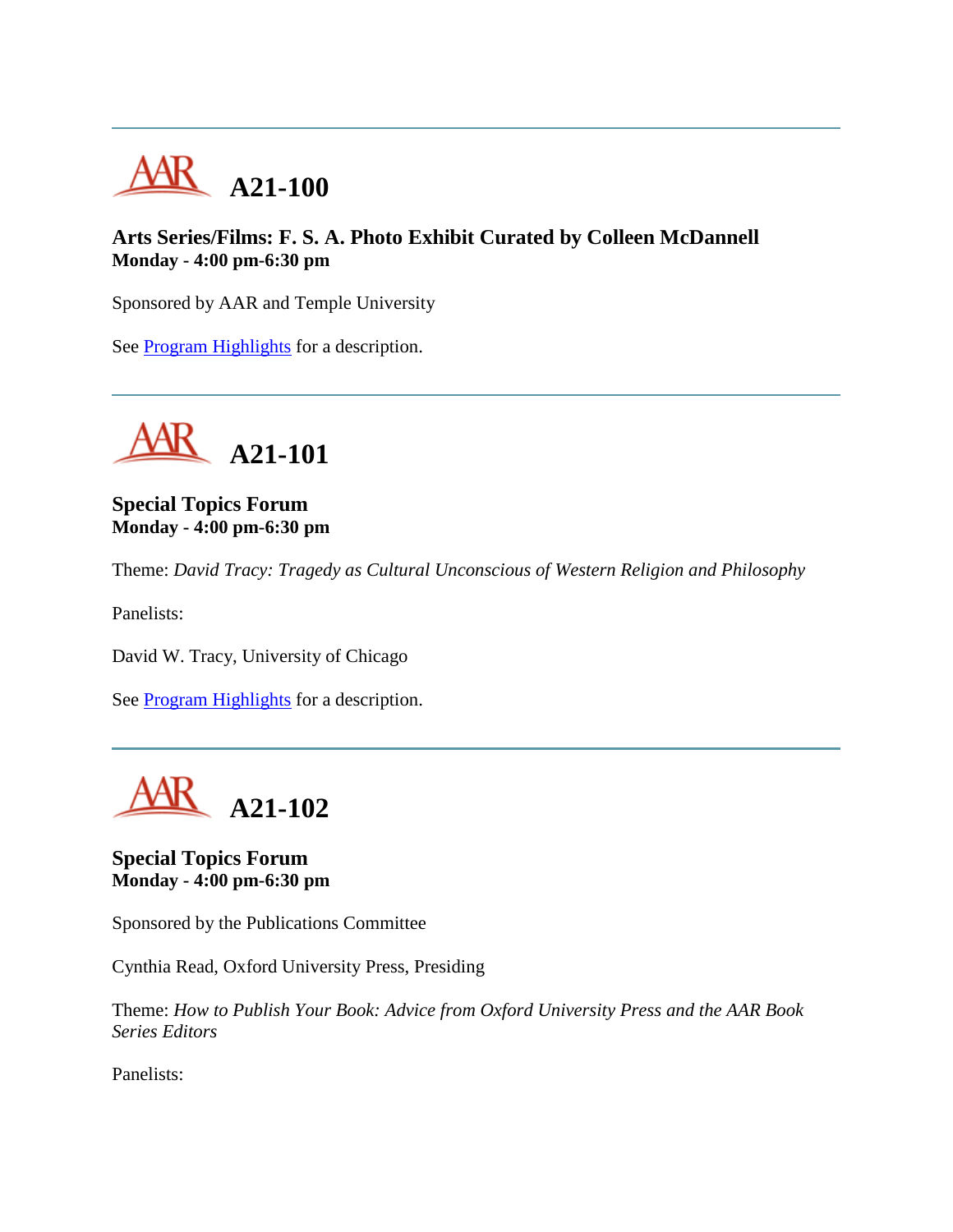---

# A21-100

**Arts Series/Films: F. S. A. Photo Exhibit Curated by Colleen McDannell**
**Monday - 4:00 pm-6:30 pm**

Sponsored by AAR and Temple University

See Program Highlights for a description.

---

# A21-101

**Special Topics Forum**
**Monday - 4:00 pm-6:30 pm**

Theme: *David Tracy: Tragedy as Cultural Unconscious of Western Religion and Philosophy*

Panelists:

David W. Tracy, University of Chicago

See Program Highlights for a description.

---

# A21-102

**Special Topics Forum**
**Monday - 4:00 pm-6:30 pm**

Sponsored by the Publications Committee

Cynthia Read, Oxford University Press, Presiding

Theme: *How to Publish Your Book: Advice from Oxford University Press and the AAR Book Series Editors*

Panelists: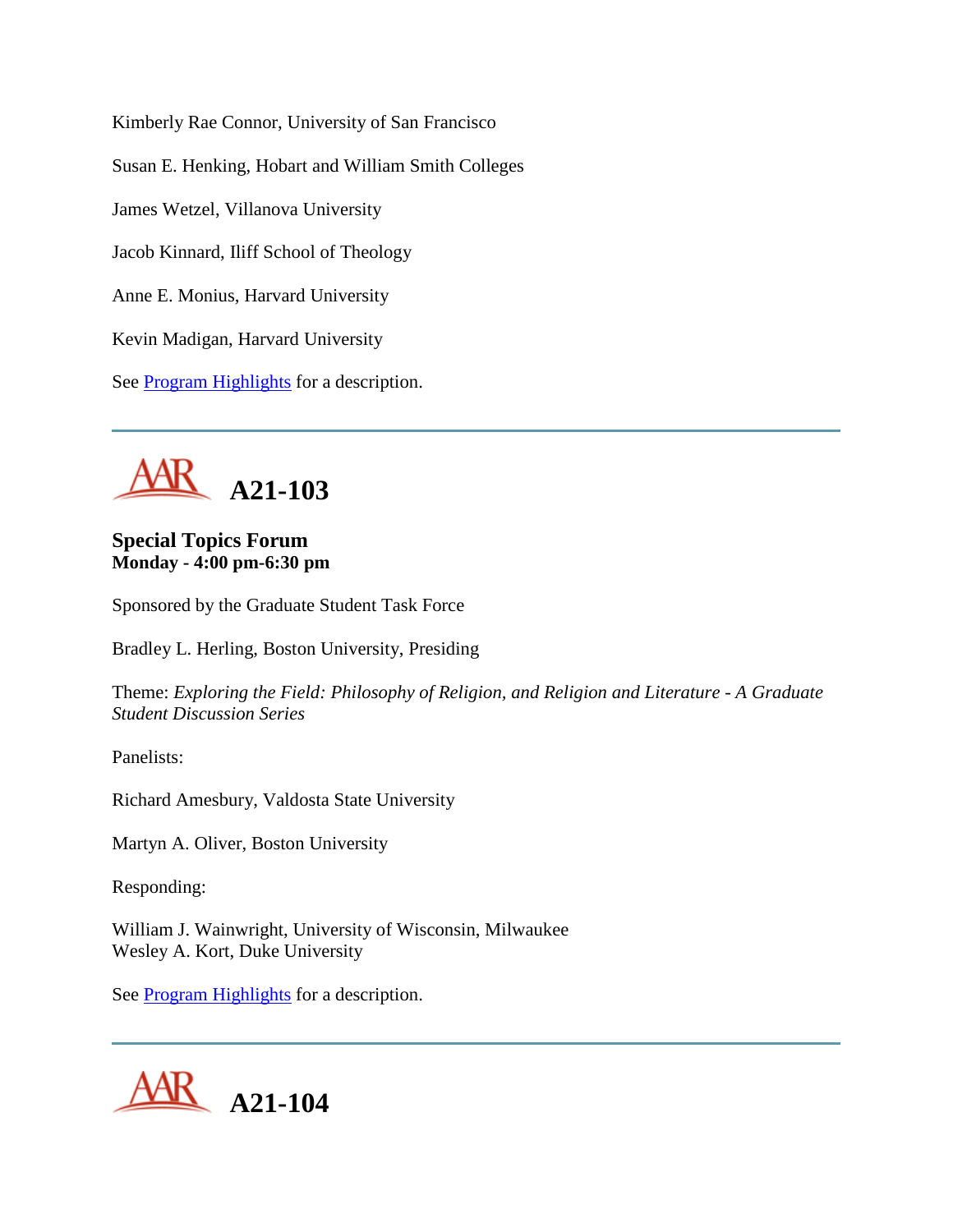Kimberly Rae Connor, University of San Francisco

Susan E. Henking, Hobart and William Smith Colleges

James Wetzel, Villanova University

Jacob Kinnard, Iliff School of Theology

Anne E. Monius, Harvard University

Kevin Madigan, Harvard University

See Program Highlights for a description.

---

# A21-103

**Special Topics Forum**
**Monday - 4:00 pm-6:30 pm**

Sponsored by the Graduate Student Task Force

Bradley L. Herling, Boston University, Presiding

Theme: *Exploring the Field: Philosophy of Religion, and Religion and Literature - A Graduate Student Discussion Series*

Panelists:

Richard Amesbury, Valdosta State University

Martyn A. Oliver, Boston University

Responding:

William J. Wainwright, University of Wisconsin, Milwaukee
Wesley A. Kort, Duke University

See Program Highlights for a description.

---

# A21-104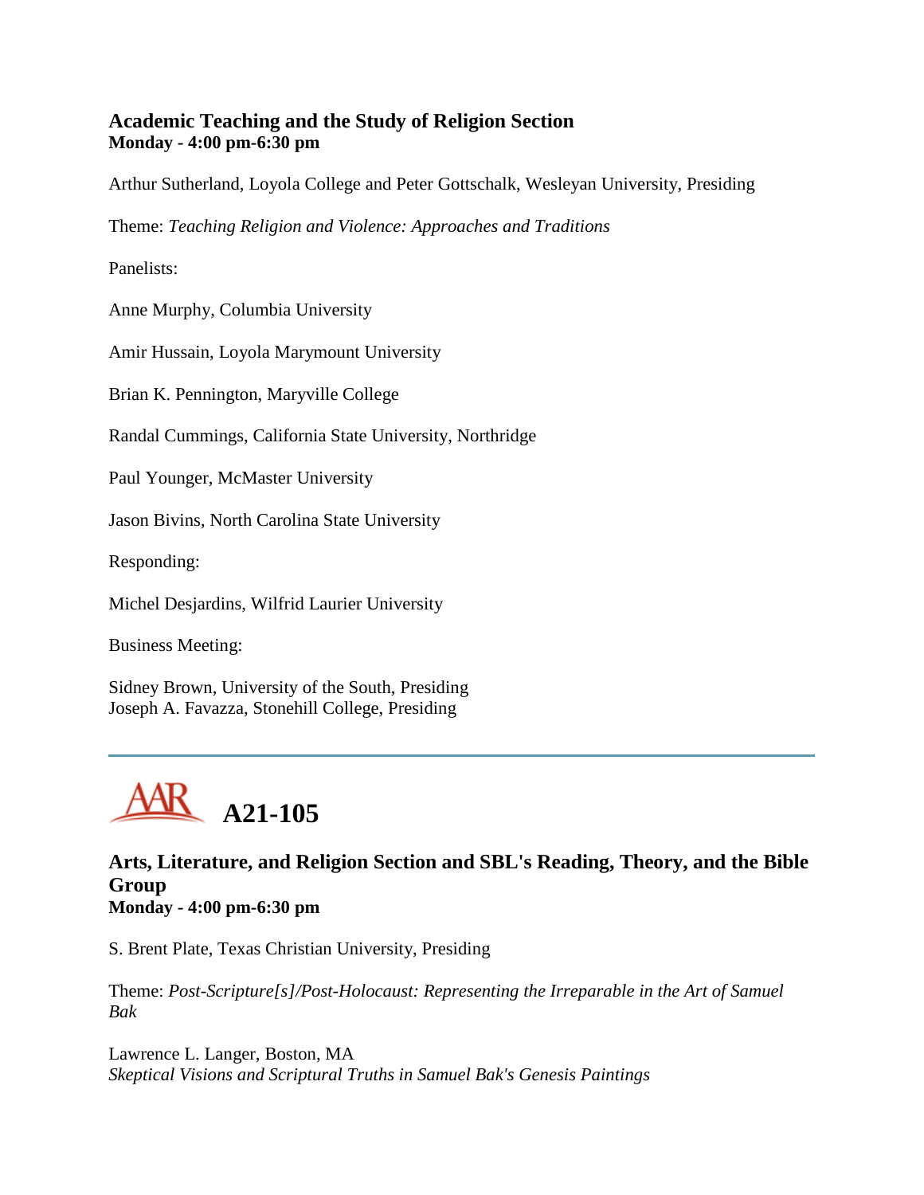### Academic Teaching and the Study of Religion Section
**Monday - 4:00 pm-6:30 pm**

Arthur Sutherland, Loyola College and Peter Gottschalk, Wesleyan University, Presiding

Theme: *Teaching Religion and Violence: Approaches and Traditions*

Panelists:

Anne Murphy, Columbia University

Amir Hussain, Loyola Marymount University

Brian K. Pennington, Maryville College

Randal Cummings, California State University, Northridge

Paul Younger, McMaster University

Jason Bivins, North Carolina State University

Responding:

Michel Desjardins, Wilfrid Laurier University

Business Meeting:

Sidney Brown, University of the South, Presiding
Joseph A. Favazza, Stonehill College, Presiding

---

# AAR A21-105

### Arts, Literature, and Religion Section and SBL's Reading, Theory, and the Bible Group
**Monday - 4:00 pm-6:30 pm**

S. Brent Plate, Texas Christian University, Presiding

Theme: *Post-Scripture[s]/Post-Holocaust: Representing the Irreparable in the Art of Samuel Bak*

Lawrence L. Langer, Boston, MA
*Skeptical Visions and Scriptural Truths in Samuel Bak's Genesis Paintings*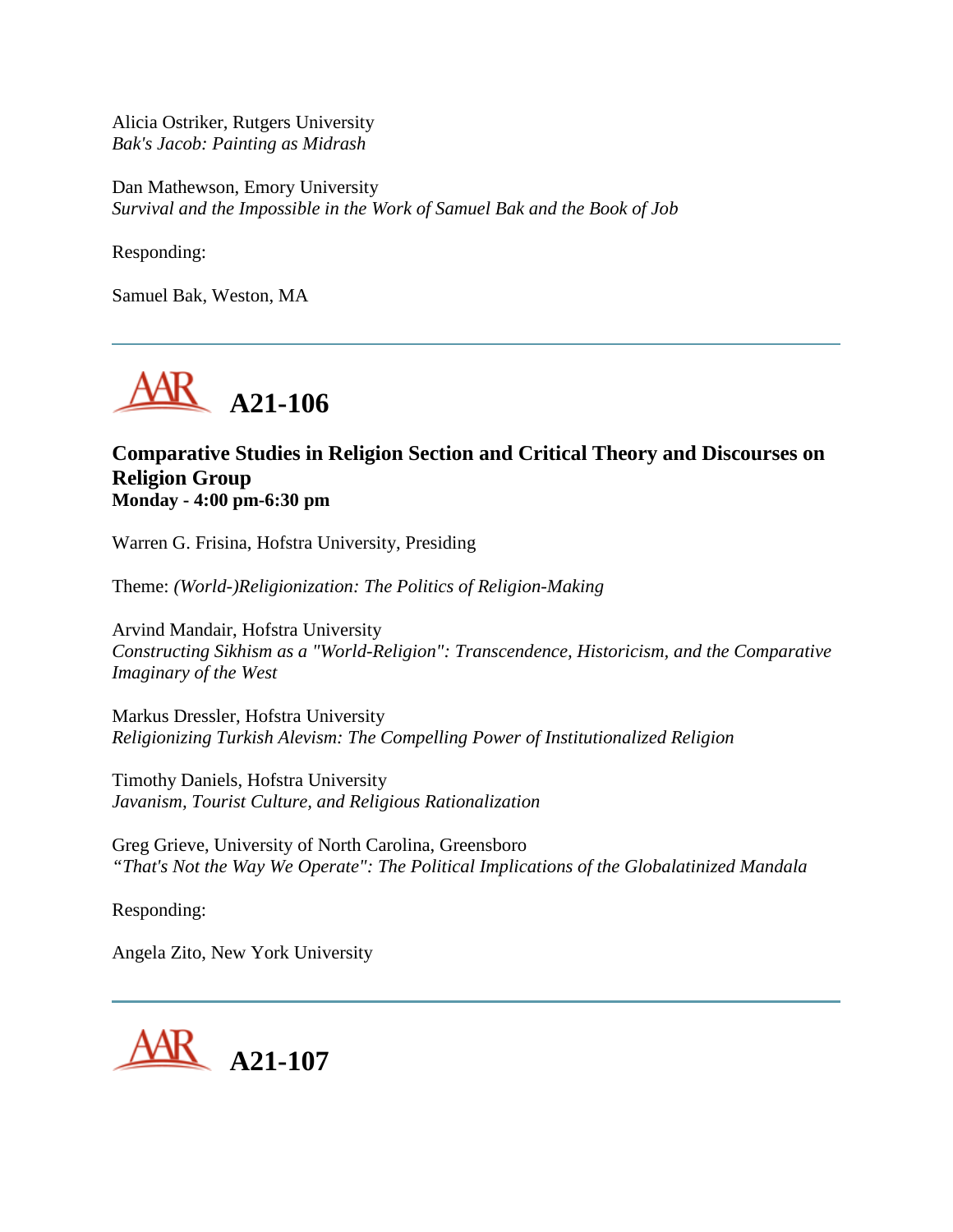Alicia Ostriker, Rutgers University
*Bak's Jacob: Painting as Midrash*

Dan Mathewson, Emory University
*Survival and the Impossible in the Work of Samuel Bak and the Book of Job*

Responding:

Samuel Bak, Weston, MA

---

## A21-106

### Comparative Studies in Religion Section and Critical Theory and Discourses on Religion Group
**Monday - 4:00 pm-6:30 pm**

Warren G. Frisina, Hofstra University, Presiding

Theme: *(World-)Religionization: The Politics of Religion-Making*

Arvind Mandair, Hofstra University
*Constructing Sikhism as a "World-Religion": Transcendence, Historicism, and the Comparative Imaginary of the West*

Markus Dressler, Hofstra University
*Religionizing Turkish Alevism: The Compelling Power of Institutionalized Religion*

Timothy Daniels, Hofstra University
*Javanism, Tourist Culture, and Religious Rationalization*

Greg Grieve, University of North Carolina, Greensboro
*"That's Not the Way We Operate": The Political Implications of the Globalatinized Mandala*

Responding:

Angela Zito, New York University

---

## A21-107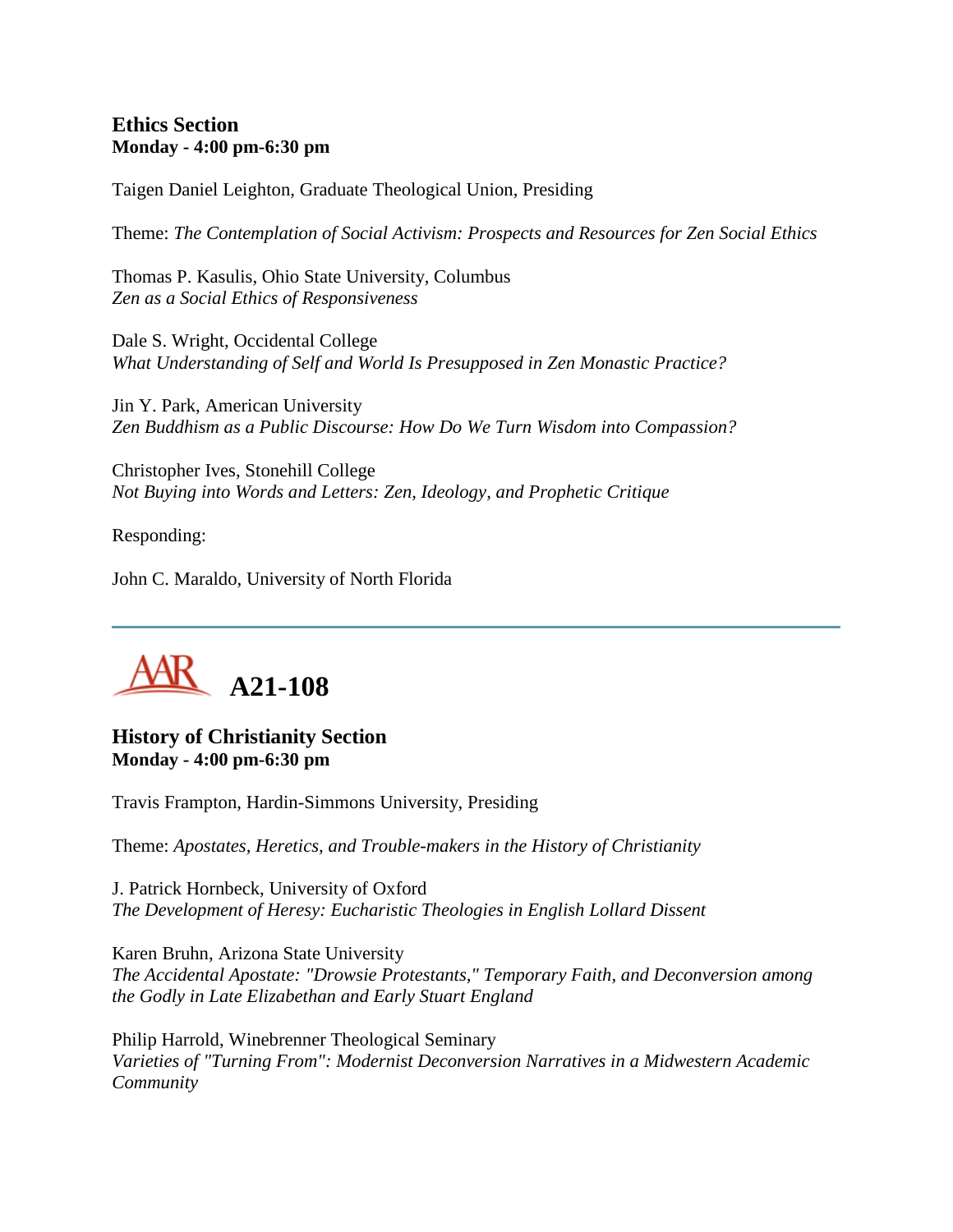### Ethics Section
**Monday - 4:00 pm-6:30 pm**

Taigen Daniel Leighton, Graduate Theological Union, Presiding

Theme: *The Contemplation of Social Activism: Prospects and Resources for Zen Social Ethics*

Thomas P. Kasulis, Ohio State University, Columbus
*Zen as a Social Ethics of Responsiveness*

Dale S. Wright, Occidental College
*What Understanding of Self and World Is Presupposed in Zen Monastic Practice?*

Jin Y. Park, American University
*Zen Buddhism as a Public Discourse: How Do We Turn Wisdom into Compassion?*

Christopher Ives, Stonehill College
*Not Buying into Words and Letters: Zen, Ideology, and Prophetic Critique*

Responding:

John C. Maraldo, University of North Florida

---

## AAR A21-108

### History of Christianity Section
**Monday - 4:00 pm-6:30 pm**

Travis Frampton, Hardin-Simmons University, Presiding

Theme: *Apostates, Heretics, and Trouble-makers in the History of Christianity*

J. Patrick Hornbeck, University of Oxford
*The Development of Heresy: Eucharistic Theologies in English Lollard Dissent*

Karen Bruhn, Arizona State University
*The Accidental Apostate: "Drowsie Protestants," Temporary Faith, and Deconversion among the Godly in Late Elizabethan and Early Stuart England*

Philip Harrold, Winebrenner Theological Seminary
*Varieties of "Turning From": Modernist Deconversion Narratives in a Midwestern Academic Community*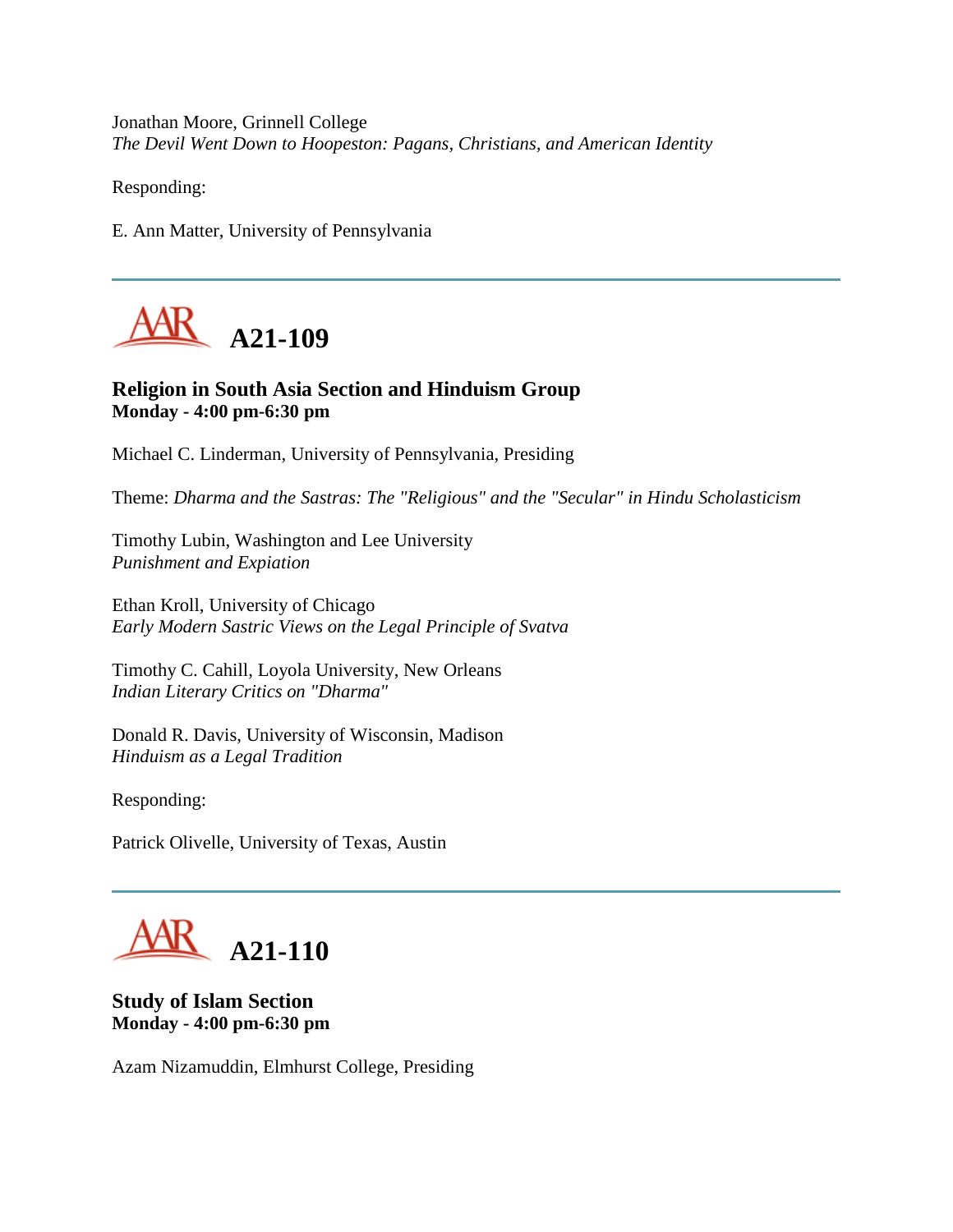Jonathan Moore, Grinnell College
*The Devil Went Down to Hoopeston: Pagans, Christians, and American Identity*

Responding:

E. Ann Matter, University of Pennsylvania

---

## AAR A21-109

**Religion in South Asia Section and Hinduism Group**
**Monday - 4:00 pm-6:30 pm**

Michael C. Linderman, University of Pennsylvania, Presiding

Theme: *Dharma and the Sastras: The "Religious" and the "Secular" in Hindu Scholasticism*

Timothy Lubin, Washington and Lee University
*Punishment and Expiation*

Ethan Kroll, University of Chicago
*Early Modern Sastric Views on the Legal Principle of Svatva*

Timothy C. Cahill, Loyola University, New Orleans
*Indian Literary Critics on "Dharma"*

Donald R. Davis, University of Wisconsin, Madison
*Hinduism as a Legal Tradition*

Responding:

Patrick Olivelle, University of Texas, Austin

---

## AAR A21-110

**Study of Islam Section**
**Monday - 4:00 pm-6:30 pm**

Azam Nizamuddin, Elmhurst College, Presiding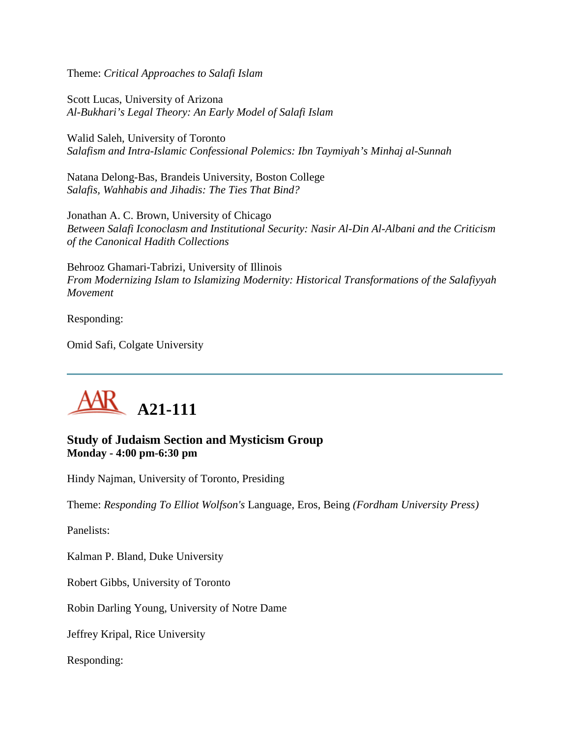Theme: *Critical Approaches to Salafi Islam*

Scott Lucas, University of Arizona
*Al-Bukhari's Legal Theory: An Early Model of Salafi Islam*

Walid Saleh, University of Toronto
*Salafism and Intra-Islamic Confessional Polemics: Ibn Taymiyah's Minhaj al-Sunnah*

Natana Delong-Bas, Brandeis University, Boston College
*Salafis, Wahhabis and Jihadis: The Ties That Bind?*

Jonathan A. C. Brown, University of Chicago
*Between Salafi Iconoclasm and Institutional Security: Nasir Al-Din Al-Albani and the Criticism of the Canonical Hadith Collections*

Behrooz Ghamari-Tabrizi, University of Illinois
*From Modernizing Islam to Islamizing Modernity: Historical Transformations of the Salafiyyah Movement*

Responding:

Omid Safi, Colgate University

---

# AAR A21-111

### Study of Judaism Section and Mysticism Group
**Monday - 4:00 pm-6:30 pm**

Hindy Najman, University of Toronto, Presiding

Theme: *Responding To Elliot Wolfson's* Language, Eros, Being *(Fordham University Press)*

Panelists:

Kalman P. Bland, Duke University

Robert Gibbs, University of Toronto

Robin Darling Young, University of Notre Dame

Jeffrey Kripal, Rice University

Responding: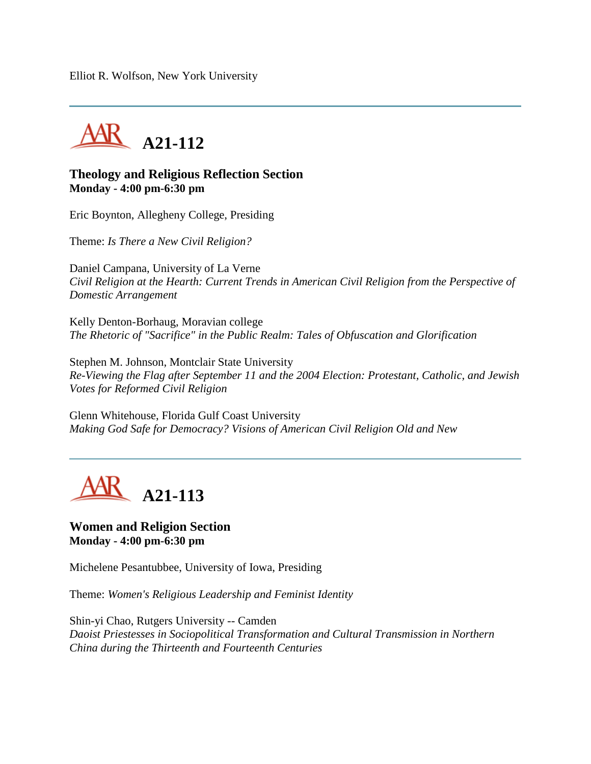Elliot R. Wolfson, New York University

---

## A21-112

### Theology and Religious Reflection Section
**Monday - 4:00 pm-6:30 pm**

Eric Boynton, Allegheny College, Presiding

Theme: *Is There a New Civil Religion?*

Daniel Campana, University of La Verne
*Civil Religion at the Hearth: Current Trends in American Civil Religion from the Perspective of Domestic Arrangement*

Kelly Denton-Borhaug, Moravian college
*The Rhetoric of "Sacrifice" in the Public Realm: Tales of Obfuscation and Glorification*

Stephen M. Johnson, Montclair State University
*Re-Viewing the Flag after September 11 and the 2004 Election: Protestant, Catholic, and Jewish Votes for Reformed Civil Religion*

Glenn Whitehouse, Florida Gulf Coast University
*Making God Safe for Democracy? Visions of American Civil Religion Old and New*

---

## A21-113

### Women and Religion Section
**Monday - 4:00 pm-6:30 pm**

Michelene Pesantubbee, University of Iowa, Presiding

Theme: *Women's Religious Leadership and Feminist Identity*

Shin-yi Chao, Rutgers University -- Camden
*Daoist Priestesses in Sociopolitical Transformation and Cultural Transmission in Northern China during the Thirteenth and Fourteenth Centuries*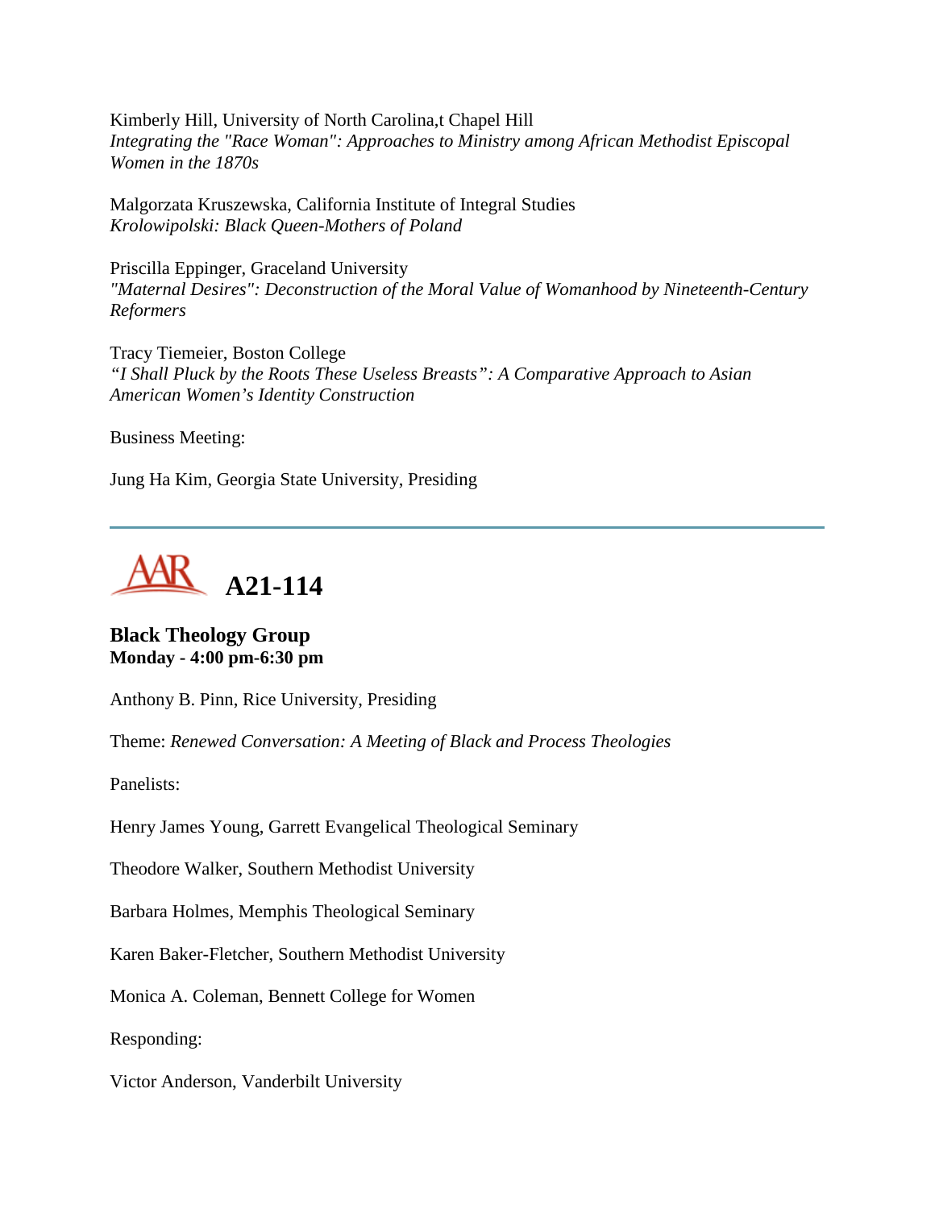Kimberly Hill, University of North Carolina,t Chapel Hill
*Integrating the "Race Woman": Approaches to Ministry among African Methodist Episcopal Women in the 1870s*

Malgorzata Kruszewska, California Institute of Integral Studies
*Krolowipolski: Black Queen-Mothers of Poland*

Priscilla Eppinger, Graceland University
*"Maternal Desires": Deconstruction of the Moral Value of Womanhood by Nineteenth-Century Reformers*

Tracy Tiemeier, Boston College
*"I Shall Pluck by the Roots These Useless Breasts": A Comparative Approach to Asian American Women's Identity Construction*

Business Meeting:

Jung Ha Kim, Georgia State University, Presiding

---

# A21-114

### Black Theology Group
**Monday - 4:00 pm-6:30 pm**

Anthony B. Pinn, Rice University, Presiding

Theme: *Renewed Conversation: A Meeting of Black and Process Theologies*

Panelists:

Henry James Young, Garrett Evangelical Theological Seminary

Theodore Walker, Southern Methodist University

Barbara Holmes, Memphis Theological Seminary

Karen Baker-Fletcher, Southern Methodist University

Monica A. Coleman, Bennett College for Women

Responding:

Victor Anderson, Vanderbilt University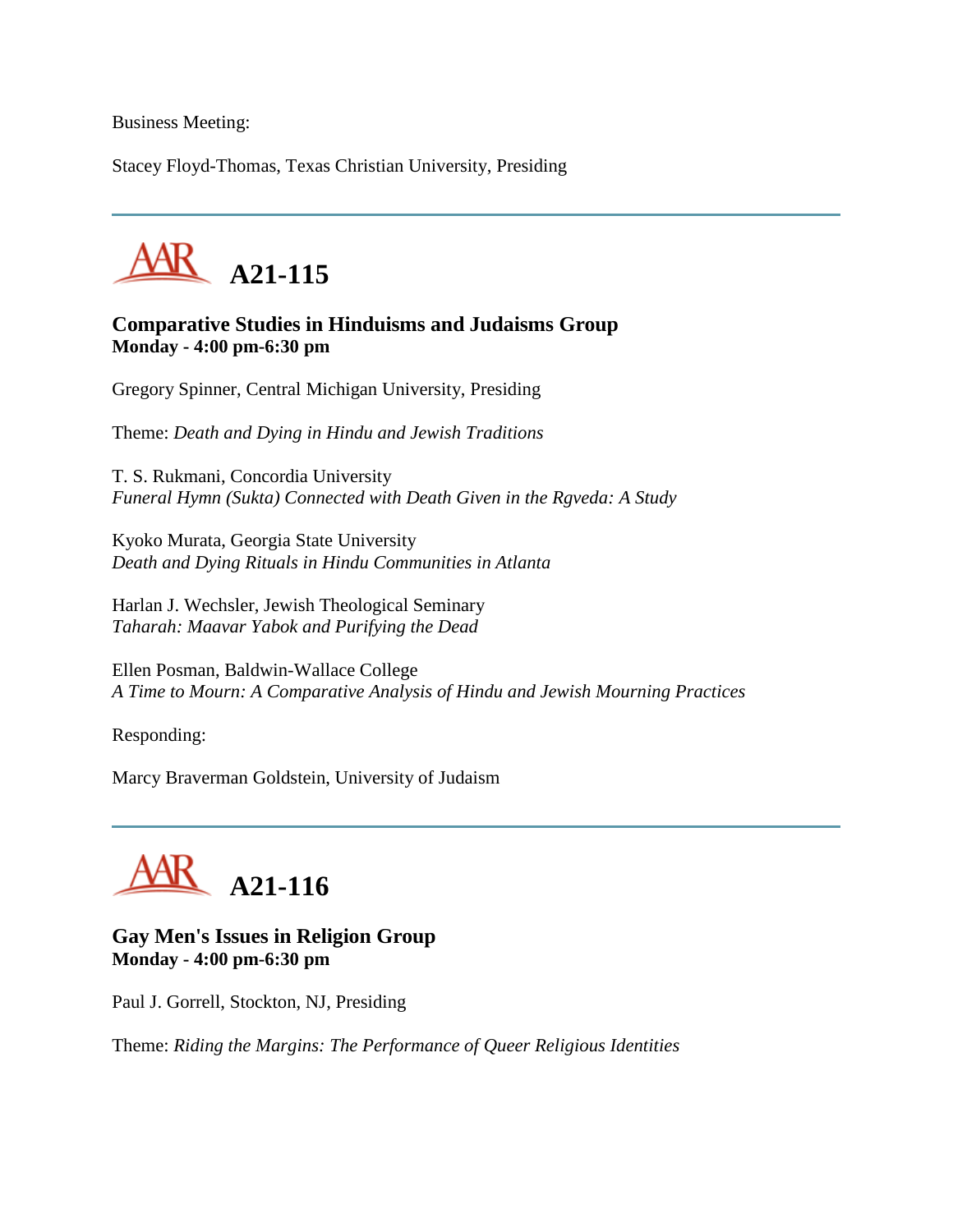Business Meeting:

Stacey Floyd-Thomas, Texas Christian University, Presiding

---

# A21-115

### Comparative Studies in Hinduisms and Judaisms Group
**Monday - 4:00 pm-6:30 pm**

Gregory Spinner, Central Michigan University, Presiding

Theme: *Death and Dying in Hindu and Jewish Traditions*

T. S. Rukmani, Concordia University
*Funeral Hymn (Sukta) Connected with Death Given in the Rgveda: A Study*

Kyoko Murata, Georgia State University
*Death and Dying Rituals in Hindu Communities in Atlanta*

Harlan J. Wechsler, Jewish Theological Seminary
*Taharah: Maavar Yabok and Purifying the Dead*

Ellen Posman, Baldwin-Wallace College
*A Time to Mourn: A Comparative Analysis of Hindu and Jewish Mourning Practices*

Responding:

Marcy Braverman Goldstein, University of Judaism

---

# A21-116

### Gay Men's Issues in Religion Group
**Monday - 4:00 pm-6:30 pm**

Paul J. Gorrell, Stockton, NJ, Presiding

Theme: *Riding the Margins: The Performance of Queer Religious Identities*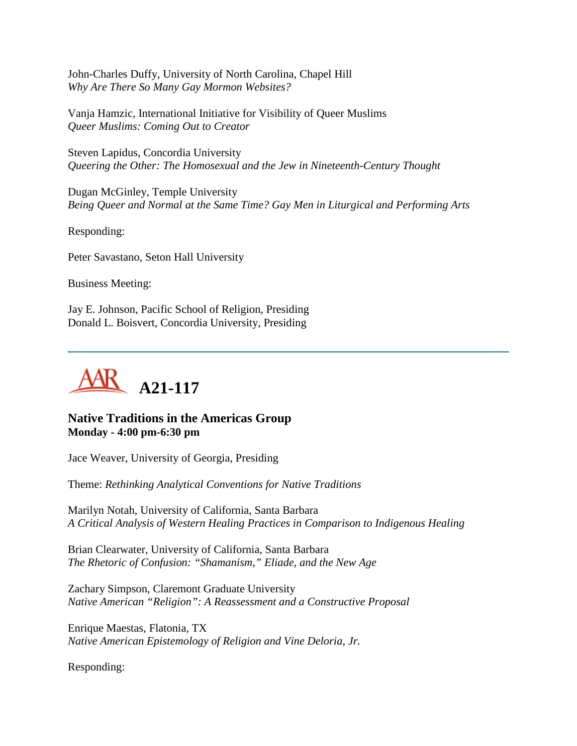John-Charles Duffy, University of North Carolina, Chapel Hill
*Why Are There So Many Gay Mormon Websites?*

Vanja Hamzic, International Initiative for Visibility of Queer Muslims
*Queer Muslims: Coming Out to Creator*

Steven Lapidus, Concordia University
*Queering the Other: The Homosexual and the Jew in Nineteenth-Century Thought*

Dugan McGinley, Temple University
*Being Queer and Normal at the Same Time? Gay Men in Liturgical and Performing Arts*

Responding:

Peter Savastano, Seton Hall University

Business Meeting:

Jay E. Johnson, Pacific School of Religion, Presiding
Donald L. Boisvert, Concordia University, Presiding

---

# AAR A21-117

### Native Traditions in the Americas Group
**Monday - 4:00 pm-6:30 pm**

Jace Weaver, University of Georgia, Presiding

Theme: *Rethinking Analytical Conventions for Native Traditions*

Marilyn Notah, University of California, Santa Barbara
*A Critical Analysis of Western Healing Practices in Comparison to Indigenous Healing*

Brian Clearwater, University of California, Santa Barbara
*The Rhetoric of Confusion: "Shamanism," Eliade, and the New Age*

Zachary Simpson, Claremont Graduate University
*Native American "Religion": A Reassessment and a Constructive Proposal*

Enrique Maestas, Flatonia, TX
*Native American Epistemology of Religion and Vine Deloria, Jr.*

Responding: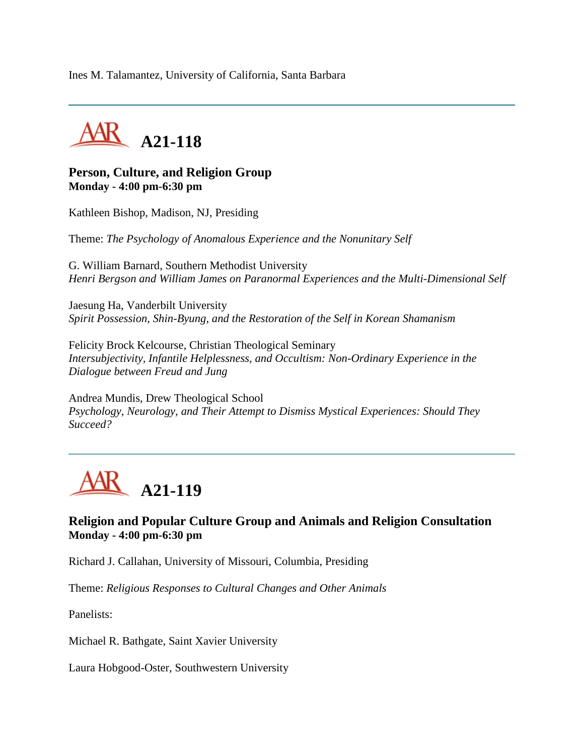Ines M. Talamantez, University of California, Santa Barbara

---

## A21-118

### Person, Culture, and Religion Group
**Monday - 4:00 pm-6:30 pm**

Kathleen Bishop, Madison, NJ, Presiding

Theme: *The Psychology of Anomalous Experience and the Nonunitary Self*

G. William Barnard, Southern Methodist University
*Henri Bergson and William James on Paranormal Experiences and the Multi-Dimensional Self*

Jaesung Ha, Vanderbilt University
*Spirit Possession, Shin-Byung, and the Restoration of the Self in Korean Shamanism*

Felicity Brock Kelcourse, Christian Theological Seminary
*Intersubjectivity, Infantile Helplessness, and Occultism: Non-Ordinary Experience in the Dialogue between Freud and Jung*

Andrea Mundis, Drew Theological School
*Psychology, Neurology, and Their Attempt to Dismiss Mystical Experiences: Should They Succeed?*

---

## A21-119

### Religion and Popular Culture Group and Animals and Religion Consultation
**Monday - 4:00 pm-6:30 pm**

Richard J. Callahan, University of Missouri, Columbia, Presiding

Theme: *Religious Responses to Cultural Changes and Other Animals*

Panelists:

Michael R. Bathgate, Saint Xavier University

Laura Hobgood-Oster, Southwestern University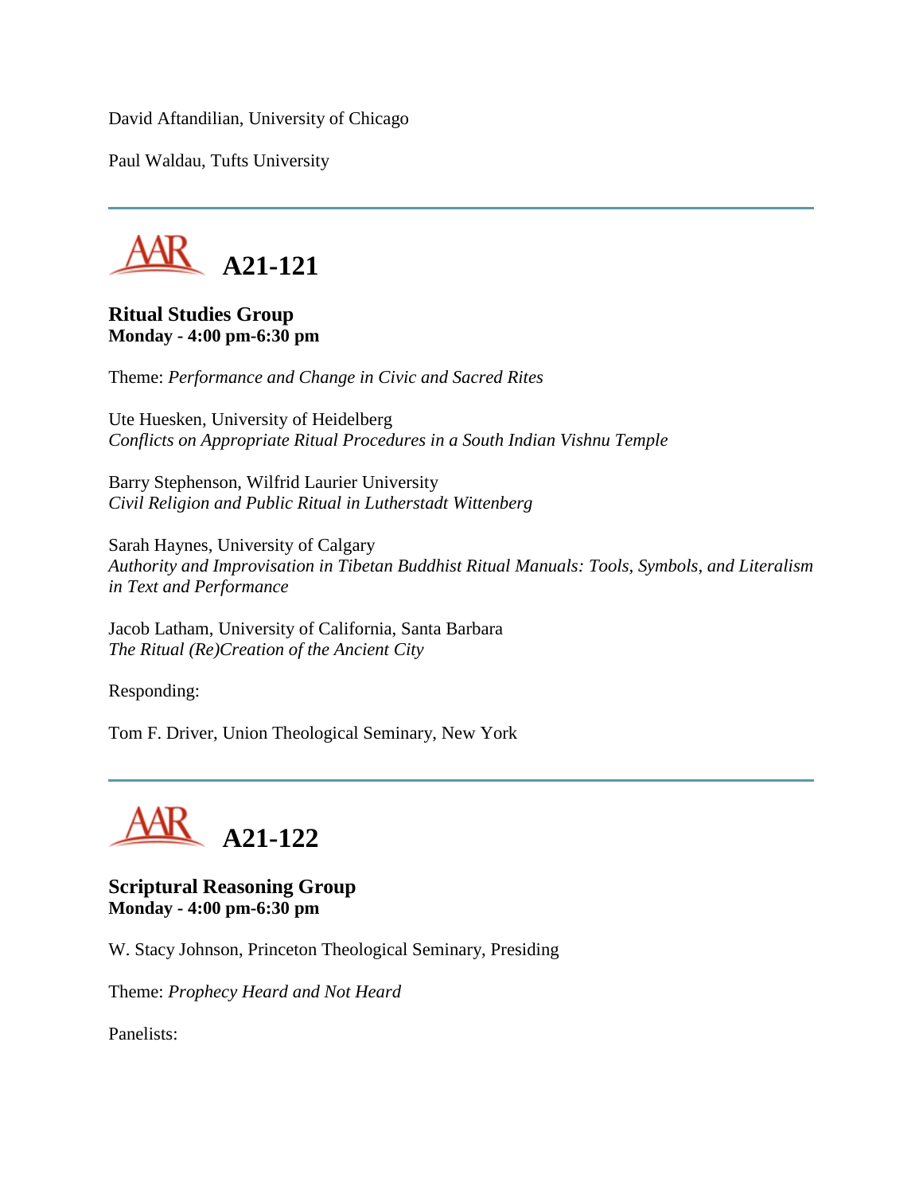David Aftandilian, University of Chicago

Paul Waldau, Tufts University

---

## A21-121

**Ritual Studies Group**
**Monday - 4:00 pm-6:30 pm**

Theme: *Performance and Change in Civic and Sacred Rites*

Ute Huesken, University of Heidelberg
*Conflicts on Appropriate Ritual Procedures in a South Indian Vishnu Temple*

Barry Stephenson, Wilfrid Laurier University
*Civil Religion and Public Ritual in Lutherstadt Wittenberg*

Sarah Haynes, University of Calgary
*Authority and Improvisation in Tibetan Buddhist Ritual Manuals: Tools, Symbols, and Literalism in Text and Performance*

Jacob Latham, University of California, Santa Barbara
*The Ritual (Re)Creation of the Ancient City*

Responding:

Tom F. Driver, Union Theological Seminary, New York

---

## A21-122

**Scriptural Reasoning Group**
**Monday - 4:00 pm-6:30 pm**

W. Stacy Johnson, Princeton Theological Seminary, Presiding

Theme: *Prophecy Heard and Not Heard*

Panelists: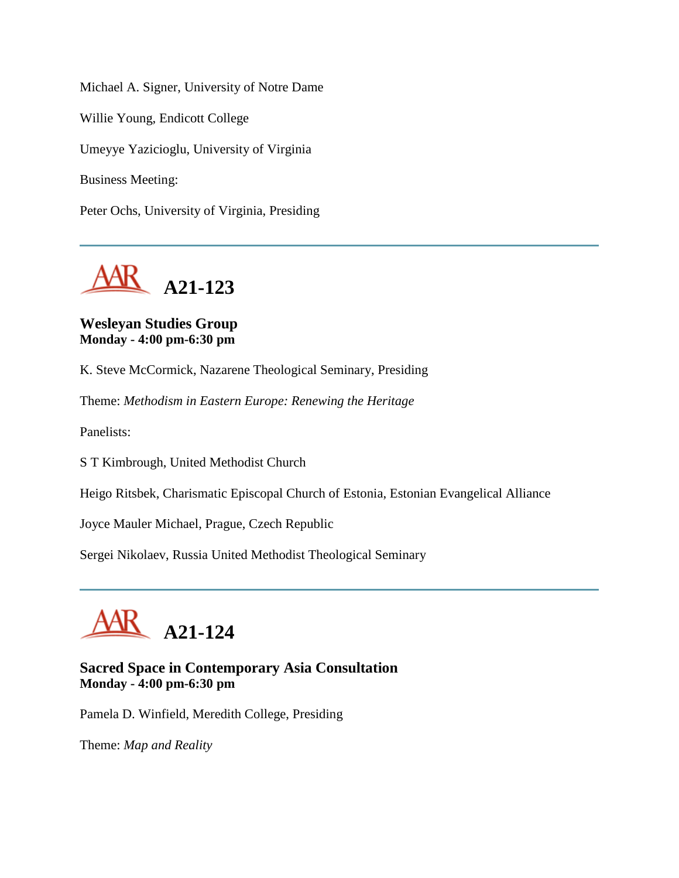Michael A. Signer, University of Notre Dame

Willie Young, Endicott College

Umeyye Yazicioglu, University of Virginia

Business Meeting:

Peter Ochs, University of Virginia, Presiding

---

## AAR A21-123

**Wesleyan Studies Group**
**Monday - 4:00 pm-6:30 pm**

K. Steve McCormick, Nazarene Theological Seminary, Presiding

Theme: *Methodism in Eastern Europe: Renewing the Heritage*

Panelists:

S T Kimbrough, United Methodist Church

Heigo Ritsbek, Charismatic Episcopal Church of Estonia, Estonian Evangelical Alliance

Joyce Mauler Michael, Prague, Czech Republic

Sergei Nikolaev, Russia United Methodist Theological Seminary

---

## AAR A21-124

**Sacred Space in Contemporary Asia Consultation**
**Monday - 4:00 pm-6:30 pm**

Pamela D. Winfield, Meredith College, Presiding

Theme: *Map and Reality*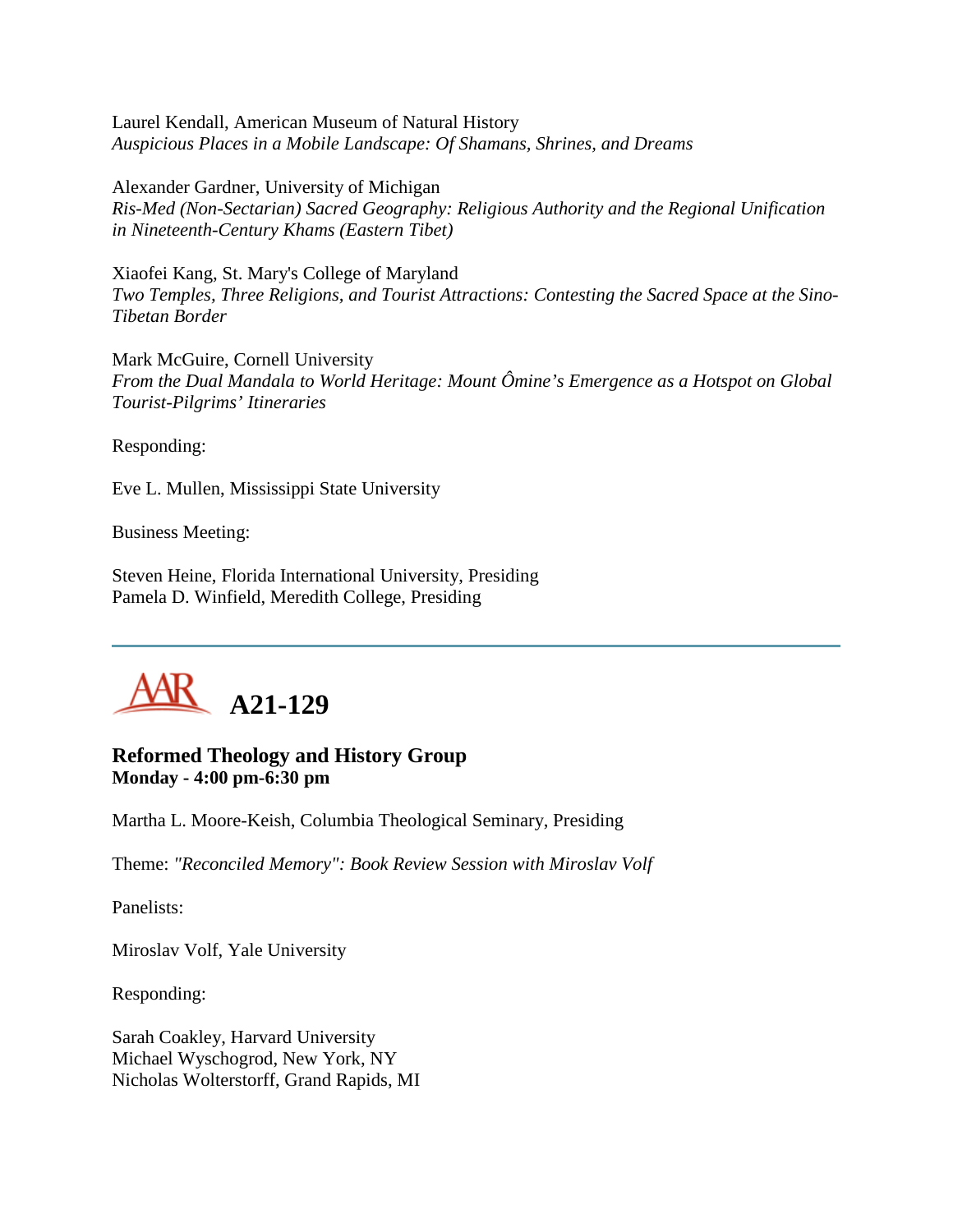Laurel Kendall, American Museum of Natural History
*Auspicious Places in a Mobile Landscape: Of Shamans, Shrines, and Dreams*

Alexander Gardner, University of Michigan
*Ris-Med (Non-Sectarian) Sacred Geography: Religious Authority and the Regional Unification in Nineteenth-Century Khams (Eastern Tibet)*

Xiaofei Kang, St. Mary's College of Maryland
*Two Temples, Three Religions, and Tourist Attractions: Contesting the Sacred Space at the Sino-Tibetan Border*

Mark McGuire, Cornell University
*From the Dual Mandala to World Heritage: Mount Ômine's Emergence as a Hotspot on Global Tourist-Pilgrims' Itineraries*

Responding:

Eve L. Mullen, Mississippi State University

Business Meeting:

Steven Heine, Florida International University, Presiding
Pamela D. Winfield, Meredith College, Presiding

---

# A21-129

### Reformed Theology and History Group
**Monday - 4:00 pm-6:30 pm**

Martha L. Moore-Keish, Columbia Theological Seminary, Presiding

Theme: *"Reconciled Memory": Book Review Session with Miroslav Volf*

Panelists:

Miroslav Volf, Yale University

Responding:

Sarah Coakley, Harvard University
Michael Wyschogrod, New York, NY
Nicholas Wolterstorff, Grand Rapids, MI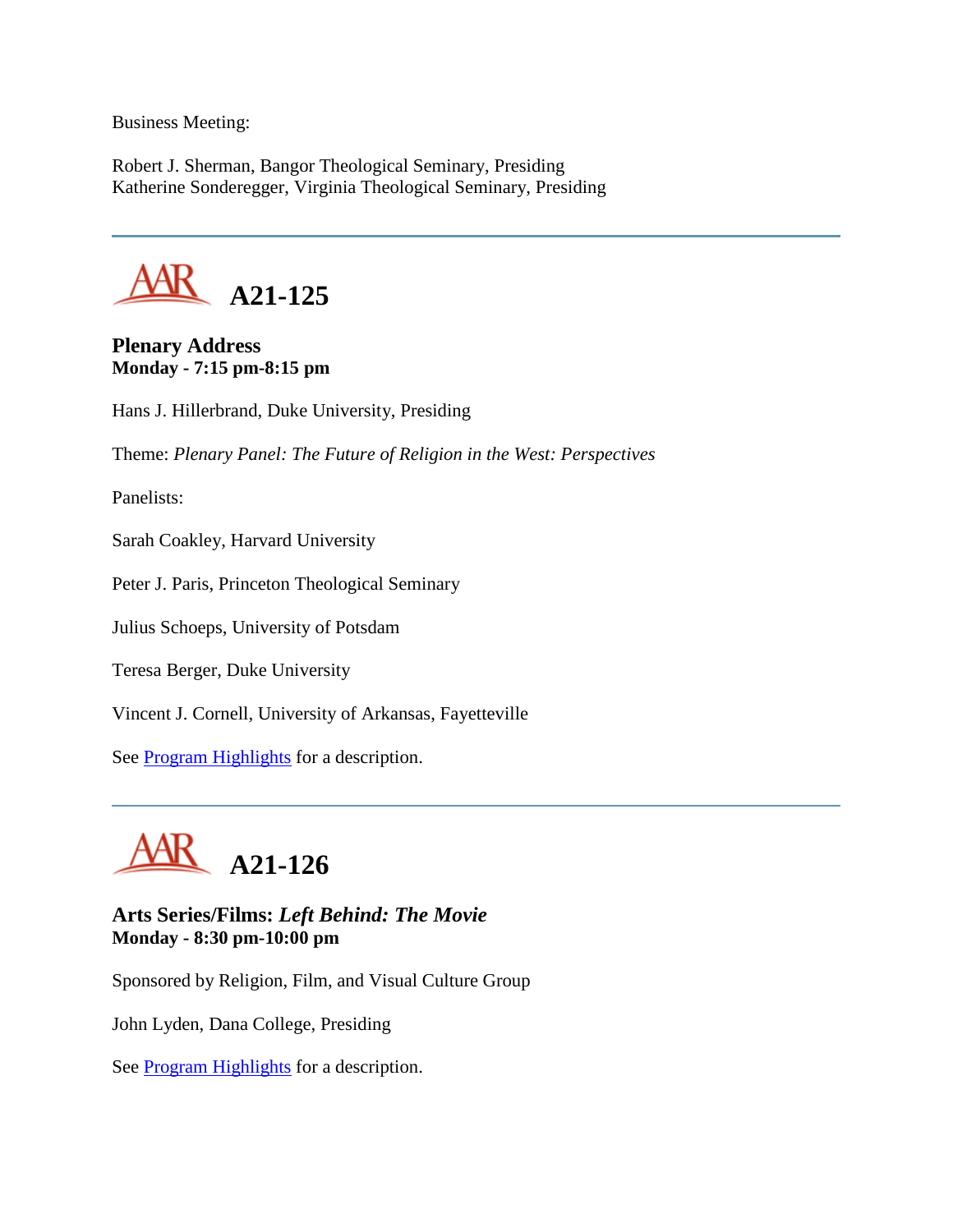Business Meeting:

Robert J. Sherman, Bangor Theological Seminary, Presiding
Katherine Sonderegger, Virginia Theological Seminary, Presiding

---

## A21-125

**Plenary Address**
**Monday - 7:15 pm-8:15 pm**

Hans J. Hillerbrand, Duke University, Presiding

Theme: *Plenary Panel: The Future of Religion in the West: Perspectives*

Panelists:

Sarah Coakley, Harvard University

Peter J. Paris, Princeton Theological Seminary

Julius Schoeps, University of Potsdam

Teresa Berger, Duke University

Vincent J. Cornell, University of Arkansas, Fayetteville

See Program Highlights for a description.

---

## A21-126

**Arts Series/Films: *Left Behind: The Movie***
**Monday - 8:30 pm-10:00 pm**

Sponsored by Religion, Film, and Visual Culture Group

John Lyden, Dana College, Presiding

See Program Highlights for a description.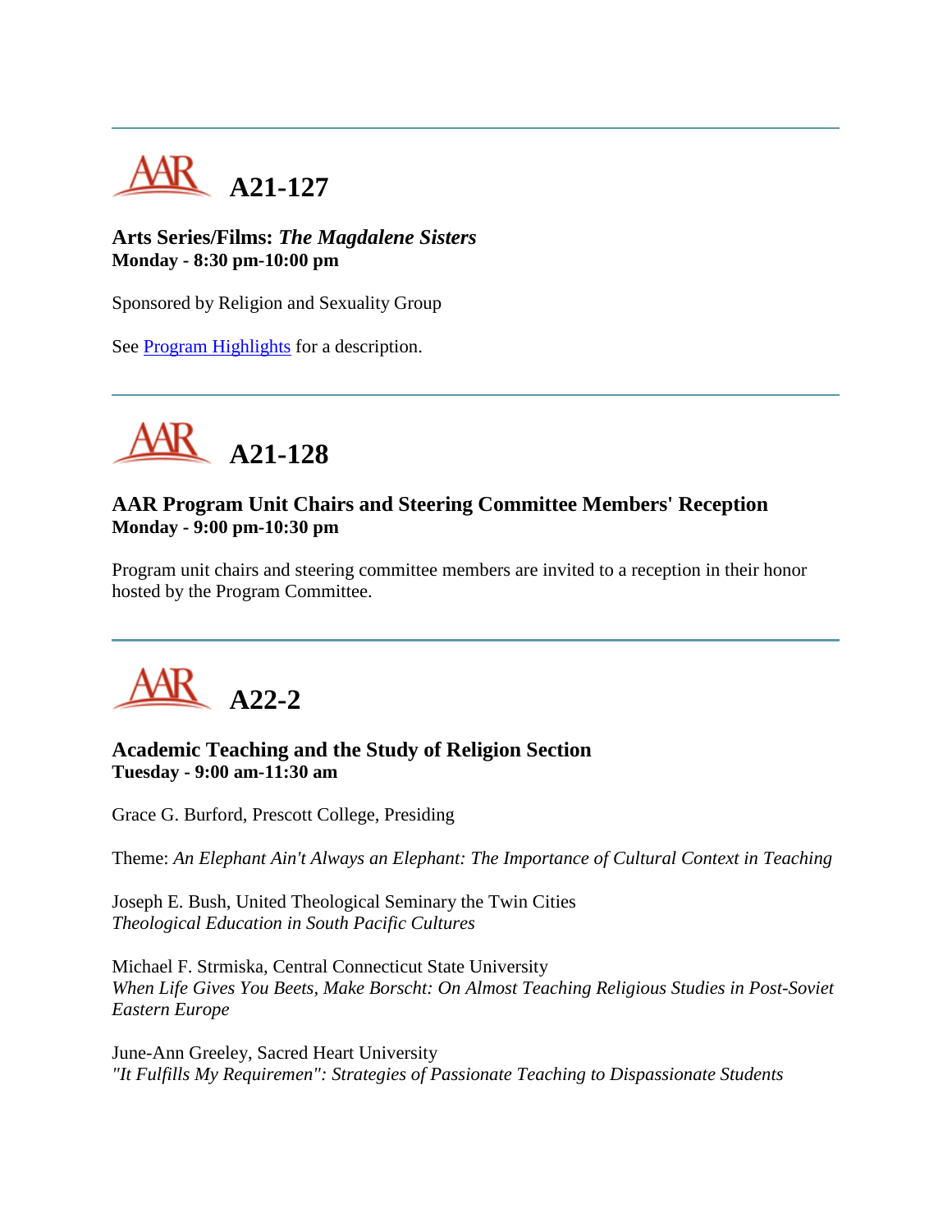---

## A21-127

**Arts Series/Films: *The Magdalene Sisters***
**Monday - 8:30 pm-10:00 pm**

Sponsored by Religion and Sexuality Group

See Program Highlights for a description.

---

## A21-128

**AAR Program Unit Chairs and Steering Committee Members' Reception**
**Monday - 9:00 pm-10:30 pm**

Program unit chairs and steering committee members are invited to a reception in their honor hosted by the Program Committee.

---

## A22-2

**Academic Teaching and the Study of Religion Section**
**Tuesday - 9:00 am-11:30 am**

Grace G. Burford, Prescott College, Presiding

Theme: *An Elephant Ain't Always an Elephant: The Importance of Cultural Context in Teaching*

Joseph E. Bush, United Theological Seminary the Twin Cities
*Theological Education in South Pacific Cultures*

Michael F. Strmiska, Central Connecticut State University
*When Life Gives You Beets, Make Borscht: On Almost Teaching Religious Studies in Post-Soviet Eastern Europe*

June-Ann Greeley, Sacred Heart University
*"It Fulfills My Requiremen": Strategies of Passionate Teaching to Dispassionate Students*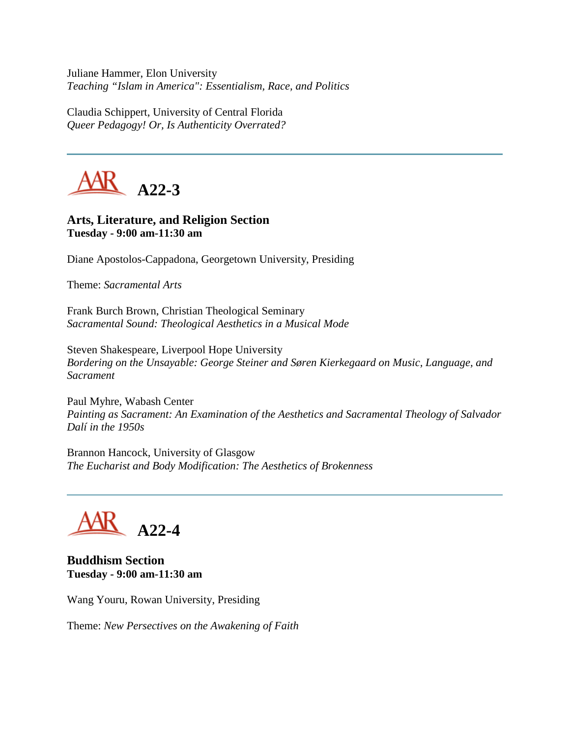Juliane Hammer, Elon University
*Teaching "Islam in America": Essentialism, Race, and Politics*

Claudia Schippert, University of Central Florida
*Queer Pedagogy! Or, Is Authenticity Overrated?*

---

## AAR A22-3

**Arts, Literature, and Religion Section**
**Tuesday - 9:00 am-11:30 am**

Diane Apostolos-Cappadona, Georgetown University, Presiding

Theme: *Sacramental Arts*

Frank Burch Brown, Christian Theological Seminary
*Sacramental Sound: Theological Aesthetics in a Musical Mode*

Steven Shakespeare, Liverpool Hope University
*Bordering on the Unsayable: George Steiner and Søren Kierkegaard on Music, Language, and Sacrament*

Paul Myhre, Wabash Center
*Painting as Sacrament: An Examination of the Aesthetics and Sacramental Theology of Salvador Dalí in the 1950s*

Brannon Hancock, University of Glasgow
*The Eucharist and Body Modification: The Aesthetics of Brokenness*

---

## AAR A22-4

**Buddhism Section**
**Tuesday - 9:00 am-11:30 am**

Wang Youru, Rowan University, Presiding

Theme: *New Persectives on the Awakening of Faith*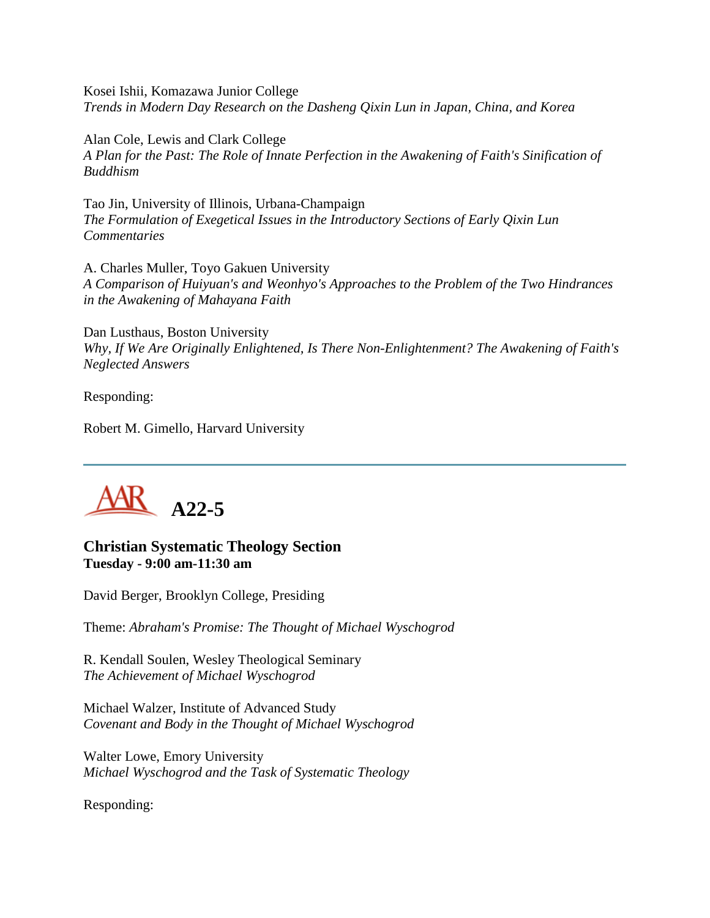Kosei Ishii, Komazawa Junior College
*Trends in Modern Day Research on the Dasheng Qixin Lun in Japan, China, and Korea*

Alan Cole, Lewis and Clark College
*A Plan for the Past: The Role of Innate Perfection in the Awakening of Faith's Sinification of Buddhism*

Tao Jin, University of Illinois, Urbana-Champaign
*The Formulation of Exegetical Issues in the Introductory Sections of Early Qixin Lun Commentaries*

A. Charles Muller, Toyo Gakuen University
*A Comparison of Huiyuan's and Weonhyo's Approaches to the Problem of the Two Hindrances in the Awakening of Mahayana Faith*

Dan Lusthaus, Boston University
*Why, If We Are Originally Enlightened, Is There Non-Enlightenment? The Awakening of Faith's Neglected Answers*

Responding:

Robert M. Gimello, Harvard University

---

# AAR A22-5

### Christian Systematic Theology Section
**Tuesday - 9:00 am-11:30 am**

David Berger, Brooklyn College, Presiding

Theme: *Abraham's Promise: The Thought of Michael Wyschogrod*

R. Kendall Soulen, Wesley Theological Seminary
*The Achievement of Michael Wyschogrod*

Michael Walzer, Institute of Advanced Study
*Covenant and Body in the Thought of Michael Wyschogrod*

Walter Lowe, Emory University
*Michael Wyschogrod and the Task of Systematic Theology*

Responding: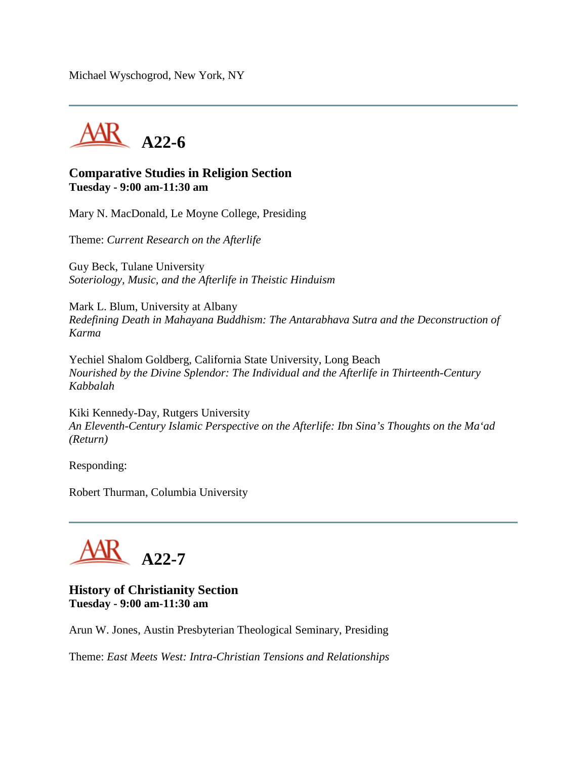Michael Wyschogrod, New York, NY

---

## A22-6

### Comparative Studies in Religion Section
**Tuesday - 9:00 am-11:30 am**

Mary N. MacDonald, Le Moyne College, Presiding

Theme: *Current Research on the Afterlife*

Guy Beck, Tulane University
*Soteriology, Music, and the Afterlife in Theistic Hinduism*

Mark L. Blum, University at Albany
*Redefining Death in Mahayana Buddhism: The Antarabhava Sutra and the Deconstruction of Karma*

Yechiel Shalom Goldberg, California State University, Long Beach
*Nourished by the Divine Splendor: The Individual and the Afterlife in Thirteenth-Century Kabbalah*

Kiki Kennedy-Day, Rutgers University
*An Eleventh-Century Islamic Perspective on the Afterlife: Ibn Sina's Thoughts on the Ma'ad (Return)*

Responding:

Robert Thurman, Columbia University

---

## A22-7

### History of Christianity Section
**Tuesday - 9:00 am-11:30 am**

Arun W. Jones, Austin Presbyterian Theological Seminary, Presiding

Theme: *East Meets West: Intra-Christian Tensions and Relationships*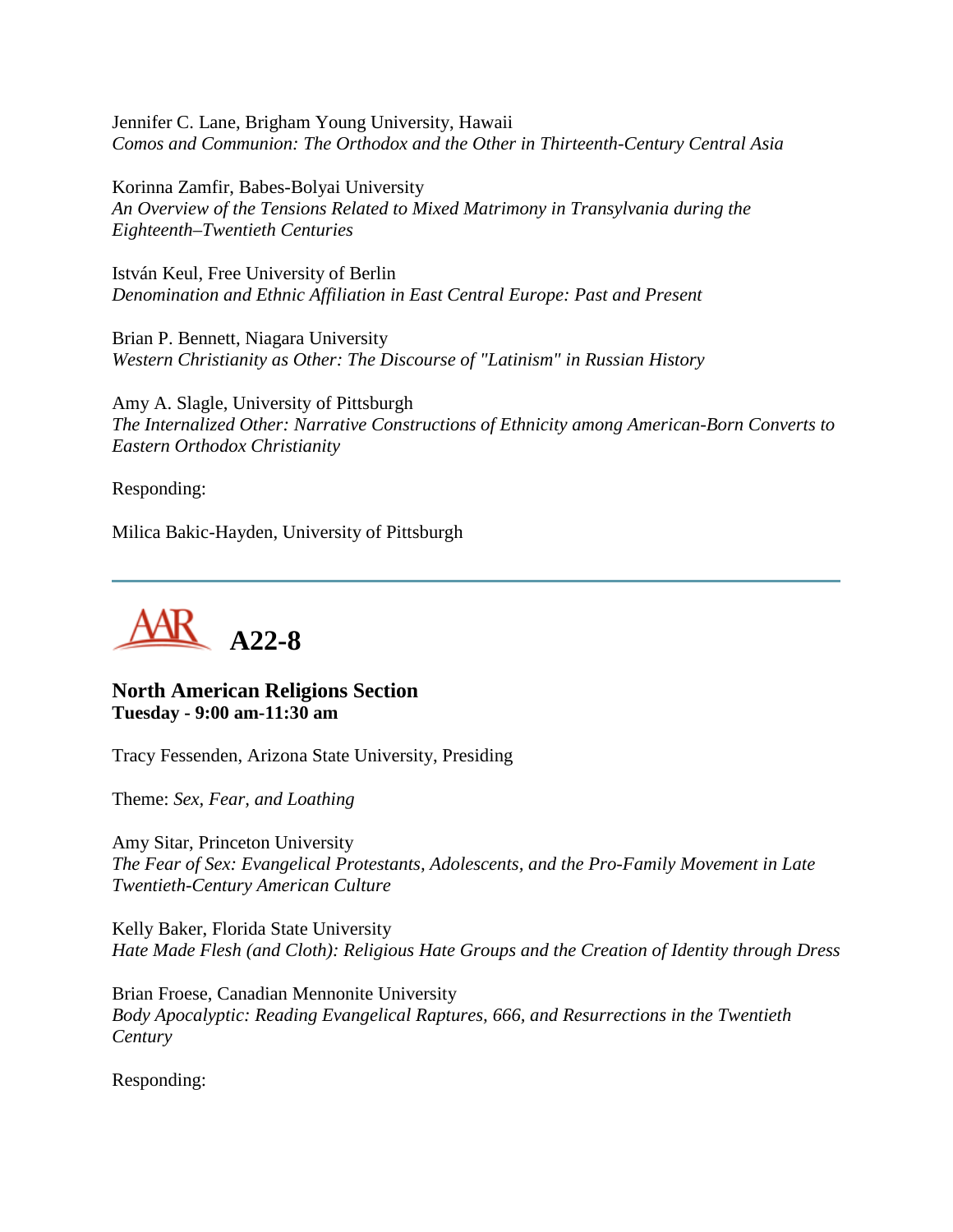Jennifer C. Lane, Brigham Young University, Hawaii
*Comos and Communion: The Orthodox and the Other in Thirteenth-Century Central Asia*

Korinna Zamfir, Babes-Bolyai University
*An Overview of the Tensions Related to Mixed Matrimony in Transylvania during the Eighteenth–Twentieth Centuries*

István Keul, Free University of Berlin
*Denomination and Ethnic Affiliation in East Central Europe: Past and Present*

Brian P. Bennett, Niagara University
*Western Christianity as Other: The Discourse of "Latinism" in Russian History*

Amy A. Slagle, University of Pittsburgh
*The Internalized Other: Narrative Constructions of Ethnicity among American-Born Converts to Eastern Orthodox Christianity*

Responding:

Milica Bakic-Hayden, University of Pittsburgh

---

# A22-8

### North American Religions Section
**Tuesday - 9:00 am-11:30 am**

Tracy Fessenden, Arizona State University, Presiding

Theme: *Sex, Fear, and Loathing*

Amy Sitar, Princeton University
*The Fear of Sex: Evangelical Protestants, Adolescents, and the Pro-Family Movement in Late Twentieth-Century American Culture*

Kelly Baker, Florida State University
*Hate Made Flesh (and Cloth): Religious Hate Groups and the Creation of Identity through Dress*

Brian Froese, Canadian Mennonite University
*Body Apocalyptic: Reading Evangelical Raptures, 666, and Resurrections in the Twentieth Century*

Responding: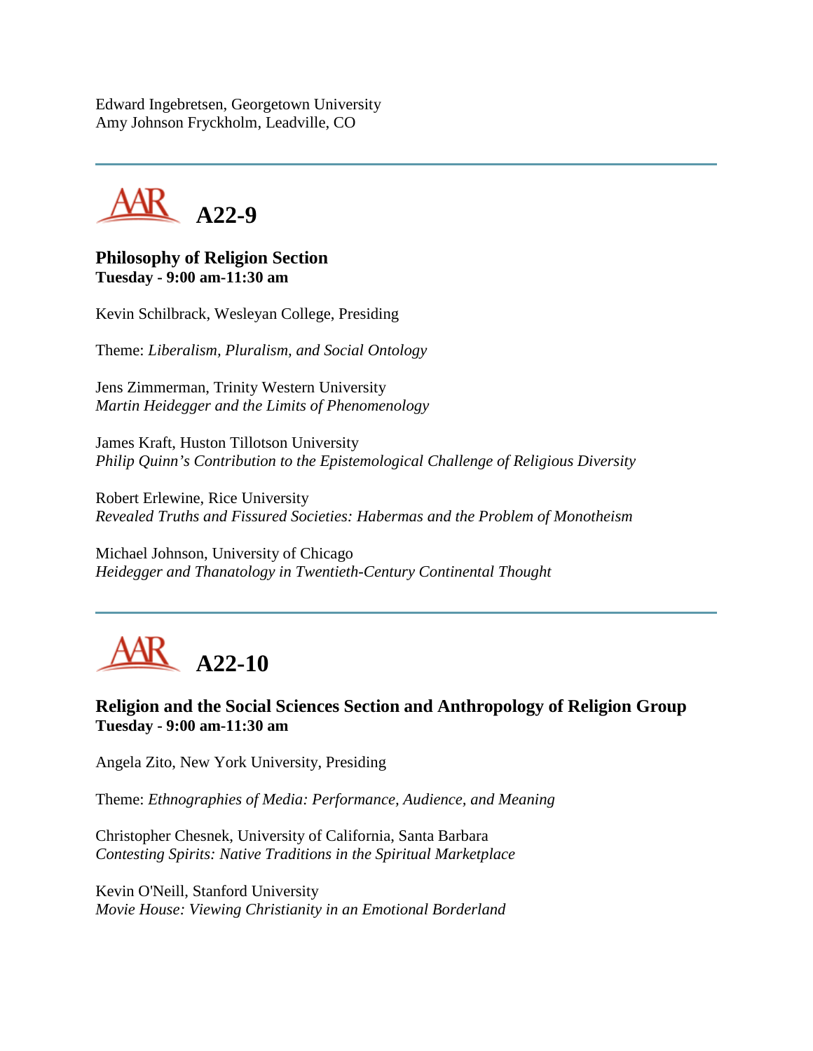Edward Ingebretsen, Georgetown University
Amy Johnson Fryckholm, Leadville, CO

---

## A22-9

**Philosophy of Religion Section**
**Tuesday - 9:00 am-11:30 am**

Kevin Schilbrack, Wesleyan College, Presiding

Theme: *Liberalism, Pluralism, and Social Ontology*

Jens Zimmerman, Trinity Western University
*Martin Heidegger and the Limits of Phenomenology*

James Kraft, Huston Tillotson University
*Philip Quinn's Contribution to the Epistemological Challenge of Religious Diversity*

Robert Erlewine, Rice University
*Revealed Truths and Fissured Societies: Habermas and the Problem of Monotheism*

Michael Johnson, University of Chicago
*Heidegger and Thanatology in Twentieth-Century Continental Thought*

---

## A22-10

**Religion and the Social Sciences Section and Anthropology of Religion Group**
**Tuesday - 9:00 am-11:30 am**

Angela Zito, New York University, Presiding

Theme: *Ethnographies of Media: Performance, Audience, and Meaning*

Christopher Chesnek, University of California, Santa Barbara
*Contesting Spirits: Native Traditions in the Spiritual Marketplace*

Kevin O'Neill, Stanford University
*Movie House: Viewing Christianity in an Emotional Borderland*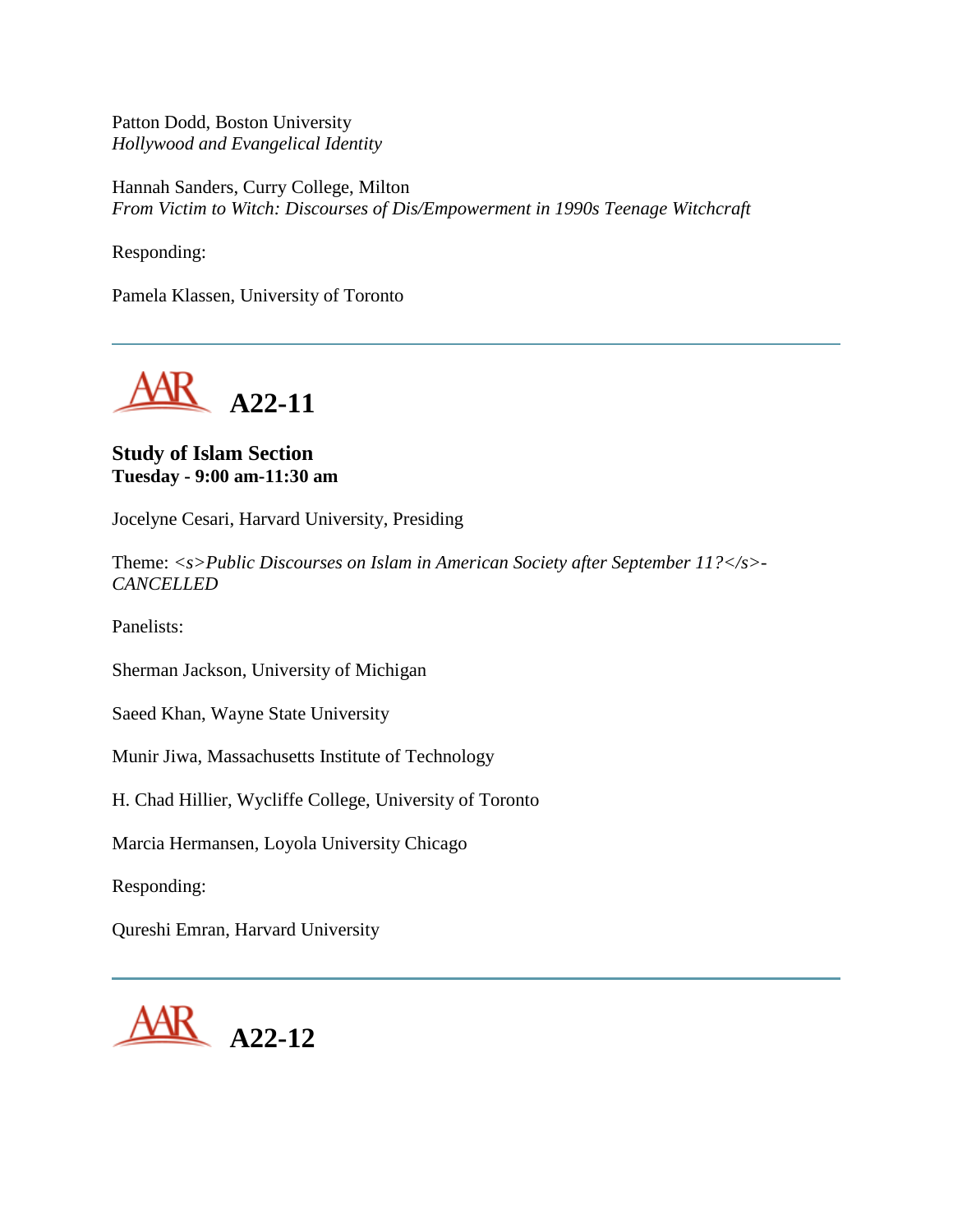Patton Dodd, Boston University
*Hollywood and Evangelical Identity*

Hannah Sanders, Curry College, Milton
*From Victim to Witch: Discourses of Dis/Empowerment in 1990s Teenage Witchcraft*

Responding:

Pamela Klassen, University of Toronto

---

## AAR A22-11

**Study of Islam Section**
**Tuesday - 9:00 am-11:30 am**

Jocelyne Cesari, Harvard University, Presiding

Theme: *<s>Public Discourses on Islam in American Society after September 11?</s>-CANCELLED*

Panelists:

Sherman Jackson, University of Michigan

Saeed Khan, Wayne State University

Munir Jiwa, Massachusetts Institute of Technology

H. Chad Hillier, Wycliffe College, University of Toronto

Marcia Hermansen, Loyola University Chicago

Responding:

Qureshi Emran, Harvard University

---

## AAR A22-12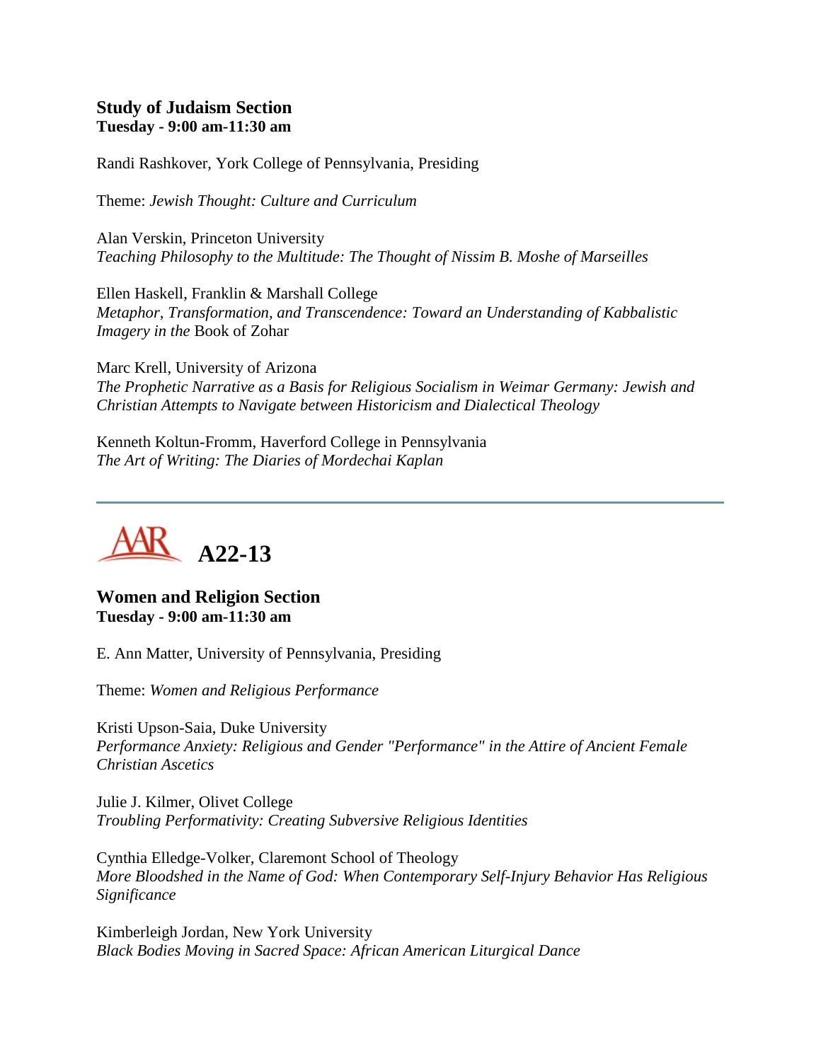### Study of Judaism Section
**Tuesday - 9:00 am-11:30 am**

Randi Rashkover, York College of Pennsylvania, Presiding

Theme: *Jewish Thought: Culture and Curriculum*

Alan Verskin, Princeton University
*Teaching Philosophy to the Multitude: The Thought of Nissim B. Moshe of Marseilles*

Ellen Haskell, Franklin & Marshall College
*Metaphor, Transformation, and Transcendence: Toward an Understanding of Kabbalistic Imagery in the* Book of Zohar

Marc Krell, University of Arizona
*The Prophetic Narrative as a Basis for Religious Socialism in Weimar Germany: Jewish and Christian Attempts to Navigate between Historicism and Dialectical Theology*

Kenneth Koltun-Fromm, Haverford College in Pennsylvania
*The Art of Writing: The Diaries of Mordechai Kaplan*

---

## AAR A22-13

### Women and Religion Section
**Tuesday - 9:00 am-11:30 am**

E. Ann Matter, University of Pennsylvania, Presiding

Theme: *Women and Religious Performance*

Kristi Upson-Saia, Duke University
*Performance Anxiety: Religious and Gender "Performance" in the Attire of Ancient Female Christian Ascetics*

Julie J. Kilmer, Olivet College
*Troubling Performativity: Creating Subversive Religious Identities*

Cynthia Elledge-Volker, Claremont School of Theology
*More Bloodshed in the Name of God: When Contemporary Self-Injury Behavior Has Religious Significance*

Kimberleigh Jordan, New York University
*Black Bodies Moving in Sacred Space: African American Liturgical Dance*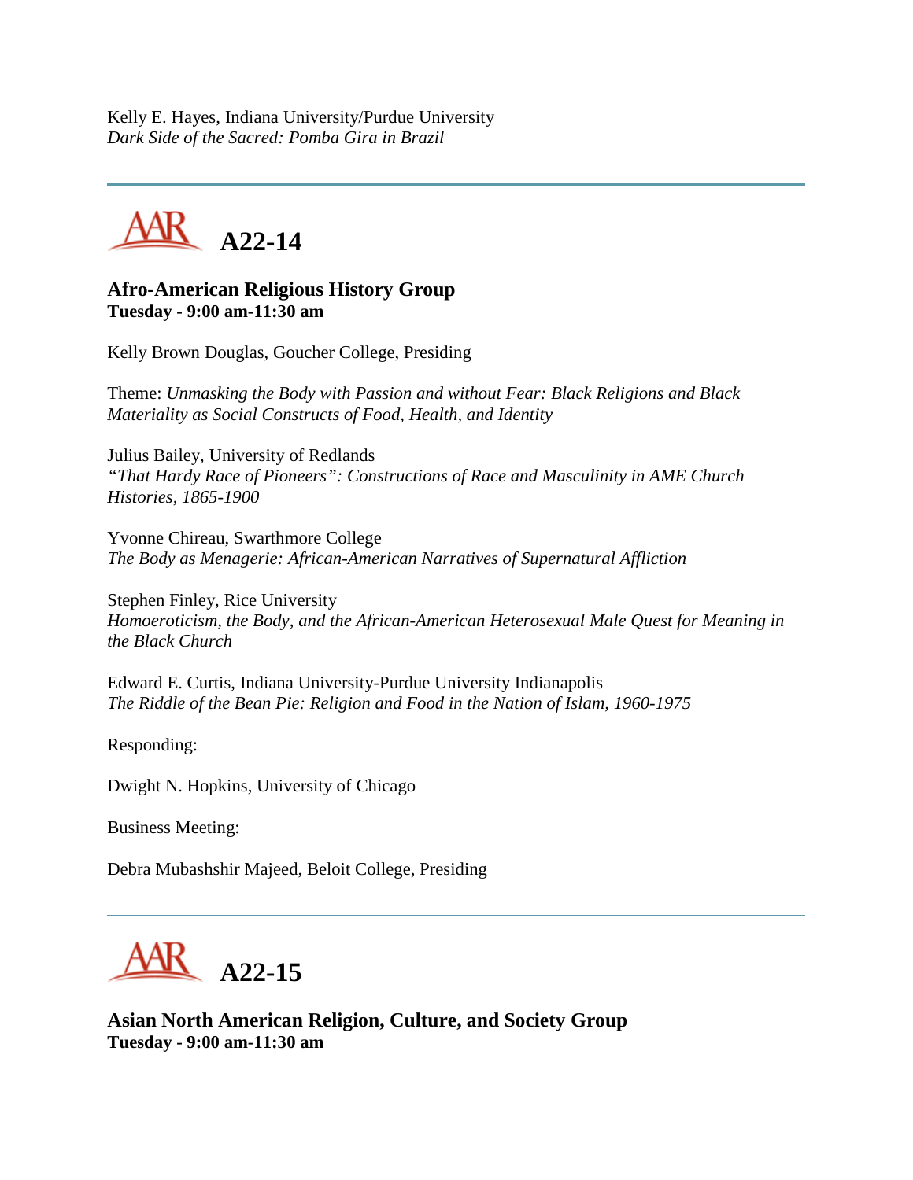Kelly E. Hayes, Indiana University/Purdue University
*Dark Side of the Sacred: Pomba Gira in Brazil*

---

## AAR A22-14

### Afro-American Religious History Group
**Tuesday - 9:00 am-11:30 am**

Kelly Brown Douglas, Goucher College, Presiding

Theme: *Unmasking the Body with Passion and without Fear: Black Religions and Black Materiality as Social Constructs of Food, Health, and Identity*

Julius Bailey, University of Redlands
*"That Hardy Race of Pioneers": Constructions of Race and Masculinity in AME Church Histories, 1865-1900*

Yvonne Chireau, Swarthmore College
*The Body as Menagerie: African-American Narratives of Supernatural Affliction*

Stephen Finley, Rice University
*Homoeroticism, the Body, and the African-American Heterosexual Male Quest for Meaning in the Black Church*

Edward E. Curtis, Indiana University-Purdue University Indianapolis
*The Riddle of the Bean Pie: Religion and Food in the Nation of Islam, 1960-1975*

Responding:

Dwight N. Hopkins, University of Chicago

Business Meeting:

Debra Mubashshir Majeed, Beloit College, Presiding

---

## AAR A22-15

### Asian North American Religion, Culture, and Society Group
**Tuesday - 9:00 am-11:30 am**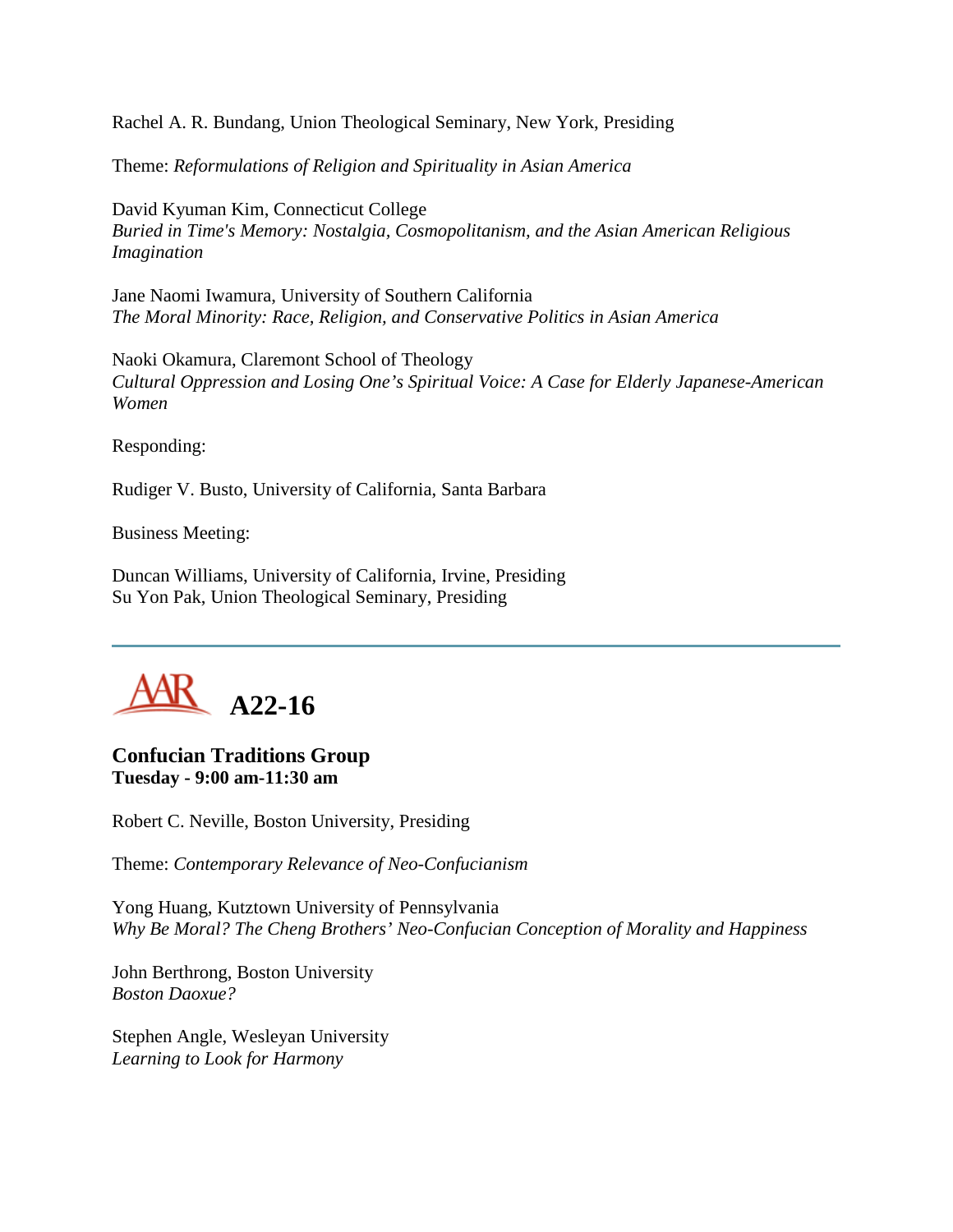Rachel A. R. Bundang, Union Theological Seminary, New York, Presiding

Theme: *Reformulations of Religion and Spirituality in Asian America*

David Kyuman Kim, Connecticut College
*Buried in Time's Memory: Nostalgia, Cosmopolitanism, and the Asian American Religious Imagination*

Jane Naomi Iwamura, University of Southern California
*The Moral Minority: Race, Religion, and Conservative Politics in Asian America*

Naoki Okamura, Claremont School of Theology
*Cultural Oppression and Losing One's Spiritual Voice: A Case for Elderly Japanese-American Women*

Responding:

Rudiger V. Busto, University of California, Santa Barbara

Business Meeting:

Duncan Williams, University of California, Irvine, Presiding
Su Yon Pak, Union Theological Seminary, Presiding

---

## AAR A22-16

### Confucian Traditions Group
**Tuesday - 9:00 am-11:30 am**

Robert C. Neville, Boston University, Presiding

Theme: *Contemporary Relevance of Neo-Confucianism*

Yong Huang, Kutztown University of Pennsylvania
*Why Be Moral? The Cheng Brothers' Neo-Confucian Conception of Morality and Happiness*

John Berthrong, Boston University
*Boston Daoxue?*

Stephen Angle, Wesleyan University
*Learning to Look for Harmony*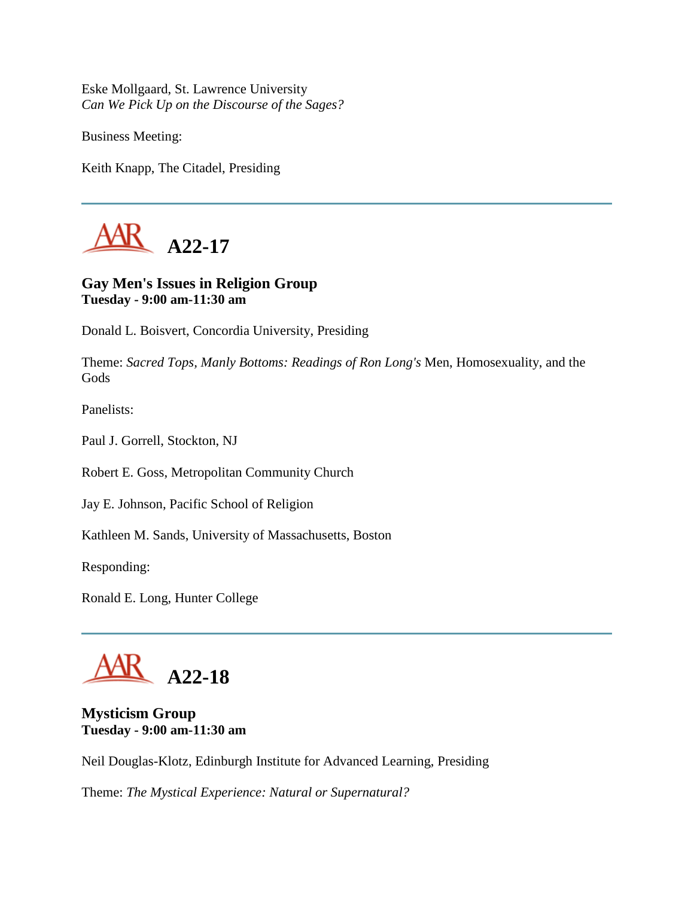Eske Mollgaard, St. Lawrence University
*Can We Pick Up on the Discourse of the Sages?*

Business Meeting:

Keith Knapp, The Citadel, Presiding

---

## AAR A22-17

### Gay Men's Issues in Religion Group
**Tuesday - 9:00 am-11:30 am**

Donald L. Boisvert, Concordia University, Presiding

Theme: *Sacred Tops, Manly Bottoms: Readings of Ron Long's* Men, Homosexuality, and the Gods

Panelists:

Paul J. Gorrell, Stockton, NJ

Robert E. Goss, Metropolitan Community Church

Jay E. Johnson, Pacific School of Religion

Kathleen M. Sands, University of Massachusetts, Boston

Responding:

Ronald E. Long, Hunter College

---

## AAR A22-18

### Mysticism Group
**Tuesday - 9:00 am-11:30 am**

Neil Douglas-Klotz, Edinburgh Institute for Advanced Learning, Presiding

Theme: *The Mystical Experience: Natural or Supernatural?*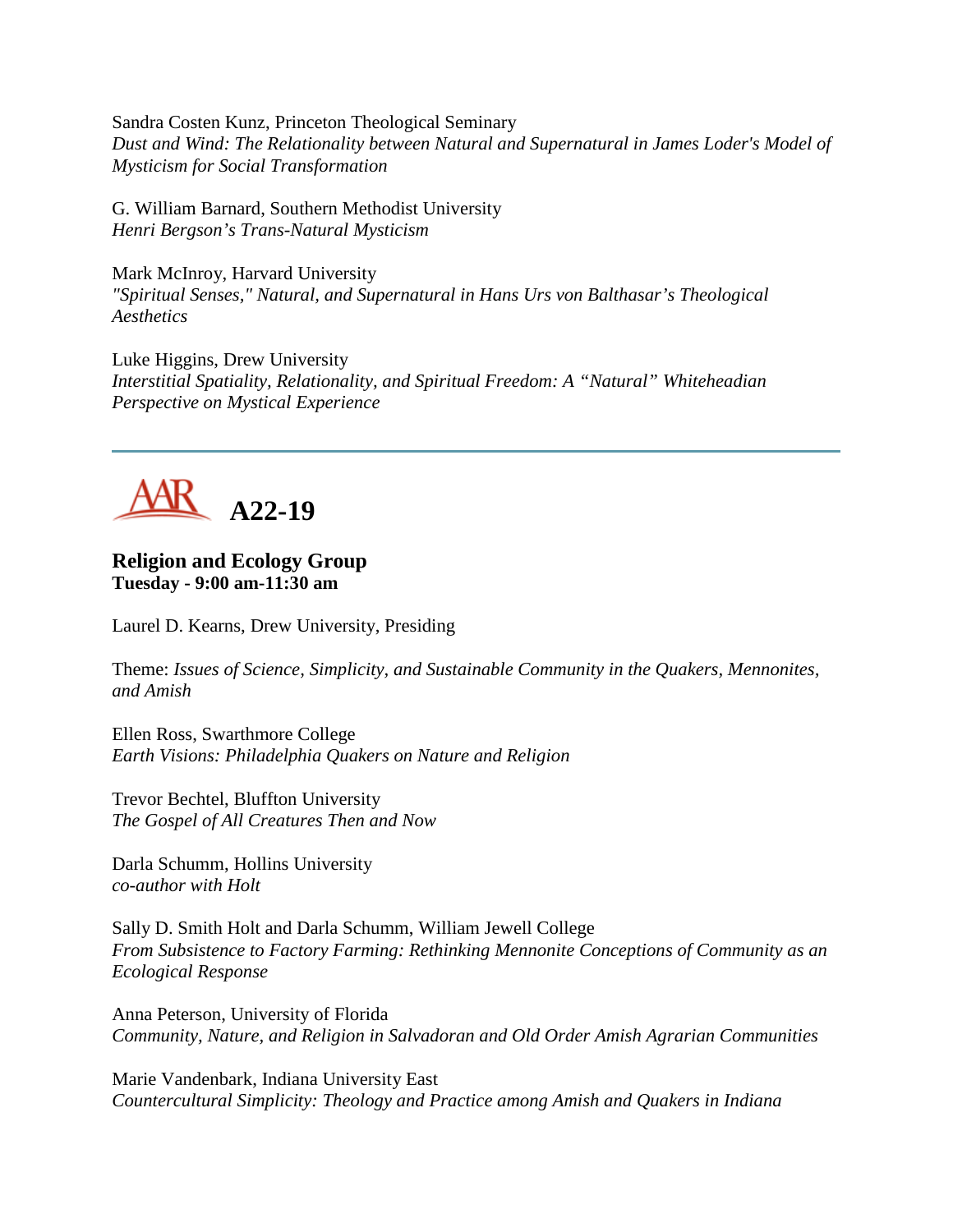Sandra Costen Kunz, Princeton Theological Seminary
*Dust and Wind: The Relationality between Natural and Supernatural in James Loder's Model of Mysticism for Social Transformation*

G. William Barnard, Southern Methodist University
*Henri Bergson's Trans-Natural Mysticism*

Mark McInroy, Harvard University
*"Spiritual Senses," Natural, and Supernatural in Hans Urs von Balthasar's Theological Aesthetics*

Luke Higgins, Drew University
*Interstitial Spatiality, Relationality, and Spiritual Freedom: A "Natural" Whiteheadian Perspective on Mystical Experience*

---

# AAR A22-19

**Religion and Ecology Group**
**Tuesday - 9:00 am-11:30 am**

Laurel D. Kearns, Drew University, Presiding

Theme: *Issues of Science, Simplicity, and Sustainable Community in the Quakers, Mennonites, and Amish*

Ellen Ross, Swarthmore College
*Earth Visions: Philadelphia Quakers on Nature and Religion*

Trevor Bechtel, Bluffton University
*The Gospel of All Creatures Then and Now*

Darla Schumm, Hollins University
*co-author with Holt*

Sally D. Smith Holt and Darla Schumm, William Jewell College
*From Subsistence to Factory Farming: Rethinking Mennonite Conceptions of Community as an Ecological Response*

Anna Peterson, University of Florida
*Community, Nature, and Religion in Salvadoran and Old Order Amish Agrarian Communities*

Marie Vandenbark, Indiana University East
*Countercultural Simplicity: Theology and Practice among Amish and Quakers in Indiana*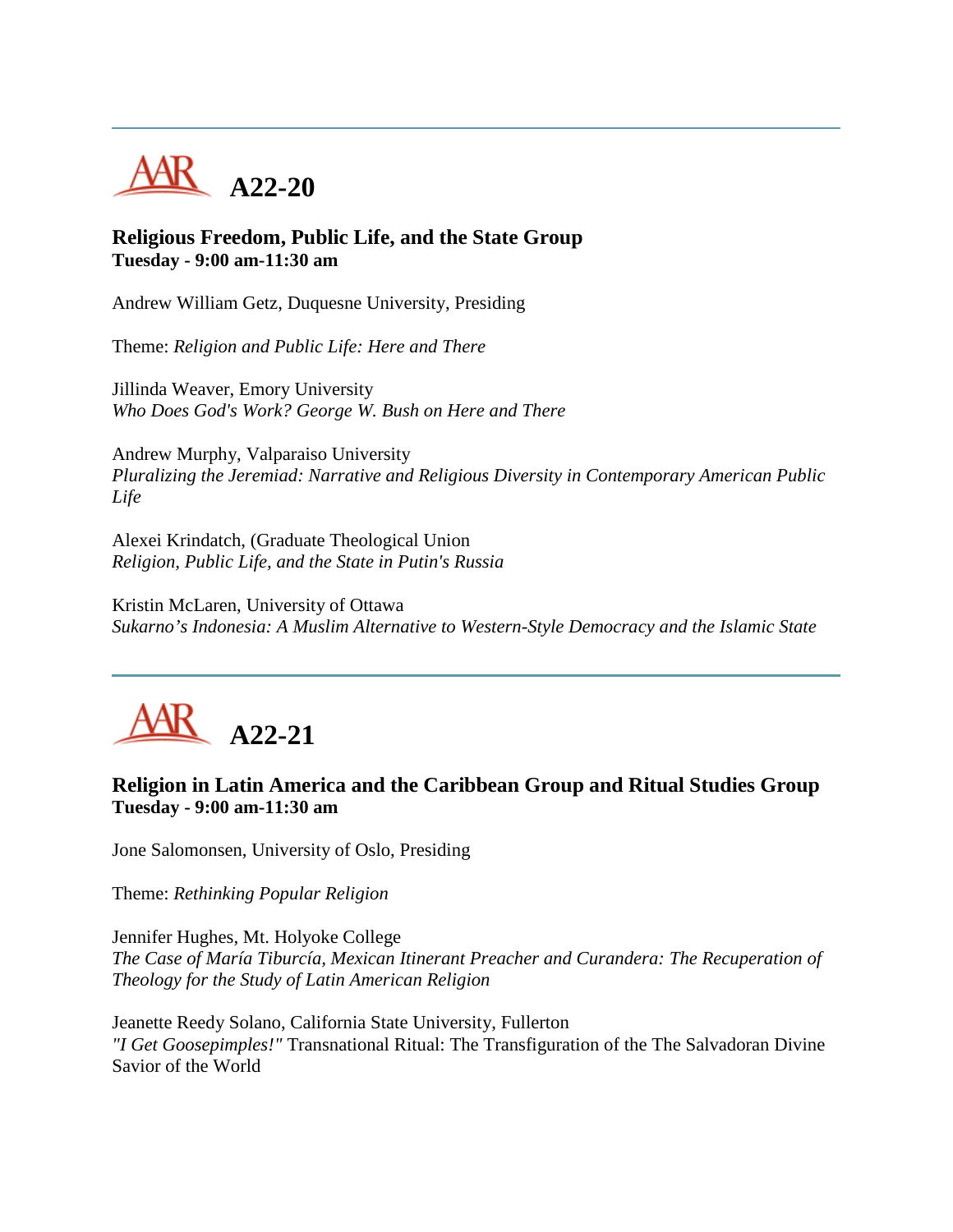---

# AAR A22-20

### Religious Freedom, Public Life, and the State Group
**Tuesday - 9:00 am-11:30 am**

Andrew William Getz, Duquesne University, Presiding

Theme: *Religion and Public Life: Here and There*

Jillinda Weaver, Emory University
*Who Does God's Work? George W. Bush on Here and There*

Andrew Murphy, Valparaiso University
*Pluralizing the Jeremiad: Narrative and Religious Diversity in Contemporary American Public Life*

Alexei Krindatch, (Graduate Theological Union
*Religion, Public Life, and the State in Putin's Russia*

Kristin McLaren, University of Ottawa
*Sukarno's Indonesia: A Muslim Alternative to Western-Style Democracy and the Islamic State*

---

# AAR A22-21

### Religion in Latin America and the Caribbean Group and Ritual Studies Group
**Tuesday - 9:00 am-11:30 am**

Jone Salomonsen, University of Oslo, Presiding

Theme: *Rethinking Popular Religion*

Jennifer Hughes, Mt. Holyoke College
*The Case of María Tiburcía, Mexican Itinerant Preacher and Curandera: The Recuperation of Theology for the Study of Latin American Religion*

Jeanette Reedy Solano, California State University, Fullerton
*"I Get Goosepimples!"* Transnational Ritual: The Transfiguration of the The Salvadoran Divine Savior of the World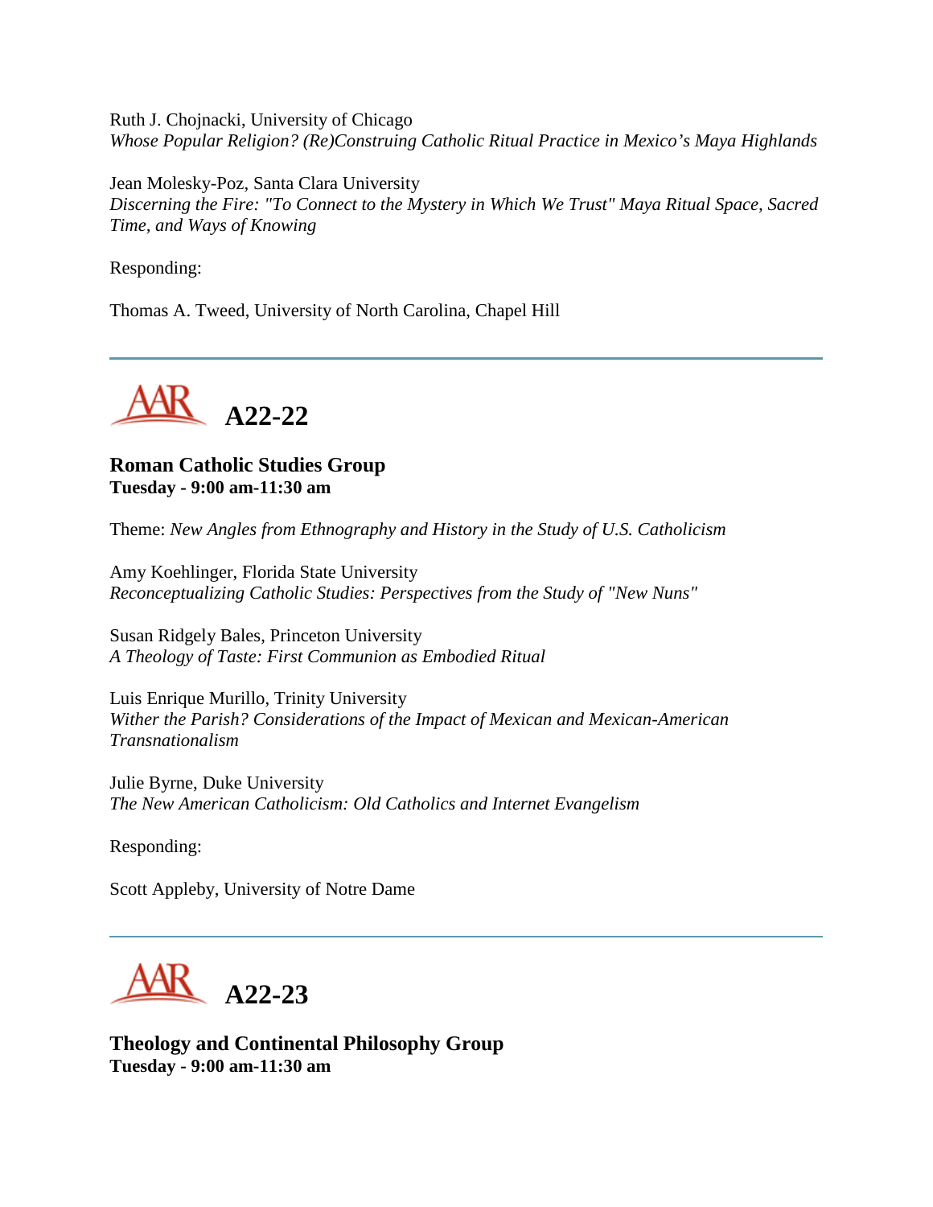Ruth J. Chojnacki, University of Chicago
*Whose Popular Religion? (Re)Construing Catholic Ritual Practice in Mexico's Maya Highlands*

Jean Molesky-Poz, Santa Clara University
*Discerning the Fire: "To Connect to the Mystery in Which We Trust" Maya Ritual Space, Sacred Time, and Ways of Knowing*

Responding:

Thomas A. Tweed, University of North Carolina, Chapel Hill

---

## A22-22

### Roman Catholic Studies Group
**Tuesday - 9:00 am-11:30 am**

Theme: *New Angles from Ethnography and History in the Study of U.S. Catholicism*

Amy Koehlinger, Florida State University
*Reconceptualizing Catholic Studies: Perspectives from the Study of "New Nuns"*

Susan Ridgely Bales, Princeton University
*A Theology of Taste: First Communion as Embodied Ritual*

Luis Enrique Murillo, Trinity University
*Wither the Parish? Considerations of the Impact of Mexican and Mexican-American Transnationalism*

Julie Byrne, Duke University
*The New American Catholicism: Old Catholics and Internet Evangelism*

Responding:

Scott Appleby, University of Notre Dame

---

## A22-23

### Theology and Continental Philosophy Group
**Tuesday - 9:00 am-11:30 am**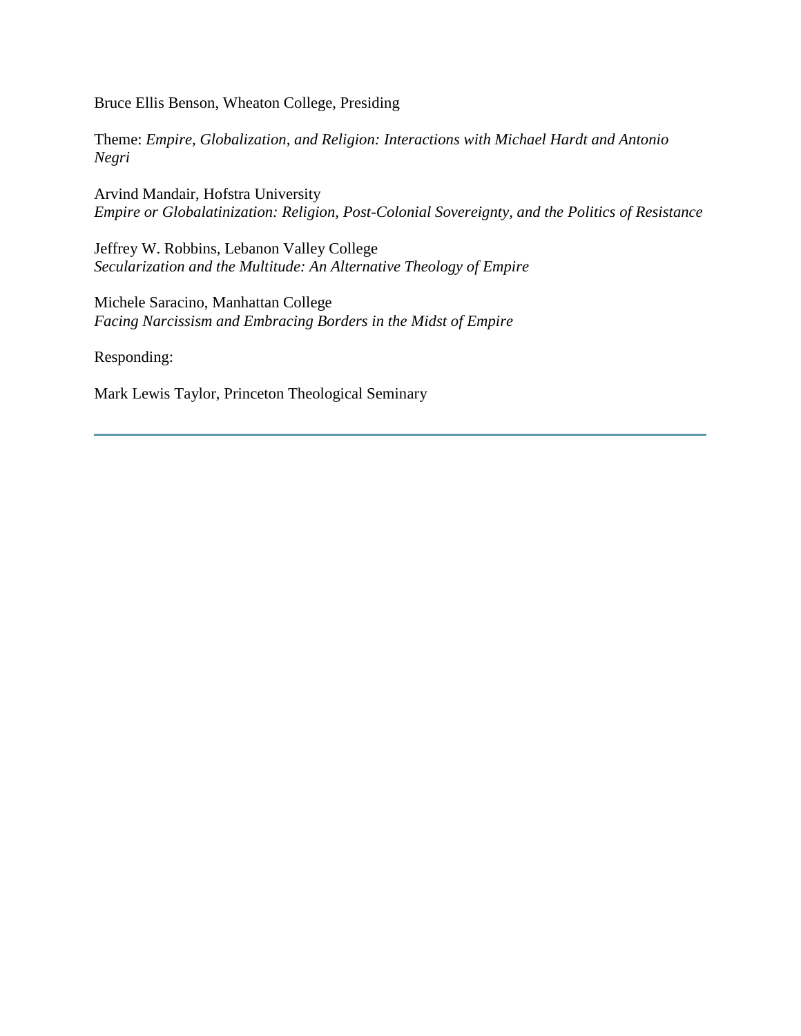Bruce Ellis Benson, Wheaton College, Presiding

Theme: *Empire, Globalization, and Religion: Interactions with Michael Hardt and Antonio Negri*

Arvind Mandair, Hofstra University
*Empire or Globalatinization: Religion, Post-Colonial Sovereignty, and the Politics of Resistance*

Jeffrey W. Robbins, Lebanon Valley College
*Secularization and the Multitude: An Alternative Theology of Empire*

Michele Saracino, Manhattan College
*Facing Narcissism and Embracing Borders in the Midst of Empire*

Responding:

Mark Lewis Taylor, Princeton Theological Seminary